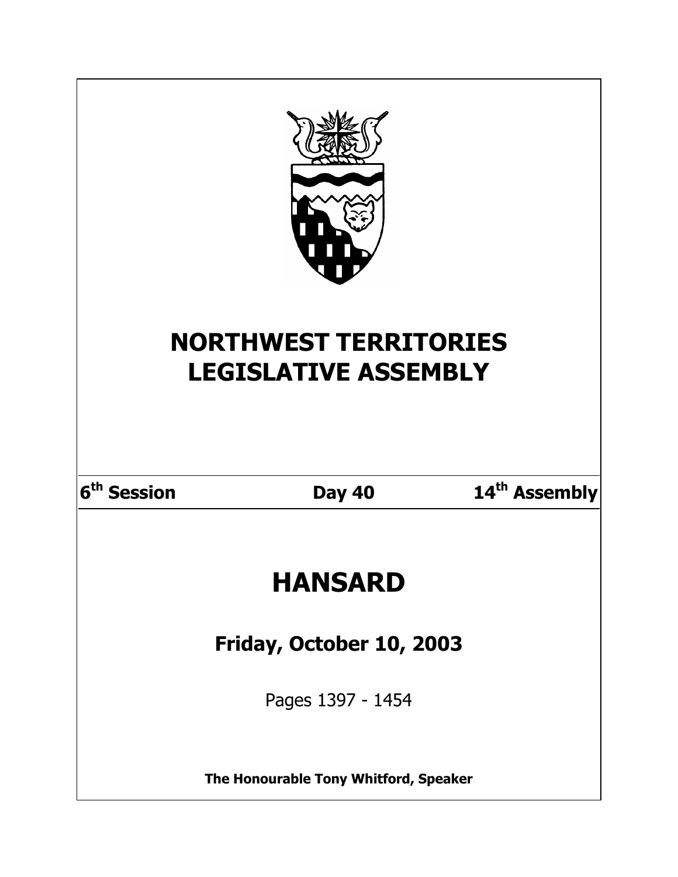# NORTHWEST TERRITORIES LEGISLATIVE ASSEMBLY

| 6th Session | Day 40 | 14th Assembly |
|---|---|---|

# HANSARD

## Friday, October 10, 2003

Pages 1397 - 1454

**The Honourable Tony Whitford, Speaker**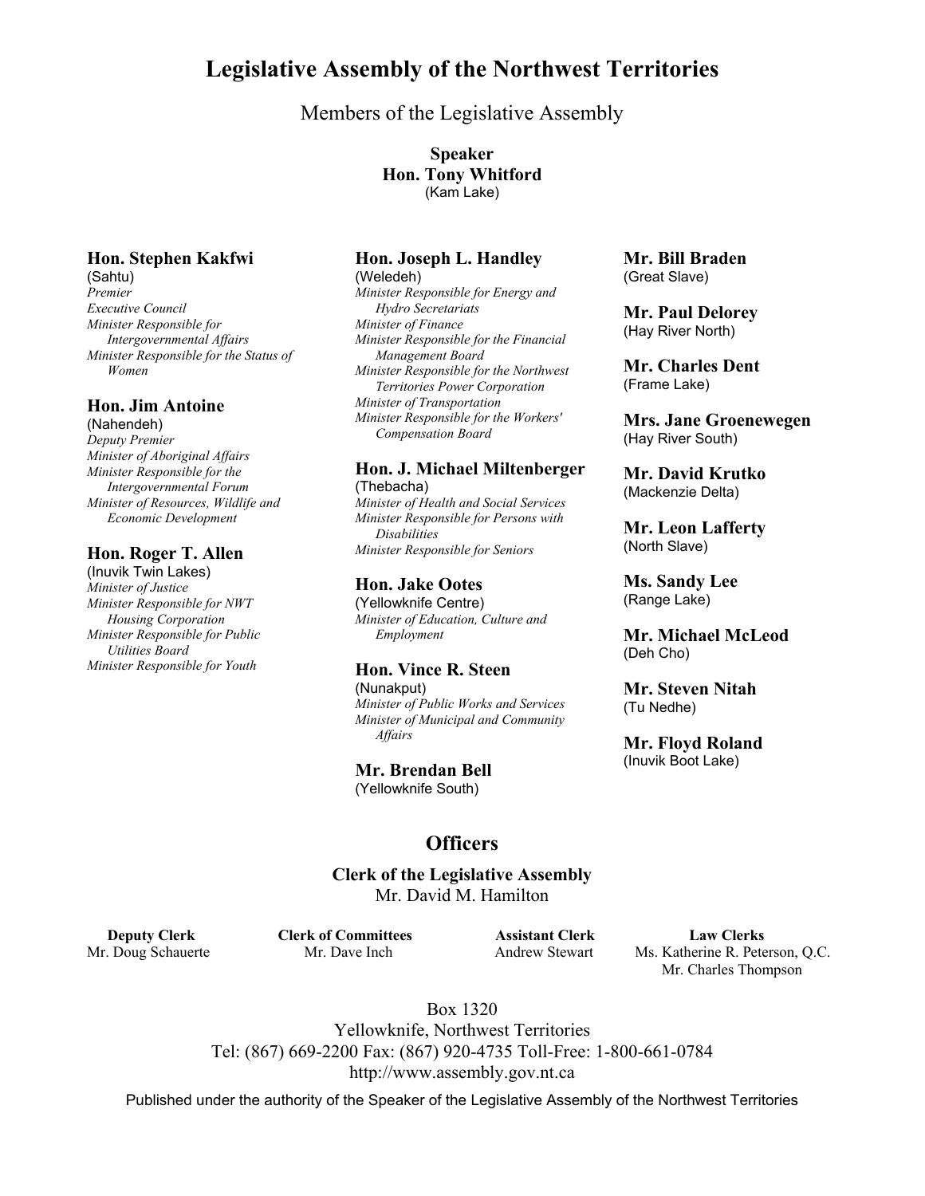# Legislative Assembly of the Northwest Territories

## Members of the Legislative Assembly

**Speaker**
**Hon. Tony Whitford**
(Kam Lake)

**Hon. Stephen Kakfwi**
(Sahtu)
*Premier*
*Executive Council*
*Minister Responsible for Intergovernmental Affairs*
*Minister Responsible for the Status of Women*

**Hon. Jim Antoine**
(Nahendeh)
*Deputy Premier*
*Minister of Aboriginal Affairs*
*Minister Responsible for the Intergovernmental Forum*
*Minister of Resources, Wildlife and Economic Development*

**Hon. Roger T. Allen**
(Inuvik Twin Lakes)
*Minister of Justice*
*Minister Responsible for NWT Housing Corporation*
*Minister Responsible for Public Utilities Board*
*Minister Responsible for Youth*

**Hon. Joseph L. Handley**
(Weledeh)
*Minister Responsible for Energy and Hydro Secretariats*
*Minister of Finance*
*Minister Responsible for the Financial Management Board*
*Minister Responsible for the Northwest Territories Power Corporation*
*Minister of Transportation*
*Minister Responsible for the Workers' Compensation Board*

**Hon. J. Michael Miltenberger**
(Thebacha)
*Minister of Health and Social Services*
*Minister Responsible for Persons with Disabilities*
*Minister Responsible for Seniors*

**Hon. Jake Ootes**
(Yellowknife Centre)
*Minister of Education, Culture and Employment*

**Hon. Vince R. Steen**
(Nunakput)
*Minister of Public Works and Services*
*Minister of Municipal and Community Affairs*

**Mr. Brendan Bell**
(Yellowknife South)

**Mr. Bill Braden**
(Great Slave)

**Mr. Paul Delorey**
(Hay River North)

**Mr. Charles Dent**
(Frame Lake)

**Mrs. Jane Groenewegen**
(Hay River South)

**Mr. David Krutko**
(Mackenzie Delta)

**Mr. Leon Lafferty**
(North Slave)

**Ms. Sandy Lee**
(Range Lake)

**Mr. Michael McLeod**
(Deh Cho)

**Mr. Steven Nitah**
(Tu Nedhe)

**Mr. Floyd Roland**
(Inuvik Boot Lake)

## Officers

**Clerk of the Legislative Assembly**
Mr. David M. Hamilton

**Deputy Clerk**
Mr. Doug Schauerte

**Clerk of Committees**
Mr. Dave Inch

**Assistant Clerk**
Andrew Stewart

**Law Clerks**
Ms. Katherine R. Peterson, Q.C.
Mr. Charles Thompson

Box 1320
Yellowknife, Northwest Territories
Tel: (867) 669-2200 Fax: (867) 920-4735 Toll-Free: 1-800-661-0784
http://www.assembly.gov.nt.ca

Published under the authority of the Speaker of the Legislative Assembly of the Northwest Territories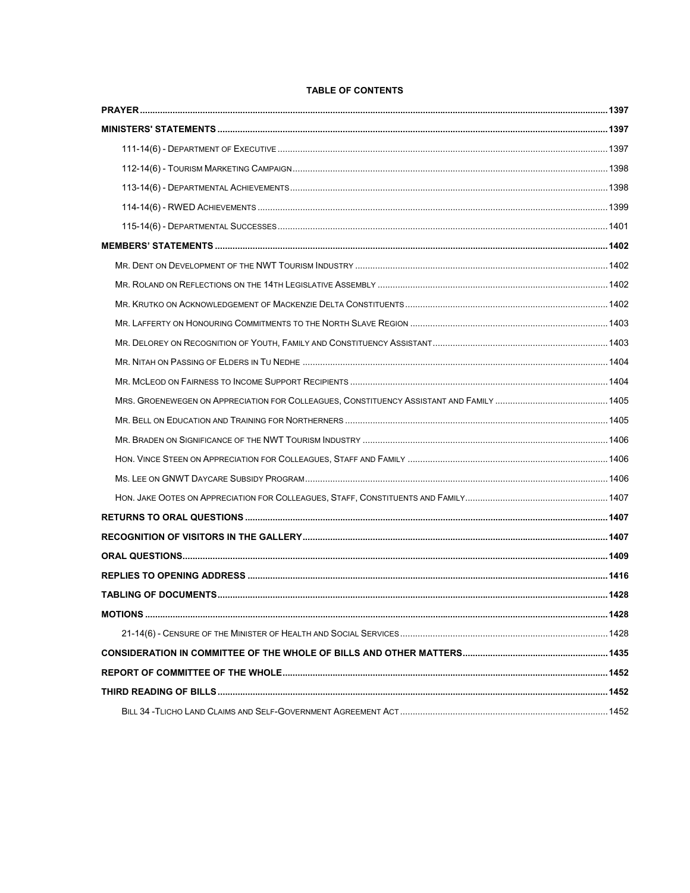**TABLE OF CONTENTS**

**PRAYER** .......... 1397

**MINISTERS' STATEMENTS** .......... 1397

- 111-14(6) - DEPARTMENT OF EXECUTIVE .......... 1397
- 112-14(6) - TOURISM MARKETING CAMPAIGN .......... 1398
- 113-14(6) - DEPARTMENTAL ACHIEVEMENTS .......... 1398
- 114-14(6) - RWED ACHIEVEMENTS .......... 1399
- 115-14(6) - DEPARTMENTAL SUCCESSES .......... 1401

**MEMBERS' STATEMENTS** .......... 1402

- MR. DENT ON DEVELOPMENT OF THE NWT TOURISM INDUSTRY .......... 1402
- MR. ROLAND ON REFLECTIONS ON THE 14TH LEGISLATIVE ASSEMBLY .......... 1402
- MR. KRUTKO ON ACKNOWLEDGEMENT OF MACKENZIE DELTA CONSTITUENTS .......... 1402
- MR. LAFFERTY ON HONOURING COMMITMENTS TO THE NORTH SLAVE REGION .......... 1403
- MR. DELOREY ON RECOGNITION OF YOUTH, FAMILY AND CONSTITUENCY ASSISTANT .......... 1403
- MR. NITAH ON PASSING OF ELDERS IN TU NEDHE .......... 1404
- MR. MCLEOD ON FAIRNESS TO INCOME SUPPORT RECIPIENTS .......... 1404
- MRS. GROENEWEGEN ON APPRECIATION FOR COLLEAGUES, CONSTITUENCY ASSISTANT AND FAMILY .......... 1405
- MR. BELL ON EDUCATION AND TRAINING FOR NORTHERNERS .......... 1405
- MR. BRADEN ON SIGNIFICANCE OF THE NWT TOURISM INDUSTRY .......... 1406
- HON. VINCE STEEN ON APPRECIATION FOR COLLEAGUES, STAFF AND FAMILY .......... 1406
- MS. LEE ON GNWT DAYCARE SUBSIDY PROGRAM .......... 1406
- HON. JAKE OOTES ON APPRECIATION FOR COLLEAGUES, STAFF, CONSTITUENTS AND FAMILY .......... 1407

**RETURNS TO ORAL QUESTIONS** .......... 1407

**RECOGNITION OF VISITORS IN THE GALLERY** .......... 1407

**ORAL QUESTIONS** .......... 1409

**REPLIES TO OPENING ADDRESS** .......... 1416

**TABLING OF DOCUMENTS** .......... 1428

**MOTIONS** .......... 1428

- 21-14(6) - CENSURE OF THE MINISTER OF HEALTH AND SOCIAL SERVICES .......... 1428

**CONSIDERATION IN COMMITTEE OF THE WHOLE OF BILLS AND OTHER MATTERS** .......... 1435

**REPORT OF COMMITTEE OF THE WHOLE** .......... 1452

**THIRD READING OF BILLS** .......... 1452

- BILL 34 -TLICHO LAND CLAIMS AND SELF-GOVERNMENT AGREEMENT ACT .......... 1452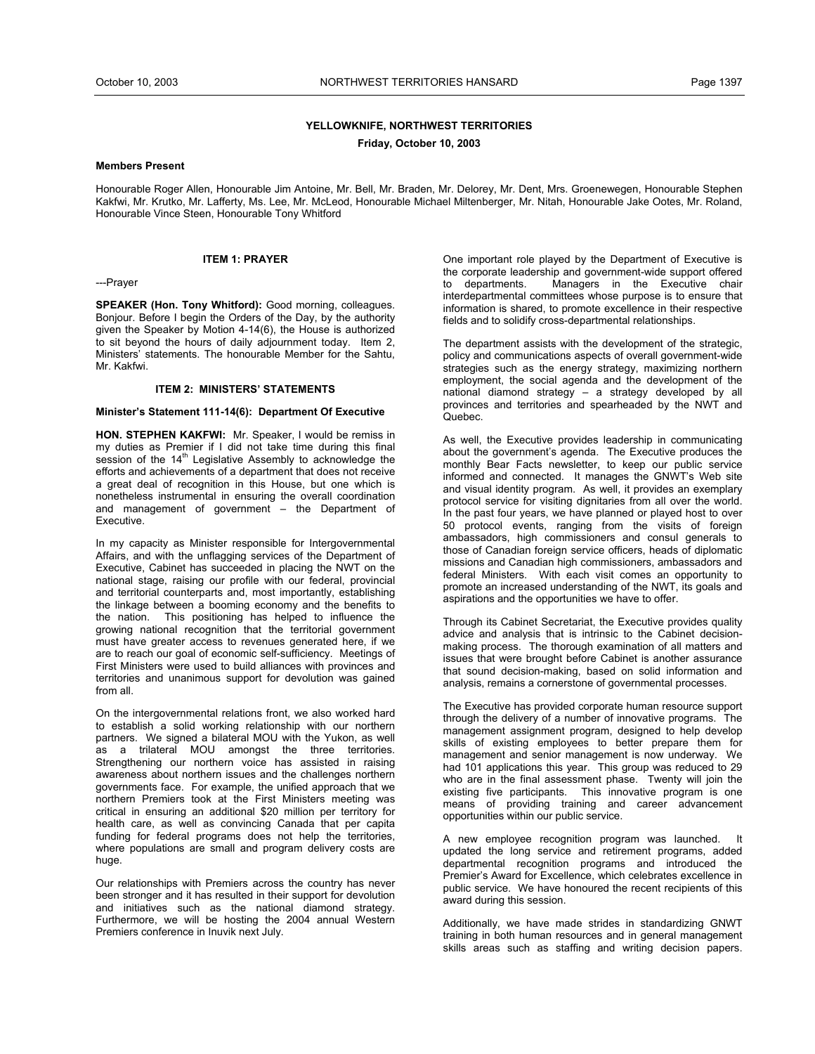**YELLOWKNIFE, NORTHWEST TERRITORIES**

**Friday, October 10, 2003**

**Members Present**

Honourable Roger Allen, Honourable Jim Antoine, Mr. Bell, Mr. Braden, Mr. Delorey, Mr. Dent, Mrs. Groenewegen, Honourable Stephen Kakfwi, Mr. Krutko, Mr. Lafferty, Ms. Lee, Mr. McLeod, Honourable Michael Miltenberger, Mr. Nitah, Honourable Jake Ootes, Mr. Roland, Honourable Vince Steen, Honourable Tony Whitford

## ITEM 1: PRAYER

---Prayer

**SPEAKER (Hon. Tony Whitford):** Good morning, colleagues. Bonjour. Before I begin the Orders of the Day, by the authority given the Speaker by Motion 4-14(6), the House is authorized to sit beyond the hours of daily adjournment today. Item 2, Ministers' statements. The honourable Member for the Sahtu, Mr. Kakfwi.

## ITEM 2: MINISTERS' STATEMENTS

### Minister's Statement 111-14(6): Department Of Executive

**HON. STEPHEN KAKFWI:** Mr. Speaker, I would be remiss in my duties as Premier if I did not take time during this final session of the 14th Legislative Assembly to acknowledge the efforts and achievements of a department that does not receive a great deal of recognition in this House, but one which is nonetheless instrumental in ensuring the overall coordination and management of government – the Department of Executive.

In my capacity as Minister responsible for Intergovernmental Affairs, and with the unflagging services of the Department of Executive, Cabinet has succeeded in placing the NWT on the national stage, raising our profile with our federal, provincial and territorial counterparts and, most importantly, establishing the linkage between a booming economy and the benefits to the nation. This positioning has helped to influence the growing national recognition that the territorial government must have greater access to revenues generated here, if we are to reach our goal of economic self-sufficiency. Meetings of First Ministers were used to build alliances with provinces and territories and unanimous support for devolution was gained from all.

On the intergovernmental relations front, we also worked hard to establish a solid working relationship with our northern partners. We signed a bilateral MOU with the Yukon, as well as a trilateral MOU amongst the three territories. Strengthening our northern voice has assisted in raising awareness about northern issues and the challenges northern governments face. For example, the unified approach that we northern Premiers took at the First Ministers meeting was critical in ensuring an additional $20 million per territory for health care, as well as convincing Canada that per capita funding for federal programs does not help the territories, where populations are small and program delivery costs are huge.

Our relationships with Premiers across the country has never been stronger and it has resulted in their support for devolution and initiatives such as the national diamond strategy. Furthermore, we will be hosting the 2004 annual Western Premiers conference in Inuvik next July.

One important role played by the Department of Executive is the corporate leadership and government-wide support offered to departments. Managers in the Executive chair interdepartmental committees whose purpose is to ensure that information is shared, to promote excellence in their respective fields and to solidify cross-departmental relationships.

The department assists with the development of the strategic, policy and communications aspects of overall government-wide strategies such as the energy strategy, maximizing northern employment, the social agenda and the development of the national diamond strategy – a strategy developed by all provinces and territories and spearheaded by the NWT and Quebec.

As well, the Executive provides leadership in communicating about the government's agenda. The Executive produces the monthly Bear Facts newsletter, to keep our public service informed and connected. It manages the GNWT's Web site and visual identity program. As well, it provides an exemplary protocol service for visiting dignitaries from all over the world. In the past four years, we have planned or played host to over 50 protocol events, ranging from the visits of foreign ambassadors, high commissioners and consul generals to those of Canadian foreign service officers, heads of diplomatic missions and Canadian high commissioners, ambassadors and federal Ministers. With each visit comes an opportunity to promote an increased understanding of the NWT, its goals and aspirations and the opportunities we have to offer.

Through its Cabinet Secretariat, the Executive provides quality advice and analysis that is intrinsic to the Cabinet decision-making process. The thorough examination of all matters and issues that were brought before Cabinet is another assurance that sound decision-making, based on solid information and analysis, remains a cornerstone of governmental processes.

The Executive has provided corporate human resource support through the delivery of a number of innovative programs. The management assignment program, designed to help develop skills of existing employees to better prepare them for management and senior management is now underway. We had 101 applications this year. This group was reduced to 29 who are in the final assessment phase. Twenty will join the existing five participants. This innovative program is one means of providing training and career advancement opportunities within our public service.

A new employee recognition program was launched. It updated the long service and retirement programs, added departmental recognition programs and introduced the Premier's Award for Excellence, which celebrates excellence in public service. We have honoured the recent recipients of this award during this session.

Additionally, we have made strides in standardizing GNWT training in both human resources and in general management skills areas such as staffing and writing decision papers.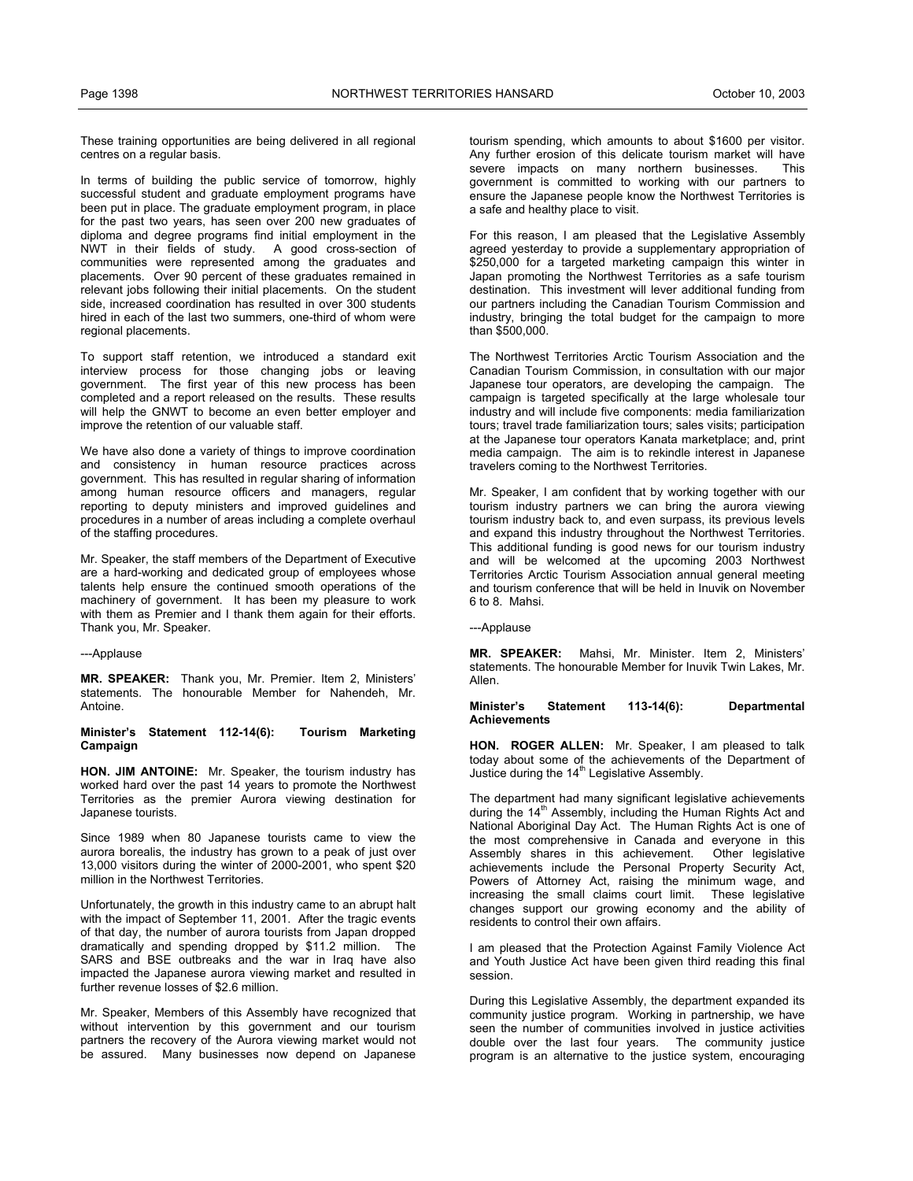These training opportunities are being delivered in all regional centres on a regular basis.

In terms of building the public service of tomorrow, highly successful student and graduate employment programs have been put in place. The graduate employment program, in place for the past two years, has seen over 200 new graduates of diploma and degree programs find initial employment in the NWT in their fields of study. A good cross-section of communities were represented among the graduates and placements. Over 90 percent of these graduates remained in relevant jobs following their initial placements. On the student side, increased coordination has resulted in over 300 students hired in each of the last two summers, one-third of whom were regional placements.

To support staff retention, we introduced a standard exit interview process for those changing jobs or leaving government. The first year of this new process has been completed and a report released on the results. These results will help the GNWT to become an even better employer and improve the retention of our valuable staff.

We have also done a variety of things to improve coordination and consistency in human resource practices across government. This has resulted in regular sharing of information among human resource officers and managers, regular reporting to deputy ministers and improved guidelines and procedures in a number of areas including a complete overhaul of the staffing procedures.

Mr. Speaker, the staff members of the Department of Executive are a hard-working and dedicated group of employees whose talents help ensure the continued smooth operations of the machinery of government. It has been my pleasure to work with them as Premier and I thank them again for their efforts. Thank you, Mr. Speaker.

---Applause

**MR. SPEAKER:** Thank you, Mr. Premier. Item 2, Ministers' statements. The honourable Member for Nahendeh, Mr. Antoine.

**Minister's Statement 112-14(6): Tourism Marketing Campaign**

**HON. JIM ANTOINE:** Mr. Speaker, the tourism industry has worked hard over the past 14 years to promote the Northwest Territories as the premier Aurora viewing destination for Japanese tourists.

Since 1989 when 80 Japanese tourists came to view the aurora borealis, the industry has grown to a peak of just over 13,000 visitors during the winter of 2000-2001, who spent $20 million in the Northwest Territories.

Unfortunately, the growth in this industry came to an abrupt halt with the impact of September 11, 2001. After the tragic events of that day, the number of aurora tourists from Japan dropped dramatically and spending dropped by $11.2 million. The SARS and BSE outbreaks and the war in Iraq have also impacted the Japanese aurora viewing market and resulted in further revenue losses of $2.6 million.

Mr. Speaker, Members of this Assembly have recognized that without intervention by this government and our tourism partners the recovery of the Aurora viewing market would not be assured. Many businesses now depend on Japanese tourism spending, which amounts to about $1600 per visitor. Any further erosion of this delicate tourism market will have severe impacts on many northern businesses. This government is committed to working with our partners to ensure the Japanese people know the Northwest Territories is a safe and healthy place to visit.

For this reason, I am pleased that the Legislative Assembly agreed yesterday to provide a supplementary appropriation of $250,000 for a targeted marketing campaign this winter in Japan promoting the Northwest Territories as a safe tourism destination. This investment will lever additional funding from our partners including the Canadian Tourism Commission and industry, bringing the total budget for the campaign to more than $500,000.

The Northwest Territories Arctic Tourism Association and the Canadian Tourism Commission, in consultation with our major Japanese tour operators, are developing the campaign. The campaign is targeted specifically at the large wholesale tour industry and will include five components: media familiarization tours; travel trade familiarization tours; sales visits; participation at the Japanese tour operators Kanata marketplace; and, print media campaign. The aim is to rekindle interest in Japanese travelers coming to the Northwest Territories.

Mr. Speaker, I am confident that by working together with our tourism industry partners we can bring the aurora viewing tourism industry back to, and even surpass, its previous levels and expand this industry throughout the Northwest Territories. This additional funding is good news for our tourism industry and will be welcomed at the upcoming 2003 Northwest Territories Arctic Tourism Association annual general meeting and tourism conference that will be held in Inuvik on November 6 to 8. Mahsi.

---Applause

**MR. SPEAKER:** Mahsi, Mr. Minister. Item 2, Ministers' statements. The honourable Member for Inuvik Twin Lakes, Mr. Allen.

**Minister's Statement 113-14(6): Departmental Achievements**

**HON. ROGER ALLEN:** Mr. Speaker, I am pleased to talk today about some of the achievements of the Department of Justice during the 14th Legislative Assembly.

The department had many significant legislative achievements during the 14th Assembly, including the Human Rights Act and National Aboriginal Day Act. The Human Rights Act is one of the most comprehensive in Canada and everyone in this Assembly shares in this achievement. Other legislative achievements include the Personal Property Security Act, Powers of Attorney Act, raising the minimum wage, and increasing the small claims court limit. These legislative changes support our growing economy and the ability of residents to control their own affairs.

I am pleased that the Protection Against Family Violence Act and Youth Justice Act have been given third reading this final session.

During this Legislative Assembly, the department expanded its community justice program. Working in partnership, we have seen the number of communities involved in justice activities double over the last four years. The community justice program is an alternative to the justice system, encouraging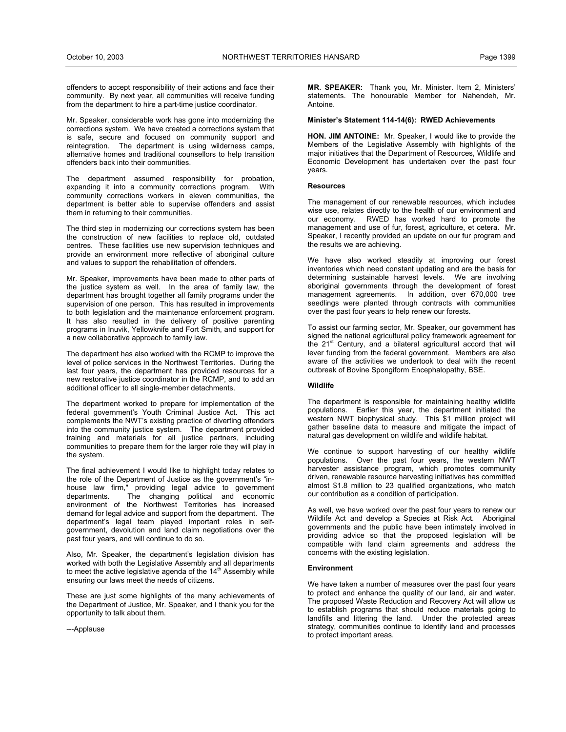offenders to accept responsibility of their actions and face their community. By next year, all communities will receive funding from the department to hire a part-time justice coordinator.

Mr. Speaker, considerable work has gone into modernizing the corrections system. We have created a corrections system that is safe, secure and focused on community support and reintegration. The department is using wilderness camps, alternative homes and traditional counsellors to help transition offenders back into their communities.

The department assumed responsibility for probation, expanding it into a community corrections program. With community corrections workers in eleven communities, the department is better able to supervise offenders and assist them in returning to their communities.

The third step in modernizing our corrections system has been the construction of new facilities to replace old, outdated centres. These facilities use new supervision techniques and provide an environment more reflective of aboriginal culture and values to support the rehabilitation of offenders.

Mr. Speaker, improvements have been made to other parts of the justice system as well. In the area of family law, the department has brought together all family programs under the supervision of one person. This has resulted in improvements to both legislation and the maintenance enforcement program. It has also resulted in the delivery of positive parenting programs in Inuvik, Yellowknife and Fort Smith, and support for a new collaborative approach to family law.

The department has also worked with the RCMP to improve the level of police services in the Northwest Territories. During the last four years, the department has provided resources for a new restorative justice coordinator in the RCMP, and to add an additional officer to all single-member detachments.

The department worked to prepare for implementation of the federal government's Youth Criminal Justice Act. This act complements the NWT's existing practice of diverting offenders into the community justice system. The department provided training and materials for all justice partners, including communities to prepare them for the larger role they will play in the system.

The final achievement I would like to highlight today relates to the role of the Department of Justice as the government's "in-house law firm," providing legal advice to government departments. The changing political and economic environment of the Northwest Territories has increased demand for legal advice and support from the department. The department's legal team played important roles in self-government, devolution and land claim negotiations over the past four years, and will continue to do so.

Also, Mr. Speaker, the department's legislation division has worked with both the Legislative Assembly and all departments to meet the active legislative agenda of the 14th Assembly while ensuring our laws meet the needs of citizens.

These are just some highlights of the many achievements of the Department of Justice, Mr. Speaker, and I thank you for the opportunity to talk about them.

---Applause

**MR. SPEAKER:** Thank you, Mr. Minister. Item 2, Ministers' statements. The honourable Member for Nahendeh, Mr. Antoine.

#### Minister's Statement 114-14(6): RWED Achievements

**HON. JIM ANTOINE:** Mr. Speaker, I would like to provide the Members of the Legislative Assembly with highlights of the major initiatives that the Department of Resources, Wildlife and Economic Development has undertaken over the past four years.

#### Resources

The management of our renewable resources, which includes wise use, relates directly to the health of our environment and our economy. RWED has worked hard to promote the management and use of fur, forest, agriculture, et cetera. Mr. Speaker, I recently provided an update on our fur program and the results we are achieving.

We have also worked steadily at improving our forest inventories which need constant updating and are the basis for determining sustainable harvest levels. We are involving aboriginal governments through the development of forest management agreements. In addition, over 670,000 tree seedlings were planted through contracts with communities over the past four years to help renew our forests.

To assist our farming sector, Mr. Speaker, our government has signed the national agricultural policy framework agreement for the 21st Century, and a bilateral agricultural accord that will lever funding from the federal government. Members are also aware of the activities we undertook to deal with the recent outbreak of Bovine Spongiform Encephalopathy, BSE.

#### Wildlife

The department is responsible for maintaining healthy wildlife populations. Earlier this year, the department initiated the western NWT biophysical study. This $1 million project will gather baseline data to measure and mitigate the impact of natural gas development on wildlife and wildlife habitat.

We continue to support harvesting of our healthy wildlife populations. Over the past four years, the western NWT harvester assistance program, which promotes community driven, renewable resource harvesting initiatives has committed almost $1.8 million to 23 qualified organizations, who match our contribution as a condition of participation.

As well, we have worked over the past four years to renew our Wildlife Act and develop a Species at Risk Act. Aboriginal governments and the public have been intimately involved in providing advice so that the proposed legislation will be compatible with land claim agreements and address the concerns with the existing legislation.

#### Environment

We have taken a number of measures over the past four years to protect and enhance the quality of our land, air and water. The proposed Waste Reduction and Recovery Act will allow us to establish programs that should reduce materials going to landfills and littering the land. Under the protected areas strategy, communities continue to identify land and processes to protect important areas.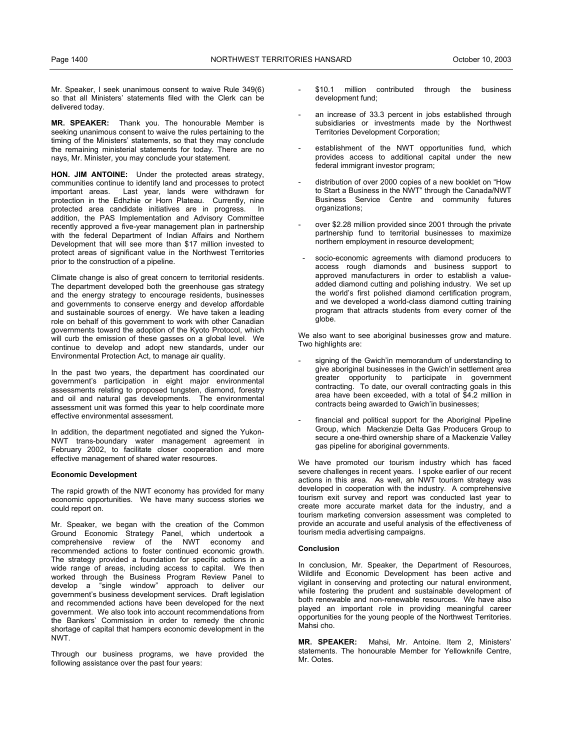Mr. Speaker, I seek unanimous consent to waive Rule 349(6) so that all Ministers' statements filed with the Clerk can be delivered today.

**MR. SPEAKER:** Thank you. The honourable Member is seeking unanimous consent to waive the rules pertaining to the timing of the Ministers' statements, so that they may conclude the remaining ministerial statements for today. There are no nays, Mr. Minister, you may conclude your statement.

**HON. JIM ANTOINE:** Under the protected areas strategy, communities continue to identify land and processes to protect important areas. Last year, lands were withdrawn for protection in the Edhzhie or Horn Plateau. Currently, nine protected area candidate initiatives are in progress. In addition, the PAS Implementation and Advisory Committee recently approved a five-year management plan in partnership with the federal Department of Indian Affairs and Northern Development that will see more than $17 million invested to protect areas of significant value in the Northwest Territories prior to the construction of a pipeline.

Climate change is also of great concern to territorial residents. The department developed both the greenhouse gas strategy and the energy strategy to encourage residents, businesses and governments to conserve energy and develop affordable and sustainable sources of energy. We have taken a leading role on behalf of this government to work with other Canadian governments toward the adoption of the Kyoto Protocol, which will curb the emission of these gasses on a global level. We continue to develop and adopt new standards, under our Environmental Protection Act, to manage air quality.

In the past two years, the department has coordinated our government's participation in eight major environmental assessments relating to proposed tungsten, diamond, forestry and oil and natural gas developments. The environmental assessment unit was formed this year to help coordinate more effective environmental assessment.

In addition, the department negotiated and signed the Yukon-NWT trans-boundary water management agreement in February 2002, to facilitate closer cooperation and more effective management of shared water resources.

**Economic Development**

The rapid growth of the NWT economy has provided for many economic opportunities. We have many success stories we could report on.

Mr. Speaker, we began with the creation of the Common Ground Economic Strategy Panel, which undertook a comprehensive review of the NWT economy and recommended actions to foster continued economic growth. The strategy provided a foundation for specific actions in a wide range of areas, including access to capital. We then worked through the Business Program Review Panel to develop a "single window" approach to deliver our government's business development services. Draft legislation and recommended actions have been developed for the next government. We also took into account recommendations from the Bankers' Commission in order to remedy the chronic shortage of capital that hampers economic development in the NWT.

Through our business programs, we have provided the following assistance over the past four years:

- $10.1 million contributed through the business development fund;
- an increase of 33.3 percent in jobs established through subsidiaries or investments made by the Northwest Territories Development Corporation;
- establishment of the NWT opportunities fund, which provides access to additional capital under the new federal immigrant investor program;
- distribution of over 2000 copies of a new booklet on "How to Start a Business in the NWT" through the Canada/NWT Business Service Centre and community futures organizations;
- over $2.28 million provided since 2001 through the private partnership fund to territorial businesses to maximize northern employment in resource development;
- socio-economic agreements with diamond producers to access rough diamonds and business support to approved manufacturers in order to establish a value-added diamond cutting and polishing industry. We set up the world's first polished diamond certification program, and we developed a world-class diamond cutting training program that attracts students from every corner of the globe.

We also want to see aboriginal businesses grow and mature. Two highlights are:

- signing of the Gwich'in memorandum of understanding to give aboriginal businesses in the Gwich'in settlement area greater opportunity to participate in government contracting. To date, our overall contracting goals in this area have been exceeded, with a total of $4.2 million in contracts being awarded to Gwich'in businesses;
- financial and political support for the Aboriginal Pipeline Group, which Mackenzie Delta Gas Producers Group to secure a one-third ownership share of a Mackenzie Valley gas pipeline for aboriginal governments.

We have promoted our tourism industry which has faced severe challenges in recent years. I spoke earlier of our recent actions in this area. As well, an NWT tourism strategy was developed in cooperation with the industry. A comprehensive tourism exit survey and report was conducted last year to create more accurate market data for the industry, and a tourism marketing conversion assessment was completed to provide an accurate and useful analysis of the effectiveness of tourism media advertising campaigns.

**Conclusion**

In conclusion, Mr. Speaker, the Department of Resources, Wildlife and Economic Development has been active and vigilant in conserving and protecting our natural environment, while fostering the prudent and sustainable development of both renewable and non-renewable resources. We have also played an important role in providing meaningful career opportunities for the young people of the Northwest Territories. Mahsi cho.

**MR. SPEAKER:** Mahsi, Mr. Antoine. Item 2, Ministers' statements. The honourable Member for Yellowknife Centre, Mr. Ootes.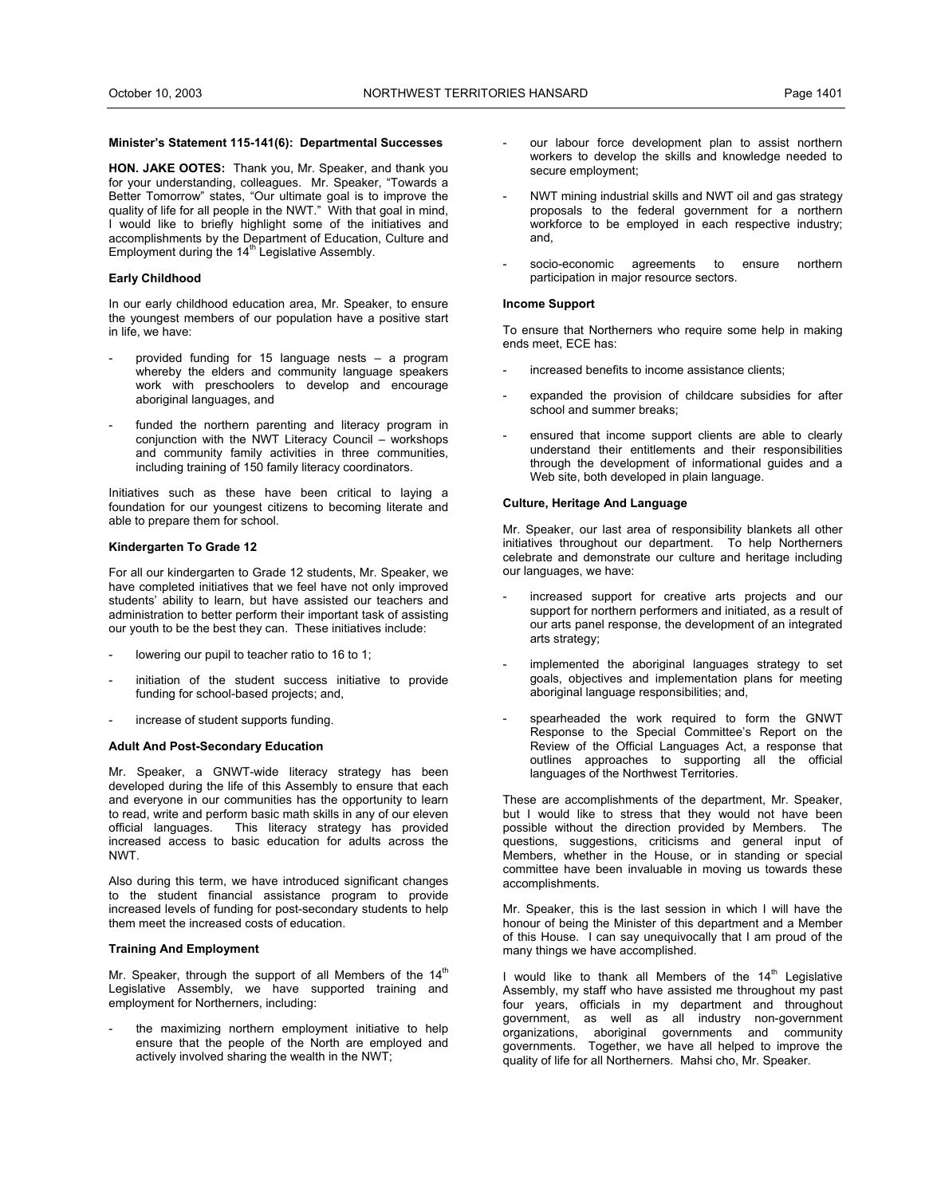**Minister's Statement 115-141(6): Departmental Successes**

**HON. JAKE OOTES:** Thank you, Mr. Speaker, and thank you for your understanding, colleagues. Mr. Speaker, "Towards a Better Tomorrow" states, "Our ultimate goal is to improve the quality of life for all people in the NWT." With that goal in mind, I would like to briefly highlight some of the initiatives and accomplishments by the Department of Education, Culture and Employment during the 14th Legislative Assembly.

**Early Childhood**

In our early childhood education area, Mr. Speaker, to ensure the youngest members of our population have a positive start in life, we have:

- provided funding for 15 language nests – a program whereby the elders and community language speakers work with preschoolers to develop and encourage aboriginal languages, and
- funded the northern parenting and literacy program in conjunction with the NWT Literacy Council – workshops and community family activities in three communities, including training of 150 family literacy coordinators.

Initiatives such as these have been critical to laying a foundation for our youngest citizens to becoming literate and able to prepare them for school.

**Kindergarten To Grade 12**

For all our kindergarten to Grade 12 students, Mr. Speaker, we have completed initiatives that we feel have not only improved students' ability to learn, but have assisted our teachers and administration to better perform their important task of assisting our youth to be the best they can. These initiatives include:

- lowering our pupil to teacher ratio to 16 to 1;
- initiation of the student success initiative to provide funding for school-based projects; and,
- increase of student supports funding.

**Adult And Post-Secondary Education**

Mr. Speaker, a GNWT-wide literacy strategy has been developed during the life of this Assembly to ensure that each and everyone in our communities has the opportunity to learn to read, write and perform basic math skills in any of our eleven official languages. This literacy strategy has provided increased access to basic education for adults across the NWT.

Also during this term, we have introduced significant changes to the student financial assistance program to provide increased levels of funding for post-secondary students to help them meet the increased costs of education.

**Training And Employment**

Mr. Speaker, through the support of all Members of the 14th Legislative Assembly, we have supported training and employment for Northerners, including:

- the maximizing northern employment initiative to help ensure that the people of the North are employed and actively involved sharing the wealth in the NWT;
- our labour force development plan to assist northern workers to develop the skills and knowledge needed to secure employment;
- NWT mining industrial skills and NWT oil and gas strategy proposals to the federal government for a northern workforce to be employed in each respective industry; and,
- socio-economic agreements to ensure northern participation in major resource sectors.

**Income Support**

To ensure that Northerners who require some help in making ends meet, ECE has:

- increased benefits to income assistance clients;
- expanded the provision of childcare subsidies for after school and summer breaks;
- ensured that income support clients are able to clearly understand their entitlements and their responsibilities through the development of informational guides and a Web site, both developed in plain language.

**Culture, Heritage And Language**

Mr. Speaker, our last area of responsibility blankets all other initiatives throughout our department. To help Northerners celebrate and demonstrate our culture and heritage including our languages, we have:

- increased support for creative arts projects and our support for northern performers and initiated, as a result of our arts panel response, the development of an integrated arts strategy;
- implemented the aboriginal languages strategy to set goals, objectives and implementation plans for meeting aboriginal language responsibilities; and,
- spearheaded the work required to form the GNWT Response to the Special Committee's Report on the Review of the Official Languages Act, a response that outlines approaches to supporting all the official languages of the Northwest Territories.

These are accomplishments of the department, Mr. Speaker, but I would like to stress that they would not have been possible without the direction provided by Members. The questions, suggestions, criticisms and general input of Members, whether in the House, or in standing or special committee have been invaluable in moving us towards these accomplishments.

Mr. Speaker, this is the last session in which I will have the honour of being the Minister of this department and a Member of this House. I can say unequivocally that I am proud of the many things we have accomplished.

I would like to thank all Members of the 14th Legislative Assembly, my staff who have assisted me throughout my past four years, officials in my department and throughout government, as well as all industry non-government organizations, aboriginal governments and community governments. Together, we have all helped to improve the quality of life for all Northerners. Mahsi cho, Mr. Speaker.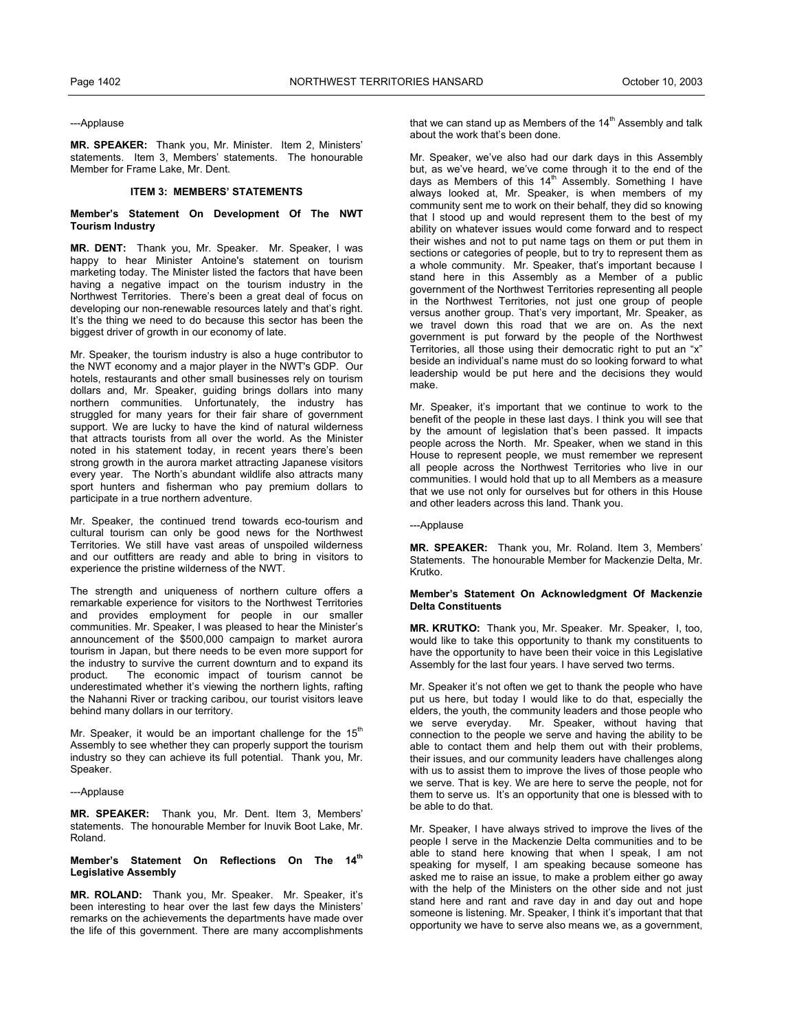---Applause

**MR. SPEAKER:** Thank you, Mr. Minister. Item 2, Ministers' statements. Item 3, Members' statements. The honourable Member for Frame Lake, Mr. Dent.

### ITEM 3: MEMBERS' STATEMENTS

#### Member's Statement On Development Of The NWT Tourism Industry

**MR. DENT:** Thank you, Mr. Speaker. Mr. Speaker, I was happy to hear Minister Antoine's statement on tourism marketing today. The Minister listed the factors that have been having a negative impact on the tourism industry in the Northwest Territories. There's been a great deal of focus on developing our non-renewable resources lately and that's right. It's the thing we need to do because this sector has been the biggest driver of growth in our economy of late.

Mr. Speaker, the tourism industry is also a huge contributor to the NWT economy and a major player in the NWT's GDP. Our hotels, restaurants and other small businesses rely on tourism dollars and, Mr. Speaker, guiding brings dollars into many northern communities. Unfortunately, the industry has struggled for many years for their fair share of government support. We are lucky to have the kind of natural wilderness that attracts tourists from all over the world. As the Minister noted in his statement today, in recent years there's been strong growth in the aurora market attracting Japanese visitors every year. The North's abundant wildlife also attracts many sport hunters and fisherman who pay premium dollars to participate in a true northern adventure.

Mr. Speaker, the continued trend towards eco-tourism and cultural tourism can only be good news for the Northwest Territories. We still have vast areas of unspoiled wilderness and our outfitters are ready and able to bring in visitors to experience the pristine wilderness of the NWT.

The strength and uniqueness of northern culture offers a remarkable experience for visitors to the Northwest Territories and provides employment for people in our smaller communities. Mr. Speaker, I was pleased to hear the Minister's announcement of the $500,000 campaign to market aurora tourism in Japan, but there needs to be even more support for the industry to survive the current downturn and to expand its product. The economic impact of tourism cannot be underestimated whether it's viewing the northern lights, rafting the Nahanni River or tracking caribou, our tourist visitors leave behind many dollars in our territory.

Mr. Speaker, it would be an important challenge for the 15th Assembly to see whether they can properly support the tourism industry so they can achieve its full potential. Thank you, Mr. Speaker.

---Applause

**MR. SPEAKER:** Thank you, Mr. Dent. Item 3, Members' statements. The honourable Member for Inuvik Boot Lake, Mr. Roland.

#### Member's Statement On Reflections On The 14th Legislative Assembly

**MR. ROLAND:** Thank you, Mr. Speaker. Mr. Speaker, it's been interesting to hear over the last few days the Ministers' remarks on the achievements the departments have made over the life of this government. There are many accomplishments that we can stand up as Members of the 14th Assembly and talk about the work that's been done.

Mr. Speaker, we've also had our dark days in this Assembly but, as we've heard, we've come through it to the end of the days as Members of this 14th Assembly. Something I have always looked at, Mr. Speaker, is when members of my community sent me to work on their behalf, they did so knowing that I stood up and would represent them to the best of my ability on whatever issues would come forward and to respect their wishes and not to put name tags on them or put them in sections or categories of people, but to try to represent them as a whole community. Mr. Speaker, that's important because I stand here in this Assembly as a Member of a public government of the Northwest Territories representing all people in the Northwest Territories, not just one group of people versus another group. That's very important, Mr. Speaker, as we travel down this road that we are on. As the next government is put forward by the people of the Northwest Territories, all those using their democratic right to put an "x" beside an individual's name must do so looking forward to what leadership would be put here and the decisions they would make.

Mr. Speaker, it's important that we continue to work to the benefit of the people in these last days. I think you will see that by the amount of legislation that's been passed. It impacts people across the North. Mr. Speaker, when we stand in this House to represent people, we must remember we represent all people across the Northwest Territories who live in our communities. I would hold that up to all Members as a measure that we use not only for ourselves but for others in this House and other leaders across this land. Thank you.

---Applause

**MR. SPEAKER:** Thank you, Mr. Roland. Item 3, Members' Statements. The honourable Member for Mackenzie Delta, Mr. Krutko.

#### Member's Statement On Acknowledgment Of Mackenzie Delta Constituents

**MR. KRUTKO:** Thank you, Mr. Speaker. Mr. Speaker, I, too, would like to take this opportunity to thank my constituents to have the opportunity to have been their voice in this Legislative Assembly for the last four years. I have served two terms.

Mr. Speaker it's not often we get to thank the people who have put us here, but today I would like to do that, especially the elders, the youth, the community leaders and those people who we serve everyday. Mr. Speaker, without having that connection to the people we serve and having the ability to be able to contact them and help them out with their problems, their issues, and our community leaders have challenges along with us to assist them to improve the lives of those people who we serve. That is key. We are here to serve the people, not for them to serve us. It's an opportunity that one is blessed with to be able to do that.

Mr. Speaker, I have always strived to improve the lives of the people I serve in the Mackenzie Delta communities and to be able to stand here knowing that when I speak, I am not speaking for myself, I am speaking because someone has asked me to raise an issue, to make a problem either go away with the help of the Ministers on the other side and not just stand here and rant and rave day in and day out and hope someone is listening. Mr. Speaker, I think it's important that that opportunity we have to serve also means we, as a government,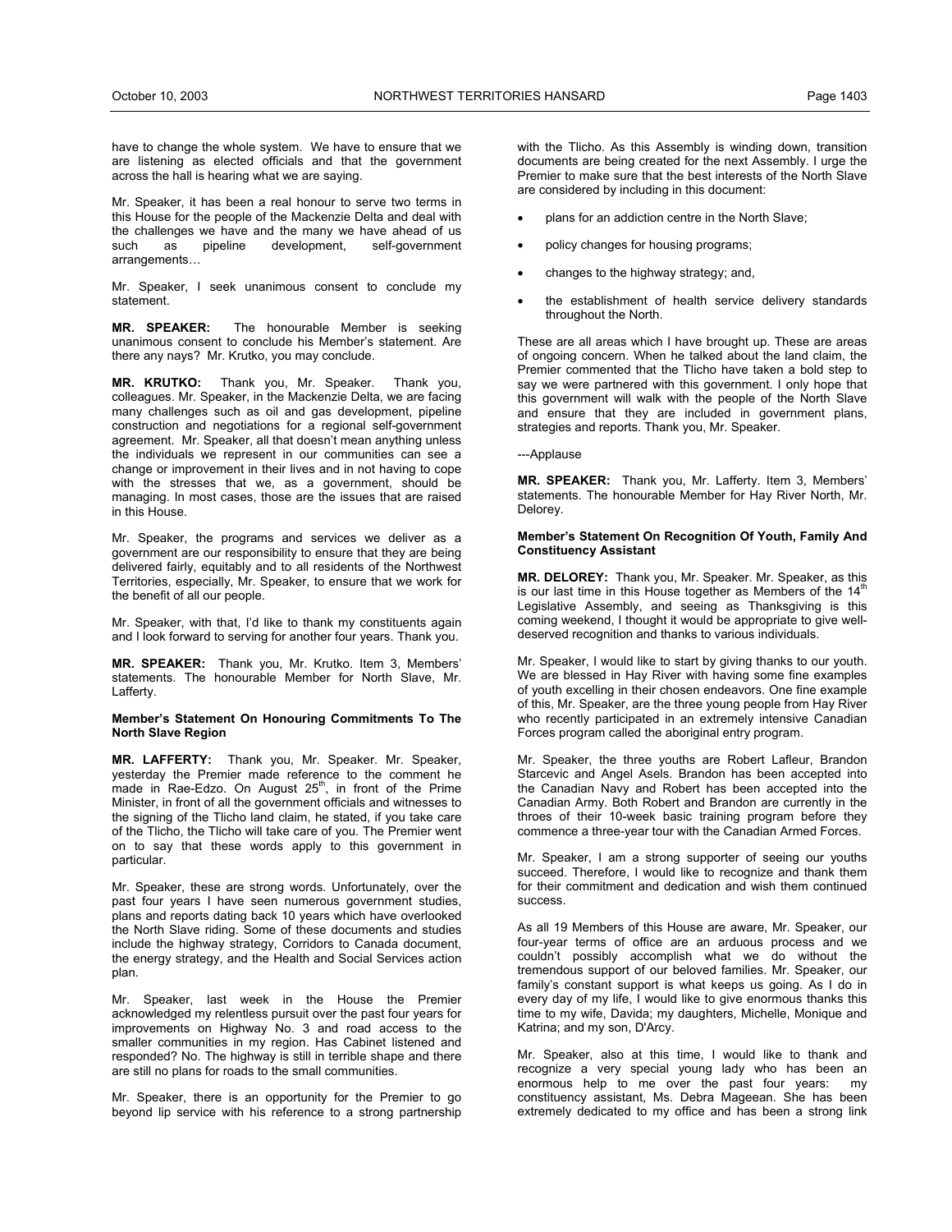have to change the whole system. We have to ensure that we are listening as elected officials and that the government across the hall is hearing what we are saying.

Mr. Speaker, it has been a real honour to serve two terms in this House for the people of the Mackenzie Delta and deal with the challenges we have and the many we have ahead of us such as pipeline development, self-government arrangements…

Mr. Speaker, I seek unanimous consent to conclude my statement.

**MR. SPEAKER:** The honourable Member is seeking unanimous consent to conclude his Member's statement. Are there any nays? Mr. Krutko, you may conclude.

**MR. KRUTKO:** Thank you, Mr. Speaker. Thank you, colleagues. Mr. Speaker, in the Mackenzie Delta, we are facing many challenges such as oil and gas development, pipeline construction and negotiations for a regional self-government agreement. Mr. Speaker, all that doesn't mean anything unless the individuals we represent in our communities can see a change or improvement in their lives and in not having to cope with the stresses that we, as a government, should be managing. In most cases, those are the issues that are raised in this House.

Mr. Speaker, the programs and services we deliver as a government are our responsibility to ensure that they are being delivered fairly, equitably and to all residents of the Northwest Territories, especially, Mr. Speaker, to ensure that we work for the benefit of all our people.

Mr. Speaker, with that, I'd like to thank my constituents again and I look forward to serving for another four years. Thank you.

**MR. SPEAKER:** Thank you, Mr. Krutko. Item 3, Members' statements. The honourable Member for North Slave, Mr. Lafferty.

**Member's Statement On Honouring Commitments To The North Slave Region**

**MR. LAFFERTY:** Thank you, Mr. Speaker. Mr. Speaker, yesterday the Premier made reference to the comment he made in Rae-Edzo. On August 25th, in front of the Prime Minister, in front of all the government officials and witnesses to the signing of the Tlicho land claim, he stated, if you take care of the Tlicho, the Tlicho will take care of you. The Premier went on to say that these words apply to this government in particular.

Mr. Speaker, these are strong words. Unfortunately, over the past four years I have seen numerous government studies, plans and reports dating back 10 years which have overlooked the North Slave riding. Some of these documents and studies include the highway strategy, Corridors to Canada document, the energy strategy, and the Health and Social Services action plan.

Mr. Speaker, last week in the House the Premier acknowledged my relentless pursuit over the past four years for improvements on Highway No. 3 and road access to the smaller communities in my region. Has Cabinet listened and responded? No. The highway is still in terrible shape and there are still no plans for roads to the small communities.

Mr. Speaker, there is an opportunity for the Premier to go beyond lip service with his reference to a strong partnership with the Tlicho. As this Assembly is winding down, transition documents are being created for the next Assembly. I urge the Premier to make sure that the best interests of the North Slave are considered by including in this document:

- plans for an addiction centre in the North Slave;
- policy changes for housing programs;
- changes to the highway strategy; and,
- the establishment of health service delivery standards throughout the North.

These are all areas which I have brought up. These are areas of ongoing concern. When he talked about the land claim, the Premier commented that the Tlicho have taken a bold step to say we were partnered with this government. I only hope that this government will walk with the people of the North Slave and ensure that they are included in government plans, strategies and reports. Thank you, Mr. Speaker.

---Applause

**MR. SPEAKER:** Thank you, Mr. Lafferty. Item 3, Members' statements. The honourable Member for Hay River North, Mr. Delorey.

**Member's Statement On Recognition Of Youth, Family And Constituency Assistant**

**MR. DELOREY:** Thank you, Mr. Speaker. Mr. Speaker, as this is our last time in this House together as Members of the 14th Legislative Assembly, and seeing as Thanksgiving is this coming weekend, I thought it would be appropriate to give well-deserved recognition and thanks to various individuals.

Mr. Speaker, I would like to start by giving thanks to our youth. We are blessed in Hay River with having some fine examples of youth excelling in their chosen endeavors. One fine example of this, Mr. Speaker, are the three young people from Hay River who recently participated in an extremely intensive Canadian Forces program called the aboriginal entry program.

Mr. Speaker, the three youths are Robert Lafleur, Brandon Starcevic and Angel Asels. Brandon has been accepted into the Canadian Navy and Robert has been accepted into the Canadian Army. Both Robert and Brandon are currently in the throes of their 10-week basic training program before they commence a three-year tour with the Canadian Armed Forces.

Mr. Speaker, I am a strong supporter of seeing our youths succeed. Therefore, I would like to recognize and thank them for their commitment and dedication and wish them continued success.

As all 19 Members of this House are aware, Mr. Speaker, our four-year terms of office are an arduous process and we couldn't possibly accomplish what we do without the tremendous support of our beloved families. Mr. Speaker, our family's constant support is what keeps us going. As I do in every day of my life, I would like to give enormous thanks this time to my wife, Davida; my daughters, Michelle, Monique and Katrina; and my son, D'Arcy.

Mr. Speaker, also at this time, I would like to thank and recognize a very special young lady who has been an enormous help to me over the past four years: my constituency assistant, Ms. Debra Mageean. She has been extremely dedicated to my office and has been a strong link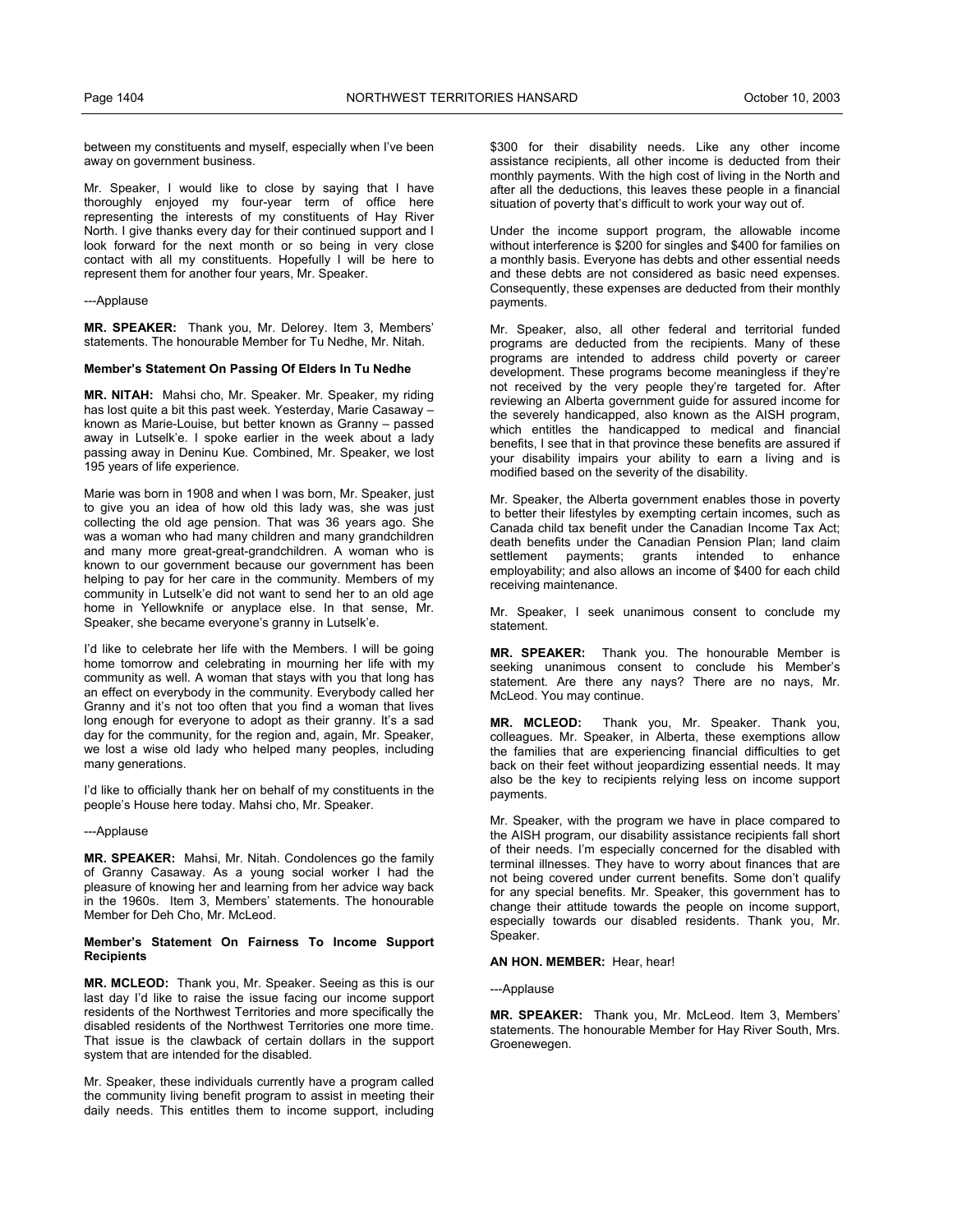between my constituents and myself, especially when I've been away on government business.

Mr. Speaker, I would like to close by saying that I have thoroughly enjoyed my four-year term of office here representing the interests of my constituents of Hay River North. I give thanks every day for their continued support and I look forward for the next month or so being in very close contact with all my constituents. Hopefully I will be here to represent them for another four years, Mr. Speaker.

---Applause

**MR. SPEAKER:** Thank you, Mr. Delorey. Item 3, Members' statements. The honourable Member for Tu Nedhe, Mr. Nitah.

**Member's Statement On Passing Of Elders In Tu Nedhe**

**MR. NITAH:** Mahsi cho, Mr. Speaker. Mr. Speaker, my riding has lost quite a bit this past week. Yesterday, Marie Casaway – known as Marie-Louise, but better known as Granny – passed away in Lutselk'e. I spoke earlier in the week about a lady passing away in Deninu Kue. Combined, Mr. Speaker, we lost 195 years of life experience.

Marie was born in 1908 and when I was born, Mr. Speaker, just to give you an idea of how old this lady was, she was just collecting the old age pension. That was 36 years ago. She was a woman who had many children and many grandchildren and many more great-great-grandchildren. A woman who is known to our government because our government has been helping to pay for her care in the community. Members of my community in Lutselk'e did not want to send her to an old age home in Yellowknife or anyplace else. In that sense, Mr. Speaker, she became everyone's granny in Lutselk'e.

I'd like to celebrate her life with the Members. I will be going home tomorrow and celebrating in mourning her life with my community as well. A woman that stays with you that long has an effect on everybody in the community. Everybody called her Granny and it's not too often that you find a woman that lives long enough for everyone to adopt as their granny. It's a sad day for the community, for the region and, again, Mr. Speaker, we lost a wise old lady who helped many peoples, including many generations.

I'd like to officially thank her on behalf of my constituents in the people's House here today. Mahsi cho, Mr. Speaker.

---Applause

**MR. SPEAKER:** Mahsi, Mr. Nitah. Condolences go the family of Granny Casaway. As a young social worker I had the pleasure of knowing her and learning from her advice way back in the 1960s. Item 3, Members' statements. The honourable Member for Deh Cho, Mr. McLeod.

**Member's Statement On Fairness To Income Support Recipients**

**MR. MCLEOD:** Thank you, Mr. Speaker. Seeing as this is our last day I'd like to raise the issue facing our income support residents of the Northwest Territories and more specifically the disabled residents of the Northwest Territories one more time. That issue is the clawback of certain dollars in the support system that are intended for the disabled.

Mr. Speaker, these individuals currently have a program called the community living benefit program to assist in meeting their daily needs. This entitles them to income support, including $300 for their disability needs. Like any other income assistance recipients, all other income is deducted from their monthly payments. With the high cost of living in the North and after all the deductions, this leaves these people in a financial situation of poverty that's difficult to work your way out of.

Under the income support program, the allowable income without interference is $200 for singles and $400 for families on a monthly basis. Everyone has debts and other essential needs and these debts are not considered as basic need expenses. Consequently, these expenses are deducted from their monthly payments.

Mr. Speaker, also, all other federal and territorial funded programs are deducted from the recipients. Many of these programs are intended to address child poverty or career development. These programs become meaningless if they're not received by the very people they're targeted for. After reviewing an Alberta government guide for assured income for the severely handicapped, also known as the AISH program, which entitles the handicapped to medical and financial benefits, I see that in that province these benefits are assured if your disability impairs your ability to earn a living and is modified based on the severity of the disability.

Mr. Speaker, the Alberta government enables those in poverty to better their lifestyles by exempting certain incomes, such as Canada child tax benefit under the Canadian Income Tax Act; death benefits under the Canadian Pension Plan; land claim settlement payments; grants intended to enhance employability; and also allows an income of $400 for each child receiving maintenance.

Mr. Speaker, I seek unanimous consent to conclude my statement.

**MR. SPEAKER:** Thank you. The honourable Member is seeking unanimous consent to conclude his Member's statement. Are there any nays? There are no nays, Mr. McLeod. You may continue.

**MR. MCLEOD:** Thank you, Mr. Speaker. Thank you, colleagues. Mr. Speaker, in Alberta, these exemptions allow the families that are experiencing financial difficulties to get back on their feet without jeopardizing essential needs. It may also be the key to recipients relying less on income support payments.

Mr. Speaker, with the program we have in place compared to the AISH program, our disability assistance recipients fall short of their needs. I'm especially concerned for the disabled with terminal illnesses. They have to worry about finances that are not being covered under current benefits. Some don't qualify for any special benefits. Mr. Speaker, this government has to change their attitude towards the people on income support, especially towards our disabled residents. Thank you, Mr. Speaker.

**AN HON. MEMBER:** Hear, hear!

---Applause

**MR. SPEAKER:** Thank you, Mr. McLeod. Item 3, Members' statements. The honourable Member for Hay River South, Mrs. Groenewegen.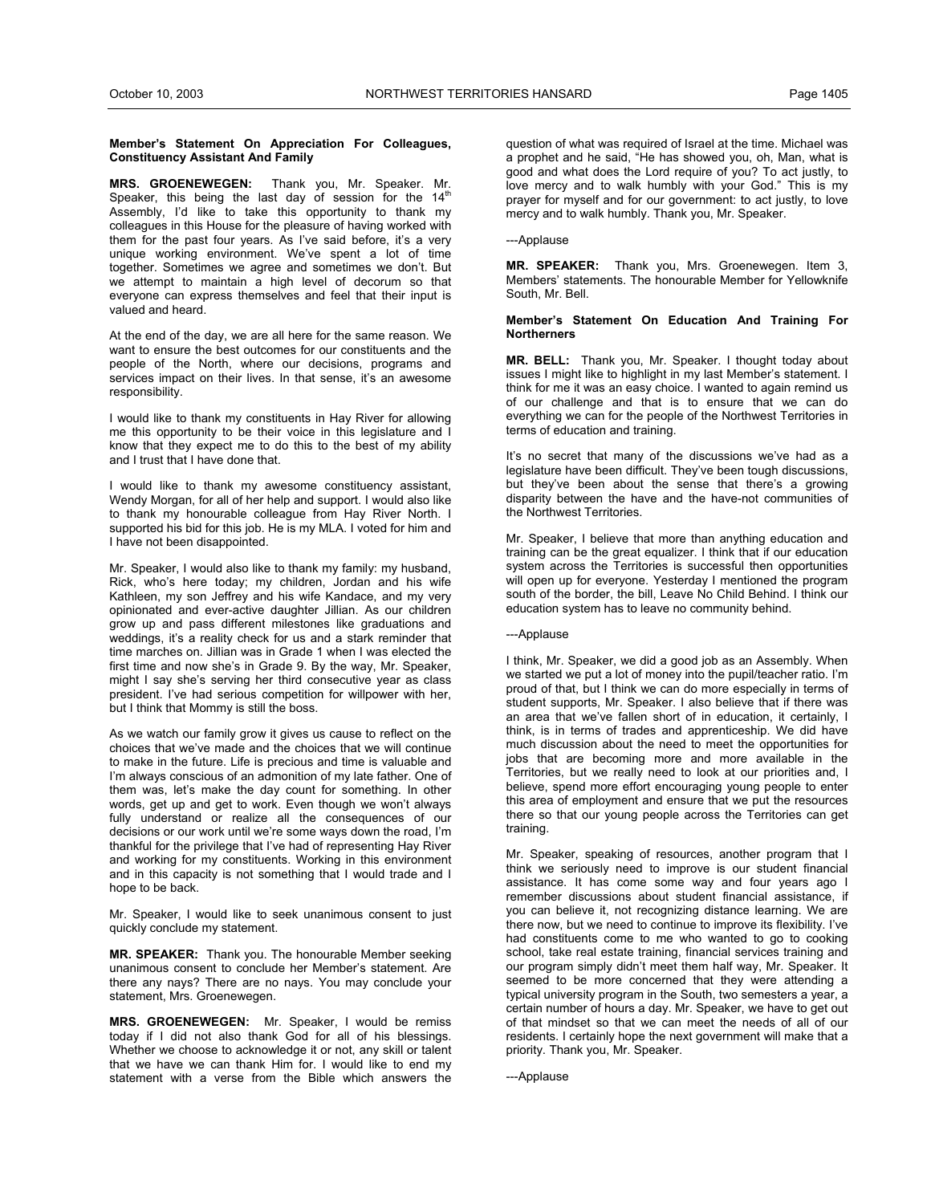**Member's Statement On Appreciation For Colleagues, Constituency Assistant And Family**

**MRS. GROENEWEGEN:** Thank you, Mr. Speaker. Mr. Speaker, this being the last day of session for the 14th Assembly, I'd like to take this opportunity to thank my colleagues in this House for the pleasure of having worked with them for the past four years. As I've said before, it's a very unique working environment. We've spent a lot of time together. Sometimes we agree and sometimes we don't. But we attempt to maintain a high level of decorum so that everyone can express themselves and feel that their input is valued and heard.

At the end of the day, we are all here for the same reason. We want to ensure the best outcomes for our constituents and the people of the North, where our decisions, programs and services impact on their lives. In that sense, it's an awesome responsibility.

I would like to thank my constituents in Hay River for allowing me this opportunity to be their voice in this legislature and I know that they expect me to do this to the best of my ability and I trust that I have done that.

I would like to thank my awesome constituency assistant, Wendy Morgan, for all of her help and support. I would also like to thank my honourable colleague from Hay River North. I supported his bid for this job. He is my MLA. I voted for him and I have not been disappointed.

Mr. Speaker, I would also like to thank my family: my husband, Rick, who's here today; my children, Jordan and his wife Kathleen, my son Jeffrey and his wife Kandace, and my very opinionated and ever-active daughter Jillian. As our children grow up and pass different milestones like graduations and weddings, it's a reality check for us and a stark reminder that time marches on. Jillian was in Grade 1 when I was elected the first time and now she's in Grade 9. By the way, Mr. Speaker, might I say she's serving her third consecutive year as class president. I've had serious competition for willpower with her, but I think that Mommy is still the boss.

As we watch our family grow it gives us cause to reflect on the choices that we've made and the choices that we will continue to make in the future. Life is precious and time is valuable and I'm always conscious of an admonition of my late father. One of them was, let's make the day count for something. In other words, get up and get to work. Even though we won't always fully understand or realize all the consequences of our decisions or our work until we're some ways down the road, I'm thankful for the privilege that I've had of representing Hay River and working for my constituents. Working in this environment and in this capacity is not something that I would trade and I hope to be back.

Mr. Speaker, I would like to seek unanimous consent to just quickly conclude my statement.

**MR. SPEAKER:** Thank you. The honourable Member seeking unanimous consent to conclude her Member's statement. Are there any nays? There are no nays. You may conclude your statement, Mrs. Groenewegen.

**MRS. GROENEWEGEN:** Mr. Speaker, I would be remiss today if I did not also thank God for all of his blessings. Whether we choose to acknowledge it or not, any skill or talent that we have we can thank Him for. I would like to end my statement with a verse from the Bible which answers the question of what was required of Israel at the time. Michael was a prophet and he said, "He has showed you, oh, Man, what is good and what does the Lord require of you? To act justly, to love mercy and to walk humbly with your God." This is my prayer for myself and for our government: to act justly, to love mercy and to walk humbly. Thank you, Mr. Speaker.

---Applause

**MR. SPEAKER:** Thank you, Mrs. Groenewegen. Item 3, Members' statements. The honourable Member for Yellowknife South, Mr. Bell.

**Member's Statement On Education And Training For Northerners**

**MR. BELL:** Thank you, Mr. Speaker. I thought today about issues I might like to highlight in my last Member's statement. I think for me it was an easy choice. I wanted to again remind us of our challenge and that is to ensure that we can do everything we can for the people of the Northwest Territories in terms of education and training.

It's no secret that many of the discussions we've had as a legislature have been difficult. They've been tough discussions, but they've been about the sense that there's a growing disparity between the have and the have-not communities of the Northwest Territories.

Mr. Speaker, I believe that more than anything education and training can be the great equalizer. I think that if our education system across the Territories is successful then opportunities will open up for everyone. Yesterday I mentioned the program south of the border, the bill, Leave No Child Behind. I think our education system has to leave no community behind.

---Applause

I think, Mr. Speaker, we did a good job as an Assembly. When we started we put a lot of money into the pupil/teacher ratio. I'm proud of that, but I think we can do more especially in terms of student supports, Mr. Speaker. I also believe that if there was an area that we've fallen short of in education, it certainly, I think, is in terms of trades and apprenticeship. We did have much discussion about the need to meet the opportunities for jobs that are becoming more and more available in the Territories, but we really need to look at our priorities and, I believe, spend more effort encouraging young people to enter this area of employment and ensure that we put the resources there so that our young people across the Territories can get training.

Mr. Speaker, speaking of resources, another program that I think we seriously need to improve is our student financial assistance. It has come some way and four years ago I remember discussions about student financial assistance, if you can believe it, not recognizing distance learning. We are there now, but we need to continue to improve its flexibility. I've had constituents come to me who wanted to go to cooking school, take real estate training, financial services training and our program simply didn't meet them half way, Mr. Speaker. It seemed to be more concerned that they were attending a typical university program in the South, two semesters a year, a certain number of hours a day. Mr. Speaker, we have to get out of that mindset so that we can meet the needs of all of our residents. I certainly hope the next government will make that a priority. Thank you, Mr. Speaker.

---Applause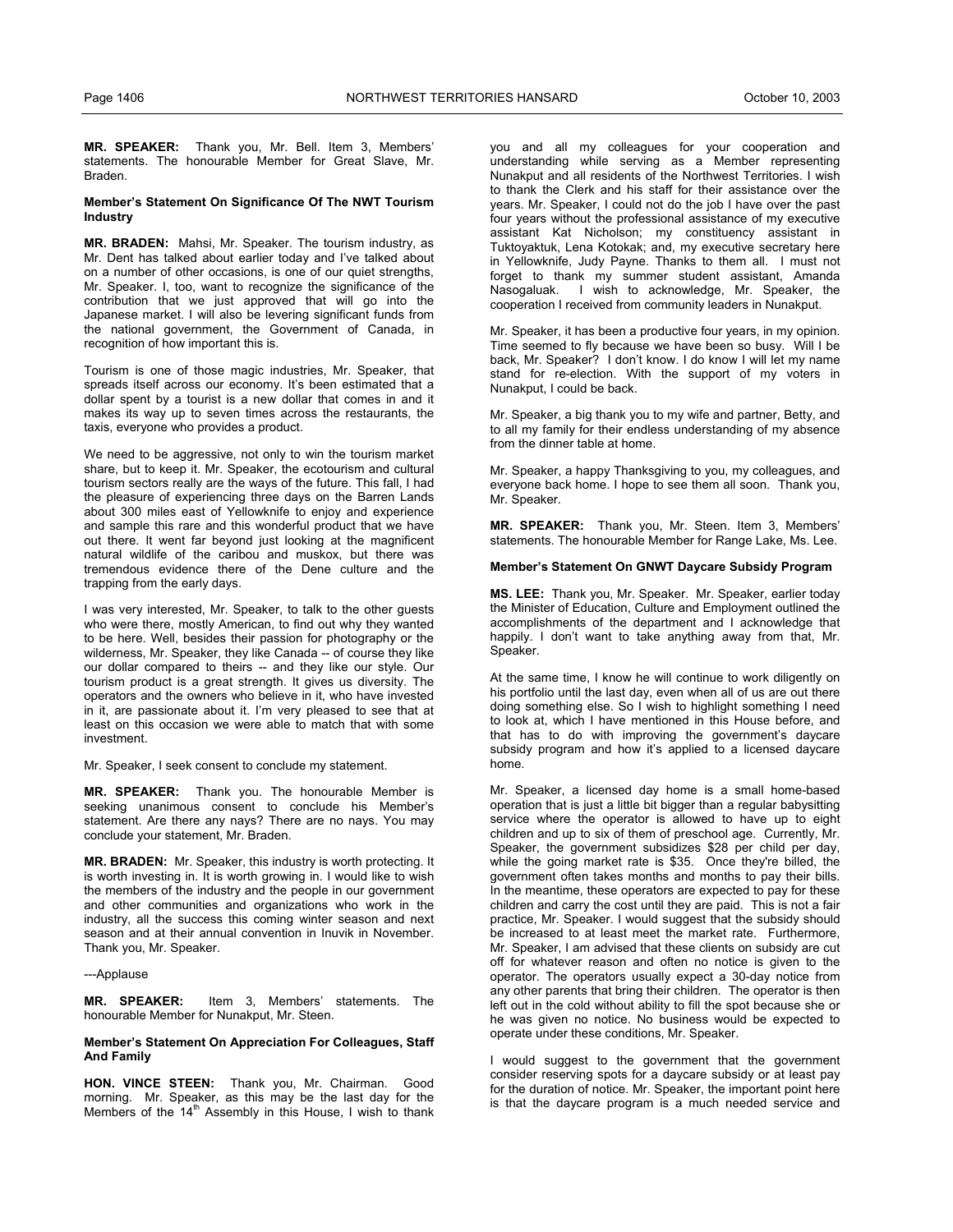**MR. SPEAKER:** Thank you, Mr. Bell. Item 3, Members' statements. The honourable Member for Great Slave, Mr. Braden.

**Member's Statement On Significance Of The NWT Tourism Industry**

**MR. BRADEN:** Mahsi, Mr. Speaker. The tourism industry, as Mr. Dent has talked about earlier today and I've talked about on a number of other occasions, is one of our quiet strengths, Mr. Speaker. I, too, want to recognize the significance of the contribution that we just approved that will go into the Japanese market. I will also be levering significant funds from the national government, the Government of Canada, in recognition of how important this is.

Tourism is one of those magic industries, Mr. Speaker, that spreads itself across our economy. It's been estimated that a dollar spent by a tourist is a new dollar that comes in and it makes its way up to seven times across the restaurants, the taxis, everyone who provides a product.

We need to be aggressive, not only to win the tourism market share, but to keep it. Mr. Speaker, the ecotourism and cultural tourism sectors really are the ways of the future. This fall, I had the pleasure of experiencing three days on the Barren Lands about 300 miles east of Yellowknife to enjoy and experience and sample this rare and this wonderful product that we have out there. It went far beyond just looking at the magnificent natural wildlife of the caribou and muskox, but there was tremendous evidence there of the Dene culture and the trapping from the early days.

I was very interested, Mr. Speaker, to talk to the other guests who were there, mostly American, to find out why they wanted to be here. Well, besides their passion for photography or the wilderness, Mr. Speaker, they like Canada -- of course they like our dollar compared to theirs -- and they like our style. Our tourism product is a great strength. It gives us diversity. The operators and the owners who believe in it, who have invested in it, are passionate about it. I'm very pleased to see that at least on this occasion we were able to match that with some investment.

Mr. Speaker, I seek consent to conclude my statement.

**MR. SPEAKER:** Thank you. The honourable Member is seeking unanimous consent to conclude his Member's statement. Are there any nays? There are no nays. You may conclude your statement, Mr. Braden.

**MR. BRADEN:** Mr. Speaker, this industry is worth protecting. It is worth investing in. It is worth growing in. I would like to wish the members of the industry and the people in our government and other communities and organizations who work in the industry, all the success this coming winter season and next season and at their annual convention in Inuvik in November. Thank you, Mr. Speaker.

---Applause

**MR. SPEAKER:** Item 3, Members' statements. The honourable Member for Nunakput, Mr. Steen.

**Member's Statement On Appreciation For Colleagues, Staff And Family**

**HON. VINCE STEEN:** Thank you, Mr. Chairman. Good morning. Mr. Speaker, as this may be the last day for the Members of the 14th Assembly in this House, I wish to thank you and all my colleagues for your cooperation and understanding while serving as a Member representing Nunakput and all residents of the Northwest Territories. I wish to thank the Clerk and his staff for their assistance over the years. Mr. Speaker, I could not do the job I have over the past four years without the professional assistance of my executive assistant Kat Nicholson; my constituency assistant in Tuktoyaktuk, Lena Kotokak; and, my executive secretary here in Yellowknife, Judy Payne. Thanks to them all. I must not forget to thank my summer student assistant, Amanda Nasogaluak. I wish to acknowledge, Mr. Speaker, the cooperation I received from community leaders in Nunakput.

Mr. Speaker, it has been a productive four years, in my opinion. Time seemed to fly because we have been so busy. Will I be back, Mr. Speaker? I don't know. I do know I will let my name stand for re-election. With the support of my voters in Nunakput, I could be back.

Mr. Speaker, a big thank you to my wife and partner, Betty, and to all my family for their endless understanding of my absence from the dinner table at home.

Mr. Speaker, a happy Thanksgiving to you, my colleagues, and everyone back home. I hope to see them all soon. Thank you, Mr. Speaker.

**MR. SPEAKER:** Thank you, Mr. Steen. Item 3, Members' statements. The honourable Member for Range Lake, Ms. Lee.

**Member's Statement On GNWT Daycare Subsidy Program**

**MS. LEE:** Thank you, Mr. Speaker. Mr. Speaker, earlier today the Minister of Education, Culture and Employment outlined the accomplishments of the department and I acknowledge that happily. I don't want to take anything away from that, Mr. Speaker.

At the same time, I know he will continue to work diligently on his portfolio until the last day, even when all of us are out there doing something else. So I wish to highlight something I need to look at, which I have mentioned in this House before, and that has to do with improving the government's daycare subsidy program and how it's applied to a licensed daycare home.

Mr. Speaker, a licensed day home is a small home-based operation that is just a little bit bigger than a regular babysitting service where the operator is allowed to have up to eight children and up to six of them of preschool age. Currently, Mr. Speaker, the government subsidizes $28 per child per day, while the going market rate is $35. Once they're billed, the government often takes months and months to pay their bills. In the meantime, these operators are expected to pay for these children and carry the cost until they are paid. This is not a fair practice, Mr. Speaker. I would suggest that the subsidy should be increased to at least meet the market rate. Furthermore, Mr. Speaker, I am advised that these clients on subsidy are cut off for whatever reason and often no notice is given to the operator. The operators usually expect a 30-day notice from any other parents that bring their children. The operator is then left out in the cold without ability to fill the spot because she or he was given no notice. No business would be expected to operate under these conditions, Mr. Speaker.

I would suggest to the government that the government consider reserving spots for a daycare subsidy or at least pay for the duration of notice. Mr. Speaker, the important point here is that the daycare program is a much needed service and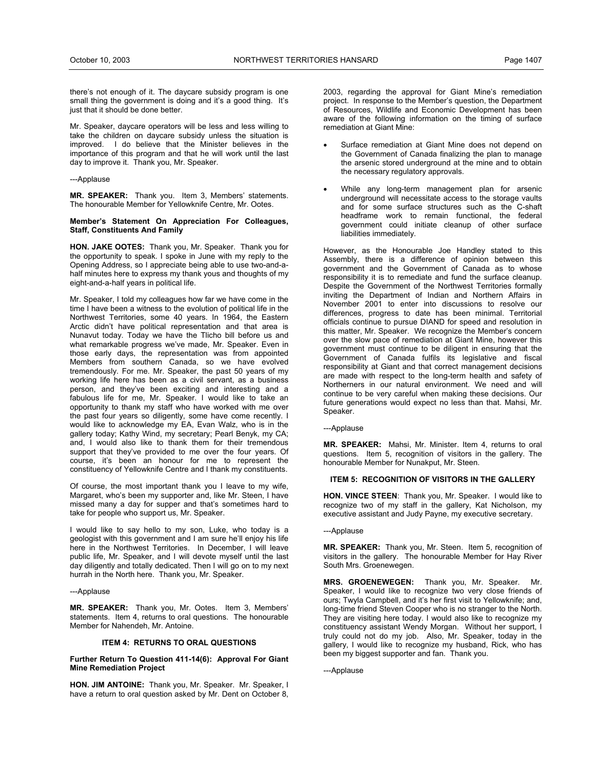there's not enough of it. The daycare subsidy program is one small thing the government is doing and it's a good thing. It's just that it should be done better.

Mr. Speaker, daycare operators will be less and less willing to take the children on daycare subsidy unless the situation is improved. I do believe that the Minister believes in the importance of this program and that he will work until the last day to improve it. Thank you, Mr. Speaker.

---Applause

**MR. SPEAKER:** Thank you. Item 3, Members' statements. The honourable Member for Yellowknife Centre, Mr. Ootes.

**Member's Statement On Appreciation For Colleagues, Staff, Constituents And Family**

**HON. JAKE OOTES:** Thank you, Mr. Speaker. Thank you for the opportunity to speak. I spoke in June with my reply to the Opening Address, so I appreciate being able to use two-and-a-half minutes here to express my thank yous and thoughts of my eight-and-a-half years in political life.

Mr. Speaker, I told my colleagues how far we have come in the time I have been a witness to the evolution of political life in the Northwest Territories, some 40 years. In 1964, the Eastern Arctic didn't have political representation and that area is Nunavut today. Today we have the Tlicho bill before us and what remarkable progress we've made, Mr. Speaker. Even in those early days, the representation was from appointed Members from southern Canada, so we have evolved tremendously. For me. Mr. Speaker, the past 50 years of my working life here has been as a civil servant, as a business person, and they've been exciting and interesting and a fabulous life for me, Mr. Speaker. I would like to take an opportunity to thank my staff who have worked with me over the past four years so diligently, some have come recently. I would like to acknowledge my EA, Evan Walz, who is in the gallery today; Kathy Wind, my secretary; Pearl Benyk, my CA; and, I would also like to thank them for their tremendous support that they've provided to me over the four years. Of course, it's been an honour for me to represent the constituency of Yellowknife Centre and I thank my constituents.

Of course, the most important thank you I leave to my wife, Margaret, who's been my supporter and, like Mr. Steen, I have missed many a day for supper and that's sometimes hard to take for people who support us, Mr. Speaker.

I would like to say hello to my son, Luke, who today is a geologist with this government and I am sure he'll enjoy his life here in the Northwest Territories. In December, I will leave public life, Mr. Speaker, and I will devote myself until the last day diligently and totally dedicated. Then I will go on to my next hurrah in the North here. Thank you, Mr. Speaker.

---Applause

**MR. SPEAKER:** Thank you, Mr. Ootes. Item 3, Members' statements. Item 4, returns to oral questions. The honourable Member for Nahendeh, Mr. Antoine.

## ITEM 4: RETURNS TO ORAL QUESTIONS

**Further Return To Question 411-14(6): Approval For Giant Mine Remediation Project**

**HON. JIM ANTOINE:** Thank you, Mr. Speaker. Mr. Speaker, I have a return to oral question asked by Mr. Dent on October 8, 2003, regarding the approval for Giant Mine's remediation project. In response to the Member's question, the Department of Resources, Wildlife and Economic Development has been aware of the following information on the timing of surface remediation at Giant Mine:

- Surface remediation at Giant Mine does not depend on the Government of Canada finalizing the plan to manage the arsenic stored underground at the mine and to obtain the necessary regulatory approvals.
- While any long-term management plan for arsenic underground will necessitate access to the storage vaults and for some surface structures such as the C-shaft headframe work to remain functional, the federal government could initiate cleanup of other surface liabilities immediately.

However, as the Honourable Joe Handley stated to this Assembly, there is a difference of opinion between this government and the Government of Canada as to whose responsibility it is to remediate and fund the surface cleanup. Despite the Government of the Northwest Territories formally inviting the Department of Indian and Northern Affairs in November 2001 to enter into discussions to resolve our differences, progress to date has been minimal. Territorial officials continue to pursue DIAND for speed and resolution in this matter, Mr. Speaker. We recognize the Member's concern over the slow pace of remediation at Giant Mine, however this government must continue to be diligent in ensuring that the Government of Canada fulfils its legislative and fiscal responsibility at Giant and that correct management decisions are made with respect to the long-term health and safety of Northerners in our natural environment. We need and will continue to be very careful when making these decisions. Our future generations would expect no less than that. Mahsi, Mr. Speaker.

---Applause

**MR. SPEAKER:** Mahsi, Mr. Minister. Item 4, returns to oral questions. Item 5, recognition of visitors in the gallery. The honourable Member for Nunakput, Mr. Steen.

## ITEM 5: RECOGNITION OF VISITORS IN THE GALLERY

**HON. VINCE STEEN**: Thank you, Mr. Speaker. I would like to recognize two of my staff in the gallery, Kat Nicholson, my executive assistant and Judy Payne, my executive secretary.

---Applause

**MR. SPEAKER:** Thank you, Mr. Steen. Item 5, recognition of visitors in the gallery. The honourable Member for Hay River South Mrs. Groenewegen.

**MRS. GROENEWEGEN:** Thank you, Mr. Speaker. Mr. Speaker, I would like to recognize two very close friends of ours; Twyla Campbell, and it's her first visit to Yellowknife; and, long-time friend Steven Cooper who is no stranger to the North. They are visiting here today. I would also like to recognize my constituency assistant Wendy Morgan. Without her support, I truly could not do my job. Also, Mr. Speaker, today in the gallery, I would like to recognize my husband, Rick, who has been my biggest supporter and fan. Thank you.

---Applause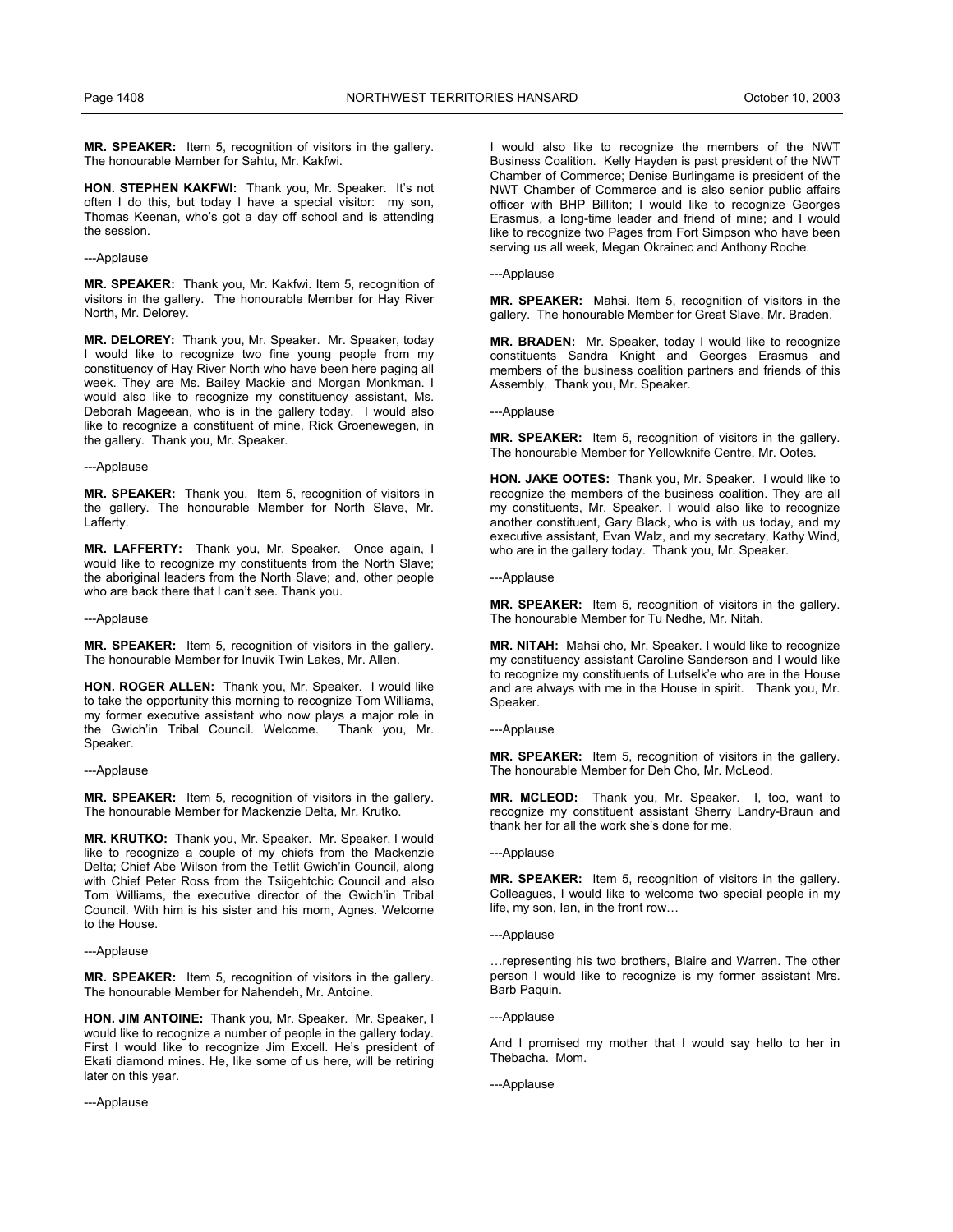**MR. SPEAKER:** Item 5, recognition of visitors in the gallery. The honourable Member for Sahtu, Mr. Kakfwi.

**HON. STEPHEN KAKFWI:** Thank you, Mr. Speaker. It's not often I do this, but today I have a special visitor: my son, Thomas Keenan, who's got a day off school and is attending the session.

---Applause

**MR. SPEAKER:** Thank you, Mr. Kakfwi. Item 5, recognition of visitors in the gallery. The honourable Member for Hay River North, Mr. Delorey.

**MR. DELOREY:** Thank you, Mr. Speaker. Mr. Speaker, today I would like to recognize two fine young people from my constituency of Hay River North who have been here paging all week. They are Ms. Bailey Mackie and Morgan Monkman. I would also like to recognize my constituency assistant, Ms. Deborah Mageean, who is in the gallery today. I would also like to recognize a constituent of mine, Rick Groenewegen, in the gallery. Thank you, Mr. Speaker.

---Applause

**MR. SPEAKER:** Thank you. Item 5, recognition of visitors in the gallery. The honourable Member for North Slave, Mr. Lafferty.

**MR. LAFFERTY:** Thank you, Mr. Speaker. Once again, I would like to recognize my constituents from the North Slave; the aboriginal leaders from the North Slave; and, other people who are back there that I can't see. Thank you.

---Applause

**MR. SPEAKER:** Item 5, recognition of visitors in the gallery. The honourable Member for Inuvik Twin Lakes, Mr. Allen.

**HON. ROGER ALLEN:** Thank you, Mr. Speaker. I would like to take the opportunity this morning to recognize Tom Williams, my former executive assistant who now plays a major role in the Gwich'in Tribal Council. Welcome. Thank you, Mr. Speaker.

---Applause

**MR. SPEAKER:** Item 5, recognition of visitors in the gallery. The honourable Member for Mackenzie Delta, Mr. Krutko.

**MR. KRUTKO:** Thank you, Mr. Speaker. Mr. Speaker, I would like to recognize a couple of my chiefs from the Mackenzie Delta; Chief Abe Wilson from the Tetlit Gwich'in Council, along with Chief Peter Ross from the Tsiigehtchic Council and also Tom Williams, the executive director of the Gwich'in Tribal Council. With him is his sister and his mom, Agnes. Welcome to the House.

---Applause

**MR. SPEAKER:** Item 5, recognition of visitors in the gallery. The honourable Member for Nahendeh, Mr. Antoine.

**HON. JIM ANTOINE:** Thank you, Mr. Speaker. Mr. Speaker, I would like to recognize a number of people in the gallery today. First I would like to recognize Jim Excell. He's president of Ekati diamond mines. He, like some of us here, will be retiring later on this year.

---Applause

I would also like to recognize the members of the NWT Business Coalition. Kelly Hayden is past president of the NWT Chamber of Commerce; Denise Burlingame is president of the NWT Chamber of Commerce and is also senior public affairs officer with BHP Billiton; I would like to recognize Georges Erasmus, a long-time leader and friend of mine; and I would like to recognize two Pages from Fort Simpson who have been serving us all week, Megan Okrainec and Anthony Roche.

---Applause

**MR. SPEAKER:** Mahsi. Item 5, recognition of visitors in the gallery. The honourable Member for Great Slave, Mr. Braden.

**MR. BRADEN:** Mr. Speaker, today I would like to recognize constituents Sandra Knight and Georges Erasmus and members of the business coalition partners and friends of this Assembly. Thank you, Mr. Speaker.

---Applause

**MR. SPEAKER:** Item 5, recognition of visitors in the gallery. The honourable Member for Yellowknife Centre, Mr. Ootes.

**HON. JAKE OOTES:** Thank you, Mr. Speaker. I would like to recognize the members of the business coalition. They are all my constituents, Mr. Speaker. I would also like to recognize another constituent, Gary Black, who is with us today, and my executive assistant, Evan Walz, and my secretary, Kathy Wind, who are in the gallery today. Thank you, Mr. Speaker.

---Applause

**MR. SPEAKER:** Item 5, recognition of visitors in the gallery. The honourable Member for Tu Nedhe, Mr. Nitah.

**MR. NITAH:** Mahsi cho, Mr. Speaker. I would like to recognize my constituency assistant Caroline Sanderson and I would like to recognize my constituents of Lutselk'e who are in the House and are always with me in the House in spirit. Thank you, Mr. Speaker.

---Applause

**MR. SPEAKER:** Item 5, recognition of visitors in the gallery. The honourable Member for Deh Cho, Mr. McLeod.

**MR. MCLEOD:** Thank you, Mr. Speaker. I, too, want to recognize my constituent assistant Sherry Landry-Braun and thank her for all the work she's done for me.

---Applause

**MR. SPEAKER:** Item 5, recognition of visitors in the gallery. Colleagues, I would like to welcome two special people in my life, my son, Ian, in the front row…

---Applause

…representing his two brothers, Blaire and Warren. The other person I would like to recognize is my former assistant Mrs. Barb Paquin.

---Applause

And I promised my mother that I would say hello to her in Thebacha. Mom.

---Applause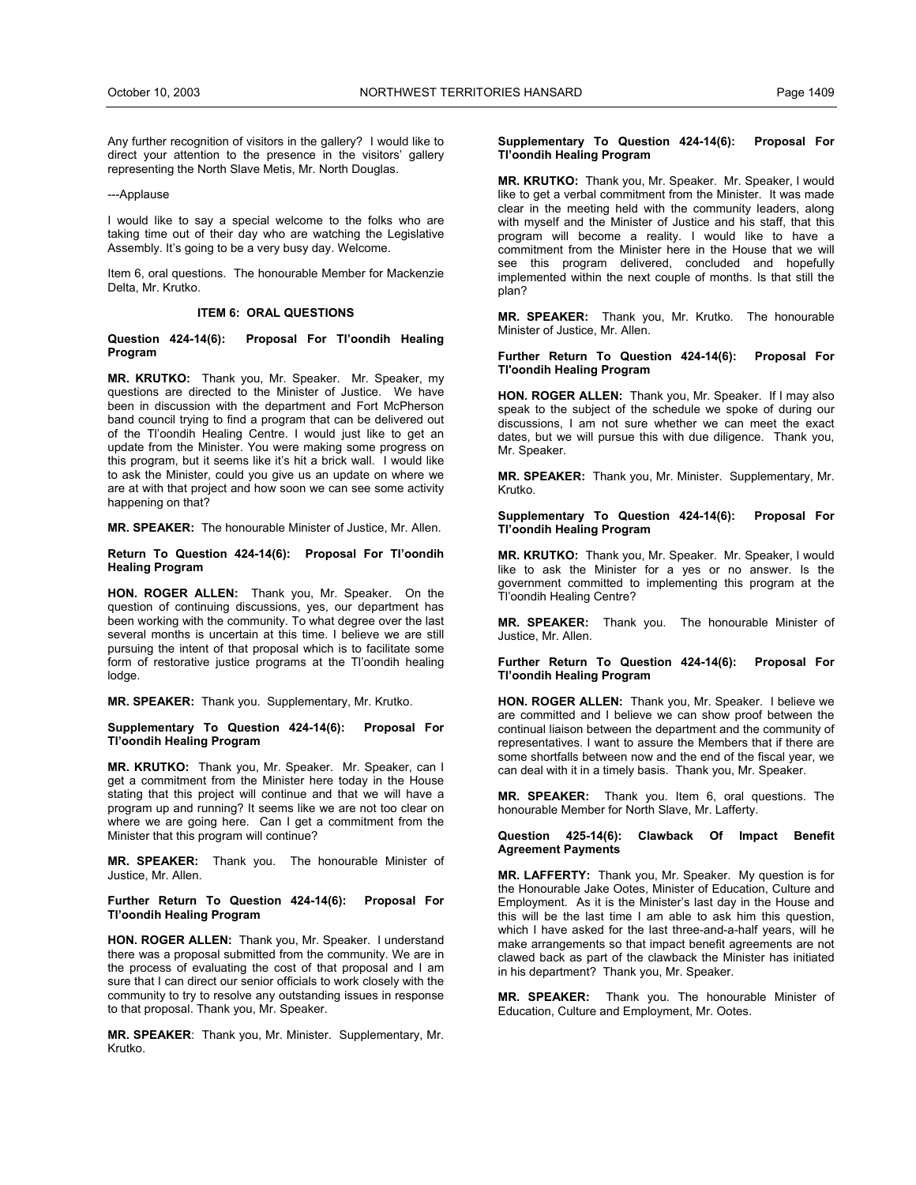Any further recognition of visitors in the gallery? I would like to direct your attention to the presence in the visitors' gallery representing the North Slave Metis, Mr. North Douglas.

---Applause

I would like to say a special welcome to the folks who are taking time out of their day who are watching the Legislative Assembly. It's going to be a very busy day. Welcome.

Item 6, oral questions. The honourable Member for Mackenzie Delta, Mr. Krutko.

## ITEM 6: ORAL QUESTIONS

### Question 424-14(6): Proposal For Tl'oondih Healing Program

**MR. KRUTKO:** Thank you, Mr. Speaker. Mr. Speaker, my questions are directed to the Minister of Justice. We have been in discussion with the department and Fort McPherson band council trying to find a program that can be delivered out of the Tl'oondih Healing Centre. I would just like to get an update from the Minister. You were making some progress on this program, but it seems like it's hit a brick wall. I would like to ask the Minister, could you give us an update on where we are at with that project and how soon we can see some activity happening on that?

**MR. SPEAKER:** The honourable Minister of Justice, Mr. Allen.

### Return To Question 424-14(6): Proposal For Tl'oondih Healing Program

**HON. ROGER ALLEN:** Thank you, Mr. Speaker. On the question of continuing discussions, yes, our department has been working with the community. To what degree over the last several months is uncertain at this time. I believe we are still pursuing the intent of that proposal which is to facilitate some form of restorative justice programs at the Tl'oondih healing lodge.

**MR. SPEAKER:** Thank you. Supplementary, Mr. Krutko.

### Supplementary To Question 424-14(6): Proposal For Tl'oondih Healing Program

**MR. KRUTKO:** Thank you, Mr. Speaker. Mr. Speaker, can I get a commitment from the Minister here today in the House stating that this project will continue and that we will have a program up and running? It seems like we are not too clear on where we are going here. Can I get a commitment from the Minister that this program will continue?

**MR. SPEAKER:** Thank you. The honourable Minister of Justice, Mr. Allen.

### Further Return To Question 424-14(6): Proposal For Tl'oondih Healing Program

**HON. ROGER ALLEN:** Thank you, Mr. Speaker. I understand there was a proposal submitted from the community. We are in the process of evaluating the cost of that proposal and I am sure that I can direct our senior officials to work closely with the community to try to resolve any outstanding issues in response to that proposal. Thank you, Mr. Speaker.

**MR. SPEAKER**: Thank you, Mr. Minister. Supplementary, Mr. Krutko.

### Supplementary To Question 424-14(6): Proposal For Tl'oondih Healing Program

**MR. KRUTKO:** Thank you, Mr. Speaker. Mr. Speaker, I would like to get a verbal commitment from the Minister. It was made clear in the meeting held with the community leaders, along with myself and the Minister of Justice and his staff, that this program will become a reality. I would like to have a commitment from the Minister here in the House that we will see this program delivered, concluded and hopefully implemented within the next couple of months. Is that still the plan?

**MR. SPEAKER:** Thank you, Mr. Krutko. The honourable Minister of Justice, Mr. Allen.

### Further Return To Question 424-14(6): Proposal For Tl'oondih Healing Program

**HON. ROGER ALLEN:** Thank you, Mr. Speaker. If I may also speak to the subject of the schedule we spoke of during our discussions, I am not sure whether we can meet the exact dates, but we will pursue this with due diligence. Thank you, Mr. Speaker.

**MR. SPEAKER:** Thank you, Mr. Minister. Supplementary, Mr. Krutko.

### Supplementary To Question 424-14(6): Proposal For Tl'oondih Healing Program

**MR. KRUTKO:** Thank you, Mr. Speaker. Mr. Speaker, I would like to ask the Minister for a yes or no answer. Is the government committed to implementing this program at the Tl'oondih Healing Centre?

**MR. SPEAKER:** Thank you. The honourable Minister of Justice, Mr. Allen.

### Further Return To Question 424-14(6): Proposal For Tl'oondih Healing Program

**HON. ROGER ALLEN:** Thank you, Mr. Speaker. I believe we are committed and I believe we can show proof between the continual liaison between the department and the community of representatives. I want to assure the Members that if there are some shortfalls between now and the end of the fiscal year, we can deal with it in a timely basis. Thank you, Mr. Speaker.

**MR. SPEAKER:** Thank you. Item 6, oral questions. The honourable Member for North Slave, Mr. Lafferty.

### Question 425-14(6): Clawback Of Impact Benefit Agreement Payments

**MR. LAFFERTY:** Thank you, Mr. Speaker. My question is for the Honourable Jake Ootes, Minister of Education, Culture and Employment. As it is the Minister's last day in the House and this will be the last time I am able to ask him this question, which I have asked for the last three-and-a-half years, will he make arrangements so that impact benefit agreements are not clawed back as part of the clawback the Minister has initiated in his department? Thank you, Mr. Speaker.

**MR. SPEAKER:** Thank you. The honourable Minister of Education, Culture and Employment, Mr. Ootes.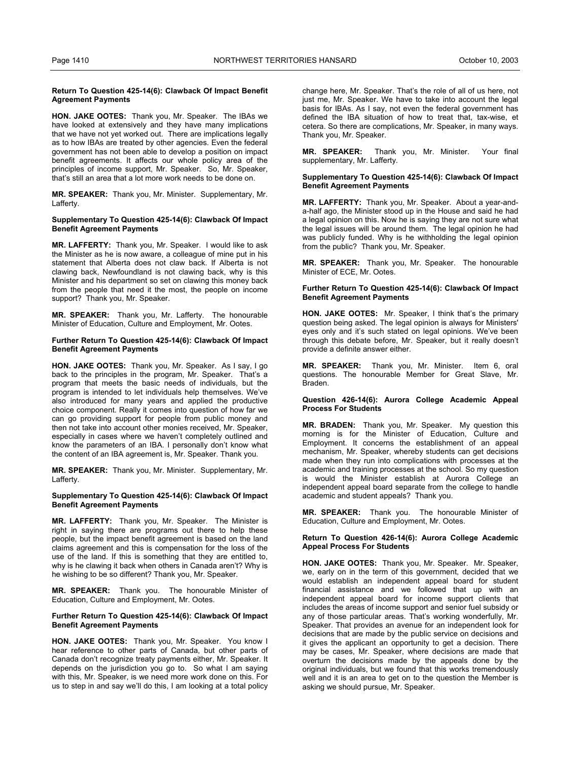**Return To Question 425-14(6): Clawback Of Impact Benefit Agreement Payments**

**HON. JAKE OOTES:** Thank you, Mr. Speaker. The IBAs we have looked at extensively and they have many implications that we have not yet worked out. There are implications legally as to how IBAs are treated by other agencies. Even the federal government has not been able to develop a position on impact benefit agreements. It affects our whole policy area of the principles of income support, Mr. Speaker. So, Mr. Speaker, that's still an area that a lot more work needs to be done on.

**MR. SPEAKER:** Thank you, Mr. Minister. Supplementary, Mr. Lafferty.

**Supplementary To Question 425-14(6): Clawback Of Impact Benefit Agreement Payments**

**MR. LAFFERTY:** Thank you, Mr. Speaker. I would like to ask the Minister as he is now aware, a colleague of mine put in his statement that Alberta does not claw back. If Alberta is not clawing back, Newfoundland is not clawing back, why is this Minister and his department so set on clawing this money back from the people that need it the most, the people on income support? Thank you, Mr. Speaker.

**MR. SPEAKER:** Thank you, Mr. Lafferty. The honourable Minister of Education, Culture and Employment, Mr. Ootes.

**Further Return To Question 425-14(6): Clawback Of Impact Benefit Agreement Payments**

**HON. JAKE OOTES:** Thank you, Mr. Speaker. As I say, I go back to the principles in the program, Mr. Speaker. That's a program that meets the basic needs of individuals, but the program is intended to let individuals help themselves. We've also introduced for many years and applied the productive choice component. Really it comes into question of how far we can go providing support for people from public money and then not take into account other monies received, Mr. Speaker, especially in cases where we haven't completely outlined and know the parameters of an IBA. I personally don't know what the content of an IBA agreement is, Mr. Speaker. Thank you.

**MR. SPEAKER:** Thank you, Mr. Minister. Supplementary, Mr. Lafferty.

**Supplementary To Question 425-14(6): Clawback Of Impact Benefit Agreement Payments**

**MR. LAFFERTY:** Thank you, Mr. Speaker. The Minister is right in saying there are programs out there to help these people, but the impact benefit agreement is based on the land claims agreement and this is compensation for the loss of the use of the land. If this is something that they are entitled to, why is he clawing it back when others in Canada aren't? Why is he wishing to be so different? Thank you, Mr. Speaker.

**MR. SPEAKER:** Thank you. The honourable Minister of Education, Culture and Employment, Mr. Ootes.

**Further Return To Question 425-14(6): Clawback Of Impact Benefit Agreement Payments**

**HON. JAKE OOTES:** Thank you, Mr. Speaker. You know I hear reference to other parts of Canada, but other parts of Canada don't recognize treaty payments either, Mr. Speaker. It depends on the jurisdiction you go to. So what I am saying with this, Mr. Speaker, is we need more work done on this. For us to step in and say we'll do this, I am looking at a total policy change here, Mr. Speaker. That's the role of all of us here, not just me, Mr. Speaker. We have to take into account the legal basis for IBAs. As I say, not even the federal government has defined the IBA situation of how to treat that, tax-wise, et cetera. So there are complications, Mr. Speaker, in many ways. Thank you, Mr. Speaker.

**MR. SPEAKER:** Thank you, Mr. Minister. Your final supplementary, Mr. Lafferty.

**Supplementary To Question 425-14(6): Clawback Of Impact Benefit Agreement Payments**

**MR. LAFFERTY:** Thank you, Mr. Speaker. About a year-and-a-half ago, the Minister stood up in the House and said he had a legal opinion on this. Now he is saying they are not sure what the legal issues will be around them. The legal opinion he had was publicly funded. Why is he withholding the legal opinion from the public? Thank you, Mr. Speaker.

**MR. SPEAKER:** Thank you, Mr. Speaker. The honourable Minister of ECE, Mr. Ootes.

**Further Return To Question 425-14(6): Clawback Of Impact Benefit Agreement Payments**

**HON. JAKE OOTES:** Mr. Speaker, I think that's the primary question being asked. The legal opinion is always for Ministers' eyes only and it's such stated on legal opinions. We've been through this debate before, Mr. Speaker, but it really doesn't provide a definite answer either.

**MR. SPEAKER:** Thank you, Mr. Minister. Item 6, oral questions. The honourable Member for Great Slave, Mr. Braden.

**Question 426-14(6): Aurora College Academic Appeal Process For Students**

**MR. BRADEN:** Thank you, Mr. Speaker. My question this morning is for the Minister of Education, Culture and Employment. It concerns the establishment of an appeal mechanism, Mr. Speaker, whereby students can get decisions made when they run into complications with processes at the academic and training processes at the school. So my question is would the Minister establish at Aurora College an independent appeal board separate from the college to handle academic and student appeals? Thank you.

**MR. SPEAKER:** Thank you. The honourable Minister of Education, Culture and Employment, Mr. Ootes.

**Return To Question 426-14(6): Aurora College Academic Appeal Process For Students**

**HON. JAKE OOTES:** Thank you, Mr. Speaker. Mr. Speaker, we, early on in the term of this government, decided that we would establish an independent appeal board for student financial assistance and we followed that up with an independent appeal board for income support clients that includes the areas of income support and senior fuel subsidy or any of those particular areas. That's working wonderfully, Mr. Speaker. That provides an avenue for an independent look for decisions that are made by the public service on decisions and it gives the applicant an opportunity to get a decision. There may be cases, Mr. Speaker, where decisions are made that overturn the decisions made by the appeals done by the original individuals, but we found that this works tremendously well and it is an area to get on to the question the Member is asking we should pursue, Mr. Speaker.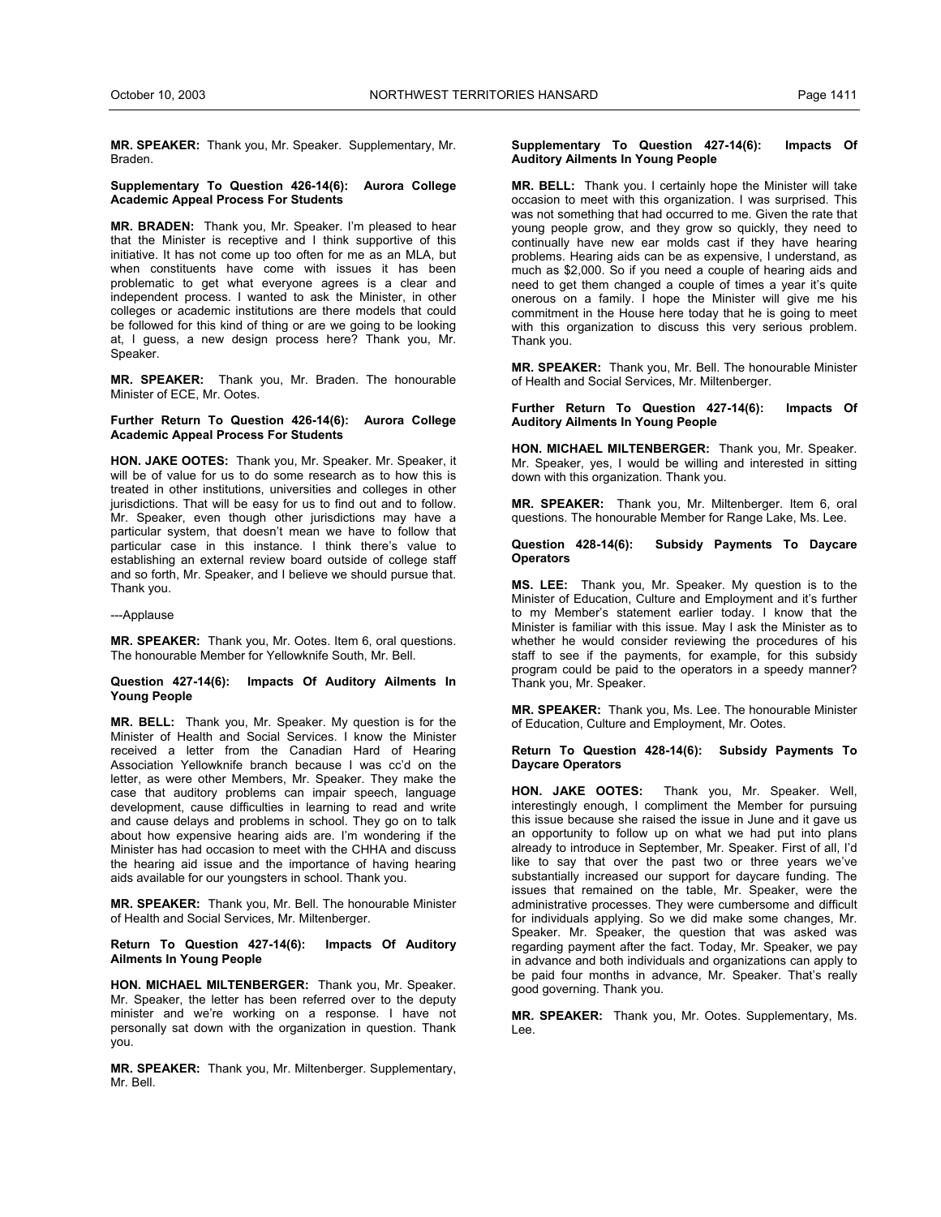**MR. SPEAKER:** Thank you, Mr. Speaker. Supplementary, Mr. Braden.

#### Supplementary To Question 426-14(6): Aurora College Academic Appeal Process For Students

**MR. BRADEN:** Thank you, Mr. Speaker. I'm pleased to hear that the Minister is receptive and I think supportive of this initiative. It has not come up too often for me as an MLA, but when constituents have come with issues it has been problematic to get what everyone agrees is a clear and independent process. I wanted to ask the Minister, in other colleges or academic institutions are there models that could be followed for this kind of thing or are we going to be looking at, I guess, a new design process here? Thank you, Mr. Speaker.

**MR. SPEAKER:** Thank you, Mr. Braden. The honourable Minister of ECE, Mr. Ootes.

#### Further Return To Question 426-14(6): Aurora College Academic Appeal Process For Students

**HON. JAKE OOTES:** Thank you, Mr. Speaker. Mr. Speaker, it will be of value for us to do some research as to how this is treated in other institutions, universities and colleges in other jurisdictions. That will be easy for us to find out and to follow. Mr. Speaker, even though other jurisdictions may have a particular system, that doesn't mean we have to follow that particular case in this instance. I think there's value to establishing an external review board outside of college staff and so forth, Mr. Speaker, and I believe we should pursue that. Thank you.

---Applause

**MR. SPEAKER:** Thank you, Mr. Ootes. Item 6, oral questions. The honourable Member for Yellowknife South, Mr. Bell.

#### Question 427-14(6): Impacts Of Auditory Ailments In Young People

**MR. BELL:** Thank you, Mr. Speaker. My question is for the Minister of Health and Social Services. I know the Minister received a letter from the Canadian Hard of Hearing Association Yellowknife branch because I was cc'd on the letter, as were other Members, Mr. Speaker. They make the case that auditory problems can impair speech, language development, cause difficulties in learning to read and write and cause delays and problems in school. They go on to talk about how expensive hearing aids are. I'm wondering if the Minister has had occasion to meet with the CHHA and discuss the hearing aid issue and the importance of having hearing aids available for our youngsters in school. Thank you.

**MR. SPEAKER:** Thank you, Mr. Bell. The honourable Minister of Health and Social Services, Mr. Miltenberger.

#### Return To Question 427-14(6): Impacts Of Auditory Ailments In Young People

**HON. MICHAEL MILTENBERGER:** Thank you, Mr. Speaker. Mr. Speaker, the letter has been referred over to the deputy minister and we're working on a response. I have not personally sat down with the organization in question. Thank you.

**MR. SPEAKER:** Thank you, Mr. Miltenberger. Supplementary, Mr. Bell.

#### Supplementary To Question 427-14(6): Impacts Of Auditory Ailments In Young People

**MR. BELL:** Thank you. I certainly hope the Minister will take occasion to meet with this organization. I was surprised. This was not something that had occurred to me. Given the rate that young people grow, and they grow so quickly, they need to continually have new ear molds cast if they have hearing problems. Hearing aids can be as expensive, I understand, as much as $2,000. So if you need a couple of hearing aids and need to get them changed a couple of times a year it's quite onerous on a family. I hope the Minister will give me his commitment in the House here today that he is going to meet with this organization to discuss this very serious problem. Thank you.

**MR. SPEAKER:** Thank you, Mr. Bell. The honourable Minister of Health and Social Services, Mr. Miltenberger.

#### Further Return To Question 427-14(6): Impacts Of Auditory Ailments In Young People

**HON. MICHAEL MILTENBERGER:** Thank you, Mr. Speaker. Mr. Speaker, yes, I would be willing and interested in sitting down with this organization. Thank you.

**MR. SPEAKER:** Thank you, Mr. Miltenberger. Item 6, oral questions. The honourable Member for Range Lake, Ms. Lee.

#### Question 428-14(6): Subsidy Payments To Daycare Operators

**MS. LEE:** Thank you, Mr. Speaker. My question is to the Minister of Education, Culture and Employment and it's further to my Member's statement earlier today. I know that the Minister is familiar with this issue. May I ask the Minister as to whether he would consider reviewing the procedures of his staff to see if the payments, for example, for this subsidy program could be paid to the operators in a speedy manner? Thank you, Mr. Speaker.

**MR. SPEAKER:** Thank you, Ms. Lee. The honourable Minister of Education, Culture and Employment, Mr. Ootes.

#### Return To Question 428-14(6): Subsidy Payments To Daycare Operators

**HON. JAKE OOTES:** Thank you, Mr. Speaker. Well, interestingly enough, I compliment the Member for pursuing this issue because she raised the issue in June and it gave us an opportunity to follow up on what we had put into plans already to introduce in September, Mr. Speaker. First of all, I'd like to say that over the past two or three years we've substantially increased our support for daycare funding. The issues that remained on the table, Mr. Speaker, were the administrative processes. They were cumbersome and difficult for individuals applying. So we did make some changes, Mr. Speaker. Mr. Speaker, the question that was asked was regarding payment after the fact. Today, Mr. Speaker, we pay in advance and both individuals and organizations can apply to be paid four months in advance, Mr. Speaker. That's really good governing. Thank you.

**MR. SPEAKER:** Thank you, Mr. Ootes. Supplementary, Ms. Lee.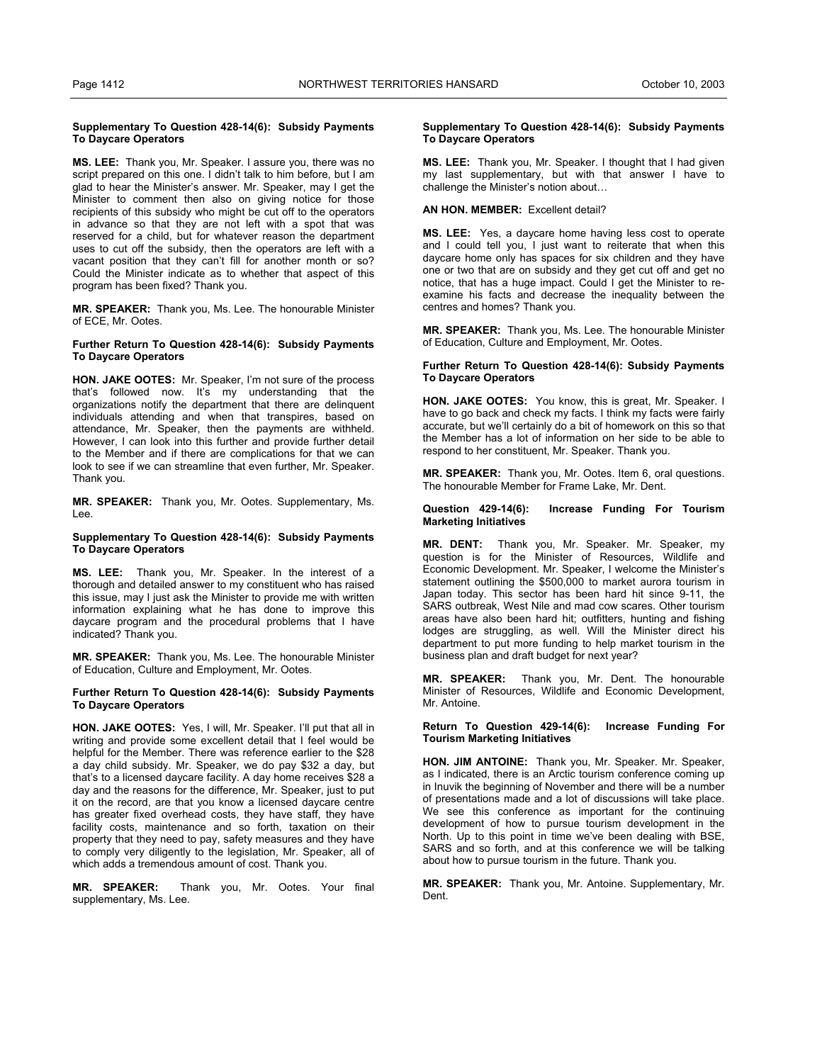**Supplementary To Question 428-14(6): Subsidy Payments To Daycare Operators**

**MS. LEE:** Thank you, Mr. Speaker. I assure you, there was no script prepared on this one. I didn't talk to him before, but I am glad to hear the Minister's answer. Mr. Speaker, may I get the Minister to comment then also on giving notice for those recipients of this subsidy who might be cut off to the operators in advance so that they are not left with a spot that was reserved for a child, but for whatever reason the department uses to cut off the subsidy, then the operators are left with a vacant position that they can't fill for another month or so? Could the Minister indicate as to whether that aspect of this program has been fixed? Thank you.

**MR. SPEAKER:** Thank you, Ms. Lee. The honourable Minister of ECE, Mr. Ootes.

**Further Return To Question 428-14(6): Subsidy Payments To Daycare Operators**

**HON. JAKE OOTES:** Mr. Speaker, I'm not sure of the process that's followed now. It's my understanding that the organizations notify the department that there are delinquent individuals attending and when that transpires, based on attendance, Mr. Speaker, then the payments are withheld. However, I can look into this further and provide further detail to the Member and if there are complications for that we can look to see if we can streamline that even further, Mr. Speaker. Thank you.

**MR. SPEAKER:** Thank you, Mr. Ootes. Supplementary, Ms. Lee.

**Supplementary To Question 428-14(6): Subsidy Payments To Daycare Operators**

**MS. LEE:** Thank you, Mr. Speaker. In the interest of a thorough and detailed answer to my constituent who has raised this issue, may I just ask the Minister to provide me with written information explaining what he has done to improve this daycare program and the procedural problems that I have indicated? Thank you.

**MR. SPEAKER:** Thank you, Ms. Lee. The honourable Minister of Education, Culture and Employment, Mr. Ootes.

**Further Return To Question 428-14(6): Subsidy Payments To Daycare Operators**

**HON. JAKE OOTES:** Yes, I will, Mr. Speaker. I'll put that all in writing and provide some excellent detail that I feel would be helpful for the Member. There was reference earlier to the $28 a day child subsidy. Mr. Speaker, we do pay $32 a day, but that's to a licensed daycare facility. A day home receives $28 a day and the reasons for the difference, Mr. Speaker, just to put it on the record, are that you know a licensed daycare centre has greater fixed overhead costs, they have staff, they have facility costs, maintenance and so forth, taxation on their property that they need to pay, safety measures and they have to comply very diligently to the legislation, Mr. Speaker, all of which adds a tremendous amount of cost. Thank you.

**MR. SPEAKER:** Thank you, Mr. Ootes. Your final supplementary, Ms. Lee.

**Supplementary To Question 428-14(6): Subsidy Payments To Daycare Operators**

**MS. LEE:** Thank you, Mr. Speaker. I thought that I had given my last supplementary, but with that answer I have to challenge the Minister's notion about…

**AN HON. MEMBER:** Excellent detail?

**MS. LEE:** Yes, a daycare home having less cost to operate and I could tell you, I just want to reiterate that when this daycare home only has spaces for six children and they have one or two that are on subsidy and they get cut off and get no notice, that has a huge impact. Could I get the Minister to re-examine his facts and decrease the inequality between the centres and homes? Thank you.

**MR. SPEAKER:** Thank you, Ms. Lee. The honourable Minister of Education, Culture and Employment, Mr. Ootes.

**Further Return To Question 428-14(6): Subsidy Payments To Daycare Operators**

**HON. JAKE OOTES:** You know, this is great, Mr. Speaker. I have to go back and check my facts. I think my facts were fairly accurate, but we'll certainly do a bit of homework on this so that the Member has a lot of information on her side to be able to respond to her constituent, Mr. Speaker. Thank you.

**MR. SPEAKER:** Thank you, Mr. Ootes. Item 6, oral questions. The honourable Member for Frame Lake, Mr. Dent.

**Question 429-14(6): Increase Funding For Tourism Marketing Initiatives**

**MR. DENT:** Thank you, Mr. Speaker. Mr. Speaker, my question is for the Minister of Resources, Wildlife and Economic Development. Mr. Speaker, I welcome the Minister's statement outlining the $500,000 to market aurora tourism in Japan today. This sector has been hard hit since 9-11, the SARS outbreak, West Nile and mad cow scares. Other tourism areas have also been hard hit; outfitters, hunting and fishing lodges are struggling, as well. Will the Minister direct his department to put more funding to help market tourism in the business plan and draft budget for next year?

**MR. SPEAKER:** Thank you, Mr. Dent. The honourable Minister of Resources, Wildlife and Economic Development, Mr. Antoine.

**Return To Question 429-14(6): Increase Funding For Tourism Marketing Initiatives**

**HON. JIM ANTOINE:** Thank you, Mr. Speaker. Mr. Speaker, as I indicated, there is an Arctic tourism conference coming up in Inuvik the beginning of November and there will be a number of presentations made and a lot of discussions will take place. We see this conference as important for the continuing development of how to pursue tourism development in the North. Up to this point in time we've been dealing with BSE, SARS and so forth, and at this conference we will be talking about how to pursue tourism in the future. Thank you.

**MR. SPEAKER:** Thank you, Mr. Antoine. Supplementary, Mr. Dent.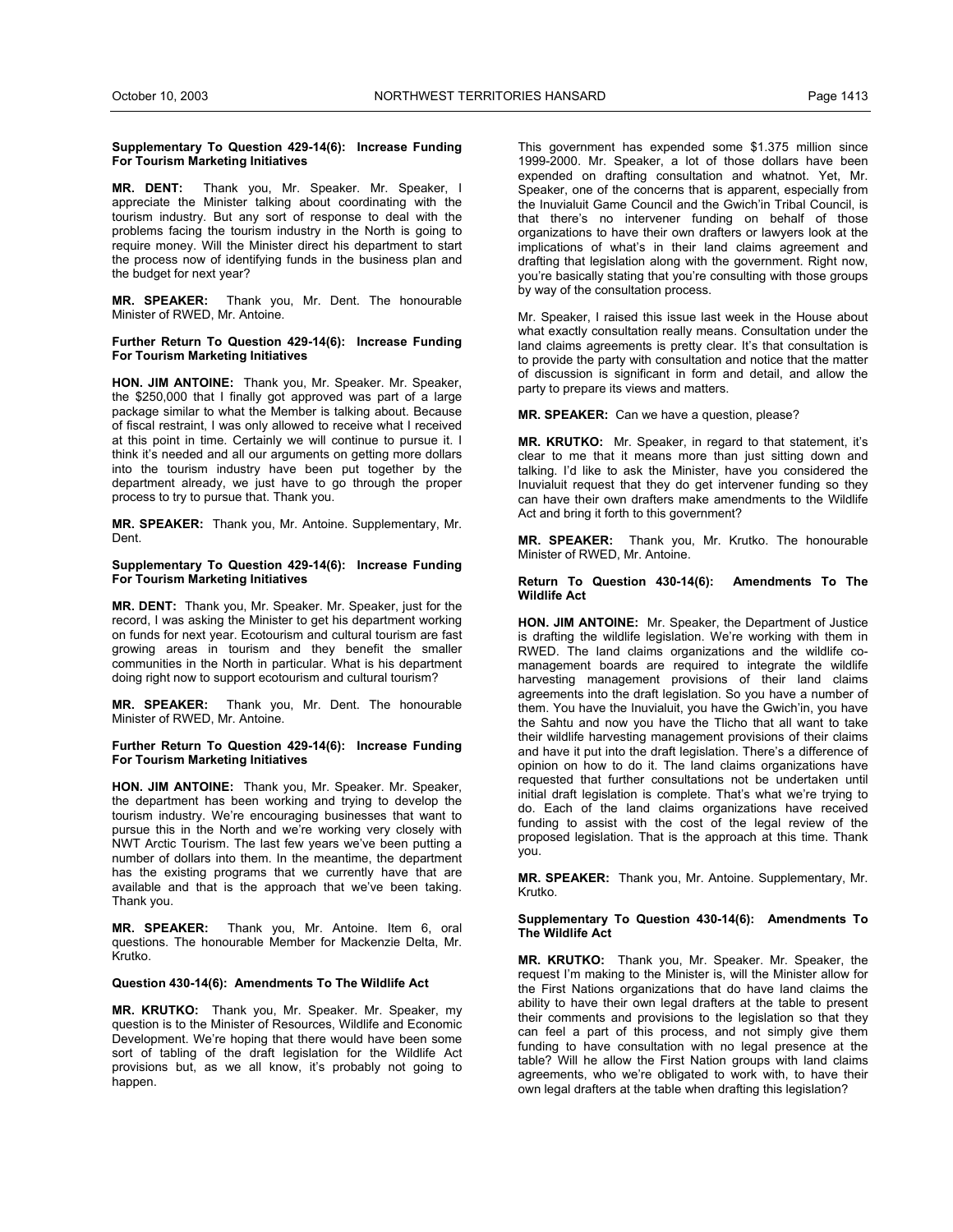**Supplementary To Question 429-14(6): Increase Funding For Tourism Marketing Initiatives**

**MR. DENT:** Thank you, Mr. Speaker. Mr. Speaker, I appreciate the Minister talking about coordinating with the tourism industry. But any sort of response to deal with the problems facing the tourism industry in the North is going to require money. Will the Minister direct his department to start the process now of identifying funds in the business plan and the budget for next year?

**MR. SPEAKER:** Thank you, Mr. Dent. The honourable Minister of RWED, Mr. Antoine.

**Further Return To Question 429-14(6): Increase Funding For Tourism Marketing Initiatives**

**HON. JIM ANTOINE:** Thank you, Mr. Speaker. Mr. Speaker, the $250,000 that I finally got approved was part of a large package similar to what the Member is talking about. Because of fiscal restraint, I was only allowed to receive what I received at this point in time. Certainly we will continue to pursue it. I think it's needed and all our arguments on getting more dollars into the tourism industry have been put together by the department already, we just have to go through the proper process to try to pursue that. Thank you.

**MR. SPEAKER:** Thank you, Mr. Antoine. Supplementary, Mr. Dent.

**Supplementary To Question 429-14(6): Increase Funding For Tourism Marketing Initiatives**

**MR. DENT:** Thank you, Mr. Speaker. Mr. Speaker, just for the record, I was asking the Minister to get his department working on funds for next year. Ecotourism and cultural tourism are fast growing areas in tourism and they benefit the smaller communities in the North in particular. What is his department doing right now to support ecotourism and cultural tourism?

**MR. SPEAKER:** Thank you, Mr. Dent. The honourable Minister of RWED, Mr. Antoine.

**Further Return To Question 429-14(6): Increase Funding For Tourism Marketing Initiatives**

**HON. JIM ANTOINE:** Thank you, Mr. Speaker. Mr. Speaker, the department has been working and trying to develop the tourism industry. We're encouraging businesses that want to pursue this in the North and we're working very closely with NWT Arctic Tourism. The last few years we've been putting a number of dollars into them. In the meantime, the department has the existing programs that we currently have that are available and that is the approach that we've been taking. Thank you.

**MR. SPEAKER:** Thank you, Mr. Antoine. Item 6, oral questions. The honourable Member for Mackenzie Delta, Mr. Krutko.

**Question 430-14(6): Amendments To The Wildlife Act**

**MR. KRUTKO:** Thank you, Mr. Speaker. Mr. Speaker, my question is to the Minister of Resources, Wildlife and Economic Development. We're hoping that there would have been some sort of tabling of the draft legislation for the Wildlife Act provisions but, as we all know, it's probably not going to happen.

This government has expended some $1.375 million since 1999-2000. Mr. Speaker, a lot of those dollars have been expended on drafting consultation and whatnot. Yet, Mr. Speaker, one of the concerns that is apparent, especially from the Inuvialuit Game Council and the Gwich'in Tribal Council, is that there's no intervener funding on behalf of those organizations to have their own drafters or lawyers look at the implications of what's in their land claims agreement and drafting that legislation along with the government. Right now, you're basically stating that you're consulting with those groups by way of the consultation process.

Mr. Speaker, I raised this issue last week in the House about what exactly consultation really means. Consultation under the land claims agreements is pretty clear. It's that consultation is to provide the party with consultation and notice that the matter of discussion is significant in form and detail, and allow the party to prepare its views and matters.

**MR. SPEAKER:** Can we have a question, please?

**MR. KRUTKO:** Mr. Speaker, in regard to that statement, it's clear to me that it means more than just sitting down and talking. I'd like to ask the Minister, have you considered the Inuvialuit request that they do get intervener funding so they can have their own drafters make amendments to the Wildlife Act and bring it forth to this government?

**MR. SPEAKER:** Thank you, Mr. Krutko. The honourable Minister of RWED, Mr. Antoine.

**Return To Question 430-14(6): Amendments To The Wildlife Act**

**HON. JIM ANTOINE:** Mr. Speaker, the Department of Justice is drafting the wildlife legislation. We're working with them in RWED. The land claims organizations and the wildlife co-management boards are required to integrate the wildlife harvesting management provisions of their land claims agreements into the draft legislation. So you have a number of them. You have the Inuvialuit, you have the Gwich'in, you have the Sahtu and now you have the Tlicho that all want to take their wildlife harvesting management provisions of their claims and have it put into the draft legislation. There's a difference of opinion on how to do it. The land claims organizations have requested that further consultations not be undertaken until initial draft legislation is complete. That's what we're trying to do. Each of the land claims organizations have received funding to assist with the cost of the legal review of the proposed legislation. That is the approach at this time. Thank you.

**MR. SPEAKER:** Thank you, Mr. Antoine. Supplementary, Mr. Krutko.

**Supplementary To Question 430-14(6): Amendments To The Wildlife Act**

**MR. KRUTKO:** Thank you, Mr. Speaker. Mr. Speaker, the request I'm making to the Minister is, will the Minister allow for the First Nations organizations that do have land claims the ability to have their own legal drafters at the table to present their comments and provisions to the legislation so that they can feel a part of this process, and not simply give them funding to have consultation with no legal presence at the table? Will he allow the First Nation groups with land claims agreements, who we're obligated to work with, to have their own legal drafters at the table when drafting this legislation?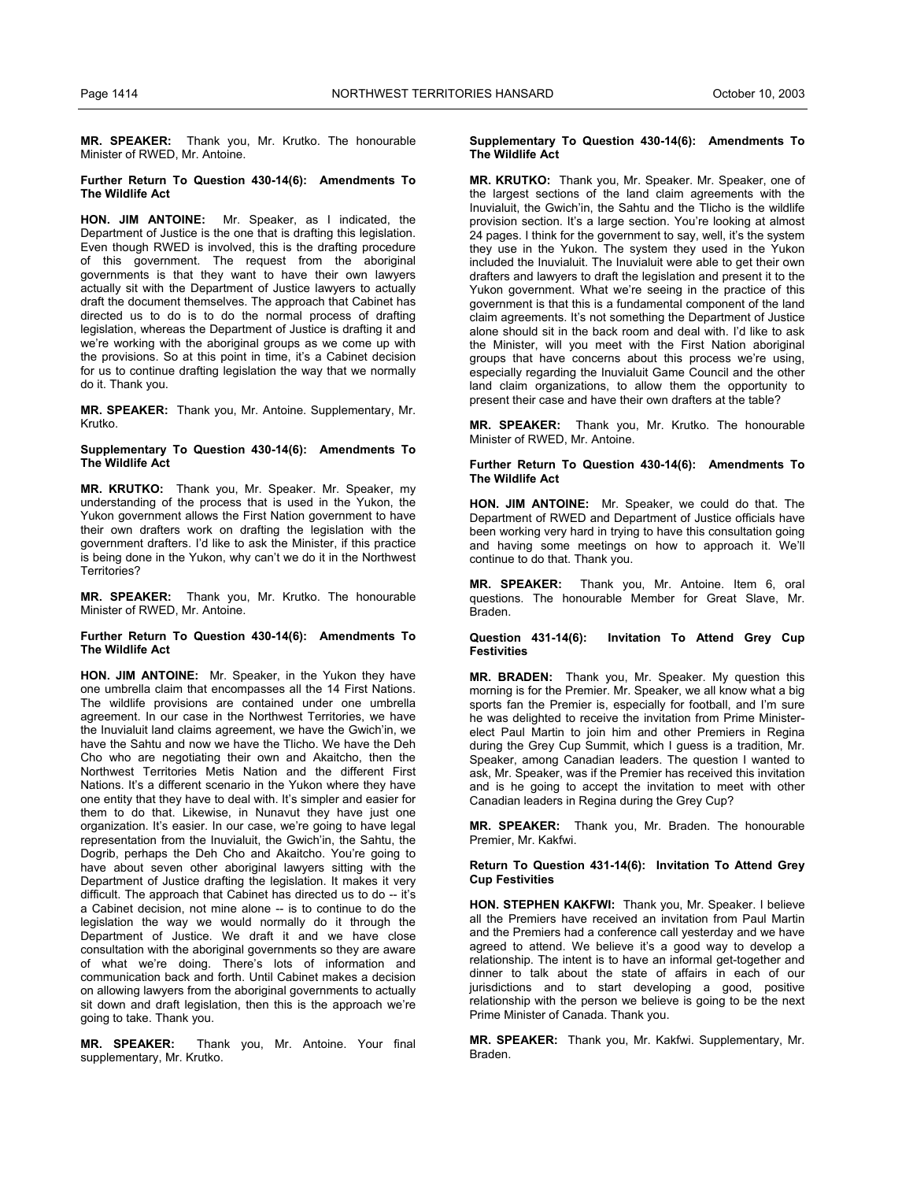**MR. SPEAKER:** Thank you, Mr. Krutko. The honourable Minister of RWED, Mr. Antoine.

#### Further Return To Question 430-14(6): Amendments To The Wildlife Act

**HON. JIM ANTOINE:** Mr. Speaker, as I indicated, the Department of Justice is the one that is drafting this legislation. Even though RWED is involved, this is the drafting procedure of this government. The request from the aboriginal governments is that they want to have their own lawyers actually sit with the Department of Justice lawyers to actually draft the document themselves. The approach that Cabinet has directed us to do is to do the normal process of drafting legislation, whereas the Department of Justice is drafting it and we're working with the aboriginal groups as we come up with the provisions. So at this point in time, it's a Cabinet decision for us to continue drafting legislation the way that we normally do it. Thank you.

**MR. SPEAKER:** Thank you, Mr. Antoine. Supplementary, Mr. Krutko.

#### Supplementary To Question 430-14(6): Amendments To The Wildlife Act

**MR. KRUTKO:** Thank you, Mr. Speaker. Mr. Speaker, my understanding of the process that is used in the Yukon, the Yukon government allows the First Nation government to have their own drafters work on drafting the legislation with the government drafters. I'd like to ask the Minister, if this practice is being done in the Yukon, why can't we do it in the Northwest Territories?

**MR. SPEAKER:** Thank you, Mr. Krutko. The honourable Minister of RWED, Mr. Antoine.

#### Further Return To Question 430-14(6): Amendments To The Wildlife Act

**HON. JIM ANTOINE:** Mr. Speaker, in the Yukon they have one umbrella claim that encompasses all the 14 First Nations. The wildlife provisions are contained under one umbrella agreement. In our case in the Northwest Territories, we have the Inuvialuit land claims agreement, we have the Gwich'in, we have the Sahtu and now we have the Tlicho. We have the Deh Cho who are negotiating their own and Akaitcho, then the Northwest Territories Metis Nation and the different First Nations. It's a different scenario in the Yukon where they have one entity that they have to deal with. It's simpler and easier for them to do that. Likewise, in Nunavut they have just one organization. It's easier. In our case, we're going to have legal representation from the Inuvialuit, the Gwich'in, the Sahtu, the Dogrib, perhaps the Deh Cho and Akaitcho. You're going to have about seven other aboriginal lawyers sitting with the Department of Justice drafting the legislation. It makes it very difficult. The approach that Cabinet has directed us to do -- it's a Cabinet decision, not mine alone -- is to continue to do the legislation the way we would normally do it through the Department of Justice. We draft it and we have close consultation with the aboriginal governments so they are aware of what we're doing. There's lots of information and communication back and forth. Until Cabinet makes a decision on allowing lawyers from the aboriginal governments to actually sit down and draft legislation, then this is the approach we're going to take. Thank you.

**MR. SPEAKER:** Thank you, Mr. Antoine. Your final supplementary, Mr. Krutko.

#### Supplementary To Question 430-14(6): Amendments To The Wildlife Act

**MR. KRUTKO:** Thank you, Mr. Speaker. Mr. Speaker, one of the largest sections of the land claim agreements with the Inuvialuit, the Gwich'in, the Sahtu and the Tlicho is the wildlife provision section. It's a large section. You're looking at almost 24 pages. I think for the government to say, well, it's the system they use in the Yukon. The system they used in the Yukon included the Inuvialuit. The Inuvialuit were able to get their own drafters and lawyers to draft the legislation and present it to the Yukon government. What we're seeing in the practice of this government is that this is a fundamental component of the land claim agreements. It's not something the Department of Justice alone should sit in the back room and deal with. I'd like to ask the Minister, will you meet with the First Nation aboriginal groups that have concerns about this process we're using, especially regarding the Inuvialuit Game Council and the other land claim organizations, to allow them the opportunity to present their case and have their own drafters at the table?

**MR. SPEAKER:** Thank you, Mr. Krutko. The honourable Minister of RWED, Mr. Antoine.

#### Further Return To Question 430-14(6): Amendments To The Wildlife Act

**HON. JIM ANTOINE:** Mr. Speaker, we could do that. The Department of RWED and Department of Justice officials have been working very hard in trying to have this consultation going and having some meetings on how to approach it. We'll continue to do that. Thank you.

**MR. SPEAKER:** Thank you, Mr. Antoine. Item 6, oral questions. The honourable Member for Great Slave, Mr. Braden.

#### Question 431-14(6): Invitation To Attend Grey Cup Festivities

**MR. BRADEN:** Thank you, Mr. Speaker. My question this morning is for the Premier. Mr. Speaker, we all know what a big sports fan the Premier is, especially for football, and I'm sure he was delighted to receive the invitation from Prime Minister-elect Paul Martin to join him and other Premiers in Regina during the Grey Cup Summit, which I guess is a tradition, Mr. Speaker, among Canadian leaders. The question I wanted to ask, Mr. Speaker, was if the Premier has received this invitation and is he going to accept the invitation to meet with other Canadian leaders in Regina during the Grey Cup?

**MR. SPEAKER:** Thank you, Mr. Braden. The honourable Premier, Mr. Kakfwi.

#### Return To Question 431-14(6): Invitation To Attend Grey Cup Festivities

**HON. STEPHEN KAKFWI:** Thank you, Mr. Speaker. I believe all the Premiers have received an invitation from Paul Martin and the Premiers had a conference call yesterday and we have agreed to attend. We believe it's a good way to develop a relationship. The intent is to have an informal get-together and dinner to talk about the state of affairs in each of our jurisdictions and to start developing a good, positive relationship with the person we believe is going to be the next Prime Minister of Canada. Thank you.

**MR. SPEAKER:** Thank you, Mr. Kakfwi. Supplementary, Mr. Braden.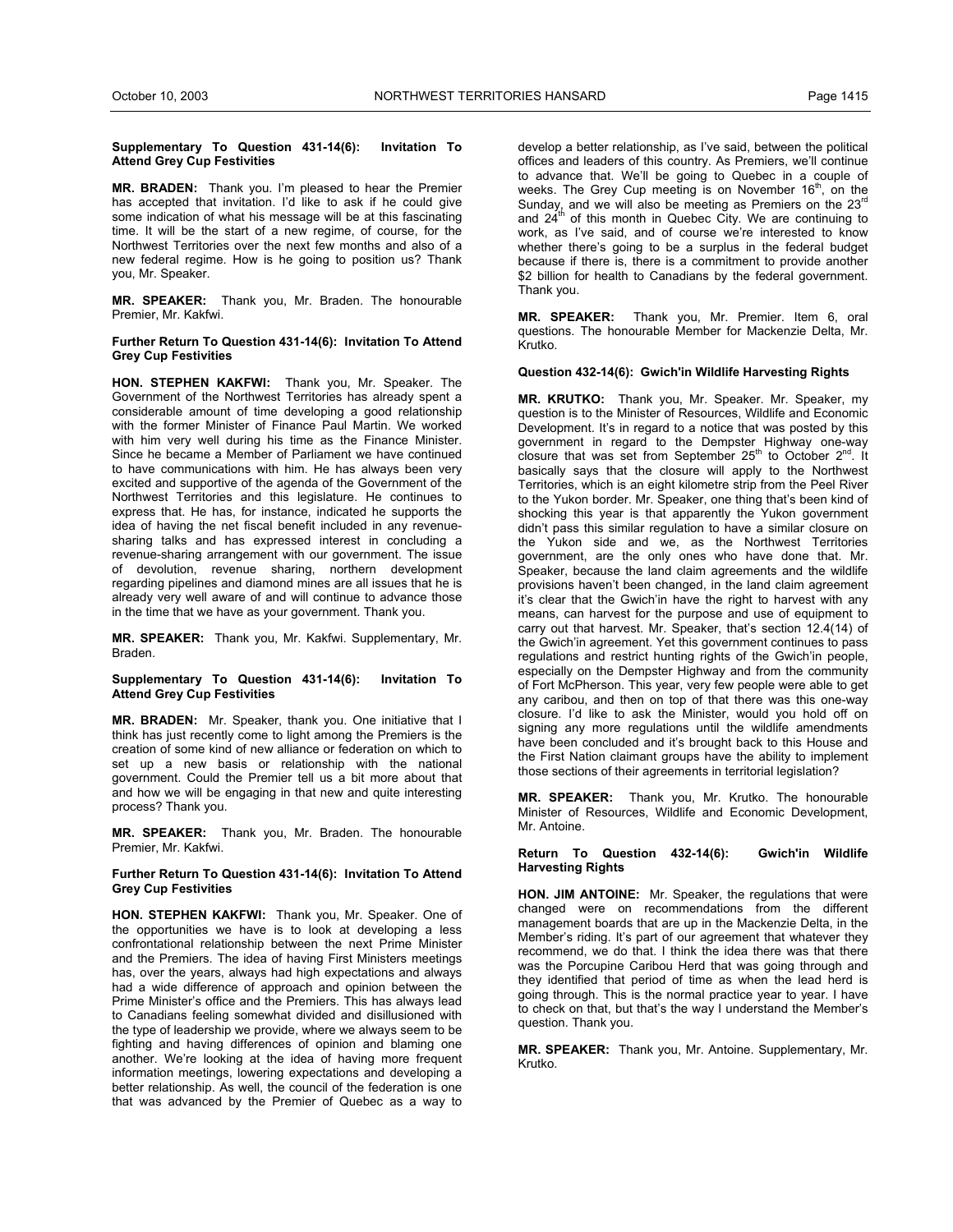**Supplementary To Question 431-14(6): Invitation To Attend Grey Cup Festivities**

**MR. BRADEN:** Thank you. I'm pleased to hear the Premier has accepted that invitation. I'd like to ask if he could give some indication of what his message will be at this fascinating time. It will be the start of a new regime, of course, for the Northwest Territories over the next few months and also of a new federal regime. How is he going to position us? Thank you, Mr. Speaker.

**MR. SPEAKER:** Thank you, Mr. Braden. The honourable Premier, Mr. Kakfwi.

**Further Return To Question 431-14(6): Invitation To Attend Grey Cup Festivities**

**HON. STEPHEN KAKFWI:** Thank you, Mr. Speaker. The Government of the Northwest Territories has already spent a considerable amount of time developing a good relationship with the former Minister of Finance Paul Martin. We worked with him very well during his time as the Finance Minister. Since he became a Member of Parliament we have continued to have communications with him. He has always been very excited and supportive of the agenda of the Government of the Northwest Territories and this legislature. He continues to express that. He has, for instance, indicated he supports the idea of having the net fiscal benefit included in any revenue-sharing talks and has expressed interest in concluding a revenue-sharing arrangement with our government. The issue of devolution, revenue sharing, northern development regarding pipelines and diamond mines are all issues that he is already very well aware of and will continue to advance those in the time that we have as your government. Thank you.

**MR. SPEAKER:** Thank you, Mr. Kakfwi. Supplementary, Mr. Braden.

**Supplementary To Question 431-14(6): Invitation To Attend Grey Cup Festivities**

**MR. BRADEN:** Mr. Speaker, thank you. One initiative that I think has just recently come to light among the Premiers is the creation of some kind of new alliance or federation on which to set up a new basis or relationship with the national government. Could the Premier tell us a bit more about that and how we will be engaging in that new and quite interesting process? Thank you.

**MR. SPEAKER:** Thank you, Mr. Braden. The honourable Premier, Mr. Kakfwi.

**Further Return To Question 431-14(6): Invitation To Attend Grey Cup Festivities**

**HON. STEPHEN KAKFWI:** Thank you, Mr. Speaker. One of the opportunities we have is to look at developing a less confrontational relationship between the next Prime Minister and the Premiers. The idea of having First Ministers meetings has, over the years, always had high expectations and always had a wide difference of approach and opinion between the Prime Minister's office and the Premiers. This has always lead to Canadians feeling somewhat divided and disillusioned with the type of leadership we provide, where we always seem to be fighting and having differences of opinion and blaming one another. We're looking at the idea of having more frequent information meetings, lowering expectations and developing a better relationship. As well, the council of the federation is one that was advanced by the Premier of Quebec as a way to develop a better relationship, as I've said, between the political offices and leaders of this country. As Premiers, we'll continue to advance that. We'll be going to Quebec in a couple of weeks. The Grey Cup meeting is on November 16th, on the Sunday, and we will also be meeting as Premiers on the 23rd and 24th of this month in Quebec City. We are continuing to work, as I've said, and of course we're interested to know whether there's going to be a surplus in the federal budget because if there is, there is a commitment to provide another $2 billion for health to Canadians by the federal government. Thank you.

**MR. SPEAKER:** Thank you, Mr. Premier. Item 6, oral questions. The honourable Member for Mackenzie Delta, Mr. Krutko.

**Question 432-14(6): Gwich'in Wildlife Harvesting Rights**

**MR. KRUTKO:** Thank you, Mr. Speaker. Mr. Speaker, my question is to the Minister of Resources, Wildlife and Economic Development. It's in regard to a notice that was posted by this government in regard to the Dempster Highway one-way closure that was set from September 25th to October 2nd. It basically says that the closure will apply to the Northwest Territories, which is an eight kilometre strip from the Peel River to the Yukon border. Mr. Speaker, one thing that's been kind of shocking this year is that apparently the Yukon government didn't pass this similar regulation to have a similar closure on the Yukon side and we, as the Northwest Territories government, are the only ones who have done that. Mr. Speaker, because the land claim agreements and the wildlife provisions haven't been changed, in the land claim agreement it's clear that the Gwich'in have the right to harvest with any means, can harvest for the purpose and use of equipment to carry out that harvest. Mr. Speaker, that's section 12.4(14) of the Gwich'in agreement. Yet this government continues to pass regulations and restrict hunting rights of the Gwich'in people, especially on the Dempster Highway and from the community of Fort McPherson. This year, very few people were able to get any caribou, and then on top of that there was this one-way closure. I'd like to ask the Minister, would you hold off on signing any more regulations until the wildlife amendments have been concluded and it's brought back to this House and the First Nation claimant groups have the ability to implement those sections of their agreements in territorial legislation?

**MR. SPEAKER:** Thank you, Mr. Krutko. The honourable Minister of Resources, Wildlife and Economic Development, Mr. Antoine.

**Return To Question 432-14(6): Gwich'in Wildlife Harvesting Rights**

**HON. JIM ANTOINE:** Mr. Speaker, the regulations that were changed were on recommendations from the different management boards that are up in the Mackenzie Delta, in the Member's riding. It's part of our agreement that whatever they recommend, we do that. I think the idea there was that there was the Porcupine Caribou Herd that was going through and they identified that period of time as when the lead herd is going through. This is the normal practice year to year. I have to check on that, but that's the way I understand the Member's question. Thank you.

**MR. SPEAKER:** Thank you, Mr. Antoine. Supplementary, Mr. Krutko.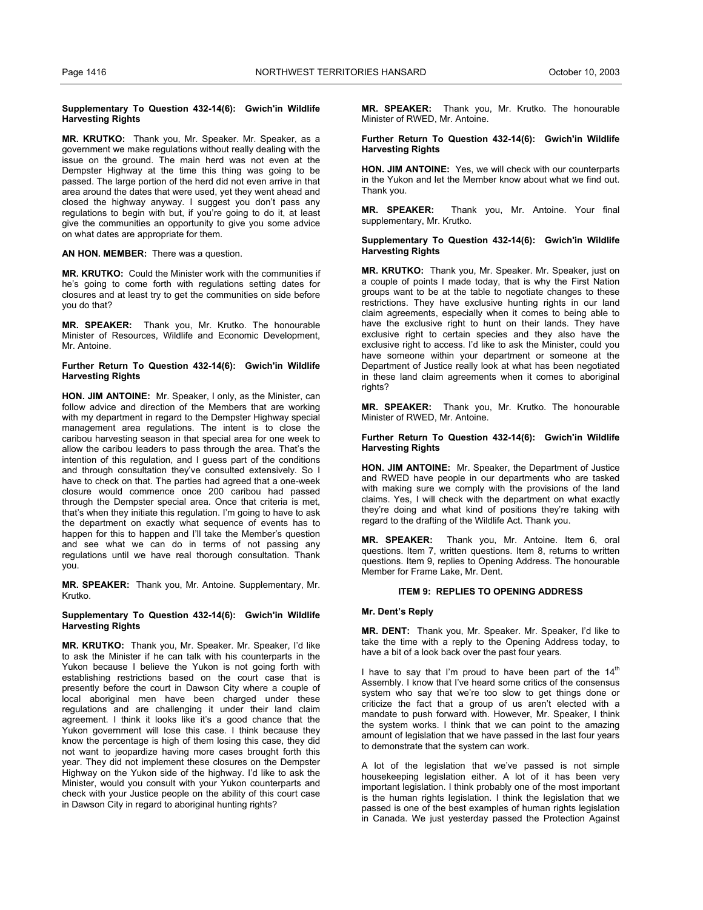**Supplementary To Question 432-14(6): Gwich'in Wildlife Harvesting Rights**

**MR. KRUTKO:** Thank you, Mr. Speaker. Mr. Speaker, as a government we make regulations without really dealing with the issue on the ground. The main herd was not even at the Dempster Highway at the time this thing was going to be passed. The large portion of the herd did not even arrive in that area around the dates that were used, yet they went ahead and closed the highway anyway. I suggest you don't pass any regulations to begin with but, if you're going to do it, at least give the communities an opportunity to give you some advice on what dates are appropriate for them.

**AN HON. MEMBER:** There was a question.

**MR. KRUTKO:** Could the Minister work with the communities if he's going to come forth with regulations setting dates for closures and at least try to get the communities on side before you do that?

**MR. SPEAKER:** Thank you, Mr. Krutko. The honourable Minister of Resources, Wildlife and Economic Development, Mr. Antoine.

**Further Return To Question 432-14(6): Gwich'in Wildlife Harvesting Rights**

**HON. JIM ANTOINE:** Mr. Speaker, I only, as the Minister, can follow advice and direction of the Members that are working with my department in regard to the Dempster Highway special management area regulations. The intent is to close the caribou harvesting season in that special area for one week to allow the caribou leaders to pass through the area. That's the intention of this regulation, and I guess part of the conditions and through consultation they've consulted extensively. So I have to check on that. The parties had agreed that a one-week closure would commence once 200 caribou had passed through the Dempster special area. Once that criteria is met, that's when they initiate this regulation. I'm going to have to ask the department on exactly what sequence of events has to happen for this to happen and I'll take the Member's question and see what we can do in terms of not passing any regulations until we have real thorough consultation. Thank you.

**MR. SPEAKER:** Thank you, Mr. Antoine. Supplementary, Mr. Krutko.

**Supplementary To Question 432-14(6): Gwich'in Wildlife Harvesting Rights**

**MR. KRUTKO:** Thank you, Mr. Speaker. Mr. Speaker, I'd like to ask the Minister if he can talk with his counterparts in the Yukon because I believe the Yukon is not going forth with establishing restrictions based on the court case that is presently before the court in Dawson City where a couple of local aboriginal men have been charged under these regulations and are challenging it under their land claim agreement. I think it looks like it's a good chance that the Yukon government will lose this case. I think because they know the percentage is high of them losing this case, they did not want to jeopardize having more cases brought forth this year. They did not implement these closures on the Dempster Highway on the Yukon side of the highway. I'd like to ask the Minister, would you consult with your Yukon counterparts and check with your Justice people on the ability of this court case in Dawson City in regard to aboriginal hunting rights?

**MR. SPEAKER:** Thank you, Mr. Krutko. The honourable Minister of RWED, Mr. Antoine.

**Further Return To Question 432-14(6): Gwich'in Wildlife Harvesting Rights**

**HON. JIM ANTOINE:** Yes, we will check with our counterparts in the Yukon and let the Member know about what we find out. Thank you.

**MR. SPEAKER:** Thank you, Mr. Antoine. Your final supplementary, Mr. Krutko.

**Supplementary To Question 432-14(6): Gwich'in Wildlife Harvesting Rights**

**MR. KRUTKO:** Thank you, Mr. Speaker. Mr. Speaker, just on a couple of points I made today, that is why the First Nation groups want to be at the table to negotiate changes to these restrictions. They have exclusive hunting rights in our land claim agreements, especially when it comes to being able to have the exclusive right to hunt on their lands. They have exclusive right to certain species and they also have the exclusive right to access. I'd like to ask the Minister, could you have someone within your department or someone at the Department of Justice really look at what has been negotiated in these land claim agreements when it comes to aboriginal rights?

**MR. SPEAKER:** Thank you, Mr. Krutko. The honourable Minister of RWED, Mr. Antoine.

**Further Return To Question 432-14(6): Gwich'in Wildlife Harvesting Rights**

**HON. JIM ANTOINE:** Mr. Speaker, the Department of Justice and RWED have people in our departments who are tasked with making sure we comply with the provisions of the land claims. Yes, I will check with the department on what exactly they're doing and what kind of positions they're taking with regard to the drafting of the Wildlife Act. Thank you.

**MR. SPEAKER:** Thank you, Mr. Antoine. Item 6, oral questions. Item 7, written questions. Item 8, returns to written questions. Item 9, replies to Opening Address. The honourable Member for Frame Lake, Mr. Dent.

## ITEM 9: REPLIES TO OPENING ADDRESS

**Mr. Dent's Reply**

**MR. DENT:** Thank you, Mr. Speaker. Mr. Speaker, I'd like to take the time with a reply to the Opening Address today, to have a bit of a look back over the past four years.

I have to say that I'm proud to have been part of the 14th Assembly. I know that I've heard some critics of the consensus system who say that we're too slow to get things done or criticize the fact that a group of us aren't elected with a mandate to push forward with. However, Mr. Speaker, I think the system works. I think that we can point to the amazing amount of legislation that we have passed in the last four years to demonstrate that the system can work.

A lot of the legislation that we've passed is not simple housekeeping legislation either. A lot of it has been very important legislation. I think probably one of the most important is the human rights legislation. I think the legislation that we passed is one of the best examples of human rights legislation in Canada. We just yesterday passed the Protection Against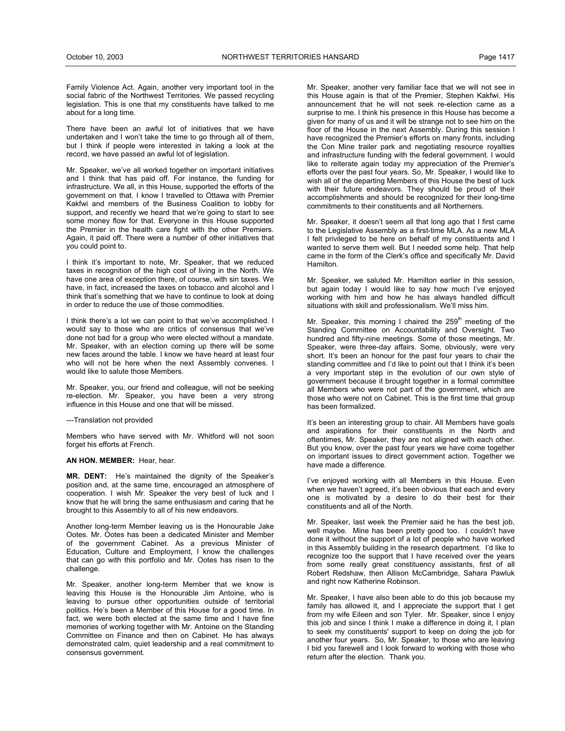Family Violence Act. Again, another very important tool in the social fabric of the Northwest Territories. We passed recycling legislation. This is one that my constituents have talked to me about for a long time.

There have been an awful lot of initiatives that we have undertaken and I won't take the time to go through all of them, but I think if people were interested in taking a look at the record, we have passed an awful lot of legislation.

Mr. Speaker, we've all worked together on important initiatives and I think that has paid off. For instance, the funding for infrastructure. We all, in this House, supported the efforts of the government on that. I know I travelled to Ottawa with Premier Kakfwi and members of the Business Coalition to lobby for support, and recently we heard that we're going to start to see some money flow for that. Everyone in this House supported the Premier in the health care fight with the other Premiers. Again, it paid off. There were a number of other initiatives that you could point to.

I think it's important to note, Mr. Speaker, that we reduced taxes in recognition of the high cost of living in the North. We have one area of exception there, of course, with sin taxes. We have, in fact, increased the taxes on tobacco and alcohol and I think that's something that we have to continue to look at doing in order to reduce the use of those commodities.

I think there's a lot we can point to that we've accomplished. I would say to those who are critics of consensus that we've done not bad for a group who were elected without a mandate. Mr. Speaker, with an election coming up there will be some new faces around the table. I know we have heard at least four who will not be here when the next Assembly convenes. I would like to salute those Members.

Mr. Speaker, you, our friend and colleague, will not be seeking re-election. Mr. Speaker, you have been a very strong influence in this House and one that will be missed.

---Translation not provided

Members who have served with Mr. Whitford will not soon forget his efforts at French.

**AN HON. MEMBER:** Hear, hear.

**MR. DENT:** He's maintained the dignity of the Speaker's position and, at the same time, encouraged an atmosphere of cooperation. I wish Mr. Speaker the very best of luck and I know that he will bring the same enthusiasm and caring that he brought to this Assembly to all of his new endeavors.

Another long-term Member leaving us is the Honourable Jake Ootes. Mr. Ootes has been a dedicated Minister and Member of the government Cabinet. As a previous Minister of Education, Culture and Employment, I know the challenges that can go with this portfolio and Mr. Ootes has risen to the challenge.

Mr. Speaker, another long-term Member that we know is leaving this House is the Honourable Jim Antoine, who is leaving to pursue other opportunities outside of territorial politics. He's been a Member of this House for a good time. In fact, we were both elected at the same time and I have fine memories of working together with Mr. Antoine on the Standing Committee on Finance and then on Cabinet. He has always demonstrated calm, quiet leadership and a real commitment to consensus government.

Mr. Speaker, another very familiar face that we will not see in this House again is that of the Premier, Stephen Kakfwi. His announcement that he will not seek re-election came as a surprise to me. I think his presence in this House has become a given for many of us and it will be strange not to see him on the floor of the House in the next Assembly. During this session I have recognized the Premier's efforts on many fronts, including the Con Mine trailer park and negotiating resource royalties and infrastructure funding with the federal government. I would like to reiterate again today my appreciation of the Premier's efforts over the past four years. So, Mr. Speaker, I would like to wish all of the departing Members of this House the best of luck with their future endeavors. They should be proud of their accomplishments and should be recognized for their long-time commitments to their constituents and all Northerners.

Mr. Speaker, it doesn't seem all that long ago that I first came to the Legislative Assembly as a first-time MLA. As a new MLA I felt privileged to be here on behalf of my constituents and I wanted to serve them well. But I needed some help. That help came in the form of the Clerk's office and specifically Mr. David Hamilton.

Mr. Speaker, we saluted Mr. Hamilton earlier in this session, but again today I would like to say how much I've enjoyed working with him and how he has always handled difficult situations with skill and professionalism. We'll miss him.

Mr. Speaker, this morning I chaired the 259th meeting of the Standing Committee on Accountability and Oversight. Two hundred and fifty-nine meetings. Some of those meetings, Mr. Speaker, were three-day affairs. Some, obviously, were very short. It's been an honour for the past four years to chair the standing committee and I'd like to point out that I think it's been a very important step in the evolution of our own style of government because it brought together in a formal committee all Members who were not part of the government, which are those who were not on Cabinet. This is the first time that group has been formalized.

It's been an interesting group to chair. All Members have goals and aspirations for their constituents in the North and oftentimes, Mr. Speaker, they are not aligned with each other. But you know, over the past four years we have come together on important issues to direct government action. Together we have made a difference.

I've enjoyed working with all Members in this House. Even when we haven't agreed, it's been obvious that each and every one is motivated by a desire to do their best for their constituents and all of the North.

Mr. Speaker, last week the Premier said he has the best job, well maybe. Mine has been pretty good too. I couldn't have done it without the support of a lot of people who have worked in this Assembly building in the research department. I'd like to recognize too the support that I have received over the years from some really great constituency assistants, first of all Robert Redshaw, then Allison McCambridge, Sahara Pawluk and right now Katherine Robinson.

Mr. Speaker, I have also been able to do this job because my family has allowed it, and I appreciate the support that I get from my wife Eileen and son Tyler. Mr. Speaker, since I enjoy this job and since I think I make a difference in doing it, I plan to seek my constituents' support to keep on doing the job for another four years. So, Mr. Speaker, to those who are leaving I bid you farewell and I look forward to working with those who return after the election. Thank you.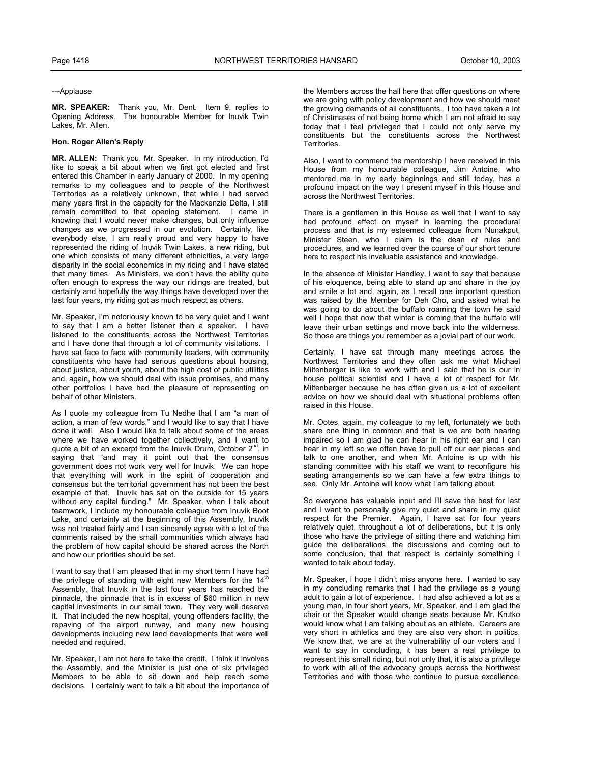---Applause

**MR. SPEAKER:** Thank you, Mr. Dent. Item 9, replies to Opening Address. The honourable Member for Inuvik Twin Lakes, Mr. Allen.

**Hon. Roger Allen's Reply**

**MR. ALLEN:** Thank you, Mr. Speaker. In my introduction, I'd like to speak a bit about when we first got elected and first entered this Chamber in early January of 2000. In my opening remarks to my colleagues and to people of the Northwest Territories as a relatively unknown, that while I had served many years first in the capacity for the Mackenzie Delta, I still remain committed to that opening statement. I came in knowing that I would never make changes, but only influence changes as we progressed in our evolution. Certainly, like everybody else, I am really proud and very happy to have represented the riding of Inuvik Twin Lakes, a new riding, but one which consists of many different ethnicities, a very large disparity in the social economics in my riding and I have stated that many times. As Ministers, we don't have the ability quite often enough to express the way our ridings are treated, but certainly and hopefully the way things have developed over the last four years, my riding got as much respect as others.

Mr. Speaker, I'm notoriously known to be very quiet and I want to say that I am a better listener than a speaker. I have listened to the constituents across the Northwest Territories and I have done that through a lot of community visitations. I have sat face to face with community leaders, with community constituents who have had serious questions about housing, about justice, about youth, about the high cost of public utilities and, again, how we should deal with issue promises, and many other portfolios I have had the pleasure of representing on behalf of other Ministers.

As I quote my colleague from Tu Nedhe that I am "a man of action, a man of few words," and I would like to say that I have done it well. Also I would like to talk about some of the areas where we have worked together collectively, and I want to quote a bit of an excerpt from the Inuvik Drum, October 2nd, in saying that "and may it point out that the consensus government does not work very well for Inuvik. We can hope that everything will work in the spirit of cooperation and consensus but the territorial government has not been the best example of that. Inuvik has sat on the outside for 15 years without any capital funding." Mr. Speaker, when I talk about teamwork, I include my honourable colleague from Inuvik Boot Lake, and certainly at the beginning of this Assembly, Inuvik was not treated fairly and I can sincerely agree with a lot of the comments raised by the small communities which always had the problem of how capital should be shared across the North and how our priorities should be set.

I want to say that I am pleased that in my short term I have had the privilege of standing with eight new Members for the 14th Assembly, that Inuvik in the last four years has reached the pinnacle, the pinnacle that is in excess of $60 million in new capital investments in our small town. They very well deserve it. That included the new hospital, young offenders facility, the repaving of the airport runway, and many new housing developments including new land developments that were well needed and required.

Mr. Speaker, I am not here to take the credit. I think it involves the Assembly, and the Minister is just one of six privileged Members to be able to sit down and help reach some decisions. I certainly want to talk a bit about the importance of the Members across the hall here that offer questions on where we are going with policy development and how we should meet the growing demands of all constituents. I too have taken a lot of Christmases of not being home which I am not afraid to say today that I feel privileged that I could not only serve my constituents but the constituents across the Northwest Territories.

Also, I want to commend the mentorship I have received in this House from my honourable colleague, Jim Antoine, who mentored me in my early beginnings and still today, has a profound impact on the way I present myself in this House and across the Northwest Territories.

There is a gentlemen in this House as well that I want to say had profound effect on myself in learning the procedural process and that is my esteemed colleague from Nunakput, Minister Steen, who I claim is the dean of rules and procedures, and we learned over the course of our short tenure here to respect his invaluable assistance and knowledge.

In the absence of Minister Handley, I want to say that because of his eloquence, being able to stand up and share in the joy and smile a lot and, again, as I recall one important question was raised by the Member for Deh Cho, and asked what he was going to do about the buffalo roaming the town he said well I hope that now that winter is coming that the buffalo will leave their urban settings and move back into the wilderness. So those are things you remember as a jovial part of our work.

Certainly, I have sat through many meetings across the Northwest Territories and they often ask me what Michael Miltenberger is like to work with and I said that he is our in house political scientist and I have a lot of respect for Mr. Miltenberger because he has often given us a lot of excellent advice on how we should deal with situational problems often raised in this House.

Mr. Ootes, again, my colleague to my left, fortunately we both share one thing in common and that is we are both hearing impaired so I am glad he can hear in his right ear and I can hear in my left so we often have to pull off our ear pieces and talk to one another, and when Mr. Antoine is up with his standing committee with his staff we want to reconfigure his seating arrangements so we can have a few extra things to see. Only Mr. Antoine will know what I am talking about.

So everyone has valuable input and I'll save the best for last and I want to personally give my quiet and share in my quiet respect for the Premier. Again, I have sat for four years relatively quiet, throughout a lot of deliberations, but it is only those who have the privilege of sitting there and watching him guide the deliberations, the discussions and coming out to some conclusion, that that respect is certainly something I wanted to talk about today.

Mr. Speaker, I hope I didn't miss anyone here. I wanted to say in my concluding remarks that I had the privilege as a young adult to gain a lot of experience. I had also achieved a lot as a young man, in four short years, Mr. Speaker, and I am glad the chair or the Speaker would change seats because Mr. Krutko would know what I am talking about as an athlete. Careers are very short in athletics and they are also very short in politics. We know that, we are at the vulnerability of our voters and I want to say in concluding, it has been a real privilege to represent this small riding, but not only that, it is also a privilege to work with all of the advocacy groups across the Northwest Territories and with those who continue to pursue excellence.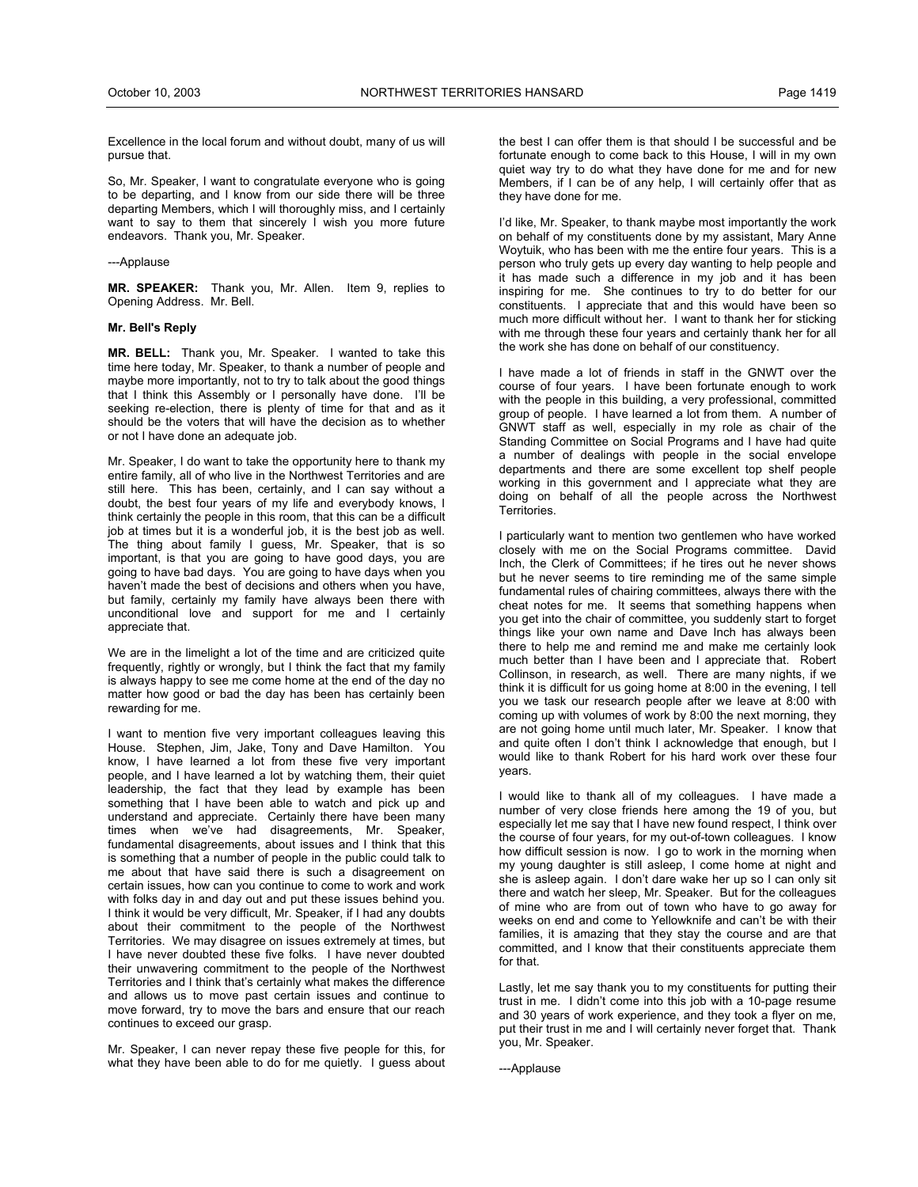Excellence in the local forum and without doubt, many of us will pursue that.

So, Mr. Speaker, I want to congratulate everyone who is going to be departing, and I know from our side there will be three departing Members, which I will thoroughly miss, and I certainly want to say to them that sincerely I wish you more future endeavors. Thank you, Mr. Speaker.

---Applause

**MR. SPEAKER:** Thank you, Mr. Allen. Item 9, replies to Opening Address. Mr. Bell.

**Mr. Bell's Reply**

**MR. BELL:** Thank you, Mr. Speaker. I wanted to take this time here today, Mr. Speaker, to thank a number of people and maybe more importantly, not to try to talk about the good things that I think this Assembly or I personally have done. I'll be seeking re-election, there is plenty of time for that and as it should be the voters that will have the decision as to whether or not I have done an adequate job.

Mr. Speaker, I do want to take the opportunity here to thank my entire family, all of who live in the Northwest Territories and are still here. This has been, certainly, and I can say without a doubt, the best four years of my life and everybody knows, I think certainly the people in this room, that this can be a difficult job at times but it is a wonderful job, it is the best job as well. The thing about family I guess, Mr. Speaker, that is so important, is that you are going to have good days, you are going to have bad days. You are going to have days when you haven't made the best of decisions and others when you have, but family, certainly my family have always been there with unconditional love and support for me and I certainly appreciate that.

We are in the limelight a lot of the time and are criticized quite frequently, rightly or wrongly, but I think the fact that my family is always happy to see me come home at the end of the day no matter how good or bad the day has been has certainly been rewarding for me.

I want to mention five very important colleagues leaving this House. Stephen, Jim, Jake, Tony and Dave Hamilton. You know, I have learned a lot from these five very important people, and I have learned a lot by watching them, their quiet leadership, the fact that they lead by example has been something that I have been able to watch and pick up and understand and appreciate. Certainly there have been many times when we've had disagreements, Mr. Speaker, fundamental disagreements, about issues and I think that this is something that a number of people in the public could talk to me about that have said there is such a disagreement on certain issues, how can you continue to come to work and work with folks day in and day out and put these issues behind you. I think it would be very difficult, Mr. Speaker, if I had any doubts about their commitment to the people of the Northwest Territories. We may disagree on issues extremely at times, but I have never doubted these five folks. I have never doubted their unwavering commitment to the people of the Northwest Territories and I think that's certainly what makes the difference and allows us to move past certain issues and continue to move forward, try to move the bars and ensure that our reach continues to exceed our grasp.

Mr. Speaker, I can never repay these five people for this, for what they have been able to do for me quietly. I guess about the best I can offer them is that should I be successful and be fortunate enough to come back to this House, I will in my own quiet way try to do what they have done for me and for new Members, if I can be of any help, I will certainly offer that as they have done for me.

I'd like, Mr. Speaker, to thank maybe most importantly the work on behalf of my constituents done by my assistant, Mary Anne Woytuik, who has been with me the entire four years. This is a person who truly gets up every day wanting to help people and it has made such a difference in my job and it has been inspiring for me. She continues to try to do better for our constituents. I appreciate that and this would have been so much more difficult without her. I want to thank her for sticking with me through these four years and certainly thank her for all the work she has done on behalf of our constituency.

I have made a lot of friends in staff in the GNWT over the course of four years. I have been fortunate enough to work with the people in this building, a very professional, committed group of people. I have learned a lot from them. A number of GNWT staff as well, especially in my role as chair of the Standing Committee on Social Programs and I have had quite a number of dealings with people in the social envelope departments and there are some excellent top shelf people working in this government and I appreciate what they are doing on behalf of all the people across the Northwest Territories.

I particularly want to mention two gentlemen who have worked closely with me on the Social Programs committee. David Inch, the Clerk of Committees; if he tires out he never shows but he never seems to tire reminding me of the same simple fundamental rules of chairing committees, always there with the cheat notes for me. It seems that something happens when you get into the chair of committee, you suddenly start to forget things like your own name and Dave Inch has always been there to help me and remind me and make me certainly look much better than I have been and I appreciate that. Robert Collinson, in research, as well. There are many nights, if we think it is difficult for us going home at 8:00 in the evening, I tell you we task our research people after we leave at 8:00 with coming up with volumes of work by 8:00 the next morning, they are not going home until much later, Mr. Speaker. I know that and quite often I don't think I acknowledge that enough, but I would like to thank Robert for his hard work over these four years.

I would like to thank all of my colleagues. I have made a number of very close friends here among the 19 of you, but especially let me say that I have new found respect, I think over the course of four years, for my out-of-town colleagues. I know how difficult session is now. I go to work in the morning when my young daughter is still asleep, I come home at night and she is asleep again. I don't dare wake her up so I can only sit there and watch her sleep, Mr. Speaker. But for the colleagues of mine who are from out of town who have to go away for weeks on end and come to Yellowknife and can't be with their families, it is amazing that they stay the course and are that committed, and I know that their constituents appreciate them for that.

Lastly, let me say thank you to my constituents for putting their trust in me. I didn't come into this job with a 10-page resume and 30 years of work experience, and they took a flyer on me, put their trust in me and I will certainly never forget that. Thank you, Mr. Speaker.

---Applause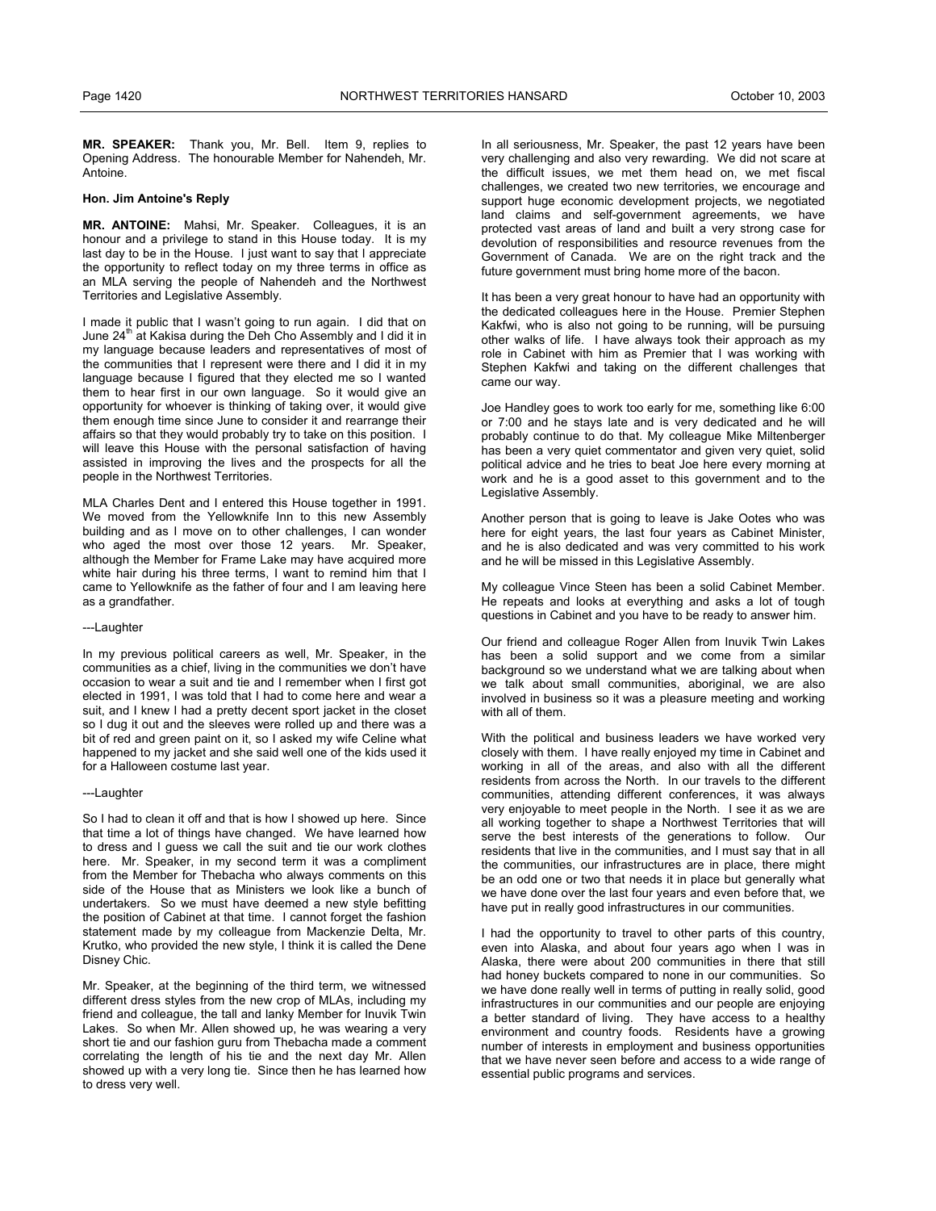**MR. SPEAKER:** Thank you, Mr. Bell. Item 9, replies to Opening Address. The honourable Member for Nahendeh, Mr. Antoine.

**Hon. Jim Antoine's Reply**

**MR. ANTOINE:** Mahsi, Mr. Speaker. Colleagues, it is an honour and a privilege to stand in this House today. It is my last day to be in the House. I just want to say that I appreciate the opportunity to reflect today on my three terms in office as an MLA serving the people of Nahendeh and the Northwest Territories and Legislative Assembly.

I made it public that I wasn't going to run again. I did that on June 24th at Kakisa during the Deh Cho Assembly and I did it in my language because leaders and representatives of most of the communities that I represent were there and I did it in my language because I figured that they elected me so I wanted them to hear first in our own language. So it would give an opportunity for whoever is thinking of taking over, it would give them enough time since June to consider it and rearrange their affairs so that they would probably try to take on this position. I will leave this House with the personal satisfaction of having assisted in improving the lives and the prospects for all the people in the Northwest Territories.

MLA Charles Dent and I entered this House together in 1991. We moved from the Yellowknife Inn to this new Assembly building and as I move on to other challenges, I can wonder who aged the most over those 12 years. Mr. Speaker, although the Member for Frame Lake may have acquired more white hair during his three terms, I want to remind him that I came to Yellowknife as the father of four and I am leaving here as a grandfather.

---Laughter

In my previous political careers as well, Mr. Speaker, in the communities as a chief, living in the communities we don't have occasion to wear a suit and tie and I remember when I first got elected in 1991, I was told that I had to come here and wear a suit, and I knew I had a pretty decent sport jacket in the closet so I dug it out and the sleeves were rolled up and there was a bit of red and green paint on it, so I asked my wife Celine what happened to my jacket and she said well one of the kids used it for a Halloween costume last year.

---Laughter

So I had to clean it off and that is how I showed up here. Since that time a lot of things have changed. We have learned how to dress and I guess we call the suit and tie our work clothes here. Mr. Speaker, in my second term it was a compliment from the Member for Thebacha who always comments on this side of the House that as Ministers we look like a bunch of undertakers. So we must have deemed a new style befitting the position of Cabinet at that time. I cannot forget the fashion statement made by my colleague from Mackenzie Delta, Mr. Krutko, who provided the new style, I think it is called the Dene Disney Chic.

Mr. Speaker, at the beginning of the third term, we witnessed different dress styles from the new crop of MLAs, including my friend and colleague, the tall and lanky Member for Inuvik Twin Lakes. So when Mr. Allen showed up, he was wearing a very short tie and our fashion guru from Thebacha made a comment correlating the length of his tie and the next day Mr. Allen showed up with a very long tie. Since then he has learned how to dress very well.

In all seriousness, Mr. Speaker, the past 12 years have been very challenging and also very rewarding. We did not scare at the difficult issues, we met them head on, we met fiscal challenges, we created two new territories, we encourage and support huge economic development projects, we negotiated land claims and self-government agreements, we have protected vast areas of land and built a very strong case for devolution of responsibilities and resource revenues from the Government of Canada. We are on the right track and the future government must bring home more of the bacon.

It has been a very great honour to have had an opportunity with the dedicated colleagues here in the House. Premier Stephen Kakfwi, who is also not going to be running, will be pursuing other walks of life. I have always took their approach as my role in Cabinet with him as Premier that I was working with Stephen Kakfwi and taking on the different challenges that came our way.

Joe Handley goes to work too early for me, something like 6:00 or 7:00 and he stays late and is very dedicated and he will probably continue to do that. My colleague Mike Miltenberger has been a very quiet commentator and given very quiet, solid political advice and he tries to beat Joe here every morning at work and he is a good asset to this government and to the Legislative Assembly.

Another person that is going to leave is Jake Ootes who was here for eight years, the last four years as Cabinet Minister, and he is also dedicated and was very committed to his work and he will be missed in this Legislative Assembly.

My colleague Vince Steen has been a solid Cabinet Member. He repeats and looks at everything and asks a lot of tough questions in Cabinet and you have to be ready to answer him.

Our friend and colleague Roger Allen from Inuvik Twin Lakes has been a solid support and we come from a similar background so we understand what we are talking about when we talk about small communities, aboriginal, we are also involved in business so it was a pleasure meeting and working with all of them.

With the political and business leaders we have worked very closely with them. I have really enjoyed my time in Cabinet and working in all of the areas, and also with all the different residents from across the North. In our travels to the different communities, attending different conferences, it was always very enjoyable to meet people in the North. I see it as we are all working together to shape a Northwest Territories that will serve the best interests of the generations to follow. Our residents that live in the communities, and I must say that in all the communities, our infrastructures are in place, there might be an odd one or two that needs it in place but generally what we have done over the last four years and even before that, we have put in really good infrastructures in our communities.

I had the opportunity to travel to other parts of this country, even into Alaska, and about four years ago when I was in Alaska, there were about 200 communities in there that still had honey buckets compared to none in our communities. So we have done really well in terms of putting in really solid, good infrastructures in our communities and our people are enjoying a better standard of living. They have access to a healthy environment and country foods. Residents have a growing number of interests in employment and business opportunities that we have never seen before and access to a wide range of essential public programs and services.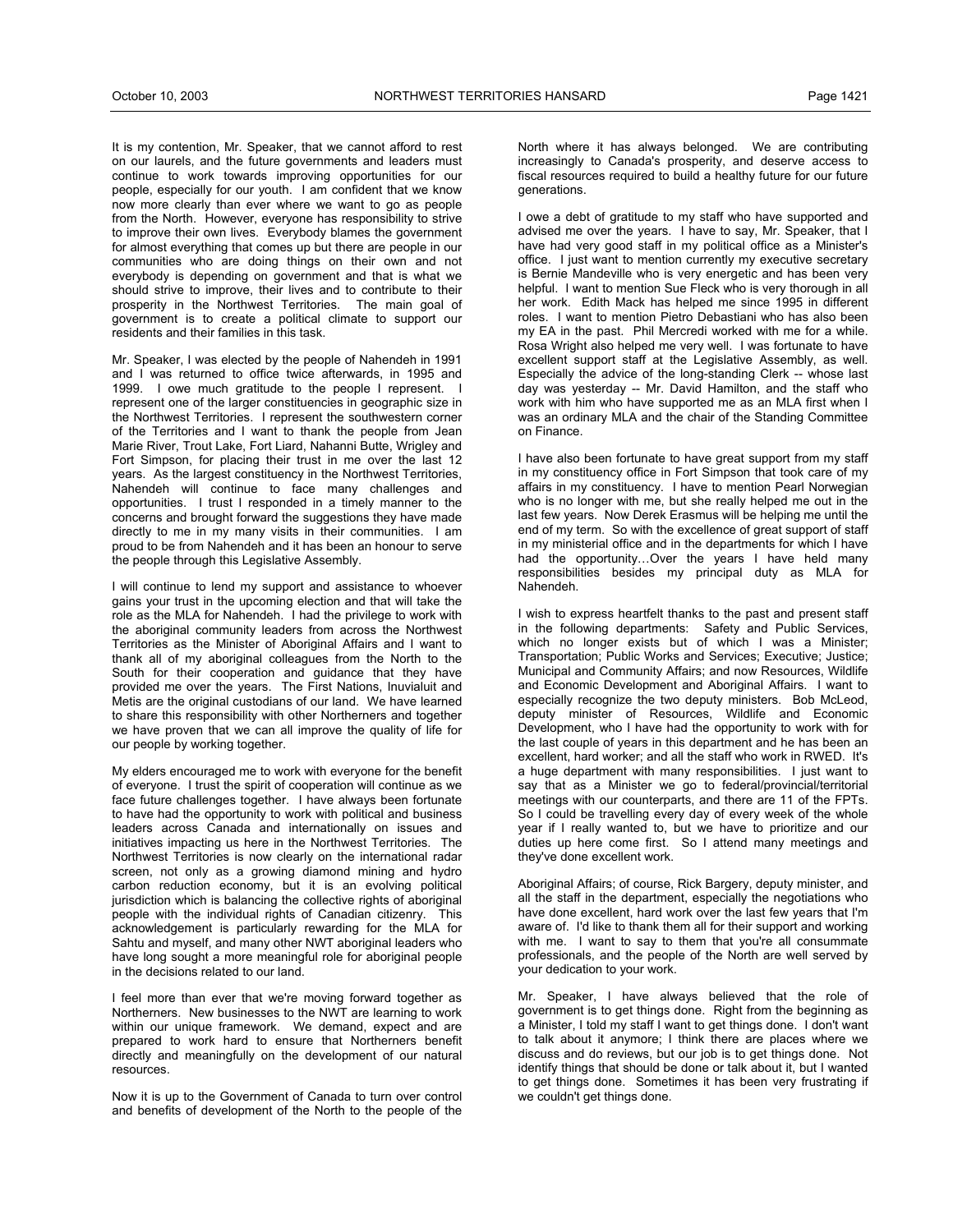It is my contention, Mr. Speaker, that we cannot afford to rest on our laurels, and the future governments and leaders must continue to work towards improving opportunities for our people, especially for our youth. I am confident that we know now more clearly than ever where we want to go as people from the North. However, everyone has responsibility to strive to improve their own lives. Everybody blames the government for almost everything that comes up but there are people in our communities who are doing things on their own and not everybody is depending on government and that is what we should strive to improve, their lives and to contribute to their prosperity in the Northwest Territories. The main goal of government is to create a political climate to support our residents and their families in this task.

Mr. Speaker, I was elected by the people of Nahendeh in 1991 and I was returned to office twice afterwards, in 1995 and 1999. I owe much gratitude to the people I represent. I represent one of the larger constituencies in geographic size in the Northwest Territories. I represent the southwestern corner of the Territories and I want to thank the people from Jean Marie River, Trout Lake, Fort Liard, Nahanni Butte, Wrigley and Fort Simpson, for placing their trust in me over the last 12 years. As the largest constituency in the Northwest Territories, Nahendeh will continue to face many challenges and opportunities. I trust I responded in a timely manner to the concerns and brought forward the suggestions they have made directly to me in my many visits in their communities. I am proud to be from Nahendeh and it has been an honour to serve the people through this Legislative Assembly.

I will continue to lend my support and assistance to whoever gains your trust in the upcoming election and that will take the role as the MLA for Nahendeh. I had the privilege to work with the aboriginal community leaders from across the Northwest Territories as the Minister of Aboriginal Affairs and I want to thank all of my aboriginal colleagues from the North to the South for their cooperation and guidance that they have provided me over the years. The First Nations, Inuvialuit and Metis are the original custodians of our land. We have learned to share this responsibility with other Northerners and together we have proven that we can all improve the quality of life for our people by working together.

My elders encouraged me to work with everyone for the benefit of everyone. I trust the spirit of cooperation will continue as we face future challenges together. I have always been fortunate to have had the opportunity to work with political and business leaders across Canada and internationally on issues and initiatives impacting us here in the Northwest Territories. The Northwest Territories is now clearly on the international radar screen, not only as a growing diamond mining and hydro carbon reduction economy, but it is an evolving political jurisdiction which is balancing the collective rights of aboriginal people with the individual rights of Canadian citizenry. This acknowledgement is particularly rewarding for the MLA for Sahtu and myself, and many other NWT aboriginal leaders who have long sought a more meaningful role for aboriginal people in the decisions related to our land.

I feel more than ever that we're moving forward together as Northerners. New businesses to the NWT are learning to work within our unique framework. We demand, expect and are prepared to work hard to ensure that Northerners benefit directly and meaningfully on the development of our natural resources.

Now it is up to the Government of Canada to turn over control and benefits of development of the North to the people of the North where it has always belonged. We are contributing increasingly to Canada's prosperity, and deserve access to fiscal resources required to build a healthy future for our future generations.

I owe a debt of gratitude to my staff who have supported and advised me over the years. I have to say, Mr. Speaker, that I have had very good staff in my political office as a Minister's office. I just want to mention currently my executive secretary is Bernie Mandeville who is very energetic and has been very helpful. I want to mention Sue Fleck who is very thorough in all her work. Edith Mack has helped me since 1995 in different roles. I want to mention Pietro Debastiani who has also been my EA in the past. Phil Mercredi worked with me for a while. Rosa Wright also helped me very well. I was fortunate to have excellent support staff at the Legislative Assembly, as well. Especially the advice of the long-standing Clerk -- whose last day was yesterday -- Mr. David Hamilton, and the staff who work with him who have supported me as an MLA first when I was an ordinary MLA and the chair of the Standing Committee on Finance.

I have also been fortunate to have great support from my staff in my constituency office in Fort Simpson that took care of my affairs in my constituency. I have to mention Pearl Norwegian who is no longer with me, but she really helped me out in the last few years. Now Derek Erasmus will be helping me until the end of my term. So with the excellence of great support of staff in my ministerial office and in the departments for which I have had the opportunity…Over the years I have held many responsibilities besides my principal duty as MLA for Nahendeh.

I wish to express heartfelt thanks to the past and present staff in the following departments: Safety and Public Services, which no longer exists but of which I was a Minister; Transportation; Public Works and Services; Executive; Justice; Municipal and Community Affairs; and now Resources, Wildlife and Economic Development and Aboriginal Affairs. I want to especially recognize the two deputy ministers. Bob McLeod, deputy minister of Resources, Wildlife and Economic Development, who I have had the opportunity to work with for the last couple of years in this department and he has been an excellent, hard worker; and all the staff who work in RWED. It's a huge department with many responsibilities. I just want to say that as a Minister we go to federal/provincial/territorial meetings with our counterparts, and there are 11 of the FPTs. So I could be travelling every day of every week of the whole year if I really wanted to, but we have to prioritize and our duties up here come first. So I attend many meetings and they've done excellent work.

Aboriginal Affairs; of course, Rick Bargery, deputy minister, and all the staff in the department, especially the negotiations who have done excellent, hard work over the last few years that I'm aware of. I'd like to thank them all for their support and working with me. I want to say to them that you're all consummate professionals, and the people of the North are well served by your dedication to your work.

Mr. Speaker, I have always believed that the role of government is to get things done. Right from the beginning as a Minister, I told my staff I want to get things done. I don't want to talk about it anymore; I think there are places where we discuss and do reviews, but our job is to get things done. Not identify things that should be done or talk about it, but I wanted to get things done. Sometimes it has been very frustrating if we couldn't get things done.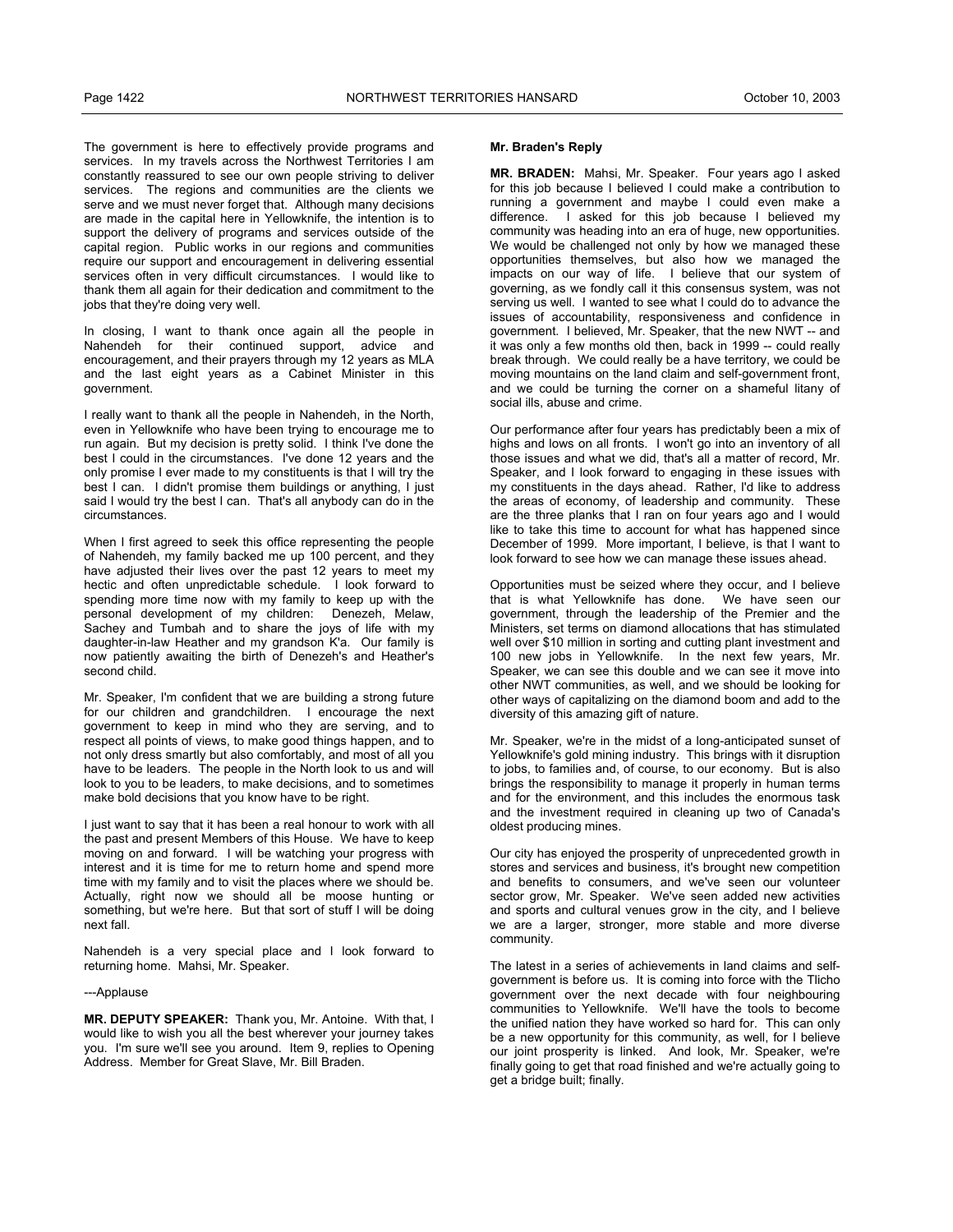The government is here to effectively provide programs and services. In my travels across the Northwest Territories I am constantly reassured to see our own people striving to deliver services. The regions and communities are the clients we serve and we must never forget that. Although many decisions are made in the capital here in Yellowknife, the intention is to support the delivery of programs and services outside of the capital region. Public works in our regions and communities require our support and encouragement in delivering essential services often in very difficult circumstances. I would like to thank them all again for their dedication and commitment to the jobs that they're doing very well.

In closing, I want to thank once again all the people in Nahendeh for their continued support, advice and encouragement, and their prayers through my 12 years as MLA and the last eight years as a Cabinet Minister in this government.

I really want to thank all the people in Nahendeh, in the North, even in Yellowknife who have been trying to encourage me to run again. But my decision is pretty solid. I think I've done the best I could in the circumstances. I've done 12 years and the only promise I ever made to my constituents is that I will try the best I can. I didn't promise them buildings or anything, I just said I would try the best I can. That's all anybody can do in the circumstances.

When I first agreed to seek this office representing the people of Nahendeh, my family backed me up 100 percent, and they have adjusted their lives over the past 12 years to meet my hectic and often unpredictable schedule. I look forward to spending more time now with my family to keep up with the personal development of my children: Denezeh, Melaw, Sachey and Tumbah and to share the joys of life with my daughter-in-law Heather and my grandson K'a. Our family is now patiently awaiting the birth of Denezeh's and Heather's second child.

Mr. Speaker, I'm confident that we are building a strong future for our children and grandchildren. I encourage the next government to keep in mind who they are serving, and to respect all points of views, to make good things happen, and to not only dress smartly but also comfortably, and most of all you have to be leaders. The people in the North look to us and will look to you to be leaders, to make decisions, and to sometimes make bold decisions that you know have to be right.

I just want to say that it has been a real honour to work with all the past and present Members of this House. We have to keep moving on and forward. I will be watching your progress with interest and it is time for me to return home and spend more time with my family and to visit the places where we should be. Actually, right now we should all be moose hunting or something, but we're here. But that sort of stuff I will be doing next fall.

Nahendeh is a very special place and I look forward to returning home. Mahsi, Mr. Speaker.

---Applause

**MR. DEPUTY SPEAKER:** Thank you, Mr. Antoine. With that, I would like to wish you all the best wherever your journey takes you. I'm sure we'll see you around. Item 9, replies to Opening Address. Member for Great Slave, Mr. Bill Braden.

**Mr. Braden's Reply**

**MR. BRADEN:** Mahsi, Mr. Speaker. Four years ago I asked for this job because I believed I could make a contribution to running a government and maybe I could even make a difference. I asked for this job because I believed my community was heading into an era of huge, new opportunities. We would be challenged not only by how we managed these opportunities themselves, but also how we managed the impacts on our way of life. I believe that our system of governing, as we fondly call it this consensus system, was not serving us well. I wanted to see what I could do to advance the issues of accountability, responsiveness and confidence in government. I believed, Mr. Speaker, that the new NWT -- and it was only a few months old then, back in 1999 -- could really break through. We could really be a have territory, we could be moving mountains on the land claim and self-government front, and we could be turning the corner on a shameful litany of social ills, abuse and crime.

Our performance after four years has predictably been a mix of highs and lows on all fronts. I won't go into an inventory of all those issues and what we did, that's all a matter of record, Mr. Speaker, and I look forward to engaging in these issues with my constituents in the days ahead. Rather, I'd like to address the areas of economy, of leadership and community. These are the three planks that I ran on four years ago and I would like to take this time to account for what has happened since December of 1999. More important, I believe, is that I want to look forward to see how we can manage these issues ahead.

Opportunities must be seized where they occur, and I believe that is what Yellowknife has done. We have seen our government, through the leadership of the Premier and the Ministers, set terms on diamond allocations that has stimulated well over $10 million in sorting and cutting plant investment and 100 new jobs in Yellowknife. In the next few years, Mr. Speaker, we can see this double and we can see it move into other NWT communities, as well, and we should be looking for other ways of capitalizing on the diamond boom and add to the diversity of this amazing gift of nature.

Mr. Speaker, we're in the midst of a long-anticipated sunset of Yellowknife's gold mining industry. This brings with it disruption to jobs, to families and, of course, to our economy. But is also brings the responsibility to manage it properly in human terms and for the environment, and this includes the enormous task and the investment required in cleaning up two of Canada's oldest producing mines.

Our city has enjoyed the prosperity of unprecedented growth in stores and services and business, it's brought new competition and benefits to consumers, and we've seen our volunteer sector grow, Mr. Speaker. We've seen added new activities and sports and cultural venues grow in the city, and I believe we are a larger, stronger, more stable and more diverse community.

The latest in a series of achievements in land claims and self-government is before us. It is coming into force with the Tlicho government over the next decade with four neighbouring communities to Yellowknife. We'll have the tools to become the unified nation they have worked so hard for. This can only be a new opportunity for this community, as well, for I believe our joint prosperity is linked. And look, Mr. Speaker, we're finally going to get that road finished and we're actually going to get a bridge built; finally.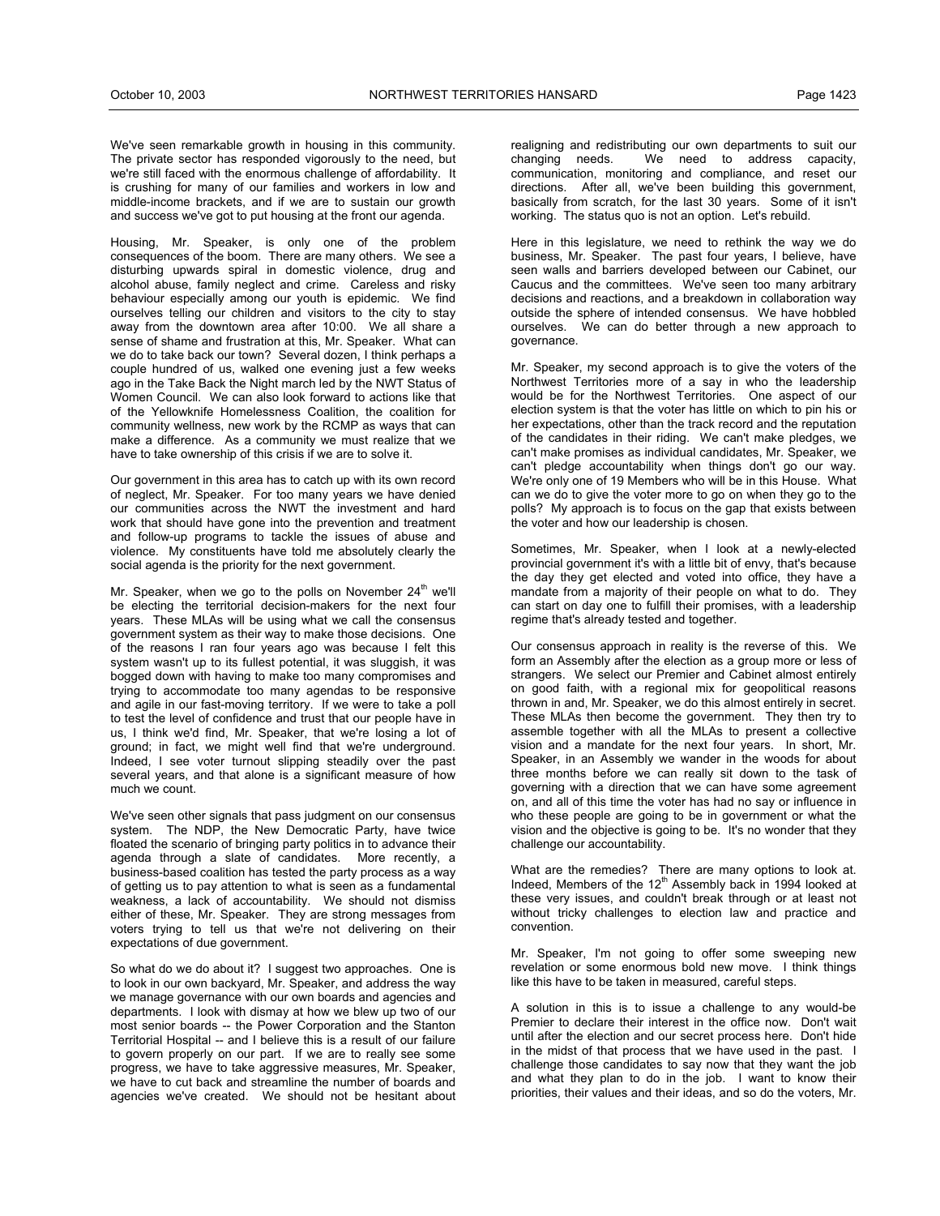We've seen remarkable growth in housing in this community. The private sector has responded vigorously to the need, but we're still faced with the enormous challenge of affordability. It is crushing for many of our families and workers in low and middle-income brackets, and if we are to sustain our growth and success we've got to put housing at the front our agenda.

Housing, Mr. Speaker, is only one of the problem consequences of the boom. There are many others. We see a disturbing upwards spiral in domestic violence, drug and alcohol abuse, family neglect and crime. Careless and risky behaviour especially among our youth is epidemic. We find ourselves telling our children and visitors to the city to stay away from the downtown area after 10:00. We all share a sense of shame and frustration at this, Mr. Speaker. What can we do to take back our town? Several dozen, I think perhaps a couple hundred of us, walked one evening just a few weeks ago in the Take Back the Night march led by the NWT Status of Women Council. We can also look forward to actions like that of the Yellowknife Homelessness Coalition, the coalition for community wellness, new work by the RCMP as ways that can make a difference. As a community we must realize that we have to take ownership of this crisis if we are to solve it.

Our government in this area has to catch up with its own record of neglect, Mr. Speaker. For too many years we have denied our communities across the NWT the investment and hard work that should have gone into the prevention and treatment and follow-up programs to tackle the issues of abuse and violence. My constituents have told me absolutely clearly the social agenda is the priority for the next government.

Mr. Speaker, when we go to the polls on November 24th we'll be electing the territorial decision-makers for the next four years. These MLAs will be using what we call the consensus government system as their way to make those decisions. One of the reasons I ran four years ago was because I felt this system wasn't up to its fullest potential, it was sluggish, it was bogged down with having to make too many compromises and trying to accommodate too many agendas to be responsive and agile in our fast-moving territory. If we were to take a poll to test the level of confidence and trust that our people have in us, I think we'd find, Mr. Speaker, that we're losing a lot of ground; in fact, we might well find that we're underground. Indeed, I see voter turnout slipping steadily over the past several years, and that alone is a significant measure of how much we count.

We've seen other signals that pass judgment on our consensus system. The NDP, the New Democratic Party, have twice floated the scenario of bringing party politics in to advance their agenda through a slate of candidates. More recently, a business-based coalition has tested the party process as a way of getting us to pay attention to what is seen as a fundamental weakness, a lack of accountability. We should not dismiss either of these, Mr. Speaker. They are strong messages from voters trying to tell us that we're not delivering on their expectations of due government.

So what do we do about it? I suggest two approaches. One is to look in our own backyard, Mr. Speaker, and address the way we manage governance with our own boards and agencies and departments. I look with dismay at how we blew up two of our most senior boards -- the Power Corporation and the Stanton Territorial Hospital -- and I believe this is a result of our failure to govern properly on our part. If we are to really see some progress, we have to take aggressive measures, Mr. Speaker, we have to cut back and streamline the number of boards and agencies we've created. We should not be hesitant about realigning and redistributing our own departments to suit our changing needs. We need to address capacity, communication, monitoring and compliance, and reset our directions. After all, we've been building this government, basically from scratch, for the last 30 years. Some of it isn't working. The status quo is not an option. Let's rebuild.

Here in this legislature, we need to rethink the way we do business, Mr. Speaker. The past four years, I believe, have seen walls and barriers developed between our Cabinet, our Caucus and the committees. We've seen too many arbitrary decisions and reactions, and a breakdown in collaboration way outside the sphere of intended consensus. We have hobbled ourselves. We can do better through a new approach to governance.

Mr. Speaker, my second approach is to give the voters of the Northwest Territories more of a say in who the leadership would be for the Northwest Territories. One aspect of our election system is that the voter has little on which to pin his or her expectations, other than the track record and the reputation of the candidates in their riding. We can't make pledges, we can't make promises as individual candidates, Mr. Speaker, we can't pledge accountability when things don't go our way. We're only one of 19 Members who will be in this House. What can we do to give the voter more to go on when they go to the polls? My approach is to focus on the gap that exists between the voter and how our leadership is chosen.

Sometimes, Mr. Speaker, when I look at a newly-elected provincial government it's with a little bit of envy, that's because the day they get elected and voted into office, they have a mandate from a majority of their people on what to do. They can start on day one to fulfill their promises, with a leadership regime that's already tested and together.

Our consensus approach in reality is the reverse of this. We form an Assembly after the election as a group more or less of strangers. We select our Premier and Cabinet almost entirely on good faith, with a regional mix for geopolitical reasons thrown in and, Mr. Speaker, we do this almost entirely in secret. These MLAs then become the government. They then try to assemble together with all the MLAs to present a collective vision and a mandate for the next four years. In short, Mr. Speaker, in an Assembly we wander in the woods for about three months before we can really sit down to the task of governing with a direction that we can have some agreement on, and all of this time the voter has had no say or influence in who these people are going to be in government or what the vision and the objective is going to be. It's no wonder that they challenge our accountability.

What are the remedies? There are many options to look at. Indeed, Members of the 12th Assembly back in 1994 looked at these very issues, and couldn't break through or at least not without tricky challenges to election law and practice and convention.

Mr. Speaker, I'm not going to offer some sweeping new revelation or some enormous bold new move. I think things like this have to be taken in measured, careful steps.

A solution in this is to issue a challenge to any would-be Premier to declare their interest in the office now. Don't wait until after the election and our secret process here. Don't hide in the midst of that process that we have used in the past. I challenge those candidates to say now that they want the job and what they plan to do in the job. I want to know their priorities, their values and their ideas, and so do the voters, Mr.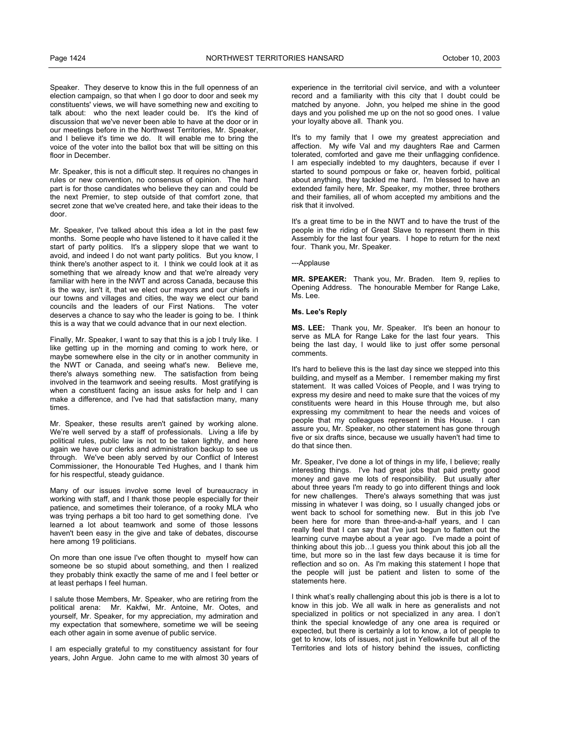Speaker. They deserve to know this in the full openness of an election campaign, so that when I go door to door and seek my constituents' views, we will have something new and exciting to talk about: who the next leader could be. It's the kind of discussion that we've never been able to have at the door or in our meetings before in the Northwest Territories, Mr. Speaker, and I believe it's time we do. It will enable me to bring the voice of the voter into the ballot box that will be sitting on this floor in December.

Mr. Speaker, this is not a difficult step. It requires no changes in rules or new convention, no consensus of opinion. The hard part is for those candidates who believe they can and could be the next Premier, to step outside of that comfort zone, that secret zone that we've created here, and take their ideas to the door.

Mr. Speaker, I've talked about this idea a lot in the past few months. Some people who have listened to it have called it the start of party politics. It's a slippery slope that we want to avoid, and indeed I do not want party politics. But you know, I think there's another aspect to it. I think we could look at it as something that we already know and that we're already very familiar with here in the NWT and across Canada, because this is the way, isn't it, that we elect our mayors and our chiefs in our towns and villages and cities, the way we elect our band councils and the leaders of our First Nations. The voter deserves a chance to say who the leader is going to be. I think this is a way that we could advance that in our next election.

Finally, Mr. Speaker, I want to say that this is a job I truly like. I like getting up in the morning and coming to work here, or maybe somewhere else in the city or in another community in the NWT or Canada, and seeing what's new. Believe me, there's always something new. The satisfaction from being involved in the teamwork and seeing results. Most gratifying is when a constituent facing an issue asks for help and I can make a difference, and I've had that satisfaction many, many times.

Mr. Speaker, these results aren't gained by working alone. We're well served by a staff of professionals. Living a life by political rules, public law is not to be taken lightly, and here again we have our clerks and administration backup to see us through. We've been ably served by our Conflict of Interest Commissioner, the Honourable Ted Hughes, and I thank him for his respectful, steady guidance.

Many of our issues involve some level of bureaucracy in working with staff, and I thank those people especially for their patience, and sometimes their tolerance, of a rooky MLA who was trying perhaps a bit too hard to get something done. I've learned a lot about teamwork and some of those lessons haven't been easy in the give and take of debates, discourse here among 19 politicians.

On more than one issue I've often thought to myself how can someone be so stupid about something, and then I realized they probably think exactly the same of me and I feel better or at least perhaps I feel human.

I salute those Members, Mr. Speaker, who are retiring from the political arena: Mr. Kakfwi, Mr. Antoine, Mr. Ootes, and yourself, Mr. Speaker, for my appreciation, my admiration and my expectation that somewhere, sometime we will be seeing each other again in some avenue of public service.

I am especially grateful to my constituency assistant for four years, John Argue. John came to me with almost 30 years of experience in the territorial civil service, and with a volunteer record and a familiarity with this city that I doubt could be matched by anyone. John, you helped me shine in the good days and you polished me up on the not so good ones. I value your loyalty above all. Thank you.

It's to my family that I owe my greatest appreciation and affection. My wife Val and my daughters Rae and Carmen tolerated, comforted and gave me their unflagging confidence. I am especially indebted to my daughters, because if ever I started to sound pompous or fake or, heaven forbid, political about anything, they tackled me hard. I'm blessed to have an extended family here, Mr. Speaker, my mother, three brothers and their families, all of whom accepted my ambitions and the risk that it involved.

It's a great time to be in the NWT and to have the trust of the people in the riding of Great Slave to represent them in this Assembly for the last four years. I hope to return for the next four. Thank you, Mr. Speaker.

---Applause

**MR. SPEAKER:** Thank you, Mr. Braden. Item 9, replies to Opening Address. The honourable Member for Range Lake, Ms. Lee.

**Ms. Lee's Reply**

**MS. LEE:** Thank you, Mr. Speaker. It's been an honour to serve as MLA for Range Lake for the last four years. This being the last day, I would like to just offer some personal comments.

It's hard to believe this is the last day since we stepped into this building, and myself as a Member. I remember making my first statement. It was called Voices of People, and I was trying to express my desire and need to make sure that the voices of my constituents were heard in this House through me, but also expressing my commitment to hear the needs and voices of people that my colleagues represent in this House. I can assure you, Mr. Speaker, no other statement has gone through five or six drafts since, because we usually haven't had time to do that since then.

Mr. Speaker, I've done a lot of things in my life, I believe; really interesting things. I've had great jobs that paid pretty good money and gave me lots of responsibility. But usually after about three years I'm ready to go into different things and look for new challenges. There's always something that was just missing in whatever I was doing, so I usually changed jobs or went back to school for something new. But in this job I've been here for more than three-and-a-half years, and I can really feel that I can say that I've just begun to flatten out the learning curve maybe about a year ago. I've made a point of thinking about this job…I guess you think about this job all the time, but more so in the last few days because it is time for reflection and so on. As I'm making this statement I hope that the people will just be patient and listen to some of the statements here.

I think what's really challenging about this job is there is a lot to know in this job. We all walk in here as generalists and not specialized in politics or not specialized in any area. I don't think the special knowledge of any one area is required or expected, but there is certainly a lot to know, a lot of people to get to know, lots of issues, not just in Yellowknife but all of the Territories and lots of history behind the issues, conflicting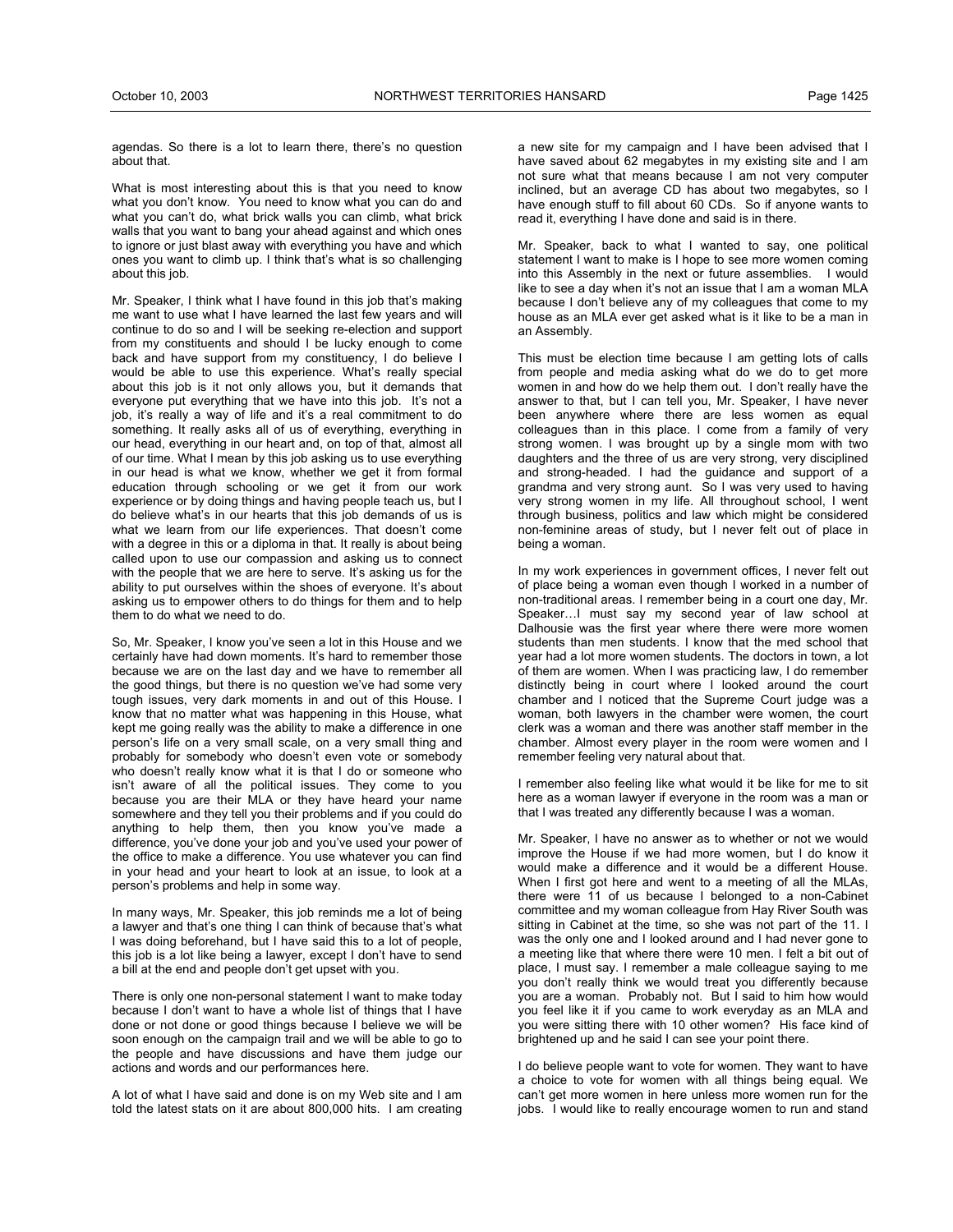agendas. So there is a lot to learn there, there's no question about that.

What is most interesting about this is that you need to know what you don't know. You need to know what you can do and what you can't do, what brick walls you can climb, what brick walls that you want to bang your ahead against and which ones to ignore or just blast away with everything you have and which ones you want to climb up. I think that's what is so challenging about this job.

Mr. Speaker, I think what I have found in this job that's making me want to use what I have learned the last few years and will continue to do so and I will be seeking re-election and support from my constituents and should I be lucky enough to come back and have support from my constituency, I do believe I would be able to use this experience. What's really special about this job is it not only allows you, but it demands that everyone put everything that we have into this job. It's not a job, it's really a way of life and it's a real commitment to do something. It really asks all of us of everything, everything in our head, everything in our heart and, on top of that, almost all of our time. What I mean by this job asking us to use everything in our head is what we know, whether we get it from formal education through schooling or we get it from our work experience or by doing things and having people teach us, but I do believe what's in our hearts that this job demands of us is what we learn from our life experiences. That doesn't come with a degree in this or a diploma in that. It really is about being called upon to use our compassion and asking us to connect with the people that we are here to serve. It's asking us for the ability to put ourselves within the shoes of everyone. It's about asking us to empower others to do things for them and to help them to do what we need to do.

So, Mr. Speaker, I know you've seen a lot in this House and we certainly have had down moments. It's hard to remember those because we are on the last day and we have to remember all the good things, but there is no question we've had some very tough issues, very dark moments in and out of this House. I know that no matter what was happening in this House, what kept me going really was the ability to make a difference in one person's life on a very small scale, on a very small thing and probably for somebody who doesn't even vote or somebody who doesn't really know what it is that I do or someone who isn't aware of all the political issues. They come to you because you are their MLA or they have heard your name somewhere and they tell you their problems and if you could do anything to help them, then you know you've made a difference, you've done your job and you've used your power of the office to make a difference. You use whatever you can find in your head and your heart to look at an issue, to look at a person's problems and help in some way.

In many ways, Mr. Speaker, this job reminds me a lot of being a lawyer and that's one thing I can think of because that's what I was doing beforehand, but I have said this to a lot of people, this job is a lot like being a lawyer, except I don't have to send a bill at the end and people don't get upset with you.

There is only one non-personal statement I want to make today because I don't want to have a whole list of things that I have done or not done or good things because I believe we will be soon enough on the campaign trail and we will be able to go to the people and have discussions and have them judge our actions and words and our performances here.

A lot of what I have said and done is on my Web site and I am told the latest stats on it are about 800,000 hits. I am creating a new site for my campaign and I have been advised that I have saved about 62 megabytes in my existing site and I am not sure what that means because I am not very computer inclined, but an average CD has about two megabytes, so I have enough stuff to fill about 60 CDs. So if anyone wants to read it, everything I have done and said is in there.

Mr. Speaker, back to what I wanted to say, one political statement I want to make is I hope to see more women coming into this Assembly in the next or future assemblies. I would like to see a day when it's not an issue that I am a woman MLA because I don't believe any of my colleagues that come to my house as an MLA ever get asked what is it like to be a man in an Assembly.

This must be election time because I am getting lots of calls from people and media asking what do we do to get more women in and how do we help them out. I don't really have the answer to that, but I can tell you, Mr. Speaker, I have never been anywhere where there are less women as equal colleagues than in this place. I come from a family of very strong women. I was brought up by a single mom with two daughters and the three of us are very strong, very disciplined and strong-headed. I had the guidance and support of a grandma and very strong aunt. So I was very used to having very strong women in my life. All throughout school, I went through business, politics and law which might be considered non-feminine areas of study, but I never felt out of place in being a woman.

In my work experiences in government offices, I never felt out of place being a woman even though I worked in a number of non-traditional areas. I remember being in a court one day, Mr. Speaker…I must say my second year of law school at Dalhousie was the first year where there were more women students than men students. I know that the med school that year had a lot more women students. The doctors in town, a lot of them are women. When I was practicing law, I do remember distinctly being in court where I looked around the court chamber and I noticed that the Supreme Court judge was a woman, both lawyers in the chamber were women, the court clerk was a woman and there was another staff member in the chamber. Almost every player in the room were women and I remember feeling very natural about that.

I remember also feeling like what would it be like for me to sit here as a woman lawyer if everyone in the room was a man or that I was treated any differently because I was a woman.

Mr. Speaker, I have no answer as to whether or not we would improve the House if we had more women, but I do know it would make a difference and it would be a different House. When I first got here and went to a meeting of all the MLAs, there were 11 of us because I belonged to a non-Cabinet committee and my woman colleague from Hay River South was sitting in Cabinet at the time, so she was not part of the 11. I was the only one and I looked around and I had never gone to a meeting like that where there were 10 men. I felt a bit out of place, I must say. I remember a male colleague saying to me you don't really think we would treat you differently because you are a woman. Probably not. But I said to him how would you feel like it if you came to work everyday as an MLA and you were sitting there with 10 other women? His face kind of brightened up and he said I can see your point there.

I do believe people want to vote for women. They want to have a choice to vote for women with all things being equal. We can't get more women in here unless more women run for the jobs. I would like to really encourage women to run and stand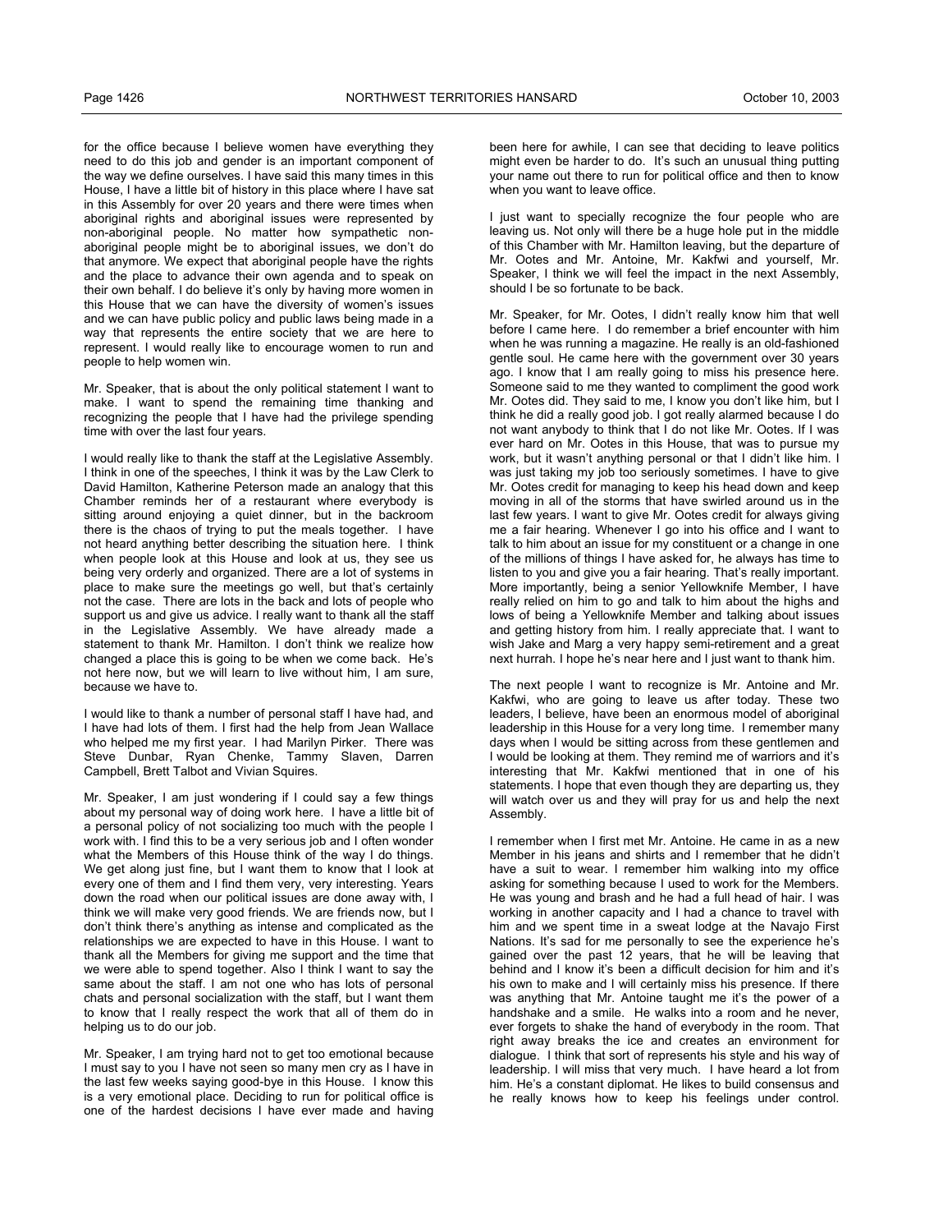for the office because I believe women have everything they need to do this job and gender is an important component of the way we define ourselves. I have said this many times in this House, I have a little bit of history in this place where I have sat in this Assembly for over 20 years and there were times when aboriginal rights and aboriginal issues were represented by non-aboriginal people. No matter how sympathetic non-aboriginal people might be to aboriginal issues, we don't do that anymore. We expect that aboriginal people have the rights and the place to advance their own agenda and to speak on their own behalf. I do believe it's only by having more women in this House that we can have the diversity of women's issues and we can have public policy and public laws being made in a way that represents the entire society that we are here to represent. I would really like to encourage women to run and people to help women win.

Mr. Speaker, that is about the only political statement I want to make. I want to spend the remaining time thanking and recognizing the people that I have had the privilege spending time with over the last four years.

I would really like to thank the staff at the Legislative Assembly. I think in one of the speeches, I think it was by the Law Clerk to David Hamilton, Katherine Peterson made an analogy that this Chamber reminds her of a restaurant where everybody is sitting around enjoying a quiet dinner, but in the backroom there is the chaos of trying to put the meals together. I have not heard anything better describing the situation here. I think when people look at this House and look at us, they see us being very orderly and organized. There are a lot of systems in place to make sure the meetings go well, but that's certainly not the case. There are lots in the back and lots of people who support us and give us advice. I really want to thank all the staff in the Legislative Assembly. We have already made a statement to thank Mr. Hamilton. I don't think we realize how changed a place this is going to be when we come back. He's not here now, but we will learn to live without him, I am sure, because we have to.

I would like to thank a number of personal staff I have had, and I have had lots of them. I first had the help from Jean Wallace who helped me my first year. I had Marilyn Pirker. There was Steve Dunbar, Ryan Chenke, Tammy Slaven, Darren Campbell, Brett Talbot and Vivian Squires.

Mr. Speaker, I am just wondering if I could say a few things about my personal way of doing work here. I have a little bit of a personal policy of not socializing too much with the people I work with. I find this to be a very serious job and I often wonder what the Members of this House think of the way I do things. We get along just fine, but I want them to know that I look at every one of them and I find them very, very interesting. Years down the road when our political issues are done away with, I think we will make very good friends. We are friends now, but I don't think there's anything as intense and complicated as the relationships we are expected to have in this House. I want to thank all the Members for giving me support and the time that we were able to spend together. Also I think I want to say the same about the staff. I am not one who has lots of personal chats and personal socialization with the staff, but I want them to know that I really respect the work that all of them do in helping us to do our job.

Mr. Speaker, I am trying hard not to get too emotional because I must say to you I have not seen so many men cry as I have in the last few weeks saying good-bye in this House. I know this is a very emotional place. Deciding to run for political office is one of the hardest decisions I have ever made and having been here for awhile, I can see that deciding to leave politics might even be harder to do. It's such an unusual thing putting your name out there to run for political office and then to know when you want to leave office.

I just want to specially recognize the four people who are leaving us. Not only will there be a huge hole put in the middle of this Chamber with Mr. Hamilton leaving, but the departure of Mr. Ootes and Mr. Antoine, Mr. Kakfwi and yourself, Mr. Speaker, I think we will feel the impact in the next Assembly, should I be so fortunate to be back.

Mr. Speaker, for Mr. Ootes, I didn't really know him that well before I came here. I do remember a brief encounter with him when he was running a magazine. He really is an old-fashioned gentle soul. He came here with the government over 30 years ago. I know that I am really going to miss his presence here. Someone said to me they wanted to compliment the good work Mr. Ootes did. They said to me, I know you don't like him, but I think he did a really good job. I got really alarmed because I do not want anybody to think that I do not like Mr. Ootes. If I was ever hard on Mr. Ootes in this House, that was to pursue my work, but it wasn't anything personal or that I didn't like him. I was just taking my job too seriously sometimes. I have to give Mr. Ootes credit for managing to keep his head down and keep moving in all of the storms that have swirled around us in the last few years. I want to give Mr. Ootes credit for always giving me a fair hearing. Whenever I go into his office and I want to talk to him about an issue for my constituent or a change in one of the millions of things I have asked for, he always has time to listen to you and give you a fair hearing. That's really important. More importantly, being a senior Yellowknife Member, I have really relied on him to go and talk to him about the highs and lows of being a Yellowknife Member and talking about issues and getting history from him. I really appreciate that. I want to wish Jake and Marg a very happy semi-retirement and a great next hurrah. I hope he's near here and I just want to thank him.

The next people I want to recognize is Mr. Antoine and Mr. Kakfwi, who are going to leave us after today. These two leaders, I believe, have been an enormous model of aboriginal leadership in this House for a very long time. I remember many days when I would be sitting across from these gentlemen and I would be looking at them. They remind me of warriors and it's interesting that Mr. Kakfwi mentioned that in one of his statements. I hope that even though they are departing us, they will watch over us and they will pray for us and help the next Assembly.

I remember when I first met Mr. Antoine. He came in as a new Member in his jeans and shirts and I remember that he didn't have a suit to wear. I remember him walking into my office asking for something because I used to work for the Members. He was young and brash and he had a full head of hair. I was working in another capacity and I had a chance to travel with him and we spent time in a sweat lodge at the Navajo First Nations. It's sad for me personally to see the experience he's gained over the past 12 years, that he will be leaving that behind and I know it's been a difficult decision for him and it's his own to make and I will certainly miss his presence. If there was anything that Mr. Antoine taught me it's the power of a handshake and a smile. He walks into a room and he never, ever forgets to shake the hand of everybody in the room. That right away breaks the ice and creates an environment for dialogue. I think that sort of represents his style and his way of leadership. I will miss that very much. I have heard a lot from him. He's a constant diplomat. He likes to build consensus and he really knows how to keep his feelings under control.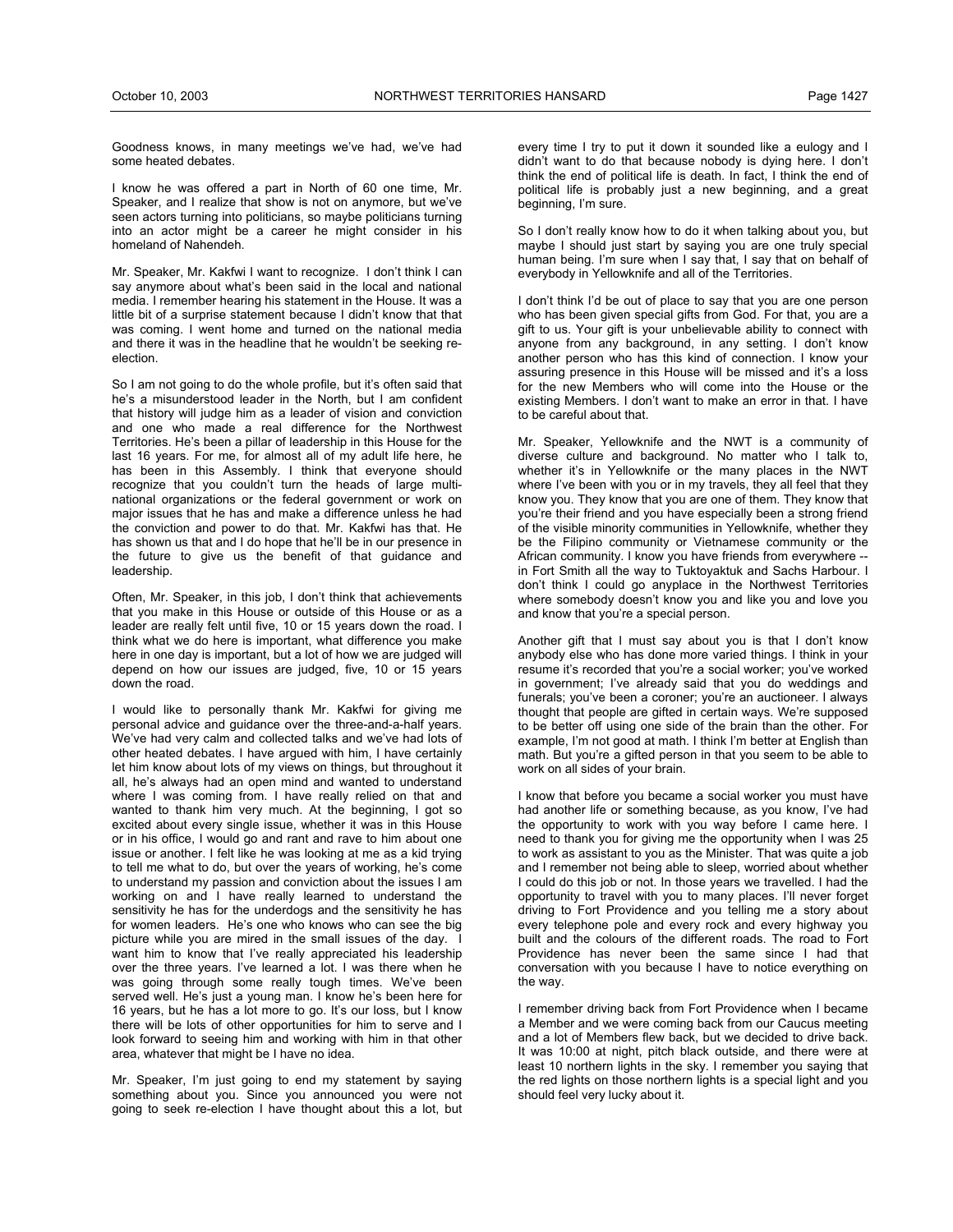Goodness knows, in many meetings we've had, we've had some heated debates.

I know he was offered a part in North of 60 one time, Mr. Speaker, and I realize that show is not on anymore, but we've seen actors turning into politicians, so maybe politicians turning into an actor might be a career he might consider in his homeland of Nahendeh.

Mr. Speaker, Mr. Kakfwi I want to recognize. I don't think I can say anymore about what's been said in the local and national media. I remember hearing his statement in the House. It was a little bit of a surprise statement because I didn't know that that was coming. I went home and turned on the national media and there it was in the headline that he wouldn't be seeking re-election.

So I am not going to do the whole profile, but it's often said that he's a misunderstood leader in the North, but I am confident that history will judge him as a leader of vision and conviction and one who made a real difference for the Northwest Territories. He's been a pillar of leadership in this House for the last 16 years. For me, for almost all of my adult life here, he has been in this Assembly. I think that everyone should recognize that you couldn't turn the heads of large multi-national organizations or the federal government or work on major issues that he has and make a difference unless he had the conviction and power to do that. Mr. Kakfwi has that. He has shown us that and I do hope that he'll be in our presence in the future to give us the benefit of that guidance and leadership.

Often, Mr. Speaker, in this job, I don't think that achievements that you make in this House or outside of this House or as a leader are really felt until five, 10 or 15 years down the road. I think what we do here is important, what difference you make here in one day is important, but a lot of how we are judged will depend on how our issues are judged, five, 10 or 15 years down the road.

I would like to personally thank Mr. Kakfwi for giving me personal advice and guidance over the three-and-a-half years. We've had very calm and collected talks and we've had lots of other heated debates. I have argued with him, I have certainly let him know about lots of my views on things, but throughout it all, he's always had an open mind and wanted to understand where I was coming from. I have really relied on that and wanted to thank him very much. At the beginning, I got so excited about every single issue, whether it was in this House or in his office, I would go and rant and rave to him about one issue or another. I felt like he was looking at me as a kid trying to tell me what to do, but over the years of working, he's come to understand my passion and conviction about the issues I am working on and I have really learned to understand the sensitivity he has for the underdogs and the sensitivity he has for women leaders. He's one who knows who can see the big picture while you are mired in the small issues of the day. I want him to know that I've really appreciated his leadership over the three years. I've learned a lot. I was there when he was going through some really tough times. We've been served well. He's just a young man. I know he's been here for 16 years, but he has a lot more to go. It's our loss, but I know there will be lots of other opportunities for him to serve and I look forward to seeing him and working with him in that other area, whatever that might be I have no idea.

Mr. Speaker, I'm just going to end my statement by saying something about you. Since you announced you were not going to seek re-election I have thought about this a lot, but every time I try to put it down it sounded like a eulogy and I didn't want to do that because nobody is dying here. I don't think the end of political life is death. In fact, I think the end of political life is probably just a new beginning, and a great beginning, I'm sure.

So I don't really know how to do it when talking about you, but maybe I should just start by saying you are one truly special human being. I'm sure when I say that, I say that on behalf of everybody in Yellowknife and all of the Territories.

I don't think I'd be out of place to say that you are one person who has been given special gifts from God. For that, you are a gift to us. Your gift is your unbelievable ability to connect with anyone from any background, in any setting. I don't know another person who has this kind of connection. I know your assuring presence in this House will be missed and it's a loss for the new Members who will come into the House or the existing Members. I don't want to make an error in that. I have to be careful about that.

Mr. Speaker, Yellowknife and the NWT is a community of diverse culture and background. No matter who I talk to, whether it's in Yellowknife or the many places in the NWT where I've been with you or in my travels, they all feel that they know you. They know that you are one of them. They know that you're their friend and you have especially been a strong friend of the visible minority communities in Yellowknife, whether they be the Filipino community or Vietnamese community or the African community. I know you have friends from everywhere -- in Fort Smith all the way to Tuktoyaktuk and Sachs Harbour. I don't think I could go anyplace in the Northwest Territories where somebody doesn't know you and like you and love you and know that you're a special person.

Another gift that I must say about you is that I don't know anybody else who has done more varied things. I think in your resume it's recorded that you're a social worker; you've worked in government; I've already said that you do weddings and funerals; you've been a coroner; you're an auctioneer. I always thought that people are gifted in certain ways. We're supposed to be better off using one side of the brain than the other. For example, I'm not good at math. I think I'm better at English than math. But you're a gifted person in that you seem to be able to work on all sides of your brain.

I know that before you became a social worker you must have had another life or something because, as you know, I've had the opportunity to work with you way before I came here. I need to thank you for giving me the opportunity when I was 25 to work as assistant to you as the Minister. That was quite a job and I remember not being able to sleep, worried about whether I could do this job or not. In those years we travelled. I had the opportunity to travel with you to many places. I'll never forget driving to Fort Providence and you telling me a story about every telephone pole and every rock and every highway you built and the colours of the different roads. The road to Fort Providence has never been the same since I had that conversation with you because I have to notice everything on the way.

I remember driving back from Fort Providence when I became a Member and we were coming back from our Caucus meeting and a lot of Members flew back, but we decided to drive back. It was 10:00 at night, pitch black outside, and there were at least 10 northern lights in the sky. I remember you saying that the red lights on those northern lights is a special light and you should feel very lucky about it.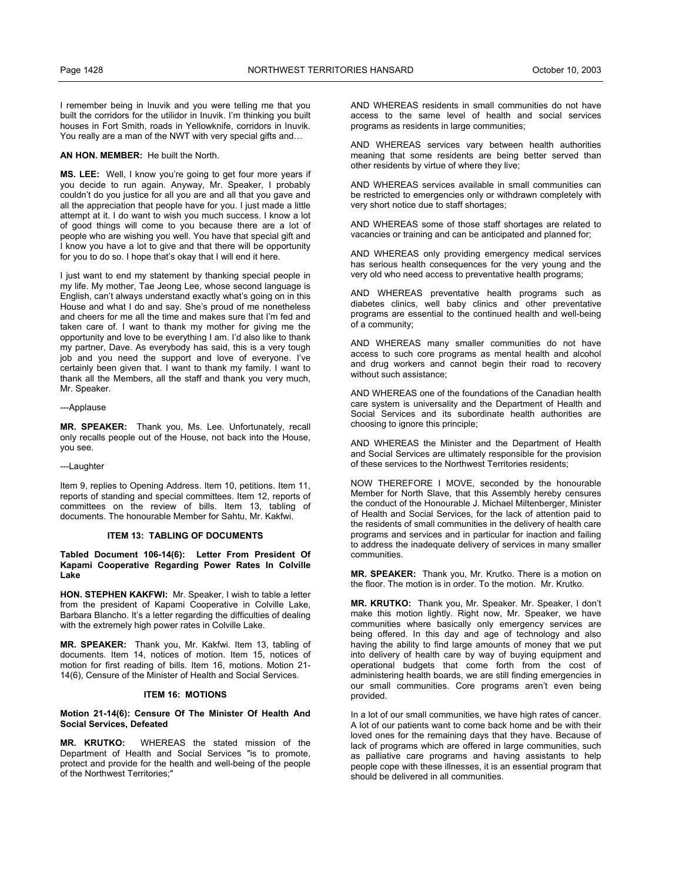I remember being in Inuvik and you were telling me that you built the corridors for the utilidor in Inuvik. I'm thinking you built houses in Fort Smith, roads in Yellowknife, corridors in Inuvik. You really are a man of the NWT with very special gifts and…

**AN HON. MEMBER:** He built the North.

**MS. LEE:** Well, I know you're going to get four more years if you decide to run again. Anyway, Mr. Speaker, I probably couldn't do you justice for all you are and all that you gave and all the appreciation that people have for you. I just made a little attempt at it. I do want to wish you much success. I know a lot of good things will come to you because there are a lot of people who are wishing you well. You have that special gift and I know you have a lot to give and that there will be opportunity for you to do so. I hope that's okay that I will end it here.

I just want to end my statement by thanking special people in my life. My mother, Tae Jeong Lee, whose second language is English, can't always understand exactly what's going on in this House and what I do and say. She's proud of me nonetheless and cheers for me all the time and makes sure that I'm fed and taken care of. I want to thank my mother for giving me the opportunity and love to be everything I am. I'd also like to thank my partner, Dave. As everybody has said, this is a very tough job and you need the support and love of everyone. I've certainly been given that. I want to thank my family. I want to thank all the Members, all the staff and thank you very much, Mr. Speaker.

---Applause

**MR. SPEAKER:** Thank you, Ms. Lee. Unfortunately, recall only recalls people out of the House, not back into the House, you see.

---Laughter

Item 9, replies to Opening Address. Item 10, petitions. Item 11, reports of standing and special committees. Item 12, reports of committees on the review of bills. Item 13, tabling of documents. The honourable Member for Sahtu, Mr. Kakfwi.

## ITEM 13: TABLING OF DOCUMENTS

**Tabled Document 106-14(6): Letter From President Of Kapami Cooperative Regarding Power Rates In Colville Lake**

**HON. STEPHEN KAKFWI:** Mr. Speaker, I wish to table a letter from the president of Kapami Cooperative in Colville Lake, Barbara Blancho. It's a letter regarding the difficulties of dealing with the extremely high power rates in Colville Lake.

**MR. SPEAKER:** Thank you, Mr. Kakfwi. Item 13, tabling of documents. Item 14, notices of motion. Item 15, notices of motion for first reading of bills. Item 16, motions. Motion 21-14(6), Censure of the Minister of Health and Social Services.

## ITEM 16: MOTIONS

**Motion 21-14(6): Censure Of The Minister Of Health And Social Services, Defeated**

**MR. KRUTKO:** WHEREAS the stated mission of the Department of Health and Social Services "is to promote, protect and provide for the health and well-being of the people of the Northwest Territories;"

AND WHEREAS residents in small communities do not have access to the same level of health and social services programs as residents in large communities;

AND WHEREAS services vary between health authorities meaning that some residents are being better served than other residents by virtue of where they live;

AND WHEREAS services available in small communities can be restricted to emergencies only or withdrawn completely with very short notice due to staff shortages;

AND WHEREAS some of those staff shortages are related to vacancies or training and can be anticipated and planned for;

AND WHEREAS only providing emergency medical services has serious health consequences for the very young and the very old who need access to preventative health programs;

AND WHEREAS preventative health programs such as diabetes clinics, well baby clinics and other preventative programs are essential to the continued health and well-being of a community;

AND WHEREAS many smaller communities do not have access to such core programs as mental health and alcohol and drug workers and cannot begin their road to recovery without such assistance;

AND WHEREAS one of the foundations of the Canadian health care system is universality and the Department of Health and Social Services and its subordinate health authorities are choosing to ignore this principle;

AND WHEREAS the Minister and the Department of Health and Social Services are ultimately responsible for the provision of these services to the Northwest Territories residents;

NOW THEREFORE I MOVE, seconded by the honourable Member for North Slave, that this Assembly hereby censures the conduct of the Honourable J. Michael Miltenberger, Minister of Health and Social Services, for the lack of attention paid to the residents of small communities in the delivery of health care programs and services and in particular for inaction and failing to address the inadequate delivery of services in many smaller communities.

**MR. SPEAKER:** Thank you, Mr. Krutko. There is a motion on the floor. The motion is in order. To the motion. Mr. Krutko.

**MR. KRUTKO:** Thank you, Mr. Speaker. Mr. Speaker, I don't make this motion lightly. Right now, Mr. Speaker, we have communities where basically only emergency services are being offered. In this day and age of technology and also having the ability to find large amounts of money that we put into delivery of health care by way of buying equipment and operational budgets that come forth from the cost of administering health boards, we are still finding emergencies in our small communities. Core programs aren't even being provided.

In a lot of our small communities, we have high rates of cancer. A lot of our patients want to come back home and be with their loved ones for the remaining days that they have. Because of lack of programs which are offered in large communities, such as palliative care programs and having assistants to help people cope with these illnesses, it is an essential program that should be delivered in all communities.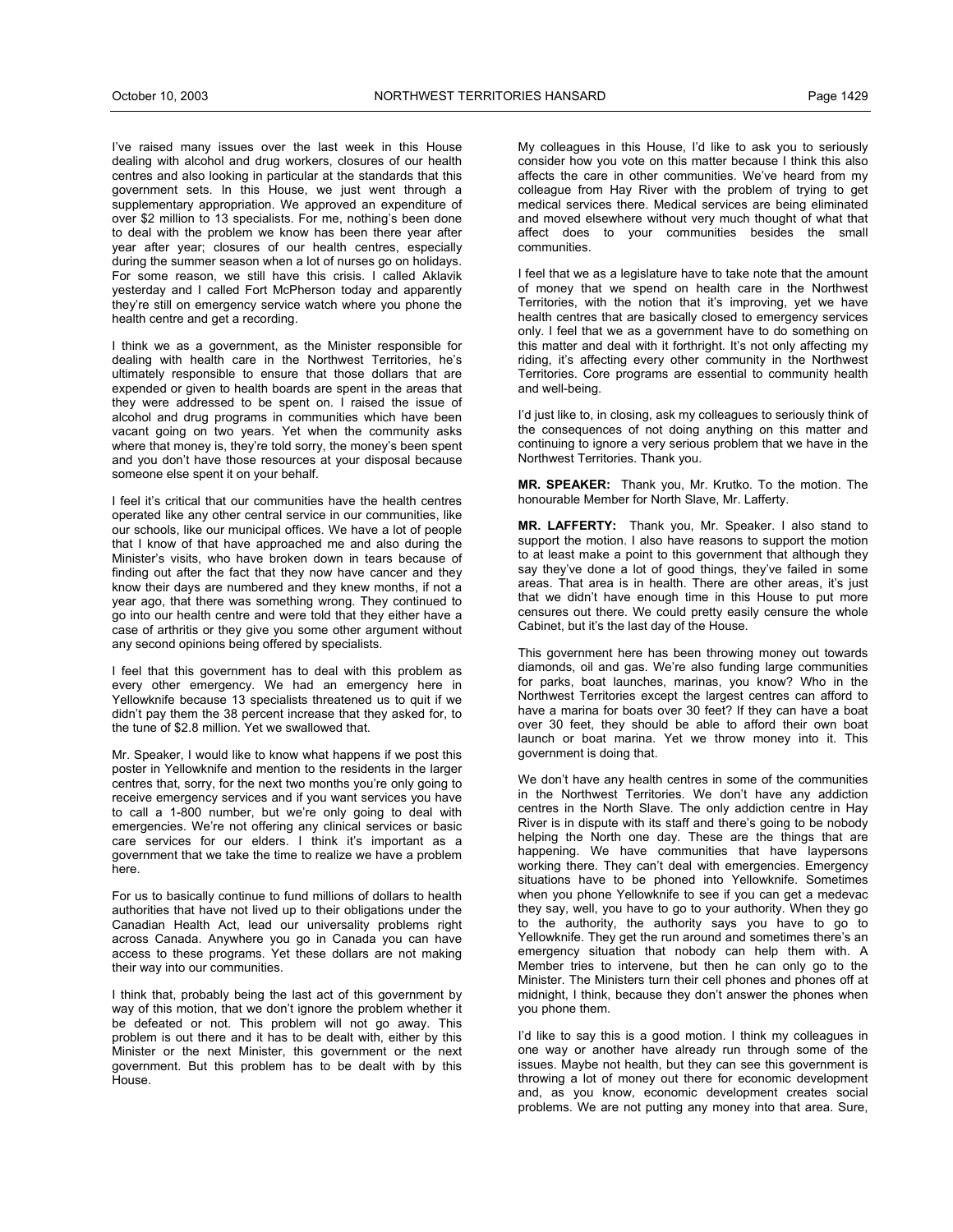I've raised many issues over the last week in this House dealing with alcohol and drug workers, closures of our health centres and also looking in particular at the standards that this government sets. In this House, we just went through a supplementary appropriation. We approved an expenditure of over $2 million to 13 specialists. For me, nothing's been done to deal with the problem we know has been there year after year after year; closures of our health centres, especially during the summer season when a lot of nurses go on holidays. For some reason, we still have this crisis. I called Aklavik yesterday and I called Fort McPherson today and apparently they're still on emergency service watch where you phone the health centre and get a recording.

I think we as a government, as the Minister responsible for dealing with health care in the Northwest Territories, he's ultimately responsible to ensure that those dollars that are expended or given to health boards are spent in the areas that they were addressed to be spent on. I raised the issue of alcohol and drug programs in communities which have been vacant going on two years. Yet when the community asks where that money is, they're told sorry, the money's been spent and you don't have those resources at your disposal because someone else spent it on your behalf.

I feel it's critical that our communities have the health centres operated like any other central service in our communities, like our schools, like our municipal offices. We have a lot of people that I know of that have approached me and also during the Minister's visits, who have broken down in tears because of finding out after the fact that they now have cancer and they know their days are numbered and they knew months, if not a year ago, that there was something wrong. They continued to go into our health centre and were told that they either have a case of arthritis or they give you some other argument without any second opinions being offered by specialists.

I feel that this government has to deal with this problem as every other emergency. We had an emergency here in Yellowknife because 13 specialists threatened us to quit if we didn't pay them the 38 percent increase that they asked for, to the tune of $2.8 million. Yet we swallowed that.

Mr. Speaker, I would like to know what happens if we post this poster in Yellowknife and mention to the residents in the larger centres that, sorry, for the next two months you're only going to receive emergency services and if you want services you have to call a 1-800 number, but we're only going to deal with emergencies. We're not offering any clinical services or basic care services for our elders. I think it's important as a government that we take the time to realize we have a problem here.

For us to basically continue to fund millions of dollars to health authorities that have not lived up to their obligations under the Canadian Health Act, lead our universality problems right across Canada. Anywhere you go in Canada you can have access to these programs. Yet these dollars are not making their way into our communities.

I think that, probably being the last act of this government by way of this motion, that we don't ignore the problem whether it be defeated or not. This problem will not go away. This problem is out there and it has to be dealt with, either by this Minister or the next Minister, this government or the next government. But this problem has to be dealt with by this House.

My colleagues in this House, I'd like to ask you to seriously consider how you vote on this matter because I think this also affects the care in other communities. We've heard from my colleague from Hay River with the problem of trying to get medical services there. Medical services are being eliminated and moved elsewhere without very much thought of what that affect does to your communities besides the small communities.

I feel that we as a legislature have to take note that the amount of money that we spend on health care in the Northwest Territories, with the notion that it's improving, yet we have health centres that are basically closed to emergency services only. I feel that we as a government have to do something on this matter and deal with it forthright. It's not only affecting my riding, it's affecting every other community in the Northwest Territories. Core programs are essential to community health and well-being.

I'd just like to, in closing, ask my colleagues to seriously think of the consequences of not doing anything on this matter and continuing to ignore a very serious problem that we have in the Northwest Territories. Thank you.

**MR. SPEAKER:** Thank you, Mr. Krutko. To the motion. The honourable Member for North Slave, Mr. Lafferty.

**MR. LAFFERTY:** Thank you, Mr. Speaker. I also stand to support the motion. I also have reasons to support the motion to at least make a point to this government that although they say they've done a lot of good things, they've failed in some areas. That area is in health. There are other areas, it's just that we didn't have enough time in this House to put more censures out there. We could pretty easily censure the whole Cabinet, but it's the last day of the House.

This government here has been throwing money out towards diamonds, oil and gas. We're also funding large communities for parks, boat launches, marinas, you know? Who in the Northwest Territories except the largest centres can afford to have a marina for boats over 30 feet? If they can have a boat over 30 feet, they should be able to afford their own boat launch or boat marina. Yet we throw money into it. This government is doing that.

We don't have any health centres in some of the communities in the Northwest Territories. We don't have any addiction centres in the North Slave. The only addiction centre in Hay River is in dispute with its staff and there's going to be nobody helping the North one day. These are the things that are happening. We have communities that have laypersons working there. They can't deal with emergencies. Emergency situations have to be phoned into Yellowknife. Sometimes when you phone Yellowknife to see if you can get a medevac they say, well, you have to go to your authority. When they go to the authority, the authority says you have to go to Yellowknife. They get the run around and sometimes there's an emergency situation that nobody can help them with. A Member tries to intervene, but then he can only go to the Minister. The Ministers turn their cell phones and phones off at midnight, I think, because they don't answer the phones when you phone them.

I'd like to say this is a good motion. I think my colleagues in one way or another have already run through some of the issues. Maybe not health, but they can see this government is throwing a lot of money out there for economic development and, as you know, economic development creates social problems. We are not putting any money into that area. Sure,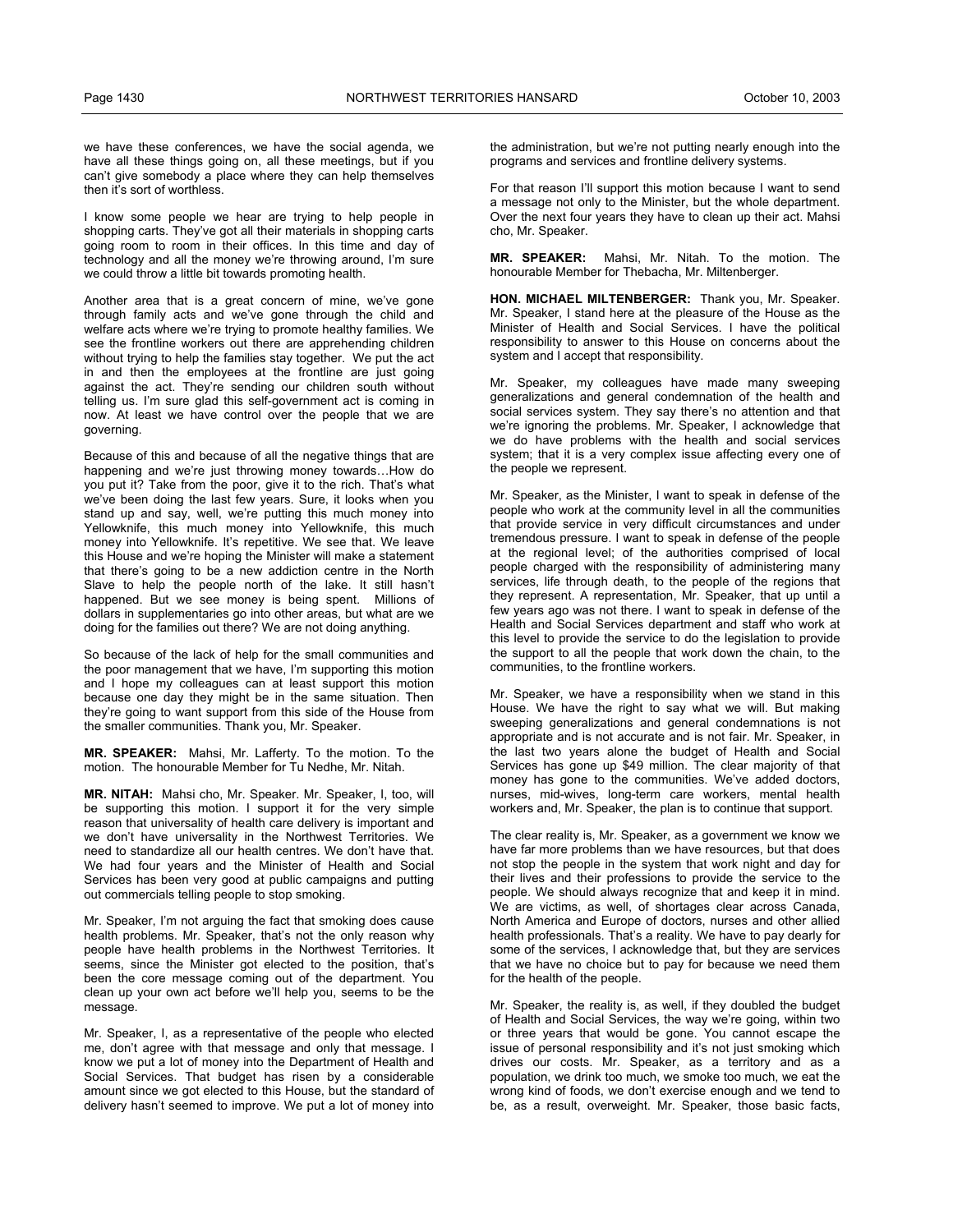we have these conferences, we have the social agenda, we have all these things going on, all these meetings, but if you can't give somebody a place where they can help themselves then it's sort of worthless.

I know some people we hear are trying to help people in shopping carts. They've got all their materials in shopping carts going room to room in their offices. In this time and day of technology and all the money we're throwing around, I'm sure we could throw a little bit towards promoting health.

Another area that is a great concern of mine, we've gone through family acts and we've gone through the child and welfare acts where we're trying to promote healthy families. We see the frontline workers out there are apprehending children without trying to help the families stay together. We put the act in and then the employees at the frontline are just going against the act. They're sending our children south without telling us. I'm sure glad this self-government act is coming in now. At least we have control over the people that we are governing.

Because of this and because of all the negative things that are happening and we're just throwing money towards…How do you put it? Take from the poor, give it to the rich. That's what we've been doing the last few years. Sure, it looks when you stand up and say, well, we're putting this much money into Yellowknife, this much money into Yellowknife, this much money into Yellowknife. It's repetitive. We see that. We leave this House and we're hoping the Minister will make a statement that there's going to be a new addiction centre in the North Slave to help the people north of the lake. It still hasn't happened. But we see money is being spent. Millions of dollars in supplementaries go into other areas, but what are we doing for the families out there? We are not doing anything.

So because of the lack of help for the small communities and the poor management that we have, I'm supporting this motion and I hope my colleagues can at least support this motion because one day they might be in the same situation. Then they're going to want support from this side of the House from the smaller communities. Thank you, Mr. Speaker.

**MR. SPEAKER:** Mahsi, Mr. Lafferty. To the motion. To the motion. The honourable Member for Tu Nedhe, Mr. Nitah.

**MR. NITAH:** Mahsi cho, Mr. Speaker. Mr. Speaker, I, too, will be supporting this motion. I support it for the very simple reason that universality of health care delivery is important and we don't have universality in the Northwest Territories. We need to standardize all our health centres. We don't have that. We had four years and the Minister of Health and Social Services has been very good at public campaigns and putting out commercials telling people to stop smoking.

Mr. Speaker, I'm not arguing the fact that smoking does cause health problems. Mr. Speaker, that's not the only reason why people have health problems in the Northwest Territories. It seems, since the Minister got elected to the position, that's been the core message coming out of the department. You clean up your own act before we'll help you, seems to be the message.

Mr. Speaker, I, as a representative of the people who elected me, don't agree with that message and only that message. I know we put a lot of money into the Department of Health and Social Services. That budget has risen by a considerable amount since we got elected to this House, but the standard of delivery hasn't seemed to improve. We put a lot of money into the administration, but we're not putting nearly enough into the programs and services and frontline delivery systems.

For that reason I'll support this motion because I want to send a message not only to the Minister, but the whole department. Over the next four years they have to clean up their act. Mahsi cho, Mr. Speaker.

**MR. SPEAKER:** Mahsi, Mr. Nitah. To the motion. The honourable Member for Thebacha, Mr. Miltenberger.

**HON. MICHAEL MILTENBERGER:** Thank you, Mr. Speaker. Mr. Speaker, I stand here at the pleasure of the House as the Minister of Health and Social Services. I have the political responsibility to answer to this House on concerns about the system and I accept that responsibility.

Mr. Speaker, my colleagues have made many sweeping generalizations and general condemnation of the health and social services system. They say there's no attention and that we're ignoring the problems. Mr. Speaker, I acknowledge that we do have problems with the health and social services system; that it is a very complex issue affecting every one of the people we represent.

Mr. Speaker, as the Minister, I want to speak in defense of the people who work at the community level in all the communities that provide service in very difficult circumstances and under tremendous pressure. I want to speak in defense of the people at the regional level; of the authorities comprised of local people charged with the responsibility of administering many services, life through death, to the people of the regions that they represent. A representation, Mr. Speaker, that up until a few years ago was not there. I want to speak in defense of the Health and Social Services department and staff who work at this level to provide the service to do the legislation to provide the support to all the people that work down the chain, to the communities, to the frontline workers.

Mr. Speaker, we have a responsibility when we stand in this House. We have the right to say what we will. But making sweeping generalizations and general condemnations is not appropriate and is not accurate and is not fair. Mr. Speaker, in the last two years alone the budget of Health and Social Services has gone up $49 million. The clear majority of that money has gone to the communities. We've added doctors, nurses, mid-wives, long-term care workers, mental health workers and, Mr. Speaker, the plan is to continue that support.

The clear reality is, Mr. Speaker, as a government we know we have far more problems than we have resources, but that does not stop the people in the system that work night and day for their lives and their professions to provide the service to the people. We should always recognize that and keep it in mind. We are victims, as well, of shortages clear across Canada, North America and Europe of doctors, nurses and other allied health professionals. That's a reality. We have to pay dearly for some of the services, I acknowledge that, but they are services that we have no choice but to pay for because we need them for the health of the people.

Mr. Speaker, the reality is, as well, if they doubled the budget of Health and Social Services, the way we're going, within two or three years that would be gone. You cannot escape the issue of personal responsibility and it's not just smoking which drives our costs. Mr. Speaker, as a territory and as a population, we drink too much, we smoke too much, we eat the wrong kind of foods, we don't exercise enough and we tend to be, as a result, overweight. Mr. Speaker, those basic facts,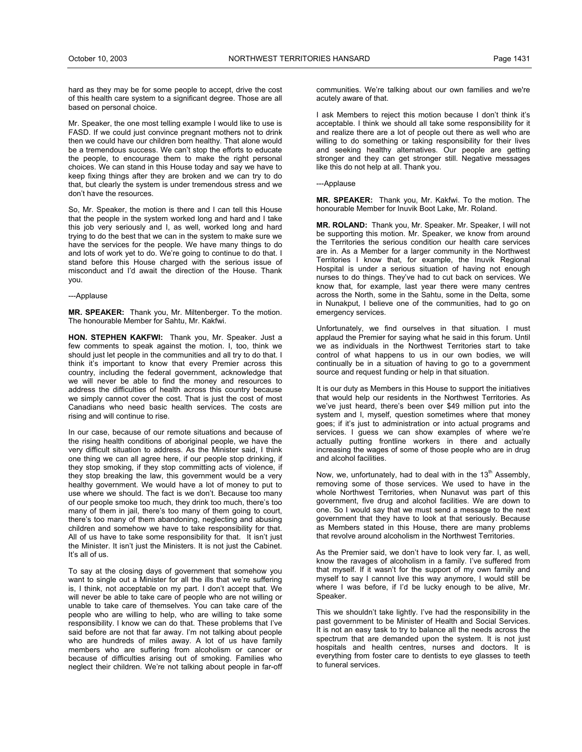hard as they may be for some people to accept, drive the cost of this health care system to a significant degree. Those are all based on personal choice.

Mr. Speaker, the one most telling example I would like to use is FASD. If we could just convince pregnant mothers not to drink then we could have our children born healthy. That alone would be a tremendous success. We can't stop the efforts to educate the people, to encourage them to make the right personal choices. We can stand in this House today and say we have to keep fixing things after they are broken and we can try to do that, but clearly the system is under tremendous stress and we don't have the resources.

So, Mr. Speaker, the motion is there and I can tell this House that the people in the system worked long and hard and I take this job very seriously and I, as well, worked long and hard trying to do the best that we can in the system to make sure we have the services for the people. We have many things to do and lots of work yet to do. We're going to continue to do that. I stand before this House charged with the serious issue of misconduct and I'd await the direction of the House. Thank you.

---Applause

**MR. SPEAKER:** Thank you, Mr. Miltenberger. To the motion. The honourable Member for Sahtu, Mr. Kakfwi.

**HON. STEPHEN KAKFWI:** Thank you, Mr. Speaker. Just a few comments to speak against the motion. I, too, think we should just let people in the communities and all try to do that. I think it's important to know that every Premier across this country, including the federal government, acknowledge that we will never be able to find the money and resources to address the difficulties of health across this country because we simply cannot cover the cost. That is just the cost of most Canadians who need basic health services. The costs are rising and will continue to rise.

In our case, because of our remote situations and because of the rising health conditions of aboriginal people, we have the very difficult situation to address. As the Minister said, I think one thing we can all agree here, if our people stop drinking, if they stop smoking, if they stop committing acts of violence, if they stop breaking the law, this government would be a very healthy government. We would have a lot of money to put to use where we should. The fact is we don't. Because too many of our people smoke too much, they drink too much, there's too many of them in jail, there's too many of them going to court, there's too many of them abandoning, neglecting and abusing children and somehow we have to take responsibility for that. All of us have to take some responsibility for that. It isn't just the Minister. It isn't just the Ministers. It is not just the Cabinet. It's all of us.

To say at the closing days of government that somehow you want to single out a Minister for all the ills that we're suffering is, I think, not acceptable on my part. I don't accept that. We will never be able to take care of people who are not willing or unable to take care of themselves. You can take care of the people who are willing to help, who are willing to take some responsibility. I know we can do that. These problems that I've said before are not that far away. I'm not talking about people who are hundreds of miles away. A lot of us have family members who are suffering from alcoholism or cancer or because of difficulties arising out of smoking. Families who neglect their children. We're not talking about people in far-off communities. We're talking about our own families and we're acutely aware of that.

I ask Members to reject this motion because I don't think it's acceptable. I think we should all take some responsibility for it and realize there are a lot of people out there as well who are willing to do something or taking responsibility for their lives and seeking healthy alternatives. Our people are getting stronger and they can get stronger still. Negative messages like this do not help at all. Thank you.

---Applause

**MR. SPEAKER:** Thank you, Mr. Kakfwi. To the motion. The honourable Member for Inuvik Boot Lake, Mr. Roland.

**MR. ROLAND:** Thank you, Mr. Speaker. Mr. Speaker, I will not be supporting this motion. Mr. Speaker, we know from around the Territories the serious condition our health care services are in. As a Member for a larger community in the Northwest Territories I know that, for example, the Inuvik Regional Hospital is under a serious situation of having not enough nurses to do things. They've had to cut back on services. We know that, for example, last year there were many centres across the North, some in the Sahtu, some in the Delta, some in Nunakput, I believe one of the communities, had to go on emergency services.

Unfortunately, we find ourselves in that situation. I must applaud the Premier for saying what he said in this forum. Until we as individuals in the Northwest Territories start to take control of what happens to us in our own bodies, we will continually be in a situation of having to go to a government source and request funding or help in that situation.

It is our duty as Members in this House to support the initiatives that would help our residents in the Northwest Territories. As we've just heard, there's been over $49 million put into the system and I, myself, question sometimes where that money goes; if it's just to administration or into actual programs and services. I guess we can show examples of where we're actually putting frontline workers in there and actually increasing the wages of some of those people who are in drug and alcohol facilities.

Now, we, unfortunately, had to deal with in the 13th Assembly, removing some of those services. We used to have in the whole Northwest Territories, when Nunavut was part of this government, five drug and alcohol facilities. We are down to one. So I would say that we must send a message to the next government that they have to look at that seriously. Because as Members stated in this House, there are many problems that revolve around alcoholism in the Northwest Territories.

As the Premier said, we don't have to look very far. I, as well, know the ravages of alcoholism in a family. I've suffered from that myself. If it wasn't for the support of my own family and myself to say I cannot live this way anymore, I would still be where I was before, if I'd be lucky enough to be alive, Mr. Speaker.

This we shouldn't take lightly. I've had the responsibility in the past government to be Minister of Health and Social Services. It is not an easy task to try to balance all the needs across the spectrum that are demanded upon the system. It is not just hospitals and health centres, nurses and doctors. It is everything from foster care to dentists to eye glasses to teeth to funeral services.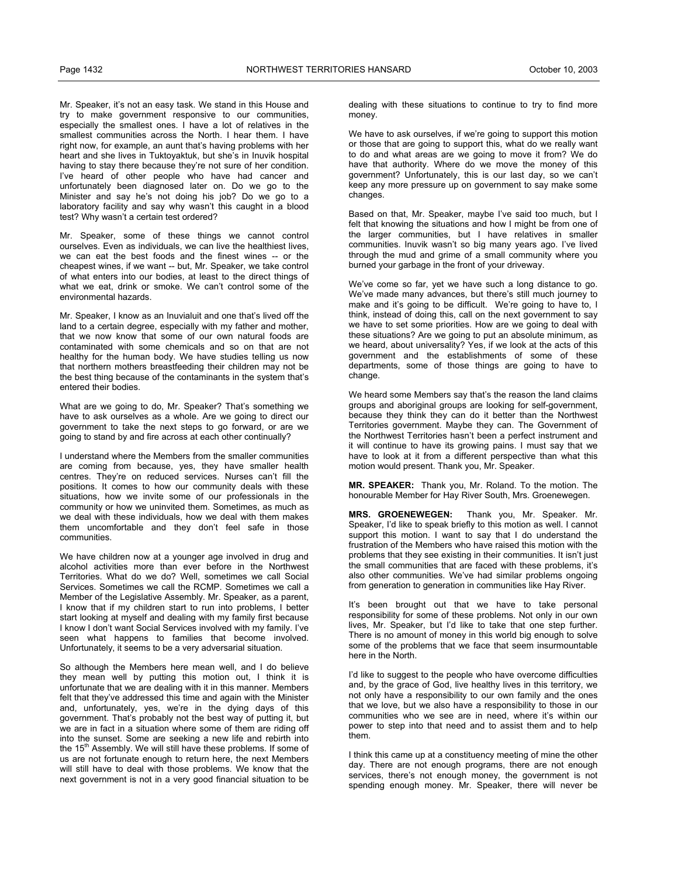Mr. Speaker, it's not an easy task. We stand in this House and try to make government responsive to our communities, especially the smallest ones. I have a lot of relatives in the smallest communities across the North. I hear them. I have right now, for example, an aunt that's having problems with her heart and she lives in Tuktoyaktuk, but she's in Inuvik hospital having to stay there because they're not sure of her condition. I've heard of other people who have had cancer and unfortunately been diagnosed later on. Do we go to the Minister and say he's not doing his job? Do we go to a laboratory facility and say why wasn't this caught in a blood test? Why wasn't a certain test ordered?

Mr. Speaker, some of these things we cannot control ourselves. Even as individuals, we can live the healthiest lives, we can eat the best foods and the finest wines -- or the cheapest wines, if we want -- but, Mr. Speaker, we take control of what enters into our bodies, at least to the direct things of what we eat, drink or smoke. We can't control some of the environmental hazards.

Mr. Speaker, I know as an Inuvialuit and one that's lived off the land to a certain degree, especially with my father and mother, that we now know that some of our own natural foods are contaminated with some chemicals and so on that are not healthy for the human body. We have studies telling us now that northern mothers breastfeeding their children may not be the best thing because of the contaminants in the system that's entered their bodies.

What are we going to do, Mr. Speaker? That's something we have to ask ourselves as a whole. Are we going to direct our government to take the next steps to go forward, or are we going to stand by and fire across at each other continually?

I understand where the Members from the smaller communities are coming from because, yes, they have smaller health centres. They're on reduced services. Nurses can't fill the positions. It comes to how our community deals with these situations, how we invite some of our professionals in the community or how we uninvited them. Sometimes, as much as we deal with these individuals, how we deal with them makes them uncomfortable and they don't feel safe in those communities.

We have children now at a younger age involved in drug and alcohol activities more than ever before in the Northwest Territories. What do we do? Well, sometimes we call Social Services. Sometimes we call the RCMP. Sometimes we call a Member of the Legislative Assembly. Mr. Speaker, as a parent, I know that if my children start to run into problems, I better start looking at myself and dealing with my family first because I know I don't want Social Services involved with my family. I've seen what happens to families that become involved. Unfortunately, it seems to be a very adversarial situation.

So although the Members here mean well, and I do believe they mean well by putting this motion out, I think it is unfortunate that we are dealing with it in this manner. Members felt that they've addressed this time and again with the Minister and, unfortunately, yes, we're in the dying days of this government. That's probably not the best way of putting it, but we are in fact in a situation where some of them are riding off into the sunset. Some are seeking a new life and rebirth into the 15th Assembly. We will still have these problems. If some of us are not fortunate enough to return here, the next Members will still have to deal with those problems. We know that the next government is not in a very good financial situation to be dealing with these situations to continue to try to find more money.

We have to ask ourselves, if we're going to support this motion or those that are going to support this, what do we really want to do and what areas are we going to move it from? We do have that authority. Where do we move the money of this government? Unfortunately, this is our last day, so we can't keep any more pressure up on government to say make some changes.

Based on that, Mr. Speaker, maybe I've said too much, but I felt that knowing the situations and how I might be from one of the larger communities, but I have relatives in smaller communities. Inuvik wasn't so big many years ago. I've lived through the mud and grime of a small community where you burned your garbage in the front of your driveway.

We've come so far, yet we have such a long distance to go. We've made many advances, but there's still much journey to make and it's going to be difficult. We're going to have to, I think, instead of doing this, call on the next government to say we have to set some priorities. How are we going to deal with these situations? Are we going to put an absolute minimum, as we heard, about universality? Yes, if we look at the acts of this government and the establishments of some of these departments, some of those things are going to have to change.

We heard some Members say that's the reason the land claims groups and aboriginal groups are looking for self-government, because they think they can do it better than the Northwest Territories government. Maybe they can. The Government of the Northwest Territories hasn't been a perfect instrument and it will continue to have its growing pains. I must say that we have to look at it from a different perspective than what this motion would present. Thank you, Mr. Speaker.

**MR. SPEAKER:** Thank you, Mr. Roland. To the motion. The honourable Member for Hay River South, Mrs. Groenewegen.

**MRS. GROENEWEGEN:** Thank you, Mr. Speaker. Mr. Speaker, I'd like to speak briefly to this motion as well. I cannot support this motion. I want to say that I do understand the frustration of the Members who have raised this motion with the problems that they see existing in their communities. It isn't just the small communities that are faced with these problems, it's also other communities. We've had similar problems ongoing from generation to generation in communities like Hay River.

It's been brought out that we have to take personal responsibility for some of these problems. Not only in our own lives, Mr. Speaker, but I'd like to take that one step further. There is no amount of money in this world big enough to solve some of the problems that we face that seem insurmountable here in the North.

I'd like to suggest to the people who have overcome difficulties and, by the grace of God, live healthy lives in this territory, we not only have a responsibility to our own family and the ones that we love, but we also have a responsibility to those in our communities who we see are in need, where it's within our power to step into that need and to assist them and to help them.

I think this came up at a constituency meeting of mine the other day. There are not enough programs, there are not enough services, there's not enough money, the government is not spending enough money. Mr. Speaker, there will never be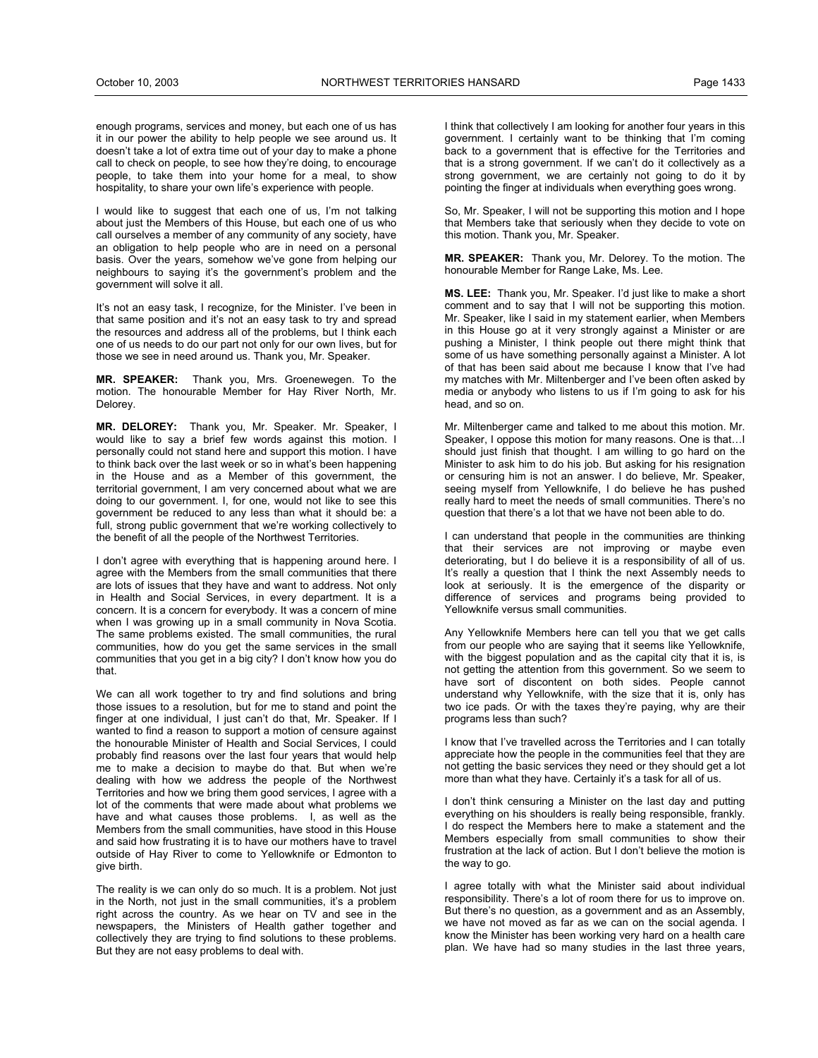enough programs, services and money, but each one of us has it in our power the ability to help people we see around us. It doesn't take a lot of extra time out of your day to make a phone call to check on people, to see how they're doing, to encourage people, to take them into your home for a meal, to show hospitality, to share your own life's experience with people.

I would like to suggest that each one of us, I'm not talking about just the Members of this House, but each one of us who call ourselves a member of any community of any society, have an obligation to help people who are in need on a personal basis. Over the years, somehow we've gone from helping our neighbours to saying it's the government's problem and the government will solve it all.

It's not an easy task, I recognize, for the Minister. I've been in that same position and it's not an easy task to try and spread the resources and address all of the problems, but I think each one of us needs to do our part not only for our own lives, but for those we see in need around us. Thank you, Mr. Speaker.

**MR. SPEAKER:** Thank you, Mrs. Groenewegen. To the motion. The honourable Member for Hay River North, Mr. Delorey.

**MR. DELOREY:** Thank you, Mr. Speaker. Mr. Speaker, I would like to say a brief few words against this motion. I personally could not stand here and support this motion. I have to think back over the last week or so in what's been happening in the House and as a Member of this government, the territorial government, I am very concerned about what we are doing to our government. I, for one, would not like to see this government be reduced to any less than what it should be: a full, strong public government that we're working collectively to the benefit of all the people of the Northwest Territories.

I don't agree with everything that is happening around here. I agree with the Members from the small communities that there are lots of issues that they have and want to address. Not only in Health and Social Services, in every department. It is a concern. It is a concern for everybody. It was a concern of mine when I was growing up in a small community in Nova Scotia. The same problems existed. The small communities, the rural communities, how do you get the same services in the small communities that you get in a big city? I don't know how you do that.

We can all work together to try and find solutions and bring those issues to a resolution, but for me to stand and point the finger at one individual, I just can't do that, Mr. Speaker. If I wanted to find a reason to support a motion of censure against the honourable Minister of Health and Social Services, I could probably find reasons over the last four years that would help me to make a decision to maybe do that. But when we're dealing with how we address the people of the Northwest Territories and how we bring them good services, I agree with a lot of the comments that were made about what problems we have and what causes those problems. I, as well as the Members from the small communities, have stood in this House and said how frustrating it is to have our mothers have to travel outside of Hay River to come to Yellowknife or Edmonton to give birth.

The reality is we can only do so much. It is a problem. Not just in the North, not just in the small communities, it's a problem right across the country. As we hear on TV and see in the newspapers, the Ministers of Health gather together and collectively they are trying to find solutions to these problems. But they are not easy problems to deal with.

I think that collectively I am looking for another four years in this government. I certainly want to be thinking that I'm coming back to a government that is effective for the Territories and that is a strong government. If we can't do it collectively as a strong government, we are certainly not going to do it by pointing the finger at individuals when everything goes wrong.

So, Mr. Speaker, I will not be supporting this motion and I hope that Members take that seriously when they decide to vote on this motion. Thank you, Mr. Speaker.

**MR. SPEAKER:** Thank you, Mr. Delorey. To the motion. The honourable Member for Range Lake, Ms. Lee.

**MS. LEE:** Thank you, Mr. Speaker. I'd just like to make a short comment and to say that I will not be supporting this motion. Mr. Speaker, like I said in my statement earlier, when Members in this House go at it very strongly against a Minister or are pushing a Minister, I think people out there might think that some of us have something personally against a Minister. A lot of that has been said about me because I know that I've had my matches with Mr. Miltenberger and I've been often asked by media or anybody who listens to us if I'm going to ask for his head, and so on.

Mr. Miltenberger came and talked to me about this motion. Mr. Speaker, I oppose this motion for many reasons. One is that…I should just finish that thought. I am willing to go hard on the Minister to ask him to do his job. But asking for his resignation or censuring him is not an answer. I do believe, Mr. Speaker, seeing myself from Yellowknife, I do believe he has pushed really hard to meet the needs of small communities. There's no question that there's a lot that we have not been able to do.

I can understand that people in the communities are thinking that their services are not improving or maybe even deteriorating, but I do believe it is a responsibility of all of us. It's really a question that I think the next Assembly needs to look at seriously. It is the emergence of the disparity or difference of services and programs being provided to Yellowknife versus small communities.

Any Yellowknife Members here can tell you that we get calls from our people who are saying that it seems like Yellowknife, with the biggest population and as the capital city that it is, is not getting the attention from this government. So we seem to have sort of discontent on both sides. People cannot understand why Yellowknife, with the size that it is, only has two ice pads. Or with the taxes they're paying, why are their programs less than such?

I know that I've travelled across the Territories and I can totally appreciate how the people in the communities feel that they are not getting the basic services they need or they should get a lot more than what they have. Certainly it's a task for all of us.

I don't think censuring a Minister on the last day and putting everything on his shoulders is really being responsible, frankly. I do respect the Members here to make a statement and the Members especially from small communities to show their frustration at the lack of action. But I don't believe the motion is the way to go.

I agree totally with what the Minister said about individual responsibility. There's a lot of room there for us to improve on. But there's no question, as a government and as an Assembly, we have not moved as far as we can on the social agenda. I know the Minister has been working very hard on a health care plan. We have had so many studies in the last three years,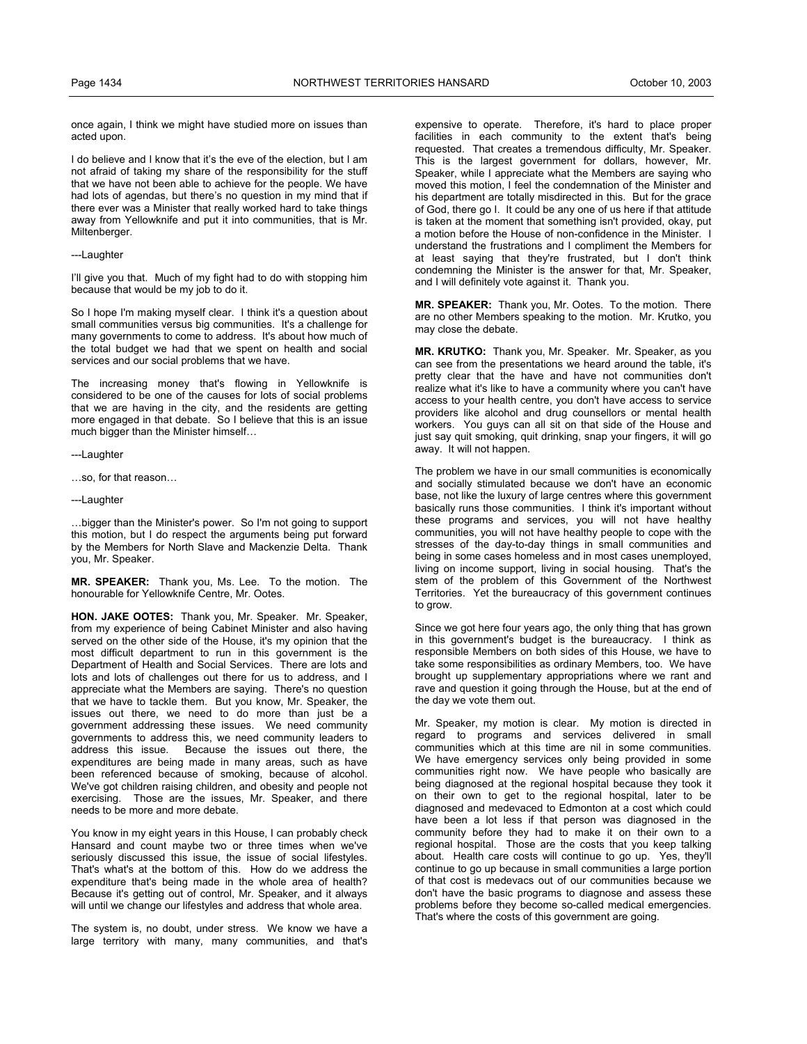once again, I think we might have studied more on issues than acted upon.

I do believe and I know that it's the eve of the election, but I am not afraid of taking my share of the responsibility for the stuff that we have not been able to achieve for the people. We have had lots of agendas, but there's no question in my mind that if there ever was a Minister that really worked hard to take things away from Yellowknife and put it into communities, that is Mr. Miltenberger.

---Laughter

I'll give you that. Much of my fight had to do with stopping him because that would be my job to do it.

So I hope I'm making myself clear. I think it's a question about small communities versus big communities. It's a challenge for many governments to come to address. It's about how much of the total budget we had that we spent on health and social services and our social problems that we have.

The increasing money that's flowing in Yellowknife is considered to be one of the causes for lots of social problems that we are having in the city, and the residents are getting more engaged in that debate. So I believe that this is an issue much bigger than the Minister himself…

---Laughter

…so, for that reason…

---Laughter

…bigger than the Minister's power. So I'm not going to support this motion, but I do respect the arguments being put forward by the Members for North Slave and Mackenzie Delta. Thank you, Mr. Speaker.

**MR. SPEAKER:** Thank you, Ms. Lee. To the motion. The honourable for Yellowknife Centre, Mr. Ootes.

**HON. JAKE OOTES:** Thank you, Mr. Speaker. Mr. Speaker, from my experience of being Cabinet Minister and also having served on the other side of the House, it's my opinion that the most difficult department to run in this government is the Department of Health and Social Services. There are lots and lots and lots of challenges out there for us to address, and I appreciate what the Members are saying. There's no question that we have to tackle them. But you know, Mr. Speaker, the issues out there, we need to do more than just be a government addressing these issues. We need community governments to address this, we need community leaders to address this issue. Because the issues out there, the expenditures are being made in many areas, such as have been referenced because of smoking, because of alcohol. We've got children raising children, and obesity and people not exercising. Those are the issues, Mr. Speaker, and there needs to be more and more debate.

You know in my eight years in this House, I can probably check Hansard and count maybe two or three times when we've seriously discussed this issue, the issue of social lifestyles. That's what's at the bottom of this. How do we address the expenditure that's being made in the whole area of health? Because it's getting out of control, Mr. Speaker, and it always will until we change our lifestyles and address that whole area.

The system is, no doubt, under stress. We know we have a large territory with many, many communities, and that's expensive to operate. Therefore, it's hard to place proper facilities in each community to the extent that's being requested. That creates a tremendous difficulty, Mr. Speaker. This is the largest government for dollars, however, Mr. Speaker, while I appreciate what the Members are saying who moved this motion, I feel the condemnation of the Minister and his department are totally misdirected in this. But for the grace of God, there go I. It could be any one of us here if that attitude is taken at the moment that something isn't provided, okay, put a motion before the House of non-confidence in the Minister. I understand the frustrations and I compliment the Members for at least saying that they're frustrated, but I don't think condemning the Minister is the answer for that, Mr. Speaker, and I will definitely vote against it. Thank you.

**MR. SPEAKER:** Thank you, Mr. Ootes. To the motion. There are no other Members speaking to the motion. Mr. Krutko, you may close the debate.

**MR. KRUTKO:** Thank you, Mr. Speaker. Mr. Speaker, as you can see from the presentations we heard around the table, it's pretty clear that the have and have not communities don't realize what it's like to have a community where you can't have access to your health centre, you don't have access to service providers like alcohol and drug counsellors or mental health workers. You guys can all sit on that side of the House and just say quit smoking, quit drinking, snap your fingers, it will go away. It will not happen.

The problem we have in our small communities is economically and socially stimulated because we don't have an economic base, not like the luxury of large centres where this government basically runs those communities. I think it's important without these programs and services, you will not have healthy communities, you will not have healthy people to cope with the stresses of the day-to-day things in small communities and being in some cases homeless and in most cases unemployed, living on income support, living in social housing. That's the stem of the problem of this Government of the Northwest Territories. Yet the bureaucracy of this government continues to grow.

Since we got here four years ago, the only thing that has grown in this government's budget is the bureaucracy. I think as responsible Members on both sides of this House, we have to take some responsibilities as ordinary Members, too. We have brought up supplementary appropriations where we rant and rave and question it going through the House, but at the end of the day we vote them out.

Mr. Speaker, my motion is clear. My motion is directed in regard to programs and services delivered in small communities which at this time are nil in some communities. We have emergency services only being provided in some communities right now. We have people who basically are being diagnosed at the regional hospital because they took it on their own to get to the regional hospital, later to be diagnosed and medevaced to Edmonton at a cost which could have been a lot less if that person was diagnosed in the community before they had to make it on their own to a regional hospital. Those are the costs that you keep talking about. Health care costs will continue to go up. Yes, they'll continue to go up because in small communities a large portion of that cost is medevacs out of our communities because we don't have the basic programs to diagnose and assess these problems before they become so-called medical emergencies. That's where the costs of this government are going.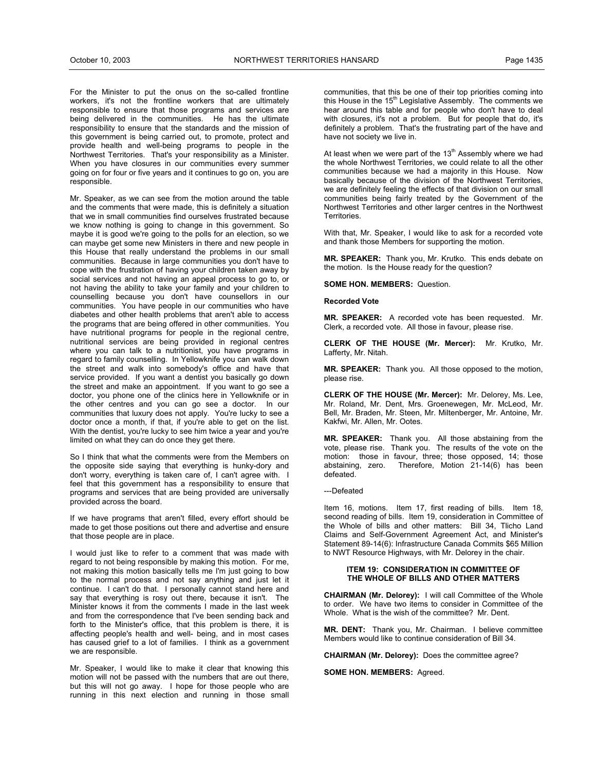For the Minister to put the onus on the so-called frontline workers, it's not the frontline workers that are ultimately responsible to ensure that those programs and services are being delivered in the communities. He has the ultimate responsibility to ensure that the standards and the mission of this government is being carried out, to promote, protect and provide health and well-being programs to people in the Northwest Territories. That's your responsibility as a Minister. When you have closures in our communities every summer going on for four or five years and it continues to go on, you are responsible.

Mr. Speaker, as we can see from the motion around the table and the comments that were made, this is definitely a situation that we in small communities find ourselves frustrated because we know nothing is going to change in this government. So maybe it is good we're going to the polls for an election, so we can maybe get some new Ministers in there and new people in this House that really understand the problems in our small communities. Because in large communities you don't have to cope with the frustration of having your children taken away by social services and not having an appeal process to go to, or not having the ability to take your family and your children to counselling because you don't have counsellors in our communities. You have people in our communities who have diabetes and other health problems that aren't able to access the programs that are being offered in other communities. You have nutritional programs for people in the regional centre, nutritional services are being provided in regional centres where you can talk to a nutritionist, you have programs in regard to family counselling. In Yellowknife you can walk down the street and walk into somebody's office and have that service provided. If you want a dentist you basically go down the street and make an appointment. If you want to go see a doctor, you phone one of the clinics here in Yellowknife or in the other centres and you can go see a doctor. In our communities that luxury does not apply. You're lucky to see a doctor once a month, if that, if you're able to get on the list. With the dentist, you're lucky to see him twice a year and you're limited on what they can do once they get there.

So I think that what the comments were from the Members on the opposite side saying that everything is hunky-dory and don't worry, everything is taken care of, I can't agree with. I feel that this government has a responsibility to ensure that programs and services that are being provided are universally provided across the board.

If we have programs that aren't filled, every effort should be made to get those positions out there and advertise and ensure that those people are in place.

I would just like to refer to a comment that was made with regard to not being responsible by making this motion. For me, not making this motion basically tells me I'm just going to bow to the normal process and not say anything and just let it continue. I can't do that. I personally cannot stand here and say that everything is rosy out there, because it isn't. The Minister knows it from the comments I made in the last week and from the correspondence that I've been sending back and forth to the Minister's office, that this problem is there, it is affecting people's health and well- being, and in most cases has caused grief to a lot of families. I think as a government we are responsible.

Mr. Speaker, I would like to make it clear that knowing this motion will not be passed with the numbers that are out there, but this will not go away. I hope for those people who are running in this next election and running in those small communities, that this be one of their top priorities coming into this House in the 15th Legislative Assembly. The comments we hear around this table and for people who don't have to deal with closures, it's not a problem. But for people that do, it's definitely a problem. That's the frustrating part of the have and have not society we live in.

At least when we were part of the 13th Assembly where we had the whole Northwest Territories, we could relate to all the other communities because we had a majority in this House. Now basically because of the division of the Northwest Territories, we are definitely feeling the effects of that division on our small communities being fairly treated by the Government of the Northwest Territories and other larger centres in the Northwest Territories.

With that, Mr. Speaker, I would like to ask for a recorded vote and thank those Members for supporting the motion.

**MR. SPEAKER:** Thank you, Mr. Krutko. This ends debate on the motion. Is the House ready for the question?

**SOME HON. MEMBERS:** Question.

**Recorded Vote**

**MR. SPEAKER:** A recorded vote has been requested. Mr. Clerk, a recorded vote. All those in favour, please rise.

**CLERK OF THE HOUSE (Mr. Mercer):** Mr. Krutko, Mr. Lafferty, Mr. Nitah.

**MR. SPEAKER:** Thank you. All those opposed to the motion, please rise.

**CLERK OF THE HOUSE (Mr. Mercer):** Mr. Delorey, Ms. Lee, Mr. Roland, Mr. Dent, Mrs. Groenewegen, Mr. McLeod, Mr. Bell, Mr. Braden, Mr. Steen, Mr. Miltenberger, Mr. Antoine, Mr. Kakfwi, Mr. Allen, Mr. Ootes.

**MR. SPEAKER:** Thank you. All those abstaining from the vote, please rise. Thank you. The results of the vote on the motion: those in favour, three; those opposed, 14; those abstaining, zero. Therefore, Motion 21-14(6) has been defeated.

---Defeated

Item 16, motions. Item 17, first reading of bills. Item 18, second reading of bills. Item 19, consideration in Committee of the Whole of bills and other matters: Bill 34, Tlicho Land Claims and Self-Government Agreement Act, and Minister's Statement 89-14(6): Infrastructure Canada Commits $65 Million to NWT Resource Highways, with Mr. Delorey in the chair.

## ITEM 19: CONSIDERATION IN COMMITTEE OF THE WHOLE OF BILLS AND OTHER MATTERS

**CHAIRMAN (Mr. Delorey):** I will call Committee of the Whole to order. We have two items to consider in Committee of the Whole. What is the wish of the committee? Mr. Dent.

**MR. DENT:** Thank you, Mr. Chairman. I believe committee Members would like to continue consideration of Bill 34.

**CHAIRMAN (Mr. Delorey):** Does the committee agree?

**SOME HON. MEMBERS:** Agreed.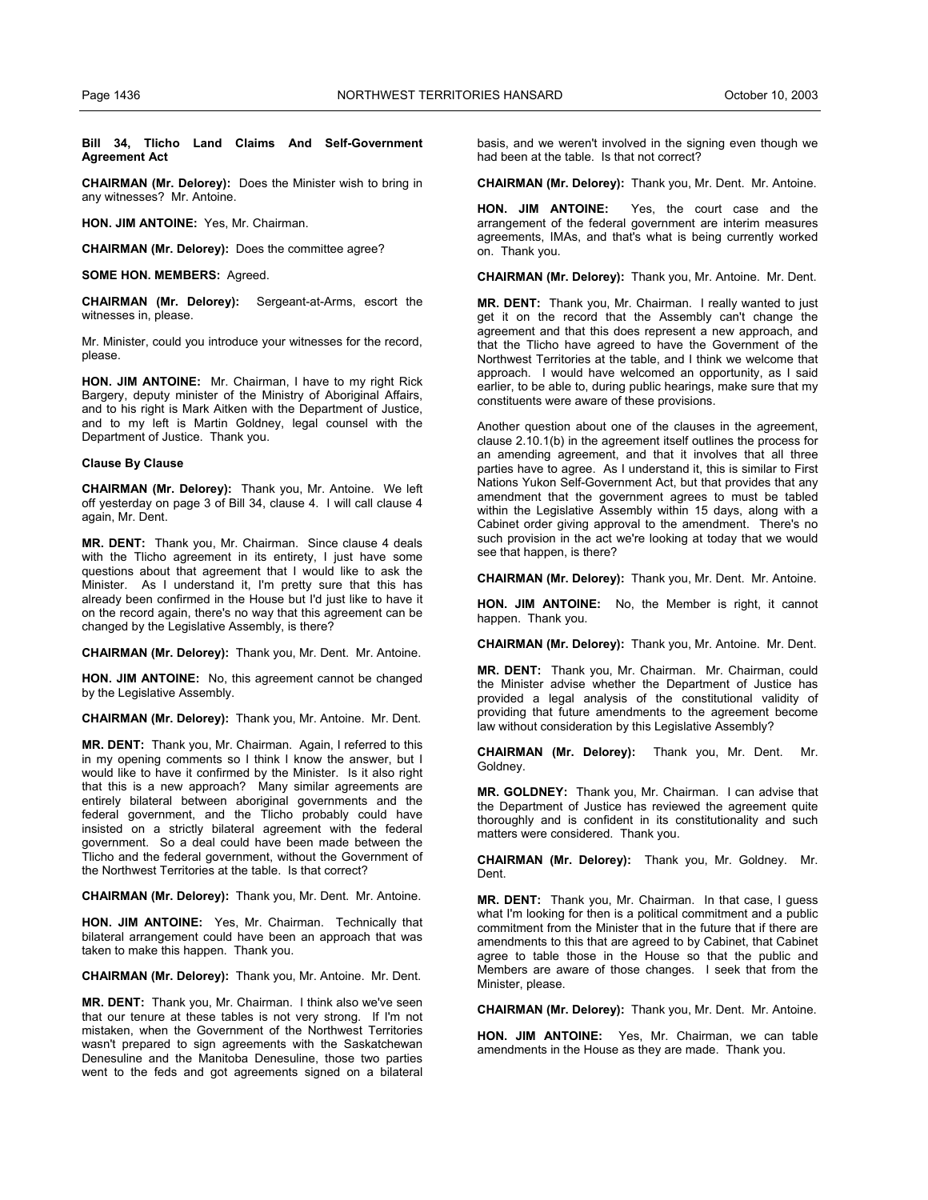**Bill 34, Tlicho Land Claims And Self-Government Agreement Act**

**CHAIRMAN (Mr. Delorey):** Does the Minister wish to bring in any witnesses? Mr. Antoine.

**HON. JIM ANTOINE:** Yes, Mr. Chairman.

**CHAIRMAN (Mr. Delorey):** Does the committee agree?

**SOME HON. MEMBERS:** Agreed.

**CHAIRMAN (Mr. Delorey):** Sergeant-at-Arms, escort the witnesses in, please.

Mr. Minister, could you introduce your witnesses for the record, please.

**HON. JIM ANTOINE:** Mr. Chairman, I have to my right Rick Bargery, deputy minister of the Ministry of Aboriginal Affairs, and to his right is Mark Aitken with the Department of Justice, and to my left is Martin Goldney, legal counsel with the Department of Justice. Thank you.

**Clause By Clause**

**CHAIRMAN (Mr. Delorey):** Thank you, Mr. Antoine. We left off yesterday on page 3 of Bill 34, clause 4. I will call clause 4 again, Mr. Dent.

**MR. DENT:** Thank you, Mr. Chairman. Since clause 4 deals with the Tlicho agreement in its entirety, I just have some questions about that agreement that I would like to ask the Minister. As I understand it, I'm pretty sure that this has already been confirmed in the House but I'd just like to have it on the record again, there's no way that this agreement can be changed by the Legislative Assembly, is there?

**CHAIRMAN (Mr. Delorey):** Thank you, Mr. Dent. Mr. Antoine.

**HON. JIM ANTOINE:** No, this agreement cannot be changed by the Legislative Assembly.

**CHAIRMAN (Mr. Delorey):** Thank you, Mr. Antoine. Mr. Dent.

**MR. DENT:** Thank you, Mr. Chairman. Again, I referred to this in my opening comments so I think I know the answer, but I would like to have it confirmed by the Minister. Is it also right that this is a new approach? Many similar agreements are entirely bilateral between aboriginal governments and the federal government, and the Tlicho probably could have insisted on a strictly bilateral agreement with the federal government. So a deal could have been made between the Tlicho and the federal government, without the Government of the Northwest Territories at the table. Is that correct?

**CHAIRMAN (Mr. Delorey):** Thank you, Mr. Dent. Mr. Antoine.

**HON. JIM ANTOINE:** Yes, Mr. Chairman. Technically that bilateral arrangement could have been an approach that was taken to make this happen. Thank you.

**CHAIRMAN (Mr. Delorey):** Thank you, Mr. Antoine. Mr. Dent.

**MR. DENT:** Thank you, Mr. Chairman. I think also we've seen that our tenure at these tables is not very strong. If I'm not mistaken, when the Government of the Northwest Territories wasn't prepared to sign agreements with the Saskatchewan Denesuline and the Manitoba Denesuline, those two parties went to the feds and got agreements signed on a bilateral basis, and we weren't involved in the signing even though we had been at the table. Is that not correct?

**CHAIRMAN (Mr. Delorey):** Thank you, Mr. Dent. Mr. Antoine.

**HON. JIM ANTOINE:** Yes, the court case and the arrangement of the federal government are interim measures agreements, IMAs, and that's what is being currently worked on. Thank you.

**CHAIRMAN (Mr. Delorey):** Thank you, Mr. Antoine. Mr. Dent.

**MR. DENT:** Thank you, Mr. Chairman. I really wanted to just get it on the record that the Assembly can't change the agreement and that this does represent a new approach, and that the Tlicho have agreed to have the Government of the Northwest Territories at the table, and I think we welcome that approach. I would have welcomed an opportunity, as I said earlier, to be able to, during public hearings, make sure that my constituents were aware of these provisions.

Another question about one of the clauses in the agreement, clause 2.10.1(b) in the agreement itself outlines the process for an amending agreement, and that it involves that all three parties have to agree. As I understand it, this is similar to First Nations Yukon Self-Government Act, but that provides that any amendment that the government agrees to must be tabled within the Legislative Assembly within 15 days, along with a Cabinet order giving approval to the amendment. There's no such provision in the act we're looking at today that we would see that happen, is there?

**CHAIRMAN (Mr. Delorey):** Thank you, Mr. Dent. Mr. Antoine.

**HON. JIM ANTOINE:** No, the Member is right, it cannot happen. Thank you.

**CHAIRMAN (Mr. Delorey):** Thank you, Mr. Antoine. Mr. Dent.

**MR. DENT:** Thank you, Mr. Chairman. Mr. Chairman, could the Minister advise whether the Department of Justice has provided a legal analysis of the constitutional validity of providing that future amendments to the agreement become law without consideration by this Legislative Assembly?

**CHAIRMAN (Mr. Delorey):** Thank you, Mr. Dent. Mr. Goldney.

**MR. GOLDNEY:** Thank you, Mr. Chairman. I can advise that the Department of Justice has reviewed the agreement quite thoroughly and is confident in its constitutionality and such matters were considered. Thank you.

**CHAIRMAN (Mr. Delorey):** Thank you, Mr. Goldney. Mr. Dent.

**MR. DENT:** Thank you, Mr. Chairman. In that case, I guess what I'm looking for then is a political commitment and a public commitment from the Minister that in the future that if there are amendments to this that are agreed to by Cabinet, that Cabinet agree to table those in the House so that the public and Members are aware of those changes. I seek that from the Minister, please.

**CHAIRMAN (Mr. Delorey):** Thank you, Mr. Dent. Mr. Antoine.

**HON. JIM ANTOINE:** Yes, Mr. Chairman, we can table amendments in the House as they are made. Thank you.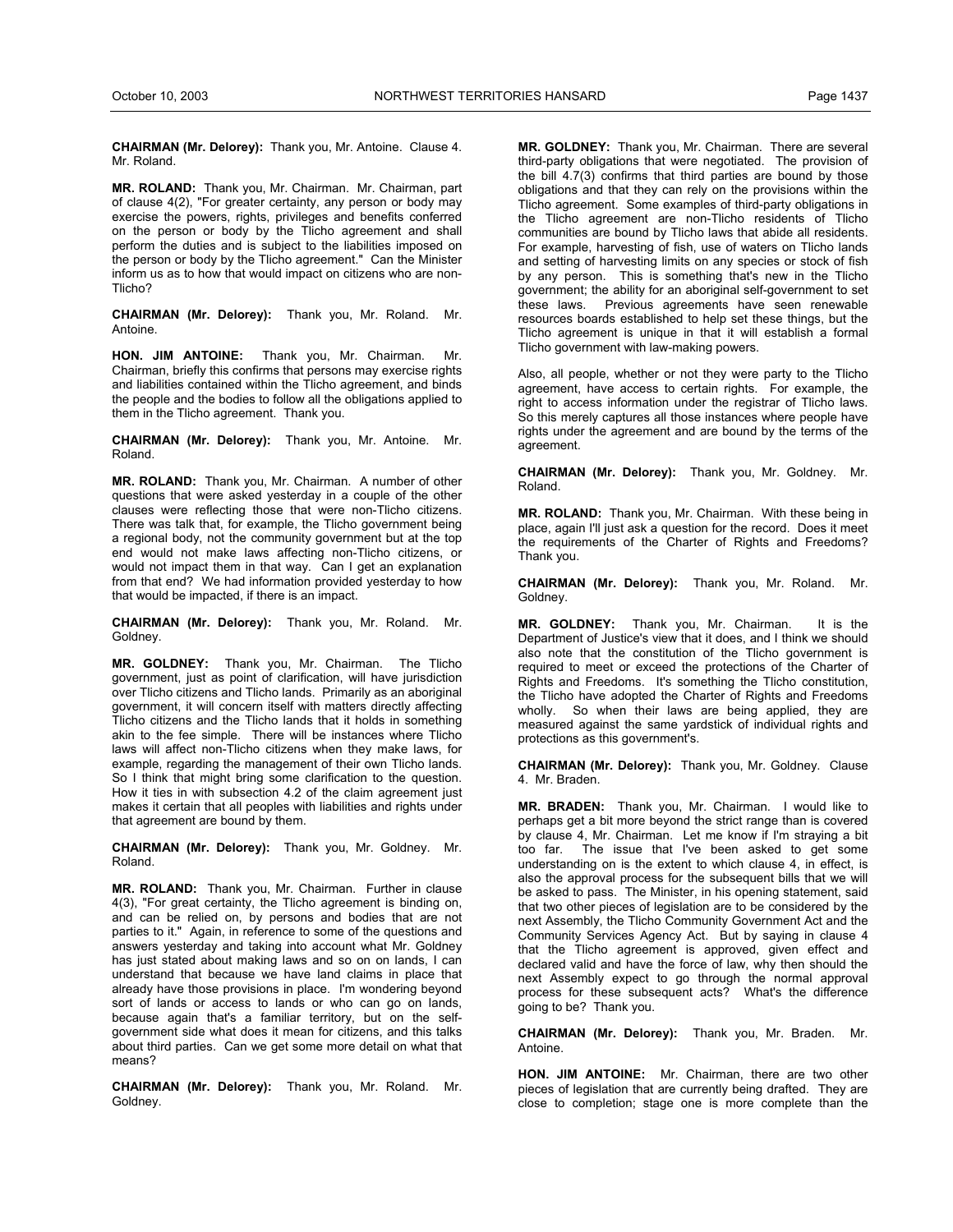**CHAIRMAN (Mr. Delorey):** Thank you, Mr. Antoine. Clause 4. Mr. Roland.

**MR. ROLAND:** Thank you, Mr. Chairman. Mr. Chairman, part of clause 4(2), "For greater certainty, any person or body may exercise the powers, rights, privileges and benefits conferred on the person or body by the Tlicho agreement and shall perform the duties and is subject to the liabilities imposed on the person or body by the Tlicho agreement." Can the Minister inform us as to how that would impact on citizens who are non-Tlicho?

**CHAIRMAN (Mr. Delorey):** Thank you, Mr. Roland. Mr. Antoine.

**HON. JIM ANTOINE:** Thank you, Mr. Chairman. Mr. Chairman, briefly this confirms that persons may exercise rights and liabilities contained within the Tlicho agreement, and binds the people and the bodies to follow all the obligations applied to them in the Tlicho agreement. Thank you.

**CHAIRMAN (Mr. Delorey):** Thank you, Mr. Antoine. Mr. Roland.

**MR. ROLAND:** Thank you, Mr. Chairman. A number of other questions that were asked yesterday in a couple of the other clauses were reflecting those that were non-Tlicho citizens. There was talk that, for example, the Tlicho government being a regional body, not the community government but at the top end would not make laws affecting non-Tlicho citizens, or would not impact them in that way. Can I get an explanation from that end? We had information provided yesterday to how that would be impacted, if there is an impact.

**CHAIRMAN (Mr. Delorey):** Thank you, Mr. Roland. Mr. Goldney.

**MR. GOLDNEY:** Thank you, Mr. Chairman. The Tlicho government, just as point of clarification, will have jurisdiction over Tlicho citizens and Tlicho lands. Primarily as an aboriginal government, it will concern itself with matters directly affecting Tlicho citizens and the Tlicho lands that it holds in something akin to the fee simple. There will be instances where Tlicho laws will affect non-Tlicho citizens when they make laws, for example, regarding the management of their own Tlicho lands. So I think that might bring some clarification to the question. How it ties in with subsection 4.2 of the claim agreement just makes it certain that all peoples with liabilities and rights under that agreement are bound by them.

**CHAIRMAN (Mr. Delorey):** Thank you, Mr. Goldney. Mr. Roland.

**MR. ROLAND:** Thank you, Mr. Chairman. Further in clause 4(3), "For great certainty, the Tlicho agreement is binding on, and can be relied on, by persons and bodies that are not parties to it." Again, in reference to some of the questions and answers yesterday and taking into account what Mr. Goldney has just stated about making laws and so on on lands, I can understand that because we have land claims in place that already have those provisions in place. I'm wondering beyond sort of lands or access to lands or who can go on lands, because again that's a familiar territory, but on the self-government side what does it mean for citizens, and this talks about third parties. Can we get some more detail on what that means?

**CHAIRMAN (Mr. Delorey):** Thank you, Mr. Roland. Mr. Goldney.

**MR. GOLDNEY:** Thank you, Mr. Chairman. There are several third-party obligations that were negotiated. The provision of the bill 4.7(3) confirms that third parties are bound by those obligations and that they can rely on the provisions within the Tlicho agreement. Some examples of third-party obligations in the Tlicho agreement are non-Tlicho residents of Tlicho communities are bound by Tlicho laws that abide all residents. For example, harvesting of fish, use of waters on Tlicho lands and setting of harvesting limits on any species or stock of fish by any person. This is something that's new in the Tlicho government; the ability for an aboriginal self-government to set these laws. Previous agreements have seen renewable resources boards established to help set these things, but the Tlicho agreement is unique in that it will establish a formal Tlicho government with law-making powers.

Also, all people, whether or not they were party to the Tlicho agreement, have access to certain rights. For example, the right to access information under the registrar of Tlicho laws. So this merely captures all those instances where people have rights under the agreement and are bound by the terms of the agreement.

**CHAIRMAN (Mr. Delorey):** Thank you, Mr. Goldney. Mr. Roland.

**MR. ROLAND:** Thank you, Mr. Chairman. With these being in place, again I'll just ask a question for the record. Does it meet the requirements of the Charter of Rights and Freedoms? Thank you.

**CHAIRMAN (Mr. Delorey):** Thank you, Mr. Roland. Mr. Goldney.

**MR. GOLDNEY:** Thank you, Mr. Chairman. It is the Department of Justice's view that it does, and I think we should also note that the constitution of the Tlicho government is required to meet or exceed the protections of the Charter of Rights and Freedoms. It's something the Tlicho constitution, the Tlicho have adopted the Charter of Rights and Freedoms wholly. So when their laws are being applied, they are measured against the same yardstick of individual rights and protections as this government's.

**CHAIRMAN (Mr. Delorey):** Thank you, Mr. Goldney. Clause 4. Mr. Braden.

**MR. BRADEN:** Thank you, Mr. Chairman. I would like to perhaps get a bit more beyond the strict range than is covered by clause 4, Mr. Chairman. Let me know if I'm straying a bit too far. The issue that I've been asked to get some understanding on is the extent to which clause 4, in effect, is also the approval process for the subsequent bills that we will be asked to pass. The Minister, in his opening statement, said that two other pieces of legislation are to be considered by the next Assembly, the Tlicho Community Government Act and the Community Services Agency Act. But by saying in clause 4 that the Tlicho agreement is approved, given effect and declared valid and have the force of law, why then should the next Assembly expect to go through the normal approval process for these subsequent acts? What's the difference going to be? Thank you.

**CHAIRMAN (Mr. Delorey):** Thank you, Mr. Braden. Mr. Antoine.

**HON. JIM ANTOINE:** Mr. Chairman, there are two other pieces of legislation that are currently being drafted. They are close to completion; stage one is more complete than the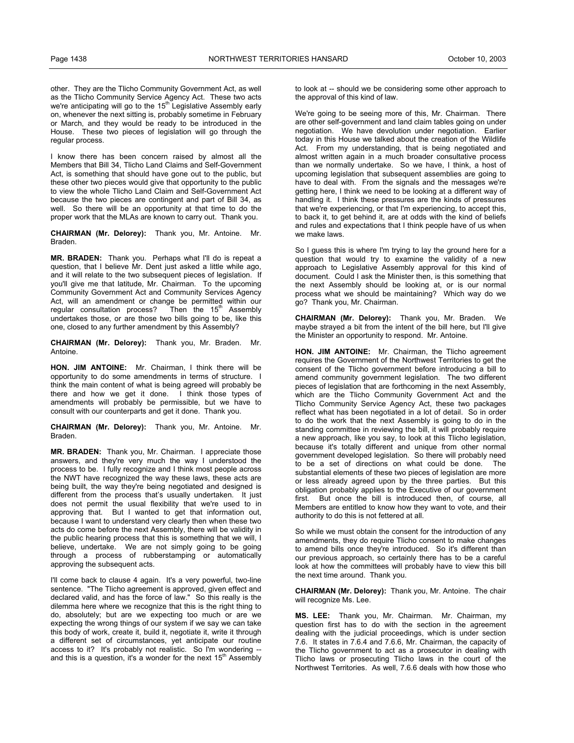other. They are the Tlicho Community Government Act, as well as the Tlicho Community Service Agency Act. These two acts we're anticipating will go to the 15th Legislative Assembly early on, whenever the next sitting is, probably sometime in February or March, and they would be ready to be introduced in the House. These two pieces of legislation will go through the regular process.

I know there has been concern raised by almost all the Members that Bill 34, Tlicho Land Claims and Self-Government Act, is something that should have gone out to the public, but these other two pieces would give that opportunity to the public to view the whole Tlicho Land Claim and Self-Government Act because the two pieces are contingent and part of Bill 34, as well. So there will be an opportunity at that time to do the proper work that the MLAs are known to carry out. Thank you.

**CHAIRMAN (Mr. Delorey):** Thank you, Mr. Antoine. Mr. Braden.

**MR. BRADEN:** Thank you. Perhaps what I'll do is repeat a question, that I believe Mr. Dent just asked a little while ago, and it will relate to the two subsequent pieces of legislation. If you'll give me that latitude, Mr. Chairman. To the upcoming Community Government Act and Community Services Agency Act, will an amendment or change be permitted within our regular consultation process? Then the 15th Assembly undertakes those, or are those two bills going to be, like this one, closed to any further amendment by this Assembly?

**CHAIRMAN (Mr. Delorey):** Thank you, Mr. Braden. Mr. Antoine.

**HON. JIM ANTOINE:** Mr. Chairman, I think there will be opportunity to do some amendments in terms of structure. I think the main content of what is being agreed will probably be there and how we get it done. I think those types of amendments will probably be permissible, but we have to consult with our counterparts and get it done. Thank you.

**CHAIRMAN (Mr. Delorey):** Thank you, Mr. Antoine. Mr. Braden.

**MR. BRADEN:** Thank you, Mr. Chairman. I appreciate those answers, and they're very much the way I understood the process to be. I fully recognize and I think most people across the NWT have recognized the way these laws, these acts are being built, the way they're being negotiated and designed is different from the process that's usually undertaken. It just does not permit the usual flexibility that we're used to in approving that. But I wanted to get that information out, because I want to understand very clearly then when these two acts do come before the next Assembly, there will be validity in the public hearing process that this is something that we will, I believe, undertake. We are not simply going to be going through a process of rubberstamping or automatically approving the subsequent acts.

I'll come back to clause 4 again. It's a very powerful, two-line sentence. "The Tlicho agreement is approved, given effect and declared valid, and has the force of law." So this really is the dilemma here where we recognize that this is the right thing to do, absolutely; but are we expecting too much or are we expecting the wrong things of our system if we say we can take this body of work, create it, build it, negotiate it, write it through a different set of circumstances, yet anticipate our routine access to it? It's probably not realistic. So I'm wondering -- and this is a question, it's a wonder for the next 15th Assembly to look at -- should we be considering some other approach to the approval of this kind of law.

We're going to be seeing more of this, Mr. Chairman. There are other self-government and land claim tables going on under negotiation. We have devolution under negotiation. Earlier today in this House we talked about the creation of the Wildlife Act. From my understanding, that is being negotiated and almost written again in a much broader consultative process than we normally undertake. So we have, I think, a host of upcoming legislation that subsequent assemblies are going to have to deal with. From the signals and the messages we're getting here, I think we need to be looking at a different way of handling it. I think these pressures are the kinds of pressures that we're experiencing, or that I'm experiencing, to accept this, to back it, to get behind it, are at odds with the kind of beliefs and rules and expectations that I think people have of us when we make laws.

So I guess this is where I'm trying to lay the ground here for a question that would try to examine the validity of a new approach to Legislative Assembly approval for this kind of document. Could I ask the Minister then, is this something that the next Assembly should be looking at, or is our normal process what we should be maintaining? Which way do we go? Thank you, Mr. Chairman.

**CHAIRMAN (Mr. Delorey):** Thank you, Mr. Braden. We maybe strayed a bit from the intent of the bill here, but I'll give the Minister an opportunity to respond. Mr. Antoine.

**HON. JIM ANTOINE:** Mr. Chairman, the Tlicho agreement requires the Government of the Northwest Territories to get the consent of the Tlicho government before introducing a bill to amend community government legislation. The two different pieces of legislation that are forthcoming in the next Assembly, which are the Tlicho Community Government Act and the Tlicho Community Service Agency Act, these two packages reflect what has been negotiated in a lot of detail. So in order to do the work that the next Assembly is going to do in the standing committee in reviewing the bill, it will probably require a new approach, like you say, to look at this Tlicho legislation, because it's totally different and unique from other normal government developed legislation. So there will probably need to be a set of directions on what could be done. The substantial elements of these two pieces of legislation are more or less already agreed upon by the three parties. But this obligation probably applies to the Executive of our government first. But once the bill is introduced then, of course, all Members are entitled to know how they want to vote, and their authority to do this is not fettered at all.

So while we must obtain the consent for the introduction of any amendments, they do require Tlicho consent to make changes to amend bills once they're introduced. So it's different than our previous approach, so certainly there has to be a careful look at how the committees will probably have to view this bill the next time around. Thank you.

**CHAIRMAN (Mr. Delorey):** Thank you, Mr. Antoine. The chair will recognize Ms. Lee.

**MS. LEE:** Thank you, Mr. Chairman. Mr. Chairman, my question first has to do with the section in the agreement dealing with the judicial proceedings, which is under section 7.6. It states in 7.6.4 and 7.6.6, Mr. Chairman, the capacity of the Tlicho government to act as a prosecutor in dealing with Tlicho laws or prosecuting Tlicho laws in the court of the Northwest Territories. As well, 7.6.6 deals with how those who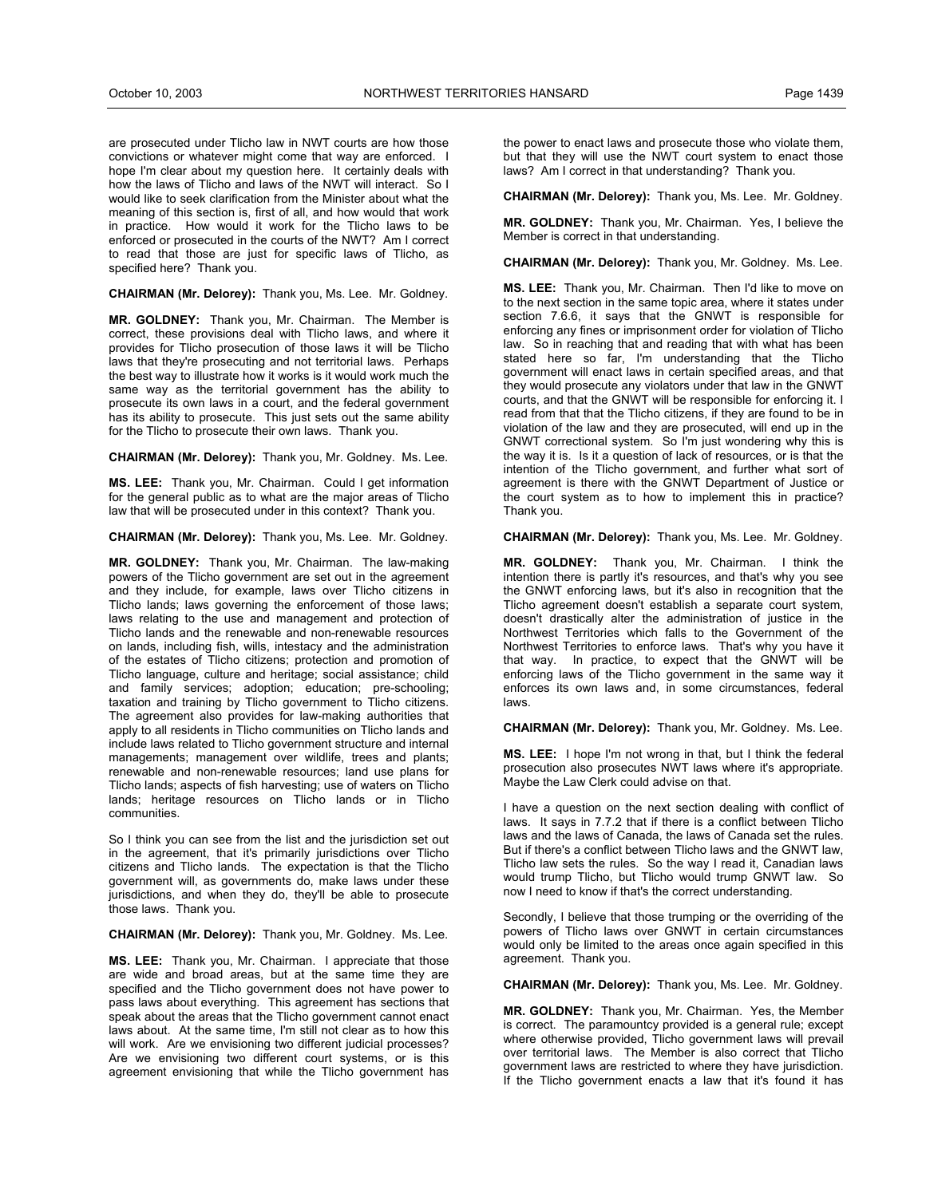are prosecuted under Tlicho law in NWT courts are how those convictions or whatever might come that way are enforced. I hope I'm clear about my question here. It certainly deals with how the laws of Tlicho and laws of the NWT will interact. So I would like to seek clarification from the Minister about what the meaning of this section is, first of all, and how would that work in practice. How would it work for the Tlicho laws to be enforced or prosecuted in the courts of the NWT? Am I correct to read that those are just for specific laws of Tlicho, as specified here? Thank you.

**CHAIRMAN (Mr. Delorey):** Thank you, Ms. Lee. Mr. Goldney.

**MR. GOLDNEY:** Thank you, Mr. Chairman. The Member is correct, these provisions deal with Tlicho laws, and where it provides for Tlicho prosecution of those laws it will be Tlicho laws that they're prosecuting and not territorial laws. Perhaps the best way to illustrate how it works is it would work much the same way as the territorial government has the ability to prosecute its own laws in a court, and the federal government has its ability to prosecute. This just sets out the same ability for the Tlicho to prosecute their own laws. Thank you.

**CHAIRMAN (Mr. Delorey):** Thank you, Mr. Goldney. Ms. Lee.

**MS. LEE:** Thank you, Mr. Chairman. Could I get information for the general public as to what are the major areas of Tlicho law that will be prosecuted under in this context? Thank you.

**CHAIRMAN (Mr. Delorey):** Thank you, Ms. Lee. Mr. Goldney.

**MR. GOLDNEY:** Thank you, Mr. Chairman. The law-making powers of the Tlicho government are set out in the agreement and they include, for example, laws over Tlicho citizens in Tlicho lands; laws governing the enforcement of those laws; laws relating to the use and management and protection of Tlicho lands and the renewable and non-renewable resources on lands, including fish, wills, intestacy and the administration of the estates of Tlicho citizens; protection and promotion of Tlicho language, culture and heritage; social assistance; child and family services; adoption; education; pre-schooling; taxation and training by Tlicho government to Tlicho citizens. The agreement also provides for law-making authorities that apply to all residents in Tlicho communities on Tlicho lands and include laws related to Tlicho government structure and internal managements; management over wildlife, trees and plants; renewable and non-renewable resources; land use plans for Tlicho lands; aspects of fish harvesting; use of waters on Tlicho lands; heritage resources on Tlicho lands or in Tlicho communities.

So I think you can see from the list and the jurisdiction set out in the agreement, that it's primarily jurisdictions over Tlicho citizens and Tlicho lands. The expectation is that the Tlicho government will, as governments do, make laws under these jurisdictions, and when they do, they'll be able to prosecute those laws. Thank you.

**CHAIRMAN (Mr. Delorey):** Thank you, Mr. Goldney. Ms. Lee.

**MS. LEE:** Thank you, Mr. Chairman. I appreciate that those are wide and broad areas, but at the same time they are specified and the Tlicho government does not have power to pass laws about everything. This agreement has sections that speak about the areas that the Tlicho government cannot enact laws about. At the same time, I'm still not clear as to how this will work. Are we envisioning two different judicial processes? Are we envisioning two different court systems, or is this agreement envisioning that while the Tlicho government has the power to enact laws and prosecute those who violate them, but that they will use the NWT court system to enact those laws? Am I correct in that understanding? Thank you.

**CHAIRMAN (Mr. Delorey):** Thank you, Ms. Lee. Mr. Goldney.

**MR. GOLDNEY:** Thank you, Mr. Chairman. Yes, I believe the Member is correct in that understanding.

**CHAIRMAN (Mr. Delorey):** Thank you, Mr. Goldney. Ms. Lee.

**MS. LEE:** Thank you, Mr. Chairman. Then I'd like to move on to the next section in the same topic area, where it states under section 7.6.6, it says that the GNWT is responsible for enforcing any fines or imprisonment order for violation of Tlicho law. So in reaching that and reading that with what has been stated here so far, I'm understanding that the Tlicho government will enact laws in certain specified areas, and that they would prosecute any violators under that law in the GNWT courts, and that the GNWT will be responsible for enforcing it. I read from that that the Tlicho citizens, if they are found to be in violation of the law and they are prosecuted, will end up in the GNWT correctional system. So I'm just wondering why this is the way it is. Is it a question of lack of resources, or is that the intention of the Tlicho government, and further what sort of agreement is there with the GNWT Department of Justice or the court system as to how to implement this in practice? Thank you.

**CHAIRMAN (Mr. Delorey):** Thank you, Ms. Lee. Mr. Goldney.

**MR. GOLDNEY:** Thank you, Mr. Chairman. I think the intention there is partly it's resources, and that's why you see the GNWT enforcing laws, but it's also in recognition that the Tlicho agreement doesn't establish a separate court system, doesn't drastically alter the administration of justice in the Northwest Territories which falls to the Government of the Northwest Territories to enforce laws. That's why you have it that way. In practice, to expect that the GNWT will be enforcing laws of the Tlicho government in the same way it enforces its own laws and, in some circumstances, federal laws.

**CHAIRMAN (Mr. Delorey):** Thank you, Mr. Goldney. Ms. Lee.

**MS. LEE:** I hope I'm not wrong in that, but I think the federal prosecution also prosecutes NWT laws where it's appropriate. Maybe the Law Clerk could advise on that.

I have a question on the next section dealing with conflict of laws. It says in 7.7.2 that if there is a conflict between Tlicho laws and the laws of Canada, the laws of Canada set the rules. But if there's a conflict between Tlicho laws and the GNWT law, Tlicho law sets the rules. So the way I read it, Canadian laws would trump Tlicho, but Tlicho would trump GNWT law. So now I need to know if that's the correct understanding.

Secondly, I believe that those trumping or the overriding of the powers of Tlicho laws over GNWT in certain circumstances would only be limited to the areas once again specified in this agreement. Thank you.

**CHAIRMAN (Mr. Delorey):** Thank you, Ms. Lee. Mr. Goldney.

**MR. GOLDNEY:** Thank you, Mr. Chairman. Yes, the Member is correct. The paramountcy provided is a general rule; except where otherwise provided, Tlicho government laws will prevail over territorial laws. The Member is also correct that Tlicho government laws are restricted to where they have jurisdiction. If the Tlicho government enacts a law that it's found it has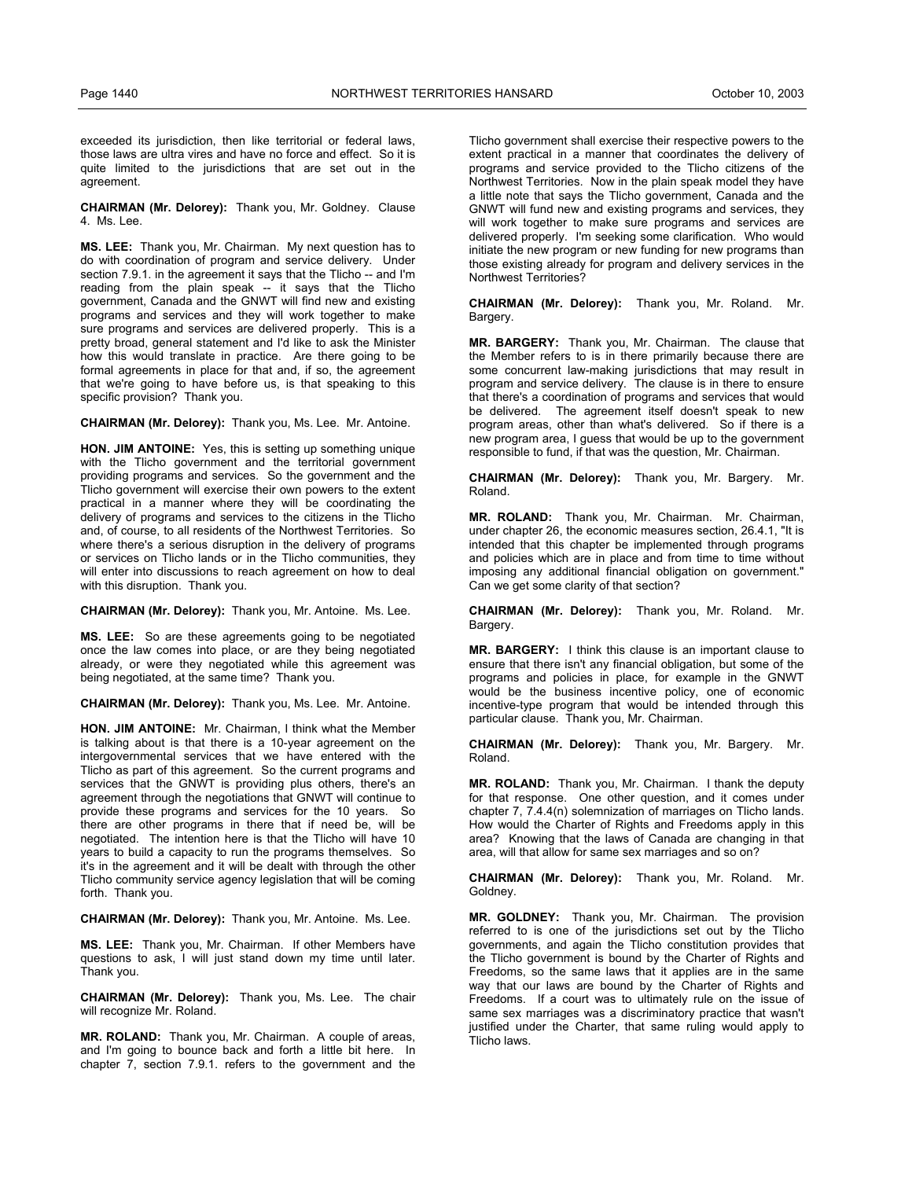exceeded its jurisdiction, then like territorial or federal laws, those laws are ultra vires and have no force and effect. So it is quite limited to the jurisdictions that are set out in the agreement.

**CHAIRMAN (Mr. Delorey):** Thank you, Mr. Goldney. Clause 4. Ms. Lee.

**MS. LEE:** Thank you, Mr. Chairman. My next question has to do with coordination of program and service delivery. Under section 7.9.1. in the agreement it says that the Tlicho -- and I'm reading from the plain speak -- it says that the Tlicho government, Canada and the GNWT will find new and existing programs and services and they will work together to make sure programs and services are delivered properly. This is a pretty broad, general statement and I'd like to ask the Minister how this would translate in practice. Are there going to be formal agreements in place for that and, if so, the agreement that we're going to have before us, is that speaking to this specific provision? Thank you.

**CHAIRMAN (Mr. Delorey):** Thank you, Ms. Lee. Mr. Antoine.

**HON. JIM ANTOINE:** Yes, this is setting up something unique with the Tlicho government and the territorial government providing programs and services. So the government and the Tlicho government will exercise their own powers to the extent practical in a manner where they will be coordinating the delivery of programs and services to the citizens in the Tlicho and, of course, to all residents of the Northwest Territories. So where there's a serious disruption in the delivery of programs or services on Tlicho lands or in the Tlicho communities, they will enter into discussions to reach agreement on how to deal with this disruption. Thank you.

**CHAIRMAN (Mr. Delorey):** Thank you, Mr. Antoine. Ms. Lee.

**MS. LEE:** So are these agreements going to be negotiated once the law comes into place, or are they being negotiated already, or were they negotiated while this agreement was being negotiated, at the same time? Thank you.

**CHAIRMAN (Mr. Delorey):** Thank you, Ms. Lee. Mr. Antoine.

**HON. JIM ANTOINE:** Mr. Chairman, I think what the Member is talking about is that there is a 10-year agreement on the intergovernmental services that we have entered with the Tlicho as part of this agreement. So the current programs and services that the GNWT is providing plus others, there's an agreement through the negotiations that GNWT will continue to provide these programs and services for the 10 years. So there are other programs in there that if need be, will be negotiated. The intention here is that the Tlicho will have 10 years to build a capacity to run the programs themselves. So it's in the agreement and it will be dealt with through the other Tlicho community service agency legislation that will be coming forth. Thank you.

**CHAIRMAN (Mr. Delorey):** Thank you, Mr. Antoine. Ms. Lee.

**MS. LEE:** Thank you, Mr. Chairman. If other Members have questions to ask, I will just stand down my time until later. Thank you.

**CHAIRMAN (Mr. Delorey):** Thank you, Ms. Lee. The chair will recognize Mr. Roland.

**MR. ROLAND:** Thank you, Mr. Chairman. A couple of areas, and I'm going to bounce back and forth a little bit here. In chapter 7, section 7.9.1. refers to the government and the Tlicho government shall exercise their respective powers to the extent practical in a manner that coordinates the delivery of programs and service provided to the Tlicho citizens of the Northwest Territories. Now in the plain speak model they have a little note that says the Tlicho government, Canada and the GNWT will fund new and existing programs and services, they will work together to make sure programs and services are delivered properly. I'm seeking some clarification. Who would initiate the new program or new funding for new programs than those existing already for program and delivery services in the Northwest Territories?

**CHAIRMAN (Mr. Delorey):** Thank you, Mr. Roland. Mr. Bargery.

**MR. BARGERY:** Thank you, Mr. Chairman. The clause that the Member refers to is in there primarily because there are some concurrent law-making jurisdictions that may result in program and service delivery. The clause is in there to ensure that there's a coordination of programs and services that would be delivered. The agreement itself doesn't speak to new program areas, other than what's delivered. So if there is a new program area, I guess that would be up to the government responsible to fund, if that was the question, Mr. Chairman.

**CHAIRMAN (Mr. Delorey):** Thank you, Mr. Bargery. Mr. Roland.

**MR. ROLAND:** Thank you, Mr. Chairman. Mr. Chairman, under chapter 26, the economic measures section, 26.4.1, "It is intended that this chapter be implemented through programs and policies which are in place and from time to time without imposing any additional financial obligation on government." Can we get some clarity of that section?

**CHAIRMAN (Mr. Delorey):** Thank you, Mr. Roland. Mr. Bargery.

**MR. BARGERY:** I think this clause is an important clause to ensure that there isn't any financial obligation, but some of the programs and policies in place, for example in the GNWT would be the business incentive policy, one of economic incentive-type program that would be intended through this particular clause. Thank you, Mr. Chairman.

**CHAIRMAN (Mr. Delorey):** Thank you, Mr. Bargery. Mr. Roland.

**MR. ROLAND:** Thank you, Mr. Chairman. I thank the deputy for that response. One other question, and it comes under chapter 7, 7.4.4(n) solemnization of marriages on Tlicho lands. How would the Charter of Rights and Freedoms apply in this area? Knowing that the laws of Canada are changing in that area, will that allow for same sex marriages and so on?

**CHAIRMAN (Mr. Delorey):** Thank you, Mr. Roland. Mr. Goldney.

**MR. GOLDNEY:** Thank you, Mr. Chairman. The provision referred to is one of the jurisdictions set out by the Tlicho governments, and again the Tlicho constitution provides that the Tlicho government is bound by the Charter of Rights and Freedoms, so the same laws that it applies are in the same way that our laws are bound by the Charter of Rights and Freedoms. If a court was to ultimately rule on the issue of same sex marriages was a discriminatory practice that wasn't justified under the Charter, that same ruling would apply to Tlicho laws.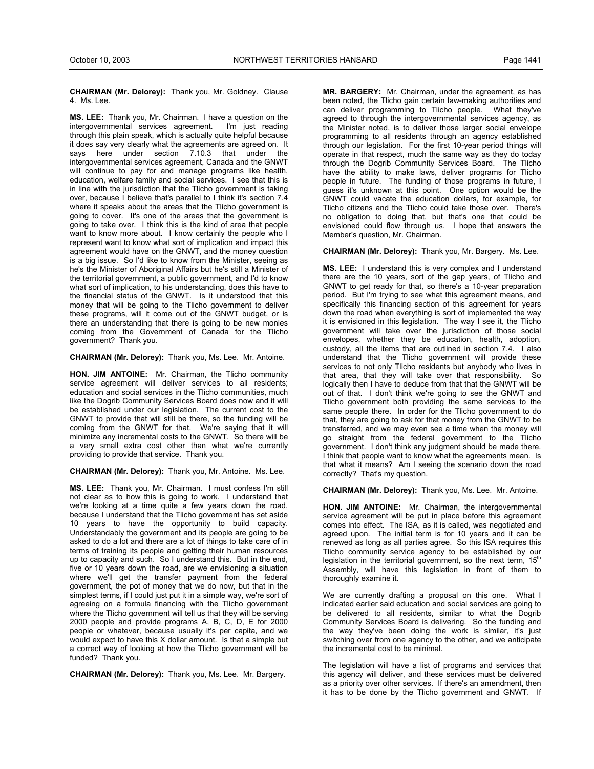**CHAIRMAN (Mr. Delorey):** Thank you, Mr. Goldney. Clause 4. Ms. Lee.

**MS. LEE:** Thank you, Mr. Chairman. I have a question on the intergovernmental services agreement. I'm just reading through this plain speak, which is actually quite helpful because it does say very clearly what the agreements are agreed on. It says here under section 7.10.3 that under the intergovernmental services agreement, Canada and the GNWT will continue to pay for and manage programs like health, education, welfare family and social services. I see that this is in line with the jurisdiction that the Tlicho government is taking over, because I believe that's parallel to I think it's section 7.4 where it speaks about the areas that the Tlicho government is going to cover. It's one of the areas that the government is going to take over. I think this is the kind of area that people want to know more about. I know certainly the people who I represent want to know what sort of implication and impact this agreement would have on the GNWT, and the money question is a big issue. So I'd like to know from the Minister, seeing as he's the Minister of Aboriginal Affairs but he's still a Minister of the territorial government, a public government, and I'd to know what sort of implication, to his understanding, does this have to the financial status of the GNWT. Is it understood that this money that will be going to the Tlicho government to deliver these programs, will it come out of the GNWT budget, or is there an understanding that there is going to be new monies coming from the Government of Canada for the Tlicho government? Thank you.

**CHAIRMAN (Mr. Delorey):** Thank you, Ms. Lee. Mr. Antoine.

**HON. JIM ANTOINE:** Mr. Chairman, the Tlicho community service agreement will deliver services to all residents; education and social services in the Tlicho communities, much like the Dogrib Community Services Board does now and it will be established under our legislation. The current cost to the GNWT to provide that will still be there, so the funding will be coming from the GNWT for that. We're saying that it will minimize any incremental costs to the GNWT. So there will be a very small extra cost other than what we're currently providing to provide that service. Thank you.

**CHAIRMAN (Mr. Delorey):** Thank you, Mr. Antoine. Ms. Lee.

**MS. LEE:** Thank you, Mr. Chairman. I must confess I'm still not clear as to how this is going to work. I understand that we're looking at a time quite a few years down the road, because I understand that the Tlicho government has set aside 10 years to have the opportunity to build capacity. Understandably the government and its people are going to be asked to do a lot and there are a lot of things to take care of in terms of training its people and getting their human resources up to capacity and such. So I understand this. But in the end, five or 10 years down the road, are we envisioning a situation where we'll get the transfer payment from the federal government, the pot of money that we do now, but that in the simplest terms, if I could just put it in a simple way, we're sort of agreeing on a formula financing with the Tlicho government where the Tlicho government will tell us that they will be serving 2000 people and provide programs A, B, C, D, E for 2000 people or whatever, because usually it's per capita, and we would expect to have this X dollar amount. Is that a simple but a correct way of looking at how the Tlicho government will be funded? Thank you.

**CHAIRMAN (Mr. Delorey):** Thank you, Ms. Lee. Mr. Bargery.

**MR. BARGERY:** Mr. Chairman, under the agreement, as has been noted, the Tlicho gain certain law-making authorities and can deliver programming to Tlicho people. What they've agreed to through the intergovernmental services agency, as the Minister noted, is to deliver those larger social envelope programming to all residents through an agency established through our legislation. For the first 10-year period things will operate in that respect, much the same way as they do today through the Dogrib Community Services Board. The Tlicho have the ability to make laws, deliver programs for Tlicho people in future. The funding of those programs in future, I guess it's unknown at this point. One option would be the GNWT could vacate the education dollars, for example, for Tlicho citizens and the Tlicho could take those over. There's no obligation to doing that, but that's one that could be envisioned could flow through us. I hope that answers the Member's question, Mr. Chairman.

**CHAIRMAN (Mr. Delorey):** Thank you, Mr. Bargery. Ms. Lee.

**MS. LEE:** I understand this is very complex and I understand there are the 10 years, sort of the gap years, of Tlicho and GNWT to get ready for that, so there's a 10-year preparation period. But I'm trying to see what this agreement means, and specifically this financing section of this agreement for years down the road when everything is sort of implemented the way it is envisioned in this legislation. The way I see it, the Tlicho government will take over the jurisdiction of those social envelopes, whether they be education, health, adoption, custody, all the items that are outlined in section 7.4. I also understand that the Tlicho government will provide these services to not only Tlicho residents but anybody who lives in that area, that they will take over that responsibility. So logically then I have to deduce from that that the GNWT will be out of that. I don't think we're going to see the GNWT and Tlicho government both providing the same services to the same people there. In order for the Tlicho government to do that, they are going to ask for that money from the GNWT to be transferred, and we may even see a time when the money will go straight from the federal government to the Tlicho government. I don't think any judgment should be made there. I think that people want to know what the agreements mean. Is that what it means? Am I seeing the scenario down the road correctly? That's my question.

**CHAIRMAN (Mr. Delorey):** Thank you, Ms. Lee. Mr. Antoine.

**HON. JIM ANTOINE:** Mr. Chairman, the intergovernmental service agreement will be put in place before this agreement comes into effect. The ISA, as it is called, was negotiated and agreed upon. The initial term is for 10 years and it can be renewed as long as all parties agree. So this ISA requires this Tlicho community service agency to be established by our legislation in the territorial government, so the next term, 15th Assembly, will have this legislation in front of them to thoroughly examine it.

We are currently drafting a proposal on this one. What I indicated earlier said education and social services are going to be delivered to all residents, similar to what the Dogrib Community Services Board is delivering. So the funding and the way they've been doing the work is similar, it's just switching over from one agency to the other, and we anticipate the incremental cost to be minimal.

The legislation will have a list of programs and services that this agency will deliver, and these services must be delivered as a priority over other services. If there's an amendment, then it has to be done by the Tlicho government and GNWT. If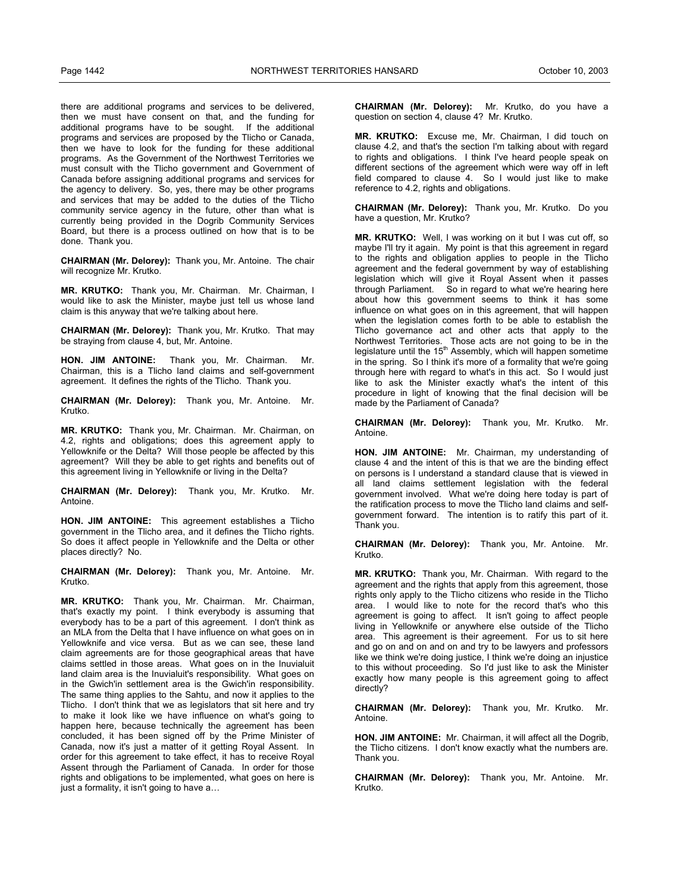there are additional programs and services to be delivered, then we must have consent on that, and the funding for additional programs have to be sought. If the additional programs and services are proposed by the Tlicho or Canada, then we have to look for the funding for these additional programs. As the Government of the Northwest Territories we must consult with the Tlicho government and Government of Canada before assigning additional programs and services for the agency to delivery. So, yes, there may be other programs and services that may be added to the duties of the Tlicho community service agency in the future, other than what is currently being provided in the Dogrib Community Services Board, but there is a process outlined on how that is to be done. Thank you.

**CHAIRMAN (Mr. Delorey):** Thank you, Mr. Antoine. The chair will recognize Mr. Krutko.

**MR. KRUTKO:** Thank you, Mr. Chairman. Mr. Chairman, I would like to ask the Minister, maybe just tell us whose land claim is this anyway that we're talking about here.

**CHAIRMAN (Mr. Delorey):** Thank you, Mr. Krutko. That may be straying from clause 4, but, Mr. Antoine.

**HON. JIM ANTOINE:** Thank you, Mr. Chairman. Mr. Chairman, this is a Tlicho land claims and self-government agreement. It defines the rights of the Tlicho. Thank you.

**CHAIRMAN (Mr. Delorey):** Thank you, Mr. Antoine. Mr. Krutko.

**MR. KRUTKO:** Thank you, Mr. Chairman. Mr. Chairman, on 4.2, rights and obligations; does this agreement apply to Yellowknife or the Delta? Will those people be affected by this agreement? Will they be able to get rights and benefits out of this agreement living in Yellowknife or living in the Delta?

**CHAIRMAN (Mr. Delorey):** Thank you, Mr. Krutko. Mr. Antoine.

**HON. JIM ANTOINE:** This agreement establishes a Tlicho government in the Tlicho area, and it defines the Tlicho rights. So does it affect people in Yellowknife and the Delta or other places directly? No.

**CHAIRMAN (Mr. Delorey):** Thank you, Mr. Antoine. Mr. Krutko.

**MR. KRUTKO:** Thank you, Mr. Chairman. Mr. Chairman, that's exactly my point. I think everybody is assuming that everybody has to be a part of this agreement. I don't think as an MLA from the Delta that I have influence on what goes on in Yellowknife and vice versa. But as we can see, these land claim agreements are for those geographical areas that have claims settled in those areas. What goes on in the Inuvialuit land claim area is the Inuvialuit's responsibility. What goes on in the Gwich'in settlement area is the Gwich'in responsibility. The same thing applies to the Sahtu, and now it applies to the Tlicho. I don't think that we as legislators that sit here and try to make it look like we have influence on what's going to happen here, because technically the agreement has been concluded, it has been signed off by the Prime Minister of Canada, now it's just a matter of it getting Royal Assent. In order for this agreement to take effect, it has to receive Royal Assent through the Parliament of Canada. In order for those rights and obligations to be implemented, what goes on here is just a formality, it isn't going to have a…

**CHAIRMAN (Mr. Delorey):** Mr. Krutko, do you have a question on section 4, clause 4? Mr. Krutko.

**MR. KRUTKO:** Excuse me, Mr. Chairman, I did touch on clause 4.2, and that's the section I'm talking about with regard to rights and obligations. I think I've heard people speak on different sections of the agreement which were way off in left field compared to clause 4. So I would just like to make reference to 4.2, rights and obligations.

**CHAIRMAN (Mr. Delorey):** Thank you, Mr. Krutko. Do you have a question, Mr. Krutko?

**MR. KRUTKO:** Well, I was working on it but I was cut off, so maybe I'll try it again. My point is that this agreement in regard to the rights and obligation applies to people in the Tlicho agreement and the federal government by way of establishing legislation which will give it Royal Assent when it passes through Parliament. So in regard to what we're hearing here about how this government seems to think it has some influence on what goes on in this agreement, that will happen when the legislation comes forth to be able to establish the Tlicho governance act and other acts that apply to the Northwest Territories. Those acts are not going to be in the legislature until the 15th Assembly, which will happen sometime in the spring. So I think it's more of a formality that we're going through here with regard to what's in this act. So I would just like to ask the Minister exactly what's the intent of this procedure in light of knowing that the final decision will be made by the Parliament of Canada?

**CHAIRMAN (Mr. Delorey):** Thank you, Mr. Krutko. Mr. Antoine.

**HON. JIM ANTOINE:** Mr. Chairman, my understanding of clause 4 and the intent of this is that we are the binding effect on persons is I understand a standard clause that is viewed in all land claims settlement legislation with the federal government involved. What we're doing here today is part of the ratification process to move the Tlicho land claims and self-government forward. The intention is to ratify this part of it. Thank you.

**CHAIRMAN (Mr. Delorey):** Thank you, Mr. Antoine. Mr. Krutko.

**MR. KRUTKO:** Thank you, Mr. Chairman. With regard to the agreement and the rights that apply from this agreement, those rights only apply to the Tlicho citizens who reside in the Tlicho area. I would like to note for the record that's who this agreement is going to affect. It isn't going to affect people living in Yellowknife or anywhere else outside of the Tlicho area. This agreement is their agreement. For us to sit here and go on and on and on and try to be lawyers and professors like we think we're doing justice, I think we're doing an injustice to this without proceeding. So I'd just like to ask the Minister exactly how many people is this agreement going to affect directly?

**CHAIRMAN (Mr. Delorey):** Thank you, Mr. Krutko. Mr. Antoine.

**HON. JIM ANTOINE:** Mr. Chairman, it will affect all the Dogrib, the Tlicho citizens. I don't know exactly what the numbers are. Thank you.

**CHAIRMAN (Mr. Delorey):** Thank you, Mr. Antoine. Mr. Krutko.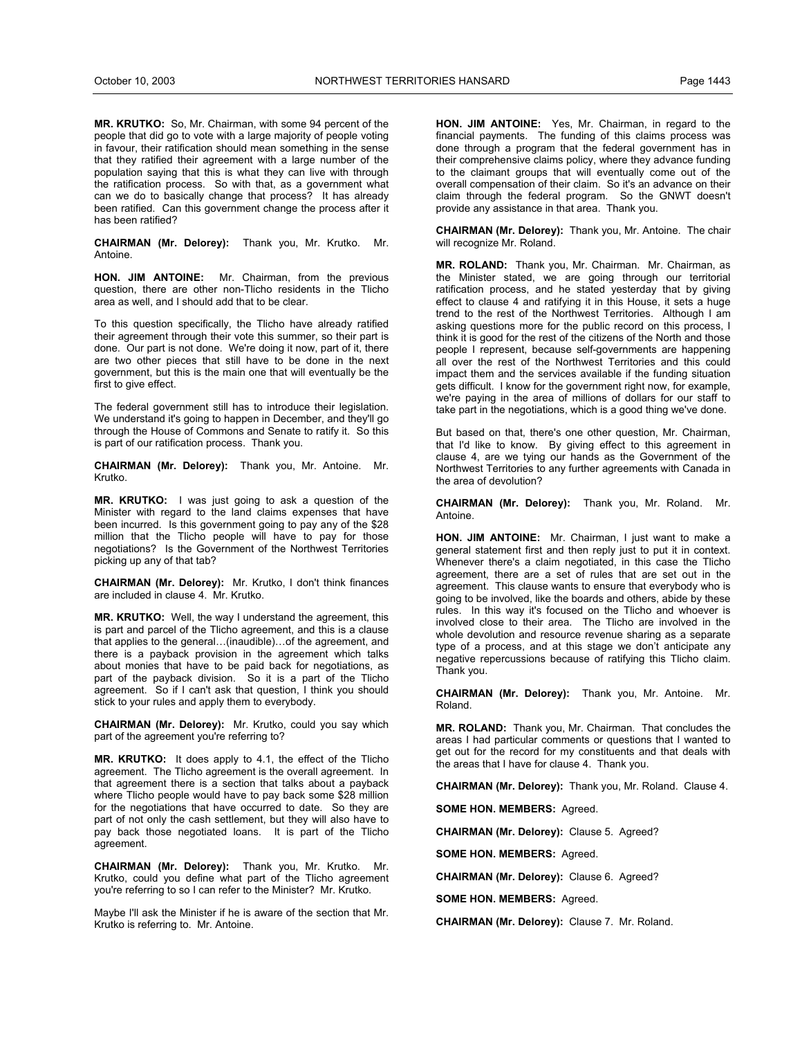**MR. KRUTKO:** So, Mr. Chairman, with some 94 percent of the people that did go to vote with a large majority of people voting in favour, their ratification should mean something in the sense that they ratified their agreement with a large number of the population saying that this is what they can live with through the ratification process. So with that, as a government what can we do to basically change that process? It has already been ratified. Can this government change the process after it has been ratified?

**CHAIRMAN (Mr. Delorey):** Thank you, Mr. Krutko. Mr. Antoine.

**HON. JIM ANTOINE:** Mr. Chairman, from the previous question, there are other non-Tlicho residents in the Tlicho area as well, and I should add that to be clear.

To this question specifically, the Tlicho have already ratified their agreement through their vote this summer, so their part is done. Our part is not done. We're doing it now, part of it, there are two other pieces that still have to be done in the next government, but this is the main one that will eventually be the first to give effect.

The federal government still has to introduce their legislation. We understand it's going to happen in December, and they'll go through the House of Commons and Senate to ratify it. So this is part of our ratification process. Thank you.

**CHAIRMAN (Mr. Delorey):** Thank you, Mr. Antoine. Mr. Krutko.

**MR. KRUTKO:** I was just going to ask a question of the Minister with regard to the land claims expenses that have been incurred. Is this government going to pay any of the $28 million that the Tlicho people will have to pay for those negotiations? Is the Government of the Northwest Territories picking up any of that tab?

**CHAIRMAN (Mr. Delorey):** Mr. Krutko, I don't think finances are included in clause 4. Mr. Krutko.

**MR. KRUTKO:** Well, the way I understand the agreement, this is part and parcel of the Tlicho agreement, and this is a clause that applies to the general…(inaudible)…of the agreement, and there is a payback provision in the agreement which talks about monies that have to be paid back for negotiations, as part of the payback division. So it is a part of the Tlicho agreement. So if I can't ask that question, I think you should stick to your rules and apply them to everybody.

**CHAIRMAN (Mr. Delorey):** Mr. Krutko, could you say which part of the agreement you're referring to?

**MR. KRUTKO:** It does apply to 4.1, the effect of the Tlicho agreement. The Tlicho agreement is the overall agreement. In that agreement there is a section that talks about a payback where Tlicho people would have to pay back some $28 million for the negotiations that have occurred to date. So they are part of not only the cash settlement, but they will also have to pay back those negotiated loans. It is part of the Tlicho agreement.

**CHAIRMAN (Mr. Delorey):** Thank you, Mr. Krutko. Mr. Krutko, could you define what part of the Tlicho agreement you're referring to so I can refer to the Minister? Mr. Krutko.

Maybe I'll ask the Minister if he is aware of the section that Mr. Krutko is referring to. Mr. Antoine.

**HON. JIM ANTOINE:** Yes, Mr. Chairman, in regard to the financial payments. The funding of this claims process was done through a program that the federal government has in their comprehensive claims policy, where they advance funding to the claimant groups that will eventually come out of the overall compensation of their claim. So it's an advance on their claim through the federal program. So the GNWT doesn't provide any assistance in that area. Thank you.

**CHAIRMAN (Mr. Delorey):** Thank you, Mr. Antoine. The chair will recognize Mr. Roland.

**MR. ROLAND:** Thank you, Mr. Chairman. Mr. Chairman, as the Minister stated, we are going through our territorial ratification process, and he stated yesterday that by giving effect to clause 4 and ratifying it in this House, it sets a huge trend to the rest of the Northwest Territories. Although I am asking questions more for the public record on this process, I think it is good for the rest of the citizens of the North and those people I represent, because self-governments are happening all over the rest of the Northwest Territories and this could impact them and the services available if the funding situation gets difficult. I know for the government right now, for example, we're paying in the area of millions of dollars for our staff to take part in the negotiations, which is a good thing we've done.

But based on that, there's one other question, Mr. Chairman, that I'd like to know. By giving effect to this agreement in clause 4, are we tying our hands as the Government of the Northwest Territories to any further agreements with Canada in the area of devolution?

**CHAIRMAN (Mr. Delorey):** Thank you, Mr. Roland. Mr. Antoine.

**HON. JIM ANTOINE:** Mr. Chairman, I just want to make a general statement first and then reply just to put it in context. Whenever there's a claim negotiated, in this case the Tlicho agreement, there are a set of rules that are set out in the agreement. This clause wants to ensure that everybody who is going to be involved, like the boards and others, abide by these rules. In this way it's focused on the Tlicho and whoever is involved close to their area. The Tlicho are involved in the whole devolution and resource revenue sharing as a separate type of a process, and at this stage we don't anticipate any negative repercussions because of ratifying this Tlicho claim. Thank you.

**CHAIRMAN (Mr. Delorey):** Thank you, Mr. Antoine. Mr. Roland.

**MR. ROLAND:** Thank you, Mr. Chairman. That concludes the areas I had particular comments or questions that I wanted to get out for the record for my constituents and that deals with the areas that I have for clause 4. Thank you.

**CHAIRMAN (Mr. Delorey):** Thank you, Mr. Roland. Clause 4.

**SOME HON. MEMBERS:** Agreed.

**CHAIRMAN (Mr. Delorey):** Clause 5. Agreed?

**SOME HON. MEMBERS:** Agreed.

**CHAIRMAN (Mr. Delorey):** Clause 6. Agreed?

**SOME HON. MEMBERS:** Agreed.

**CHAIRMAN (Mr. Delorey):** Clause 7. Mr. Roland.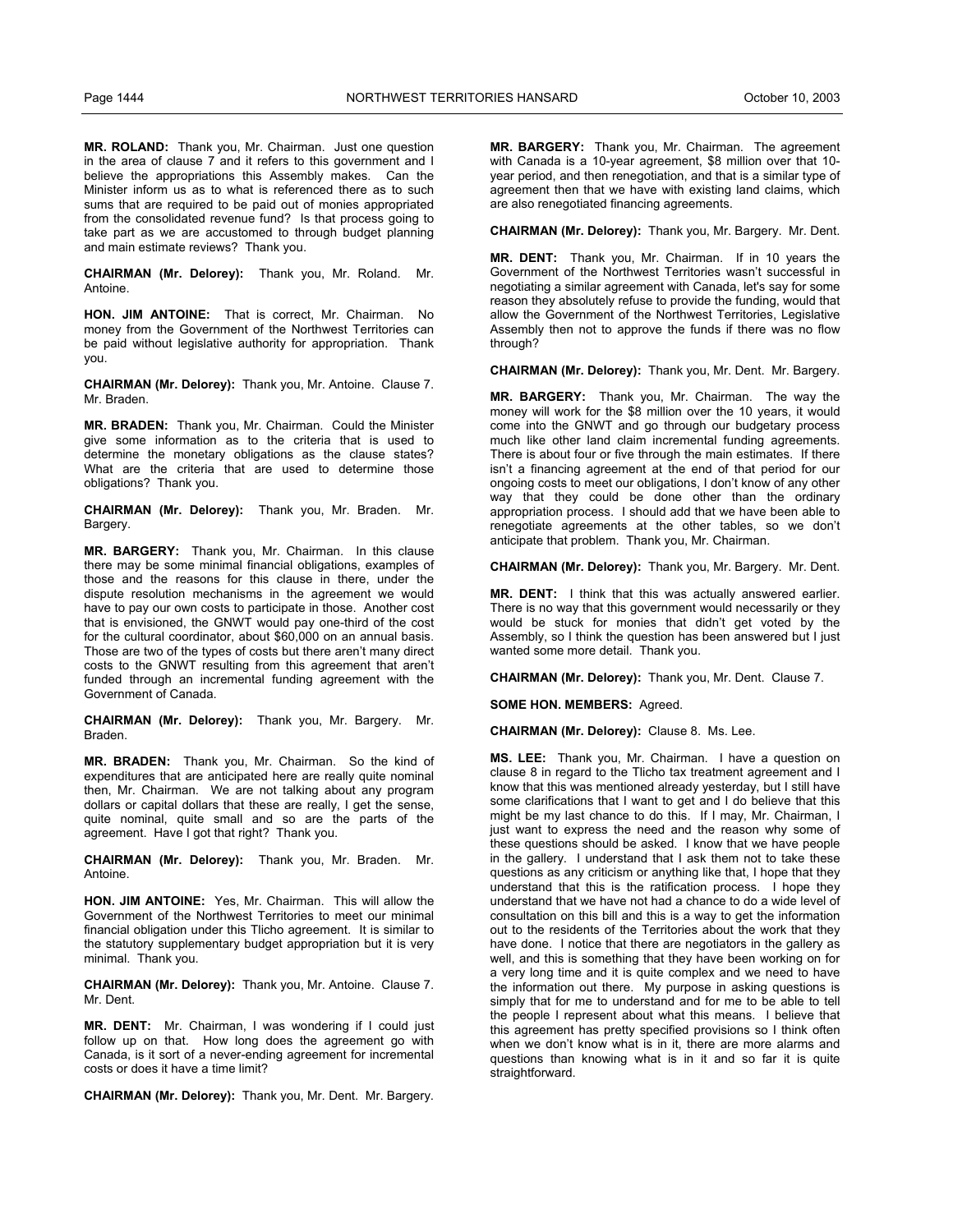**MR. ROLAND:** Thank you, Mr. Chairman. Just one question in the area of clause 7 and it refers to this government and I believe the appropriations this Assembly makes. Can the Minister inform us as to what is referenced there as to such sums that are required to be paid out of monies appropriated from the consolidated revenue fund? Is that process going to take part as we are accustomed to through budget planning and main estimate reviews? Thank you.

**CHAIRMAN (Mr. Delorey):** Thank you, Mr. Roland. Mr. Antoine.

**HON. JIM ANTOINE:** That is correct, Mr. Chairman. No money from the Government of the Northwest Territories can be paid without legislative authority for appropriation. Thank you.

**CHAIRMAN (Mr. Delorey):** Thank you, Mr. Antoine. Clause 7. Mr. Braden.

**MR. BRADEN:** Thank you, Mr. Chairman. Could the Minister give some information as to the criteria that is used to determine the monetary obligations as the clause states? What are the criteria that are used to determine those obligations? Thank you.

**CHAIRMAN (Mr. Delorey):** Thank you, Mr. Braden. Mr. Bargery.

**MR. BARGERY:** Thank you, Mr. Chairman. In this clause there may be some minimal financial obligations, examples of those and the reasons for this clause in there, under the dispute resolution mechanisms in the agreement we would have to pay our own costs to participate in those. Another cost that is envisioned, the GNWT would pay one-third of the cost for the cultural coordinator, about $60,000 on an annual basis. Those are two of the types of costs but there aren't many direct costs to the GNWT resulting from this agreement that aren't funded through an incremental funding agreement with the Government of Canada.

**CHAIRMAN (Mr. Delorey):** Thank you, Mr. Bargery. Mr. Braden.

**MR. BRADEN:** Thank you, Mr. Chairman. So the kind of expenditures that are anticipated here are really quite nominal then, Mr. Chairman. We are not talking about any program dollars or capital dollars that these are really, I get the sense, quite nominal, quite small and so are the parts of the agreement. Have I got that right? Thank you.

**CHAIRMAN (Mr. Delorey):** Thank you, Mr. Braden. Mr. Antoine.

**HON. JIM ANTOINE:** Yes, Mr. Chairman. This will allow the Government of the Northwest Territories to meet our minimal financial obligation under this Tlicho agreement. It is similar to the statutory supplementary budget appropriation but it is very minimal. Thank you.

**CHAIRMAN (Mr. Delorey):** Thank you, Mr. Antoine. Clause 7. Mr. Dent.

**MR. DENT:** Mr. Chairman, I was wondering if I could just follow up on that. How long does the agreement go with Canada, is it sort of a never-ending agreement for incremental costs or does it have a time limit?

**CHAIRMAN (Mr. Delorey):** Thank you, Mr. Dent. Mr. Bargery.

**MR. BARGERY:** Thank you, Mr. Chairman. The agreement with Canada is a 10-year agreement, $8 million over that 10-year period, and then renegotiation, and that is a similar type of agreement then that we have with existing land claims, which are also renegotiated financing agreements.

**CHAIRMAN (Mr. Delorey):** Thank you, Mr. Bargery. Mr. Dent.

**MR. DENT:** Thank you, Mr. Chairman. If in 10 years the Government of the Northwest Territories wasn't successful in negotiating a similar agreement with Canada, let's say for some reason they absolutely refuse to provide the funding, would that allow the Government of the Northwest Territories, Legislative Assembly then not to approve the funds if there was no flow through?

**CHAIRMAN (Mr. Delorey):** Thank you, Mr. Dent. Mr. Bargery.

**MR. BARGERY:** Thank you, Mr. Chairman. The way the money will work for the $8 million over the 10 years, it would come into the GNWT and go through our budgetary process much like other land claim incremental funding agreements. There is about four or five through the main estimates. If there isn't a financing agreement at the end of that period for our ongoing costs to meet our obligations, I don't know of any other way that they could be done other than the ordinary appropriation process. I should add that we have been able to renegotiate agreements at the other tables, so we don't anticipate that problem. Thank you, Mr. Chairman.

**CHAIRMAN (Mr. Delorey):** Thank you, Mr. Bargery. Mr. Dent.

**MR. DENT:** I think that this was actually answered earlier. There is no way that this government would necessarily or they would be stuck for monies that didn't get voted by the Assembly, so I think the question has been answered but I just wanted some more detail. Thank you.

**CHAIRMAN (Mr. Delorey):** Thank you, Mr. Dent. Clause 7.

**SOME HON. MEMBERS:** Agreed.

**CHAIRMAN (Mr. Delorey):** Clause 8. Ms. Lee.

**MS. LEE:** Thank you, Mr. Chairman. I have a question on clause 8 in regard to the Tlicho tax treatment agreement and I know that this was mentioned already yesterday, but I still have some clarifications that I want to get and I do believe that this might be my last chance to do this. If I may, Mr. Chairman, I just want to express the need and the reason why some of these questions should be asked. I know that we have people in the gallery. I understand that I ask them not to take these questions as any criticism or anything like that, I hope that they understand that this is the ratification process. I hope they understand that we have not had a chance to do a wide level of consultation on this bill and this is a way to get the information out to the residents of the Territories about the work that they have done. I notice that there are negotiators in the gallery as well, and this is something that they have been working on for a very long time and it is quite complex and we need to have the information out there. My purpose in asking questions is simply that for me to understand and for me to be able to tell the people I represent about what this means. I believe that this agreement has pretty specified provisions so I think often when we don't know what is in it, there are more alarms and questions than knowing what is in it and so far it is quite straightforward.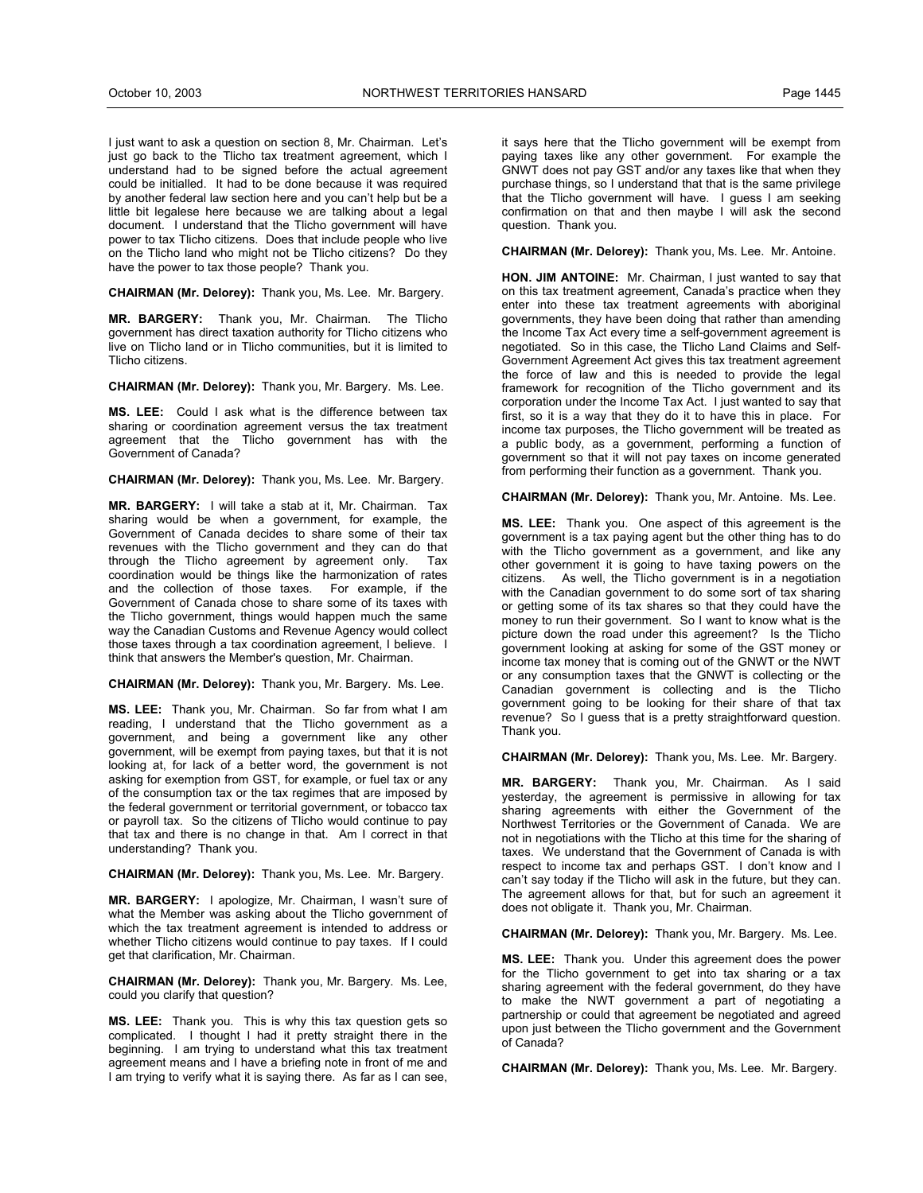I just want to ask a question on section 8, Mr. Chairman. Let's just go back to the Tlicho tax treatment agreement, which I understand had to be signed before the actual agreement could be initialled. It had to be done because it was required by another federal law section here and you can't help but be a little bit legalese here because we are talking about a legal document. I understand that the Tlicho government will have power to tax Tlicho citizens. Does that include people who live on the Tlicho land who might not be Tlicho citizens? Do they have the power to tax those people? Thank you.

**CHAIRMAN (Mr. Delorey):** Thank you, Ms. Lee. Mr. Bargery.

**MR. BARGERY:** Thank you, Mr. Chairman. The Tlicho government has direct taxation authority for Tlicho citizens who live on Tlicho land or in Tlicho communities, but it is limited to Tlicho citizens.

**CHAIRMAN (Mr. Delorey):** Thank you, Mr. Bargery. Ms. Lee.

**MS. LEE:** Could I ask what is the difference between tax sharing or coordination agreement versus the tax treatment agreement that the Tlicho government has with the Government of Canada?

**CHAIRMAN (Mr. Delorey):** Thank you, Ms. Lee. Mr. Bargery.

**MR. BARGERY:** I will take a stab at it, Mr. Chairman. Tax sharing would be when a government, for example, the Government of Canada decides to share some of their tax revenues with the Tlicho government and they can do that through the Tlicho agreement by agreement only. Tax coordination would be things like the harmonization of rates and the collection of those taxes. For example, if the Government of Canada chose to share some of its taxes with the Tlicho government, things would happen much the same way the Canadian Customs and Revenue Agency would collect those taxes through a tax coordination agreement, I believe. I think that answers the Member's question, Mr. Chairman.

**CHAIRMAN (Mr. Delorey):** Thank you, Mr. Bargery. Ms. Lee.

**MS. LEE:** Thank you, Mr. Chairman. So far from what I am reading, I understand that the Tlicho government as a government, and being a government like any other government, will be exempt from paying taxes, but that it is not looking at, for lack of a better word, the government is not asking for exemption from GST, for example, or fuel tax or any of the consumption tax or the tax regimes that are imposed by the federal government or territorial government, or tobacco tax or payroll tax. So the citizens of Tlicho would continue to pay that tax and there is no change in that. Am I correct in that understanding? Thank you.

**CHAIRMAN (Mr. Delorey):** Thank you, Ms. Lee. Mr. Bargery.

**MR. BARGERY:** I apologize, Mr. Chairman, I wasn't sure of what the Member was asking about the Tlicho government of which the tax treatment agreement is intended to address or whether Tlicho citizens would continue to pay taxes. If I could get that clarification, Mr. Chairman.

**CHAIRMAN (Mr. Delorey):** Thank you, Mr. Bargery. Ms. Lee, could you clarify that question?

**MS. LEE:** Thank you. This is why this tax question gets so complicated. I thought I had it pretty straight there in the beginning. I am trying to understand what this tax treatment agreement means and I have a briefing note in front of me and I am trying to verify what it is saying there. As far as I can see, it says here that the Tlicho government will be exempt from paying taxes like any other government. For example the GNWT does not pay GST and/or any taxes like that when they purchase things, so I understand that that is the same privilege that the Tlicho government will have. I guess I am seeking confirmation on that and then maybe I will ask the second question. Thank you.

**CHAIRMAN (Mr. Delorey):** Thank you, Ms. Lee. Mr. Antoine.

**HON. JIM ANTOINE:** Mr. Chairman, I just wanted to say that on this tax treatment agreement, Canada's practice when they enter into these tax treatment agreements with aboriginal governments, they have been doing that rather than amending the Income Tax Act every time a self-government agreement is negotiated. So in this case, the Tlicho Land Claims and Self-Government Agreement Act gives this tax treatment agreement the force of law and this is needed to provide the legal framework for recognition of the Tlicho government and its corporation under the Income Tax Act. I just wanted to say that first, so it is a way that they do it to have this in place. For income tax purposes, the Tlicho government will be treated as a public body, as a government, performing a function of government so that it will not pay taxes on income generated from performing their function as a government. Thank you.

**CHAIRMAN (Mr. Delorey):** Thank you, Mr. Antoine. Ms. Lee.

**MS. LEE:** Thank you. One aspect of this agreement is the government is a tax paying agent but the other thing has to do with the Tlicho government as a government, and like any other government it is going to have taxing powers on the citizens. As well, the Tlicho government is in a negotiation with the Canadian government to do some sort of tax sharing or getting some of its tax shares so that they could have the money to run their government. So I want to know what is the picture down the road under this agreement? Is the Tlicho government looking at asking for some of the GST money or income tax money that is coming out of the GNWT or the NWT or any consumption taxes that the GNWT is collecting or the Canadian government is collecting and is the Tlicho government going to be looking for their share of that tax revenue? So I guess that is a pretty straightforward question. Thank you.

**CHAIRMAN (Mr. Delorey):** Thank you, Ms. Lee. Mr. Bargery.

**MR. BARGERY:** Thank you, Mr. Chairman. As I said yesterday, the agreement is permissive in allowing for tax sharing agreements with either the Government of the Northwest Territories or the Government of Canada. We are not in negotiations with the Tlicho at this time for the sharing of taxes. We understand that the Government of Canada is with respect to income tax and perhaps GST. I don't know and I can't say today if the Tlicho will ask in the future, but they can. The agreement allows for that, but for such an agreement it does not obligate it. Thank you, Mr. Chairman.

**CHAIRMAN (Mr. Delorey):** Thank you, Mr. Bargery. Ms. Lee.

**MS. LEE:** Thank you. Under this agreement does the power for the Tlicho government to get into tax sharing or a tax sharing agreement with the federal government, do they have to make the NWT government a part of negotiating a partnership or could that agreement be negotiated and agreed upon just between the Tlicho government and the Government of Canada?

**CHAIRMAN (Mr. Delorey):** Thank you, Ms. Lee. Mr. Bargery.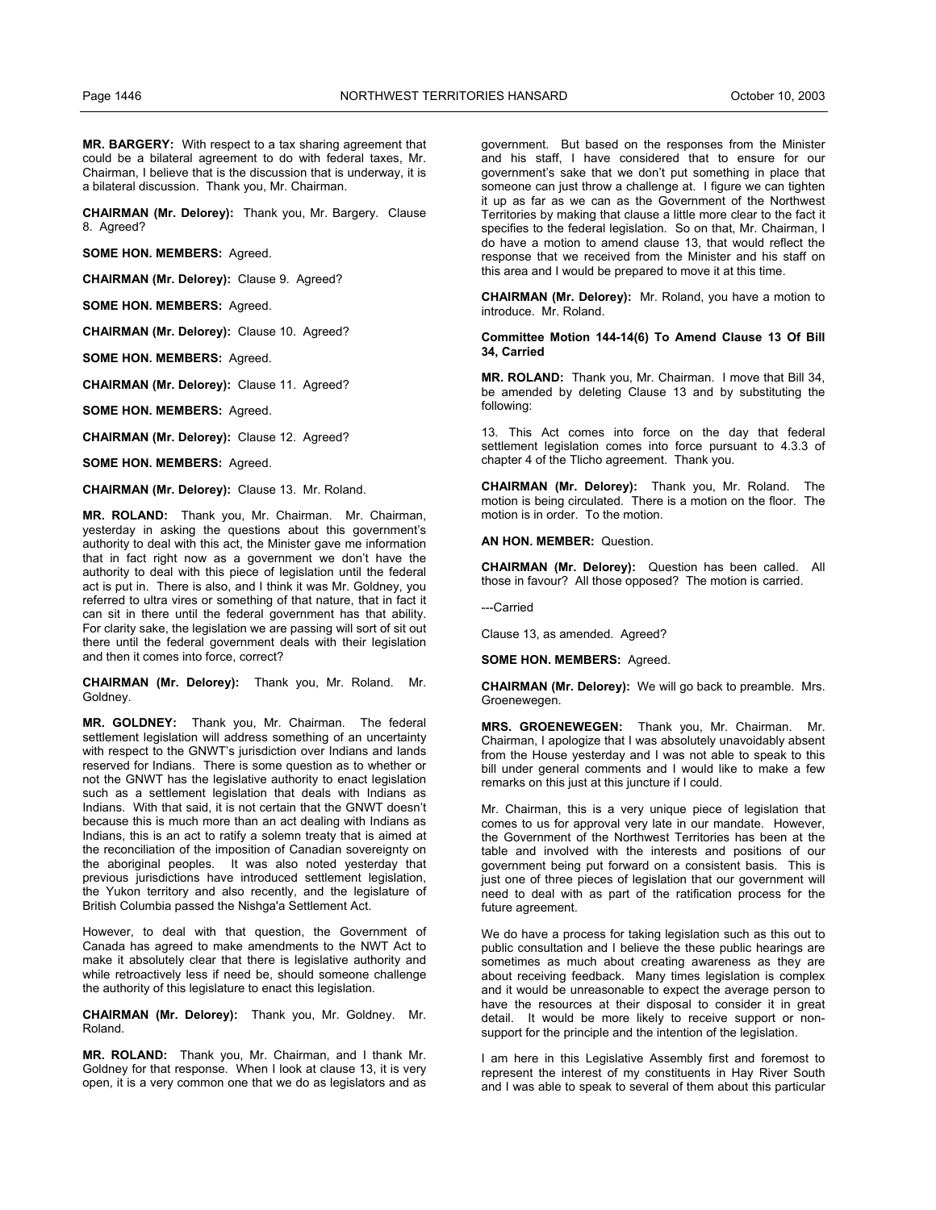**MR. BARGERY:** With respect to a tax sharing agreement that could be a bilateral agreement to do with federal taxes, Mr. Chairman, I believe that is the discussion that is underway, it is a bilateral discussion. Thank you, Mr. Chairman.

**CHAIRMAN (Mr. Delorey):** Thank you, Mr. Bargery. Clause 8. Agreed?

**SOME HON. MEMBERS:** Agreed.

**CHAIRMAN (Mr. Delorey):** Clause 9. Agreed?

**SOME HON. MEMBERS:** Agreed.

**CHAIRMAN (Mr. Delorey):** Clause 10. Agreed?

**SOME HON. MEMBERS:** Agreed.

**CHAIRMAN (Mr. Delorey):** Clause 11. Agreed?

**SOME HON. MEMBERS:** Agreed.

**CHAIRMAN (Mr. Delorey):** Clause 12. Agreed?

**SOME HON. MEMBERS:** Agreed.

**CHAIRMAN (Mr. Delorey):** Clause 13. Mr. Roland.

**MR. ROLAND:** Thank you, Mr. Chairman. Mr. Chairman, yesterday in asking the questions about this government's authority to deal with this act, the Minister gave me information that in fact right now as a government we don't have the authority to deal with this piece of legislation until the federal act is put in. There is also, and I think it was Mr. Goldney, you referred to ultra vires or something of that nature, that in fact it can sit in there until the federal government has that ability. For clarity sake, the legislation we are passing will sort of sit out there until the federal government deals with their legislation and then it comes into force, correct?

**CHAIRMAN (Mr. Delorey):** Thank you, Mr. Roland. Mr. Goldney.

**MR. GOLDNEY:** Thank you, Mr. Chairman. The federal settlement legislation will address something of an uncertainty with respect to the GNWT's jurisdiction over Indians and lands reserved for Indians. There is some question as to whether or not the GNWT has the legislative authority to enact legislation such as a settlement legislation that deals with Indians as Indians. With that said, it is not certain that the GNWT doesn't because this is much more than an act dealing with Indians as Indians, this is an act to ratify a solemn treaty that is aimed at the reconciliation of the imposition of Canadian sovereignty on the aboriginal peoples. It was also noted yesterday that previous jurisdictions have introduced settlement legislation, the Yukon territory and also recently, and the legislature of British Columbia passed the Nishga'a Settlement Act.

However, to deal with that question, the Government of Canada has agreed to make amendments to the NWT Act to make it absolutely clear that there is legislative authority and while retroactively less if need be, should someone challenge the authority of this legislature to enact this legislation.

**CHAIRMAN (Mr. Delorey):** Thank you, Mr. Goldney. Mr. Roland.

**MR. ROLAND:** Thank you, Mr. Chairman, and I thank Mr. Goldney for that response. When I look at clause 13, it is very open, it is a very common one that we do as legislators and as government. But based on the responses from the Minister and his staff, I have considered that to ensure for our government's sake that we don't put something in place that someone can just throw a challenge at. I figure we can tighten it up as far as we can as the Government of the Northwest Territories by making that clause a little more clear to the fact it specifies to the federal legislation. So on that, Mr. Chairman, I do have a motion to amend clause 13, that would reflect the response that we received from the Minister and his staff on this area and I would be prepared to move it at this time.

**CHAIRMAN (Mr. Delorey):** Mr. Roland, you have a motion to introduce. Mr. Roland.

**Committee Motion 144-14(6) To Amend Clause 13 Of Bill 34, Carried**

**MR. ROLAND:** Thank you, Mr. Chairman. I move that Bill 34, be amended by deleting Clause 13 and by substituting the following:

13. This Act comes into force on the day that federal settlement legislation comes into force pursuant to 4.3.3 of chapter 4 of the Tlicho agreement. Thank you.

**CHAIRMAN (Mr. Delorey):** Thank you, Mr. Roland. The motion is being circulated. There is a motion on the floor. The motion is in order. To the motion.

**AN HON. MEMBER:** Question.

**CHAIRMAN (Mr. Delorey):** Question has been called. All those in favour? All those opposed? The motion is carried.

---Carried

Clause 13, as amended. Agreed?

**SOME HON. MEMBERS:** Agreed.

**CHAIRMAN (Mr. Delorey):** We will go back to preamble. Mrs. Groenewegen.

**MRS. GROENEWEGEN:** Thank you, Mr. Chairman. Mr. Chairman, I apologize that I was absolutely unavoidably absent from the House yesterday and I was not able to speak to this bill under general comments and I would like to make a few remarks on this just at this juncture if I could.

Mr. Chairman, this is a very unique piece of legislation that comes to us for approval very late in our mandate. However, the Government of the Northwest Territories has been at the table and involved with the interests and positions of our government being put forward on a consistent basis. This is just one of three pieces of legislation that our government will need to deal with as part of the ratification process for the future agreement.

We do have a process for taking legislation such as this out to public consultation and I believe the these public hearings are sometimes as much about creating awareness as they are about receiving feedback. Many times legislation is complex and it would be unreasonable to expect the average person to have the resources at their disposal to consider it in great detail. It would be more likely to receive support or non-support for the principle and the intention of the legislation.

I am here in this Legislative Assembly first and foremost to represent the interest of my constituents in Hay River South and I was able to speak to several of them about this particular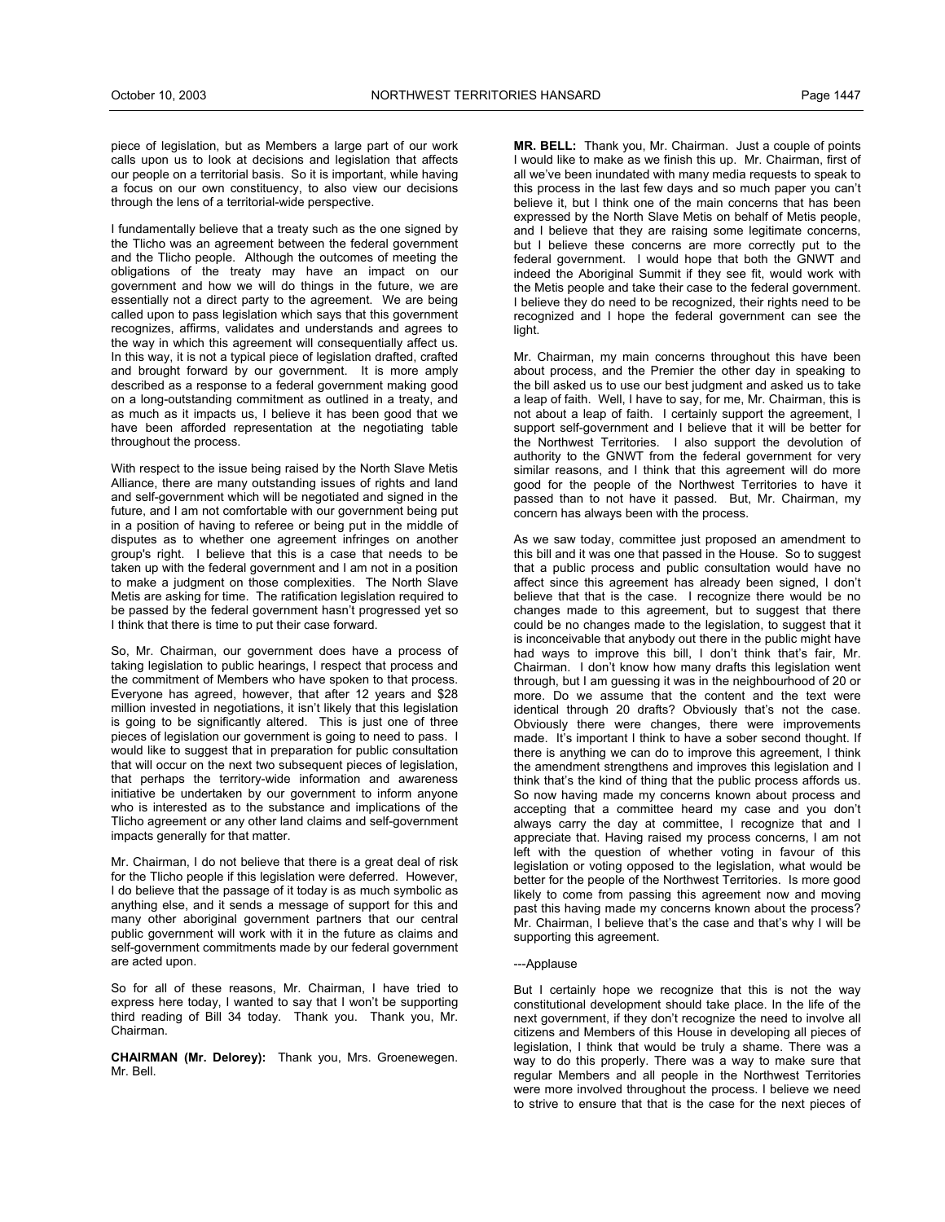piece of legislation, but as Members a large part of our work calls upon us to look at decisions and legislation that affects our people on a territorial basis. So it is important, while having a focus on our own constituency, to also view our decisions through the lens of a territorial-wide perspective.

I fundamentally believe that a treaty such as the one signed by the Tlicho was an agreement between the federal government and the Tlicho people. Although the outcomes of meeting the obligations of the treaty may have an impact on our government and how we will do things in the future, we are essentially not a direct party to the agreement. We are being called upon to pass legislation which says that this government recognizes, affirms, validates and understands and agrees to the way in which this agreement will consequentially affect us. In this way, it is not a typical piece of legislation drafted, crafted and brought forward by our government. It is more amply described as a response to a federal government making good on a long-outstanding commitment as outlined in a treaty, and as much as it impacts us, I believe it has been good that we have been afforded representation at the negotiating table throughout the process.

With respect to the issue being raised by the North Slave Metis Alliance, there are many outstanding issues of rights and land and self-government which will be negotiated and signed in the future, and I am not comfortable with our government being put in a position of having to referee or being put in the middle of disputes as to whether one agreement infringes on another group's right. I believe that this is a case that needs to be taken up with the federal government and I am not in a position to make a judgment on those complexities. The North Slave Metis are asking for time. The ratification legislation required to be passed by the federal government hasn't progressed yet so I think that there is time to put their case forward.

So, Mr. Chairman, our government does have a process of taking legislation to public hearings, I respect that process and the commitment of Members who have spoken to that process. Everyone has agreed, however, that after 12 years and $28 million invested in negotiations, it isn't likely that this legislation is going to be significantly altered. This is just one of three pieces of legislation our government is going to need to pass. I would like to suggest that in preparation for public consultation that will occur on the next two subsequent pieces of legislation, that perhaps the territory-wide information and awareness initiative be undertaken by our government to inform anyone who is interested as to the substance and implications of the Tlicho agreement or any other land claims and self-government impacts generally for that matter.

Mr. Chairman, I do not believe that there is a great deal of risk for the Tlicho people if this legislation were deferred. However, I do believe that the passage of it today is as much symbolic as anything else, and it sends a message of support for this and many other aboriginal government partners that our central public government will work with it in the future as claims and self-government commitments made by our federal government are acted upon.

So for all of these reasons, Mr. Chairman, I have tried to express here today, I wanted to say that I won't be supporting third reading of Bill 34 today. Thank you. Thank you, Mr. Chairman.

**CHAIRMAN (Mr. Delorey):** Thank you, Mrs. Groenewegen. Mr. Bell.

**MR. BELL:** Thank you, Mr. Chairman. Just a couple of points I would like to make as we finish this up. Mr. Chairman, first of all we've been inundated with many media requests to speak to this process in the last few days and so much paper you can't believe it, but I think one of the main concerns that has been expressed by the North Slave Metis on behalf of Metis people, and I believe that they are raising some legitimate concerns, but I believe these concerns are more correctly put to the federal government. I would hope that both the GNWT and indeed the Aboriginal Summit if they see fit, would work with the Metis people and take their case to the federal government. I believe they do need to be recognized, their rights need to be recognized and I hope the federal government can see the light.

Mr. Chairman, my main concerns throughout this have been about process, and the Premier the other day in speaking to the bill asked us to use our best judgment and asked us to take a leap of faith. Well, I have to say, for me, Mr. Chairman, this is not about a leap of faith. I certainly support the agreement, I support self-government and I believe that it will be better for the Northwest Territories. I also support the devolution of authority to the GNWT from the federal government for very similar reasons, and I think that this agreement will do more good for the people of the Northwest Territories to have it passed than to not have it passed. But, Mr. Chairman, my concern has always been with the process.

As we saw today, committee just proposed an amendment to this bill and it was one that passed in the House. So to suggest that a public process and public consultation would have no affect since this agreement has already been signed, I don't believe that that is the case. I recognize there would be no changes made to this agreement, but to suggest that there could be no changes made to the legislation, to suggest that it is inconceivable that anybody out there in the public might have had ways to improve this bill, I don't think that's fair, Mr. Chairman. I don't know how many drafts this legislation went through, but I am guessing it was in the neighbourhood of 20 or more. Do we assume that the content and the text were identical through 20 drafts? Obviously that's not the case. Obviously there were changes, there were improvements made. It's important I think to have a sober second thought. If there is anything we can do to improve this agreement, I think the amendment strengthens and improves this legislation and I think that's the kind of thing that the public process affords us. So now having made my concerns known about process and accepting that a committee heard my case and you don't always carry the day at committee, I recognize that and I appreciate that. Having raised my process concerns, I am not left with the question of whether voting in favour of this legislation or voting opposed to the legislation, what would be better for the people of the Northwest Territories. Is more good likely to come from passing this agreement now and moving past this having made my concerns known about the process? Mr. Chairman, I believe that's the case and that's why I will be supporting this agreement.

---Applause

But I certainly hope we recognize that this is not the way constitutional development should take place. In the life of the next government, if they don't recognize the need to involve all citizens and Members of this House in developing all pieces of legislation, I think that would be truly a shame. There was a way to do this properly. There was a way to make sure that regular Members and all people in the Northwest Territories were more involved throughout the process. I believe we need to strive to ensure that that is the case for the next pieces of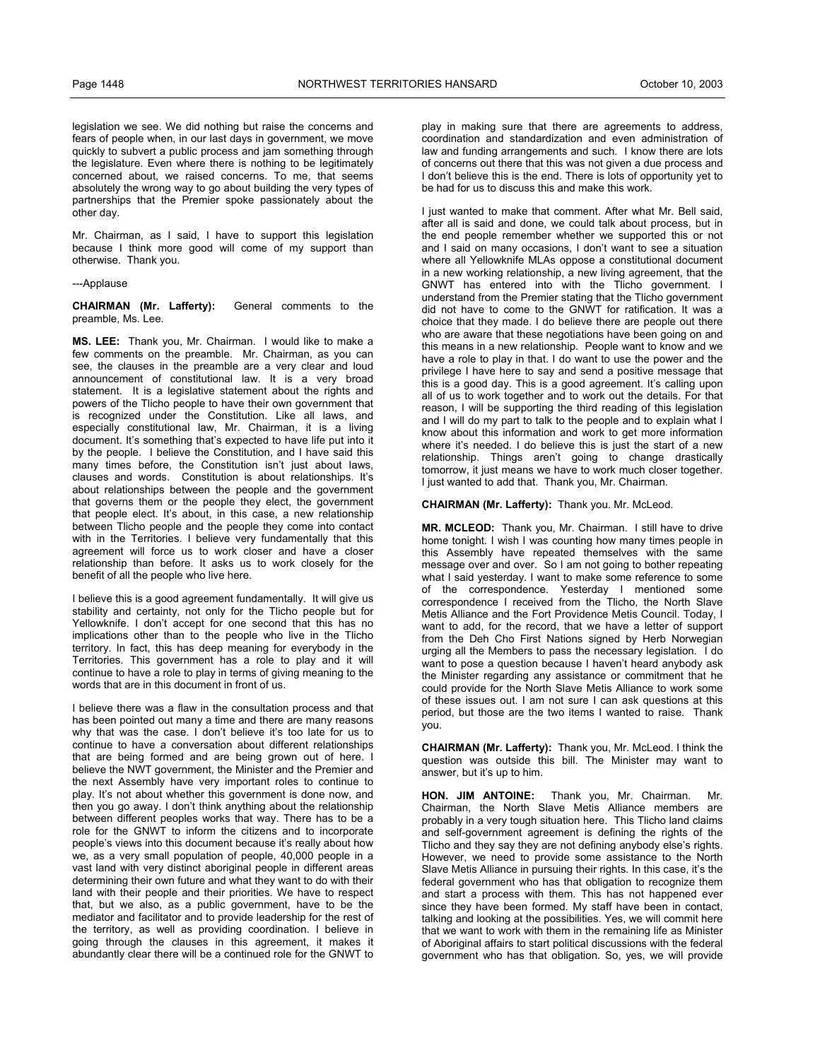legislation we see. We did nothing but raise the concerns and fears of people when, in our last days in government, we move quickly to subvert a public process and jam something through the legislature. Even where there is nothing to be legitimately concerned about, we raised concerns. To me, that seems absolutely the wrong way to go about building the very types of partnerships that the Premier spoke passionately about the other day.

Mr. Chairman, as I said, I have to support this legislation because I think more good will come of my support than otherwise. Thank you.

---Applause

**CHAIRMAN (Mr. Lafferty):** General comments to the preamble, Ms. Lee.

**MS. LEE:** Thank you, Mr. Chairman. I would like to make a few comments on the preamble. Mr. Chairman, as you can see, the clauses in the preamble are a very clear and loud announcement of constitutional law. It is a very broad statement. It is a legislative statement about the rights and powers of the Tlicho people to have their own government that is recognized under the Constitution. Like all laws, and especially constitutional law, Mr. Chairman, it is a living document. It's something that's expected to have life put into it by the people. I believe the Constitution, and I have said this many times before, the Constitution isn't just about laws, clauses and words. Constitution is about relationships. It's about relationships between the people and the government that governs them or the people they elect, the government that people elect. It's about, in this case, a new relationship between Tlicho people and the people they come into contact with in the Territories. I believe very fundamentally that this agreement will force us to work closer and have a closer relationship than before. It asks us to work closely for the benefit of all the people who live here.

I believe this is a good agreement fundamentally. It will give us stability and certainty, not only for the Tlicho people but for Yellowknife. I don't accept for one second that this has no implications other than to the people who live in the Tlicho territory. In fact, this has deep meaning for everybody in the Territories. This government has a role to play and it will continue to have a role to play in terms of giving meaning to the words that are in this document in front of us.

I believe there was a flaw in the consultation process and that has been pointed out many a time and there are many reasons why that was the case. I don't believe it's too late for us to continue to have a conversation about different relationships that are being formed and are being grown out of here. I believe the NWT government, the Minister and the Premier and the next Assembly have very important roles to continue to play. It's not about whether this government is done now, and then you go away. I don't think anything about the relationship between different peoples works that way. There has to be a role for the GNWT to inform the citizens and to incorporate people's views into this document because it's really about how we, as a very small population of people, 40,000 people in a vast land with very distinct aboriginal people in different areas determining their own future and what they want to do with their land with their people and their priorities. We have to respect that, but we also, as a public government, have to be the mediator and facilitator and to provide leadership for the rest of the territory, as well as providing coordination. I believe in going through the clauses in this agreement, it makes it abundantly clear there will be a continued role for the GNWT to play in making sure that there are agreements to address, coordination and standardization and even administration of law and funding arrangements and such. I know there are lots of concerns out there that this was not given a due process and I don't believe this is the end. There is lots of opportunity yet to be had for us to discuss this and make this work.

I just wanted to make that comment. After what Mr. Bell said, after all is said and done, we could talk about process, but in the end people remember whether we supported this or not and I said on many occasions, I don't want to see a situation where all Yellowknife MLAs oppose a constitutional document in a new working relationship, a new living agreement, that the GNWT has entered into with the Tlicho government. I understand from the Premier stating that the Tlicho government did not have to come to the GNWT for ratification. It was a choice that they made. I do believe there are people out there who are aware that these negotiations have been going on and this means in a new relationship. People want to know and we have a role to play in that. I do want to use the power and the privilege I have here to say and send a positive message that this is a good day. This is a good agreement. It's calling upon all of us to work together and to work out the details. For that reason, I will be supporting the third reading of this legislation and I will do my part to talk to the people and to explain what I know about this information and work to get more information where it's needed. I do believe this is just the start of a new relationship. Things aren't going to change drastically tomorrow, it just means we have to work much closer together. I just wanted to add that. Thank you, Mr. Chairman.

**CHAIRMAN (Mr. Lafferty):** Thank you. Mr. McLeod.

**MR. MCLEOD:** Thank you, Mr. Chairman. I still have to drive home tonight. I wish I was counting how many times people in this Assembly have repeated themselves with the same message over and over. So I am not going to bother repeating what I said yesterday. I want to make some reference to some of the correspondence. Yesterday I mentioned some correspondence I received from the Tlicho, the North Slave Metis Alliance and the Fort Providence Metis Council. Today, I want to add, for the record, that we have a letter of support from the Deh Cho First Nations signed by Herb Norwegian urging all the Members to pass the necessary legislation. I do want to pose a question because I haven't heard anybody ask the Minister regarding any assistance or commitment that he could provide for the North Slave Metis Alliance to work some of these issues out. I am not sure I can ask questions at this period, but those are the two items I wanted to raise. Thank you.

**CHAIRMAN (Mr. Lafferty):** Thank you, Mr. McLeod. I think the question was outside this bill. The Minister may want to answer, but it's up to him.

**HON. JIM ANTOINE:** Thank you, Mr. Chairman. Mr. Chairman, the North Slave Metis Alliance members are probably in a very tough situation here. This Tlicho land claims and self-government agreement is defining the rights of the Tlicho and they say they are not defining anybody else's rights. However, we need to provide some assistance to the North Slave Metis Alliance in pursuing their rights. In this case, it's the federal government who has that obligation to recognize them and start a process with them. This has not happened ever since they have been formed. My staff have been in contact, talking and looking at the possibilities. Yes, we will commit here that we want to work with them in the remaining life as Minister of Aboriginal affairs to start political discussions with the federal government who has that obligation. So, yes, we will provide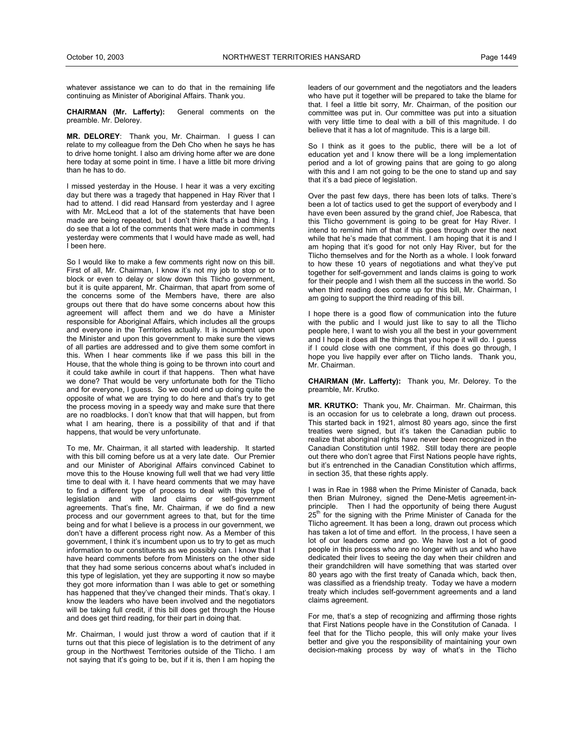whatever assistance we can to do that in the remaining life continuing as Minister of Aboriginal Affairs. Thank you.

**CHAIRMAN (Mr. Lafferty):** General comments on the preamble. Mr. Delorey.

**MR. DELOREY**: Thank you, Mr. Chairman. I guess I can relate to my colleague from the Deh Cho when he says he has to drive home tonight. I also am driving home after we are done here today at some point in time. I have a little bit more driving than he has to do.

I missed yesterday in the House. I hear it was a very exciting day but there was a tragedy that happened in Hay River that I had to attend. I did read Hansard from yesterday and I agree with Mr. McLeod that a lot of the statements that have been made are being repeated, but I don't think that's a bad thing. I do see that a lot of the comments that were made in comments yesterday were comments that I would have made as well, had I been here.

So I would like to make a few comments right now on this bill. First of all, Mr. Chairman, I know it's not my job to stop or to block or even to delay or slow down this Tlicho government, but it is quite apparent, Mr. Chairman, that apart from some of the concerns some of the Members have, there are also groups out there that do have some concerns about how this agreement will affect them and we do have a Minister responsible for Aboriginal Affairs, which includes all the groups and everyone in the Territories actually. It is incumbent upon the Minister and upon this government to make sure the views of all parties are addressed and to give them some comfort in this. When I hear comments like if we pass this bill in the House, that the whole thing is going to be thrown into court and it could take awhile in court if that happens. Then what have we done? That would be very unfortunate both for the Tlicho and for everyone, I guess. So we could end up doing quite the opposite of what we are trying to do here and that's try to get the process moving in a speedy way and make sure that there are no roadblocks. I don't know that that will happen, but from what I am hearing, there is a possibility of that and if that happens, that would be very unfortunate.

To me, Mr. Chairman, it all started with leadership. It started with this bill coming before us at a very late date. Our Premier and our Minister of Aboriginal Affairs convinced Cabinet to move this to the House knowing full well that we had very little time to deal with it. I have heard comments that we may have to find a different type of process to deal with this type of legislation and with land claims or self-government agreements. That's fine, Mr. Chairman, if we do find a new process and our government agrees to that, but for the time being and for what I believe is a process in our government, we don't have a different process right now. As a Member of this government, I think it's incumbent upon us to try to get as much information to our constituents as we possibly can. I know that I have heard comments before from Ministers on the other side that they had some serious concerns about what's included in this type of legislation, yet they are supporting it now so maybe they got more information than I was able to get or something has happened that they've changed their minds. That's okay. I know the leaders who have been involved and the negotiators will be taking full credit, if this bill does get through the House and does get third reading, for their part in doing that.

Mr. Chairman, I would just throw a word of caution that if it turns out that this piece of legislation is to the detriment of any group in the Northwest Territories outside of the Tlicho. I am not saying that it's going to be, but if it is, then I am hoping the leaders of our government and the negotiators and the leaders who have put it together will be prepared to take the blame for that. I feel a little bit sorry, Mr. Chairman, of the position our committee was put in. Our committee was put into a situation with very little time to deal with a bill of this magnitude. I do believe that it has a lot of magnitude. This is a large bill.

So I think as it goes to the public, there will be a lot of education yet and I know there will be a long implementation period and a lot of growing pains that are going to go along with this and I am not going to be the one to stand up and say that it's a bad piece of legislation.

Over the past few days, there has been lots of talks. There's been a lot of tactics used to get the support of everybody and I have even been assured by the grand chief, Joe Rabesca, that this Tlicho government is going to be great for Hay River. I intend to remind him of that if this goes through over the next while that he's made that comment. I am hoping that it is and I am hoping that it's good for not only Hay River, but for the Tlicho themselves and for the North as a whole. I look forward to how these 10 years of negotiations and what they've put together for self-government and lands claims is going to work for their people and I wish them all the success in the world. So when third reading does come up for this bill, Mr. Chairman, I am going to support the third reading of this bill.

I hope there is a good flow of communication into the future with the public and I would just like to say to all the Tlicho people here, I want to wish you all the best in your government and I hope it does all the things that you hope it will do. I guess if I could close with one comment, if this does go through, I hope you live happily ever after on Tlicho lands. Thank you, Mr. Chairman.

**CHAIRMAN (Mr. Lafferty):** Thank you, Mr. Delorey. To the preamble, Mr. Krutko.

**MR. KRUTKO:** Thank you, Mr. Chairman. Mr. Chairman, this is an occasion for us to celebrate a long, drawn out process. This started back in 1921, almost 80 years ago, since the first treaties were signed, but it's taken the Canadian public to realize that aboriginal rights have never been recognized in the Canadian Constitution until 1982. Still today there are people out there who don't agree that First Nations people have rights, but it's entrenched in the Canadian Constitution which affirms, in section 35, that these rights apply.

I was in Rae in 1988 when the Prime Minister of Canada, back then Brian Mulroney, signed the Dene-Metis agreement-in-principle. Then I had the opportunity of being there August 25th for the signing with the Prime Minister of Canada for the Tlicho agreement. It has been a long, drawn out process which has taken a lot of time and effort. In the process, I have seen a lot of our leaders come and go. We have lost a lot of good people in this process who are no longer with us and who have dedicated their lives to seeing the day when their children and their grandchildren will have something that was started over 80 years ago with the first treaty of Canada which, back then, was classified as a friendship treaty. Today we have a modern treaty which includes self-government agreements and a land claims agreement.

For me, that's a step of recognizing and affirming those rights that First Nations people have in the Constitution of Canada. I feel that for the Tlicho people, this will only make your lives better and give you the responsibility of maintaining your own decision-making process by way of what's in the Tlicho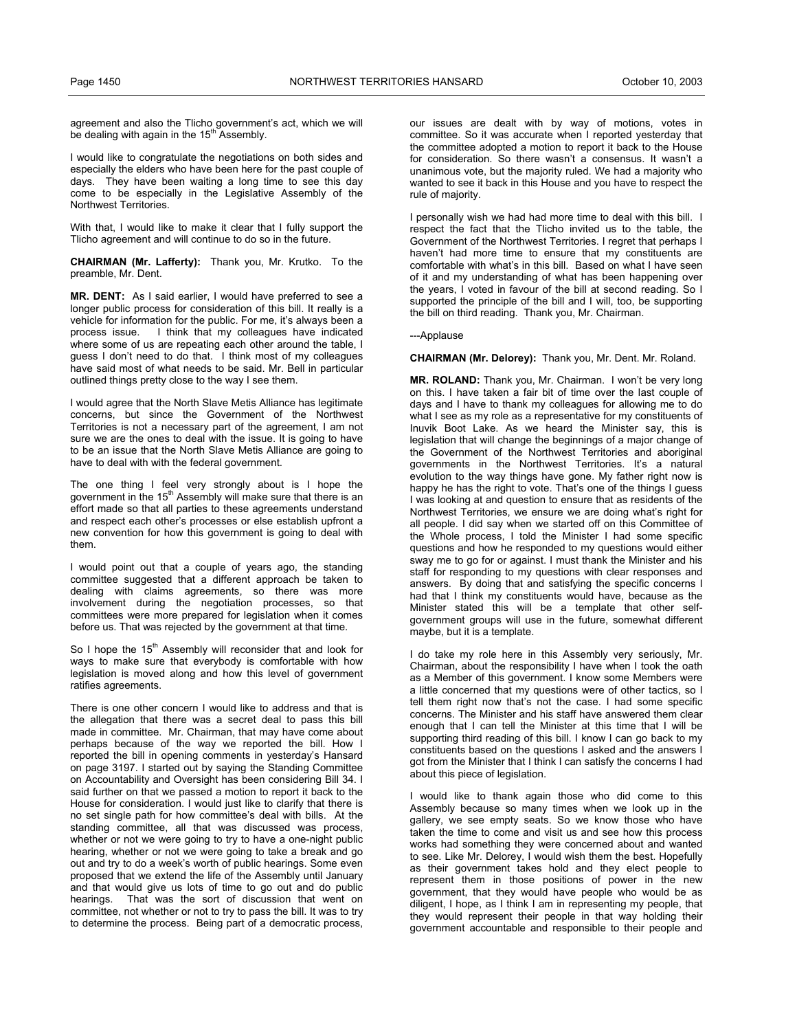agreement and also the Tlicho government's act, which we will be dealing with again in the 15th Assembly.

I would like to congratulate the negotiations on both sides and especially the elders who have been here for the past couple of days. They have been waiting a long time to see this day come to be especially in the Legislative Assembly of the Northwest Territories.

With that, I would like to make it clear that I fully support the Tlicho agreement and will continue to do so in the future.

**CHAIRMAN (Mr. Lafferty):** Thank you, Mr. Krutko. To the preamble, Mr. Dent.

**MR. DENT:** As I said earlier, I would have preferred to see a longer public process for consideration of this bill. It really is a vehicle for information for the public. For me, it's always been a process issue. I think that my colleagues have indicated where some of us are repeating each other around the table, I guess I don't need to do that. I think most of my colleagues have said most of what needs to be said. Mr. Bell in particular outlined things pretty close to the way I see them.

I would agree that the North Slave Metis Alliance has legitimate concerns, but since the Government of the Northwest Territories is not a necessary part of the agreement, I am not sure we are the ones to deal with the issue. It is going to have to be an issue that the North Slave Metis Alliance are going to have to deal with with the federal government.

The one thing I feel very strongly about is I hope the government in the 15th Assembly will make sure that there is an effort made so that all parties to these agreements understand and respect each other's processes or else establish upfront a new convention for how this government is going to deal with them.

I would point out that a couple of years ago, the standing committee suggested that a different approach be taken to dealing with claims agreements, so there was more involvement during the negotiation processes, so that committees were more prepared for legislation when it comes before us. That was rejected by the government at that time.

So I hope the 15th Assembly will reconsider that and look for ways to make sure that everybody is comfortable with how legislation is moved along and how this level of government ratifies agreements.

There is one other concern I would like to address and that is the allegation that there was a secret deal to pass this bill made in committee. Mr. Chairman, that may have come about perhaps because of the way we reported the bill. How I reported the bill in opening comments in yesterday's Hansard on page 3197. I started out by saying the Standing Committee on Accountability and Oversight has been considering Bill 34. I said further on that we passed a motion to report it back to the House for consideration. I would just like to clarify that there is no set single path for how committee's deal with bills. At the standing committee, all that was discussed was process, whether or not we were going to try to have a one-night public hearing, whether or not we were going to take a break and go out and try to do a week's worth of public hearings. Some even proposed that we extend the life of the Assembly until January and that would give us lots of time to go out and do public hearings. That was the sort of discussion that went on committee, not whether or not to try to pass the bill. It was to try to determine the process. Being part of a democratic process, our issues are dealt with by way of motions, votes in committee. So it was accurate when I reported yesterday that the committee adopted a motion to report it back to the House for consideration. So there wasn't a consensus. It wasn't a unanimous vote, but the majority ruled. We had a majority who wanted to see it back in this House and you have to respect the rule of majority.

I personally wish we had had more time to deal with this bill. I respect the fact that the Tlicho invited us to the table, the Government of the Northwest Territories. I regret that perhaps I haven't had more time to ensure that my constituents are comfortable with what's in this bill. Based on what I have seen of it and my understanding of what has been happening over the years, I voted in favour of the bill at second reading. So I supported the principle of the bill and I will, too, be supporting the bill on third reading. Thank you, Mr. Chairman.

---Applause

**CHAIRMAN (Mr. Delorey):** Thank you, Mr. Dent. Mr. Roland.

**MR. ROLAND:** Thank you, Mr. Chairman. I won't be very long on this. I have taken a fair bit of time over the last couple of days and I have to thank my colleagues for allowing me to do what I see as my role as a representative for my constituents of Inuvik Boot Lake. As we heard the Minister say, this is legislation that will change the beginnings of a major change of the Government of the Northwest Territories and aboriginal governments in the Northwest Territories. It's a natural evolution to the way things have gone. My father right now is happy he has the right to vote. That's one of the things I guess I was looking at and question to ensure that as residents of the Northwest Territories, we ensure we are doing what's right for all people. I did say when we started off on this Committee of the Whole process, I told the Minister I had some specific questions and how he responded to my questions would either sway me to go for or against. I must thank the Minister and his staff for responding to my questions with clear responses and answers. By doing that and satisfying the specific concerns I had that I think my constituents would have, because as the Minister stated this will be a template that other self-government groups will use in the future, somewhat different maybe, but it is a template.

I do take my role here in this Assembly very seriously, Mr. Chairman, about the responsibility I have when I took the oath as a Member of this government. I know some Members were a little concerned that my questions were of other tactics, so I tell them right now that's not the case. I had some specific concerns. The Minister and his staff have answered them clear enough that I can tell the Minister at this time that I will be supporting third reading of this bill. I know I can go back to my constituents based on the questions I asked and the answers I got from the Minister that I think I can satisfy the concerns I had about this piece of legislation.

I would like to thank again those who did come to this Assembly because so many times when we look up in the gallery, we see empty seats. So we know those who have taken the time to come and visit us and see how this process works had something they were concerned about and wanted to see. Like Mr. Delorey, I would wish them the best. Hopefully as their government takes hold and they elect people to represent them in those positions of power in the new government, that they would have people who would be as diligent, I hope, as I think I am in representing my people, that they would represent their people in that way holding their government accountable and responsible to their people and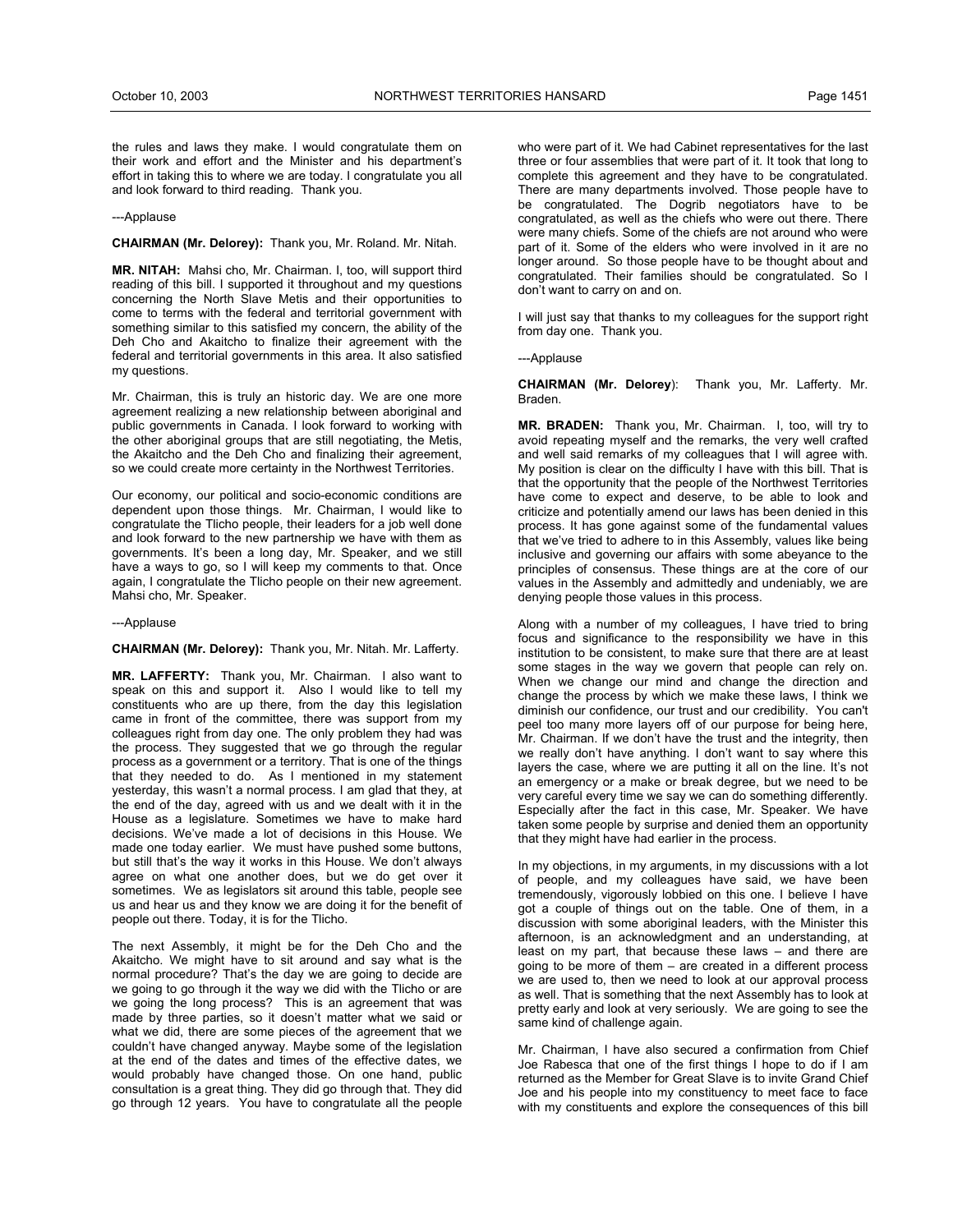the rules and laws they make. I would congratulate them on their work and effort and the Minister and his department's effort in taking this to where we are today. I congratulate you all and look forward to third reading. Thank you.

---Applause

**CHAIRMAN (Mr. Delorey):** Thank you, Mr. Roland. Mr. Nitah.

**MR. NITAH:** Mahsi cho, Mr. Chairman. I, too, will support third reading of this bill. I supported it throughout and my questions concerning the North Slave Metis and their opportunities to come to terms with the federal and territorial government with something similar to this satisfied my concern, the ability of the Deh Cho and Akaitcho to finalize their agreement with the federal and territorial governments in this area. It also satisfied my questions.

Mr. Chairman, this is truly an historic day. We are one more agreement realizing a new relationship between aboriginal and public governments in Canada. I look forward to working with the other aboriginal groups that are still negotiating, the Metis, the Akaitcho and the Deh Cho and finalizing their agreement, so we could create more certainty in the Northwest Territories.

Our economy, our political and socio-economic conditions are dependent upon those things. Mr. Chairman, I would like to congratulate the Tlicho people, their leaders for a job well done and look forward to the new partnership we have with them as governments. It's been a long day, Mr. Speaker, and we still have a ways to go, so I will keep my comments to that. Once again, I congratulate the Tlicho people on their new agreement. Mahsi cho, Mr. Speaker.

---Applause

**CHAIRMAN (Mr. Delorey):** Thank you, Mr. Nitah. Mr. Lafferty.

**MR. LAFFERTY:** Thank you, Mr. Chairman. I also want to speak on this and support it. Also I would like to tell my constituents who are up there, from the day this legislation came in front of the committee, there was support from my colleagues right from day one. The only problem they had was the process. They suggested that we go through the regular process as a government or a territory. That is one of the things that they needed to do. As I mentioned in my statement yesterday, this wasn't a normal process. I am glad that they, at the end of the day, agreed with us and we dealt with it in the House as a legislature. Sometimes we have to make hard decisions. We've made a lot of decisions in this House. We made one today earlier. We must have pushed some buttons, but still that's the way it works in this House. We don't always agree on what one another does, but we do get over it sometimes. We as legislators sit around this table, people see us and hear us and they know we are doing it for the benefit of people out there. Today, it is for the Tlicho.

The next Assembly, it might be for the Deh Cho and the Akaitcho. We might have to sit around and say what is the normal procedure? That's the day we are going to decide are we going to go through it the way we did with the Tlicho or are we going the long process? This is an agreement that was made by three parties, so it doesn't matter what we said or what we did, there are some pieces of the agreement that we couldn't have changed anyway. Maybe some of the legislation at the end of the dates and times of the effective dates, we would probably have changed those. On one hand, public consultation is a great thing. They did go through that. They did go through 12 years. You have to congratulate all the people who were part of it. We had Cabinet representatives for the last three or four assemblies that were part of it. It took that long to complete this agreement and they have to be congratulated. There are many departments involved. Those people have to be congratulated. The Dogrib negotiators have to be congratulated, as well as the chiefs who were out there. There were many chiefs. Some of the chiefs are not around who were part of it. Some of the elders who were involved in it are no longer around. So those people have to be thought about and congratulated. Their families should be congratulated. So I don't want to carry on and on.

I will just say that thanks to my colleagues for the support right from day one. Thank you.

---Applause

**CHAIRMAN (Mr. Delorey):** Thank you, Mr. Lafferty. Mr. Braden.

**MR. BRADEN:** Thank you, Mr. Chairman. I, too, will try to avoid repeating myself and the remarks, the very well crafted and well said remarks of my colleagues that I will agree with. My position is clear on the difficulty I have with this bill. That is that the opportunity that the people of the Northwest Territories have come to expect and deserve, to be able to look and criticize and potentially amend our laws has been denied in this process. It has gone against some of the fundamental values that we've tried to adhere to in this Assembly, values like being inclusive and governing our affairs with some abeyance to the principles of consensus. These things are at the core of our values in the Assembly and admittedly and undeniably, we are denying people those values in this process.

Along with a number of my colleagues, I have tried to bring focus and significance to the responsibility we have in this institution to be consistent, to make sure that there are at least some stages in the way we govern that people can rely on. When we change our mind and change the direction and change the process by which we make these laws, I think we diminish our confidence, our trust and our credibility. You can't peel too many more layers off of our purpose for being here, Mr. Chairman. If we don't have the trust and the integrity, then we really don't have anything. I don't want to say where this layers the case, where we are putting it all on the line. It's not an emergency or a make or break degree, but we need to be very careful every time we say we can do something differently. Especially after the fact in this case, Mr. Speaker. We have taken some people by surprise and denied them an opportunity that they might have had earlier in the process.

In my objections, in my arguments, in my discussions with a lot of people, and my colleagues have said, we have been tremendously, vigorously lobbied on this one. I believe I have got a couple of things out on the table. One of them, in a discussion with some aboriginal leaders, with the Minister this afternoon, is an acknowledgment and an understanding, at least on my part, that because these laws – and there are going to be more of them – are created in a different process we are used to, then we need to look at our approval process as well. That is something that the next Assembly has to look at pretty early and look at very seriously. We are going to see the same kind of challenge again.

Mr. Chairman, I have also secured a confirmation from Chief Joe Rabesca that one of the first things I hope to do if I am returned as the Member for Great Slave is to invite Grand Chief Joe and his people into my constituency to meet face to face with my constituents and explore the consequences of this bill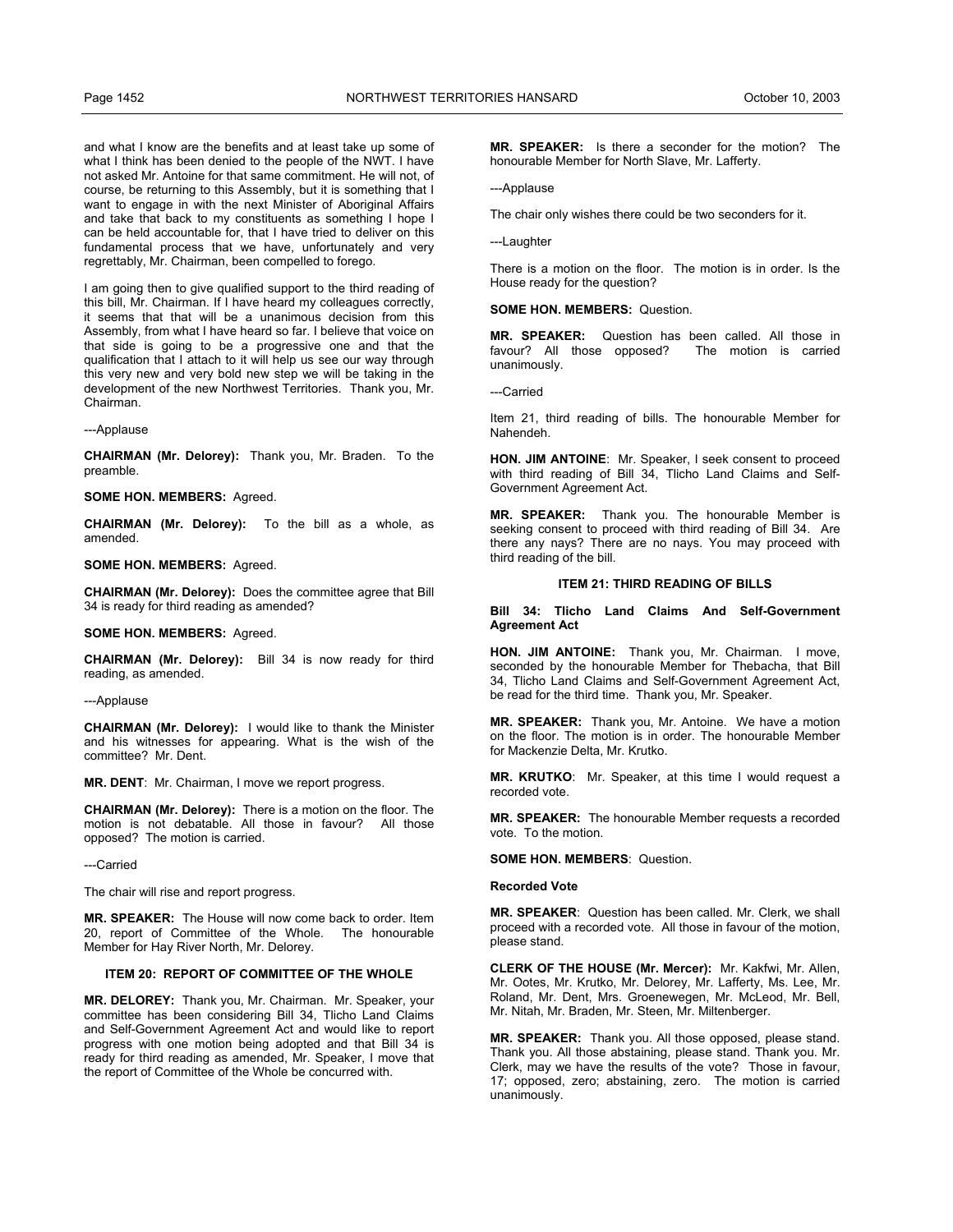and what I know are the benefits and at least take up some of what I think has been denied to the people of the NWT. I have not asked Mr. Antoine for that same commitment. He will not, of course, be returning to this Assembly, but it is something that I want to engage in with the next Minister of Aboriginal Affairs and take that back to my constituents as something I hope I can be held accountable for, that I have tried to deliver on this fundamental process that we have, unfortunately and very regrettably, Mr. Chairman, been compelled to forego.

I am going then to give qualified support to the third reading of this bill, Mr. Chairman. If I have heard my colleagues correctly, it seems that that will be a unanimous decision from this Assembly, from what I have heard so far. I believe that voice on that side is going to be a progressive one and that the qualification that I attach to it will help us see our way through this very new and very bold new step we will be taking in the development of the new Northwest Territories. Thank you, Mr. Chairman.

---Applause

**CHAIRMAN (Mr. Delorey):** Thank you, Mr. Braden. To the preamble.

**SOME HON. MEMBERS:** Agreed.

**CHAIRMAN (Mr. Delorey):** To the bill as a whole, as amended.

**SOME HON. MEMBERS:** Agreed.

**CHAIRMAN (Mr. Delorey):** Does the committee agree that Bill 34 is ready for third reading as amended?

**SOME HON. MEMBERS:** Agreed.

**CHAIRMAN (Mr. Delorey):** Bill 34 is now ready for third reading, as amended.

---Applause

**CHAIRMAN (Mr. Delorey):** I would like to thank the Minister and his witnesses for appearing. What is the wish of the committee? Mr. Dent.

**MR. DENT**: Mr. Chairman, I move we report progress.

**CHAIRMAN (Mr. Delorey):** There is a motion on the floor. The motion is not debatable. All those in favour? All those opposed? The motion is carried.

---Carried

The chair will rise and report progress.

**MR. SPEAKER:** The House will now come back to order. Item 20, report of Committee of the Whole. The honourable Member for Hay River North, Mr. Delorey.

### ITEM 20: REPORT OF COMMITTEE OF THE WHOLE

**MR. DELOREY:** Thank you, Mr. Chairman. Mr. Speaker, your committee has been considering Bill 34, Tlicho Land Claims and Self-Government Agreement Act and would like to report progress with one motion being adopted and that Bill 34 is ready for third reading as amended, Mr. Speaker, I move that the report of Committee of the Whole be concurred with.

**MR. SPEAKER:** Is there a seconder for the motion? The honourable Member for North Slave, Mr. Lafferty.

---Applause

The chair only wishes there could be two seconders for it.

---Laughter

There is a motion on the floor. The motion is in order. Is the House ready for the question?

**SOME HON. MEMBERS:** Question.

**MR. SPEAKER:** Question has been called. All those in favour? All those opposed? The motion is carried unanimously.

---Carried

Item 21, third reading of bills. The honourable Member for Nahendeh.

**HON. JIM ANTOINE**: Mr. Speaker, I seek consent to proceed with third reading of Bill 34, Tlicho Land Claims and Self-Government Agreement Act.

**MR. SPEAKER:** Thank you. The honourable Member is seeking consent to proceed with third reading of Bill 34. Are there any nays? There are no nays. You may proceed with third reading of the bill.

### ITEM 21: THIRD READING OF BILLS

#### Bill 34: Tlicho Land Claims And Self-Government Agreement Act

**HON. JIM ANTOINE:** Thank you, Mr. Chairman. I move, seconded by the honourable Member for Thebacha, that Bill 34, Tlicho Land Claims and Self-Government Agreement Act, be read for the third time. Thank you, Mr. Speaker.

**MR. SPEAKER:** Thank you, Mr. Antoine. We have a motion on the floor. The motion is in order. The honourable Member for Mackenzie Delta, Mr. Krutko.

**MR. KRUTKO**: Mr. Speaker, at this time I would request a recorded vote.

**MR. SPEAKER:** The honourable Member requests a recorded vote. To the motion.

**SOME HON. MEMBERS**: Question.

**Recorded Vote**

**MR. SPEAKER**: Question has been called. Mr. Clerk, we shall proceed with a recorded vote. All those in favour of the motion, please stand.

**CLERK OF THE HOUSE (Mr. Mercer):** Mr. Kakfwi, Mr. Allen, Mr. Ootes, Mr. Krutko, Mr. Delorey, Mr. Lafferty, Ms. Lee, Mr. Roland, Mr. Dent, Mrs. Groenewegen, Mr. McLeod, Mr. Bell, Mr. Nitah, Mr. Braden, Mr. Steen, Mr. Miltenberger.

**MR. SPEAKER:** Thank you. All those opposed, please stand. Thank you. All those abstaining, please stand. Thank you. Mr. Clerk, may we have the results of the vote? Those in favour, 17; opposed, zero; abstaining, zero. The motion is carried unanimously.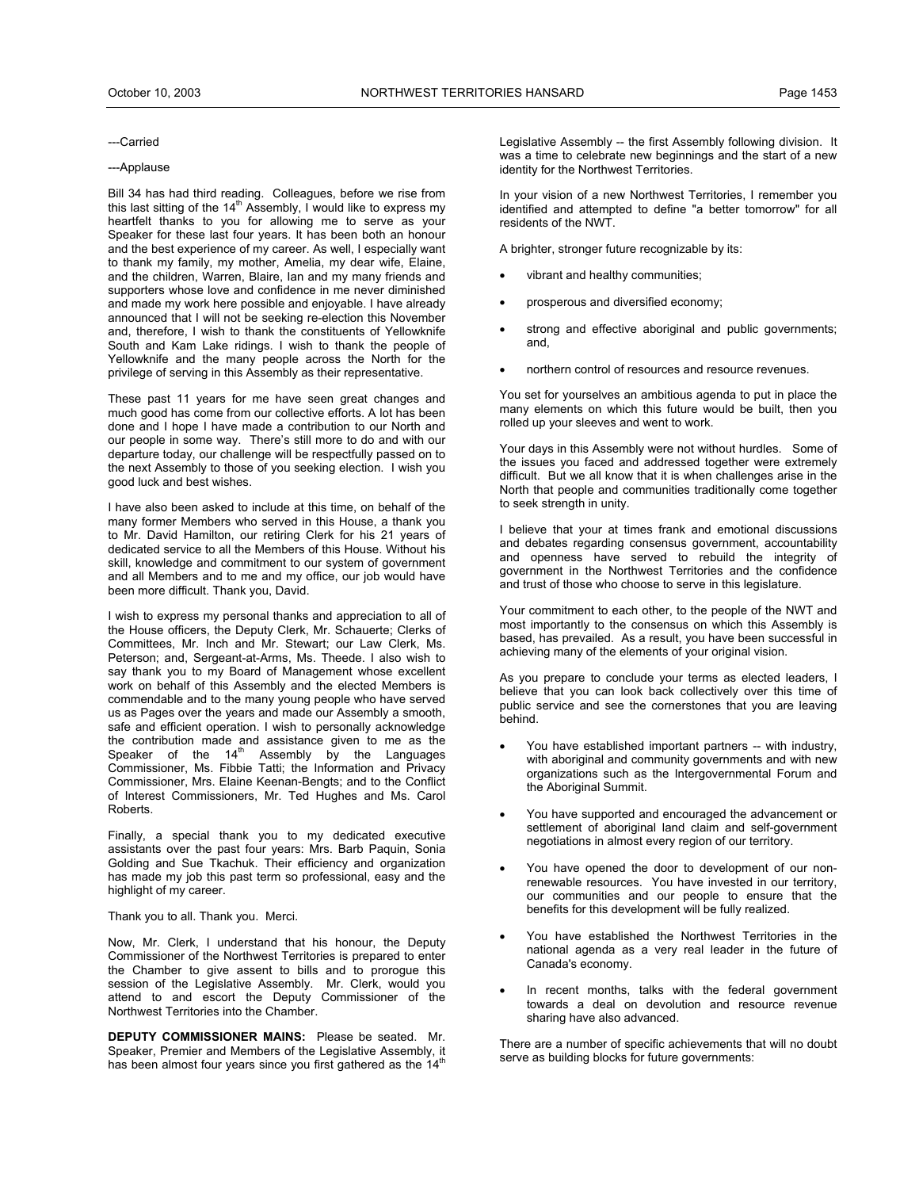---Carried

---Applause

Bill 34 has had third reading. Colleagues, before we rise from this last sitting of the 14th Assembly, I would like to express my heartfelt thanks to you for allowing me to serve as your Speaker for these last four years. It has been both an honour and the best experience of my career. As well, I especially want to thank my family, my mother, Amelia, my dear wife, Elaine, and the children, Warren, Blaire, Ian and my many friends and supporters whose love and confidence in me never diminished and made my work here possible and enjoyable. I have already announced that I will not be seeking re-election this November and, therefore, I wish to thank the constituents of Yellowknife South and Kam Lake ridings. I wish to thank the people of Yellowknife and the many people across the North for the privilege of serving in this Assembly as their representative.

These past 11 years for me have seen great changes and much good has come from our collective efforts. A lot has been done and I hope I have made a contribution to our North and our people in some way. There's still more to do and with our departure today, our challenge will be respectfully passed on to the next Assembly to those of you seeking election. I wish you good luck and best wishes.

I have also been asked to include at this time, on behalf of the many former Members who served in this House, a thank you to Mr. David Hamilton, our retiring Clerk for his 21 years of dedicated service to all the Members of this House. Without his skill, knowledge and commitment to our system of government and all Members and to me and my office, our job would have been more difficult. Thank you, David.

I wish to express my personal thanks and appreciation to all of the House officers, the Deputy Clerk, Mr. Schauerte; Clerks of Committees, Mr. Inch and Mr. Stewart; our Law Clerk, Ms. Peterson; and, Sergeant-at-Arms, Ms. Theede. I also wish to say thank you to my Board of Management whose excellent work on behalf of this Assembly and the elected Members is commendable and to the many young people who have served us as Pages over the years and made our Assembly a smooth, safe and efficient operation. I wish to personally acknowledge the contribution made and assistance given to me as the Speaker of the 14th Assembly by the Languages Commissioner, Ms. Fibbie Tatti; the Information and Privacy Commissioner, Mrs. Elaine Keenan-Bengts; and to the Conflict of Interest Commissioners, Mr. Ted Hughes and Ms. Carol Roberts.

Finally, a special thank you to my dedicated executive assistants over the past four years: Mrs. Barb Paquin, Sonia Golding and Sue Tkachuk. Their efficiency and organization has made my job this past term so professional, easy and the highlight of my career.

Thank you to all. Thank you. Merci.

Now, Mr. Clerk, I understand that his honour, the Deputy Commissioner of the Northwest Territories is prepared to enter the Chamber to give assent to bills and to prorogue this session of the Legislative Assembly. Mr. Clerk, would you attend to and escort the Deputy Commissioner of the Northwest Territories into the Chamber.

**DEPUTY COMMISSIONER MAINS:** Please be seated. Mr. Speaker, Premier and Members of the Legislative Assembly, it has been almost four years since you first gathered as the 14th Legislative Assembly -- the first Assembly following division. It was a time to celebrate new beginnings and the start of a new identity for the Northwest Territories.

In your vision of a new Northwest Territories, I remember you identified and attempted to define "a better tomorrow" for all residents of the NWT.

A brighter, stronger future recognizable by its:

- vibrant and healthy communities;
- prosperous and diversified economy;
- strong and effective aboriginal and public governments; and,
- northern control of resources and resource revenues.

You set for yourselves an ambitious agenda to put in place the many elements on which this future would be built, then you rolled up your sleeves and went to work.

Your days in this Assembly were not without hurdles. Some of the issues you faced and addressed together were extremely difficult. But we all know that it is when challenges arise in the North that people and communities traditionally come together to seek strength in unity.

I believe that your at times frank and emotional discussions and debates regarding consensus government, accountability and openness have served to rebuild the integrity of government in the Northwest Territories and the confidence and trust of those who choose to serve in this legislature.

Your commitment to each other, to the people of the NWT and most importantly to the consensus on which this Assembly is based, has prevailed. As a result, you have been successful in achieving many of the elements of your original vision.

As you prepare to conclude your terms as elected leaders, I believe that you can look back collectively over this time of public service and see the cornerstones that you are leaving behind.

- You have established important partners -- with industry, with aboriginal and community governments and with new organizations such as the Intergovernmental Forum and the Aboriginal Summit.
- You have supported and encouraged the advancement or settlement of aboriginal land claim and self-government negotiations in almost every region of our territory.
- You have opened the door to development of our non-renewable resources. You have invested in our territory, our communities and our people to ensure that the benefits for this development will be fully realized.
- You have established the Northwest Territories in the national agenda as a very real leader in the future of Canada's economy.
- In recent months, talks with the federal government towards a deal on devolution and resource revenue sharing have also advanced.

There are a number of specific achievements that will no doubt serve as building blocks for future governments: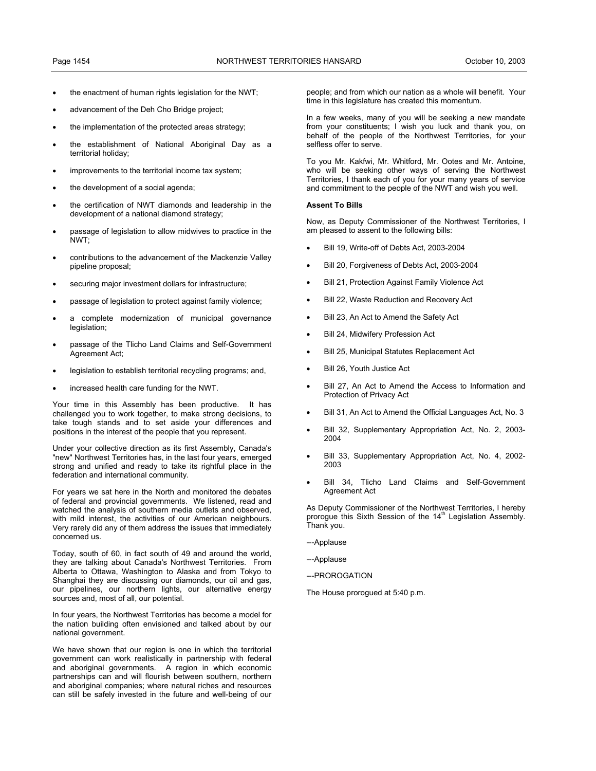- the enactment of human rights legislation for the NWT;
- advancement of the Deh Cho Bridge project;
- the implementation of the protected areas strategy;
- the establishment of National Aboriginal Day as a territorial holiday;
- improvements to the territorial income tax system;
- the development of a social agenda;
- the certification of NWT diamonds and leadership in the development of a national diamond strategy;
- passage of legislation to allow midwives to practice in the NWT;
- contributions to the advancement of the Mackenzie Valley pipeline proposal;
- securing major investment dollars for infrastructure;
- passage of legislation to protect against family violence;
- a complete modernization of municipal governance legislation;
- passage of the Tlicho Land Claims and Self-Government Agreement Act;
- legislation to establish territorial recycling programs; and,
- increased health care funding for the NWT.

Your time in this Assembly has been productive. It has challenged you to work together, to make strong decisions, to take tough stands and to set aside your differences and positions in the interest of the people that you represent.

Under your collective direction as its first Assembly, Canada's "new" Northwest Territories has, in the last four years, emerged strong and unified and ready to take its rightful place in the federation and international community.

For years we sat here in the North and monitored the debates of federal and provincial governments. We listened, read and watched the analysis of southern media outlets and observed, with mild interest, the activities of our American neighbours. Very rarely did any of them address the issues that immediately concerned us.

Today, south of 60, in fact south of 49 and around the world, they are talking about Canada's Northwest Territories. From Alberta to Ottawa, Washington to Alaska and from Tokyo to Shanghai they are discussing our diamonds, our oil and gas, our pipelines, our northern lights, our alternative energy sources and, most of all, our potential.

In four years, the Northwest Territories has become a model for the nation building often envisioned and talked about by our national government.

We have shown that our region is one in which the territorial government can work realistically in partnership with federal and aboriginal governments. A region in which economic partnerships can and will flourish between southern, northern and aboriginal companies; where natural riches and resources can still be safely invested in the future and well-being of our people; and from which our nation as a whole will benefit. Your time in this legislature has created this momentum.

In a few weeks, many of you will be seeking a new mandate from your constituents; I wish you luck and thank you, on behalf of the people of the Northwest Territories, for your selfless offer to serve.

To you Mr. Kakfwi, Mr. Whitford, Mr. Ootes and Mr. Antoine, who will be seeking other ways of serving the Northwest Territories, I thank each of you for your many years of service and commitment to the people of the NWT and wish you well.

**Assent To Bills**

Now, as Deputy Commissioner of the Northwest Territories, I am pleased to assent to the following bills:

- Bill 19, Write-off of Debts Act, 2003-2004
- Bill 20, Forgiveness of Debts Act, 2003-2004
- Bill 21, Protection Against Family Violence Act
- Bill 22, Waste Reduction and Recovery Act
- Bill 23, An Act to Amend the Safety Act
- Bill 24, Midwifery Profession Act
- Bill 25, Municipal Statutes Replacement Act
- Bill 26, Youth Justice Act
- Bill 27, An Act to Amend the Access to Information and Protection of Privacy Act
- Bill 31, An Act to Amend the Official Languages Act, No. 3
- Bill 32, Supplementary Appropriation Act, No. 2, 2003-2004
- Bill 33, Supplementary Appropriation Act, No. 4, 2002-2003
- Bill 34, Tlicho Land Claims and Self-Government Agreement Act

As Deputy Commissioner of the Northwest Territories, I hereby prorogue this Sixth Session of the 14th Legislation Assembly. Thank you.

---Applause

---Applause

---PROROGATION

The House prorogued at 5:40 p.m.